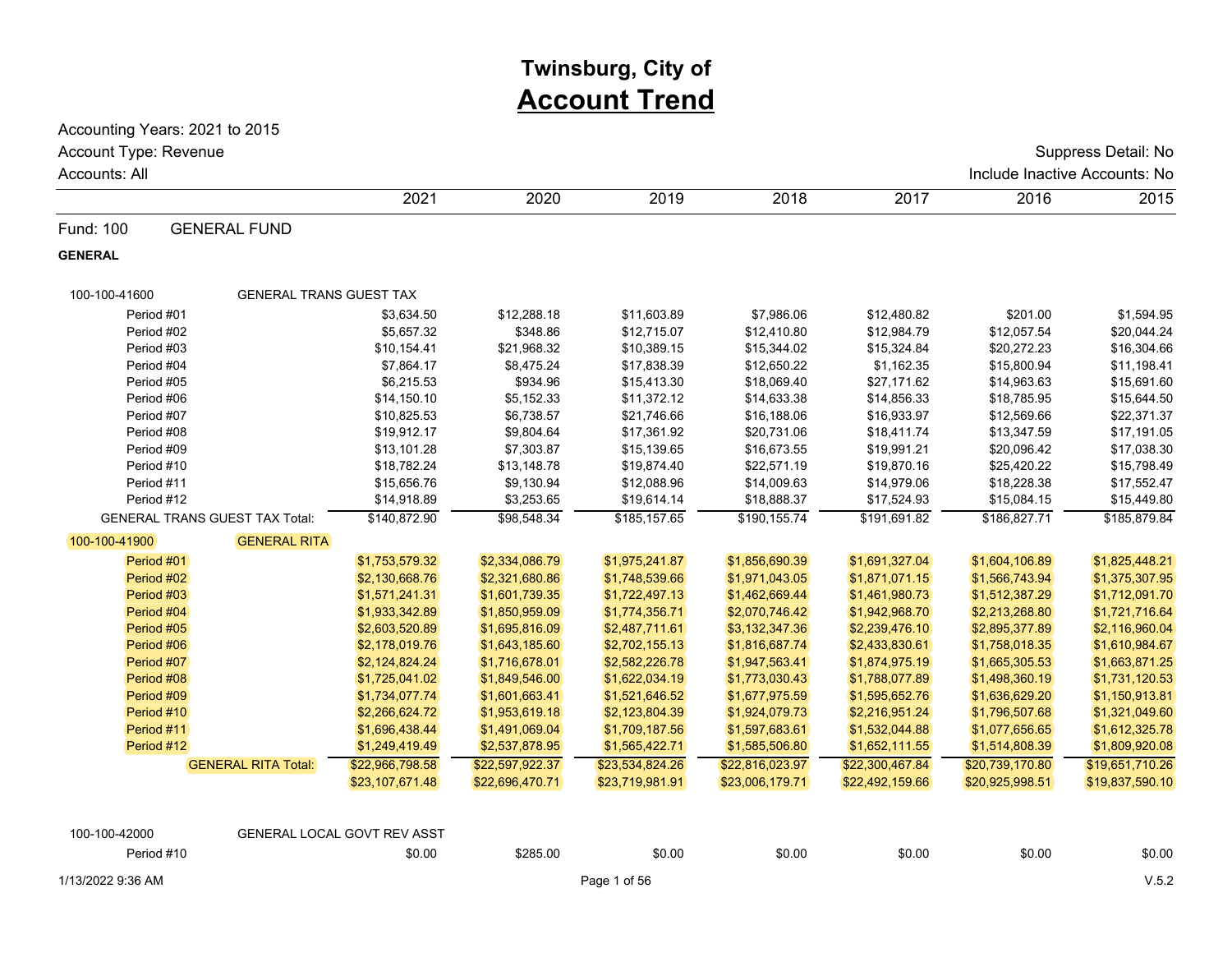# Twinsburg, City of

# Account Trend

Accounting Years: 2021 to 2015

Account Type: Revenue

Accounts: All

Suppress Detail: No

Include Inactive Accounts: No

| | | 2021 | 2020 | 2019 | 2018 | 2017 | 2016 | 2015 |
|---|---|---|---|---|---|---|---|---|
| **Fund: 100** | **GENERAL FUND** | | | | | | | |
| **GENERAL** | | | | | | | | |
| 100-100-41600 | GENERAL TRANS GUEST TAX | | | | | | | |
| Period #01 | | $3,634.50 | $12,288.18 | $11,603.89 | $7,986.06 | $12,480.82 | $201.00 | $1,594.95 |
| Period #02 | | $5,657.32 | $348.86 | $12,715.07 | $12,410.80 | $12,984.79 | $12,057.54 | $20,044.24 |
| Period #03 | | $10,154.41 | $21,968.32 | $10,389.15 | $15,344.02 | $15,324.84 | $20,272.23 | $16,304.66 |
| Period #04 | | $7,864.17 | $8,475.24 | $17,838.39 | $12,650.22 | $1,162.35 | $15,800.94 | $11,198.41 |
| Period #05 | | $6,215.53 | $934.96 | $15,413.30 | $18,069.40 | $27,171.62 | $14,963.63 | $15,691.60 |
| Period #06 | | $14,150.10 | $5,152.33 | $11,372.12 | $14,633.38 | $14,856.33 | $18,785.95 | $15,644.50 |
| Period #07 | | $10,825.53 | $6,738.57 | $21,746.66 | $16,188.06 | $16,933.97 | $12,569.66 | $22,371.37 |
| Period #08 | | $19,912.17 | $9,804.64 | $17,361.92 | $20,731.06 | $18,411.74 | $13,347.59 | $17,191.05 |
| Period #09 | | $13,101.28 | $7,303.87 | $15,139.65 | $16,673.55 | $19,991.21 | $20,096.42 | $17,038.30 |
| Period #10 | | $18,782.24 | $13,148.78 | $19,874.40 | $22,571.19 | $19,870.16 | $25,420.22 | $15,798.49 |
| Period #11 | | $15,656.76 | $9,130.94 | $12,088.96 | $14,009.63 | $14,979.06 | $18,228.38 | $17,552.47 |
| Period #12 | | $14,918.89 | $3,253.65 | $19,614.14 | $18,888.37 | $17,524.93 | $15,084.15 | $15,449.80 |
| GENERAL TRANS GUEST TAX Total: | | $140,872.90 | $98,548.34 | $185,157.65 | $190,155.74 | $191,691.82 | $186,827.71 | $185,879.84 |
| 100-100-41900 | GENERAL RITA | | | | | | | |
| Period #01 | | $1,753,579.32 | $2,334,086.79 | $1,975,241.87 | $1,856,690.39 | $1,691,327.04 | $1,604,106.89 | $1,825,448.21 |
| Period #02 | | $2,130,668.76 | $2,321,680.86 | $1,748,539.66 | $1,971,043.05 | $1,871,071.15 | $1,566,743.94 | $1,375,307.95 |
| Period #03 | | $1,571,241.31 | $1,601,739.35 | $1,722,497.13 | $1,462,669.44 | $1,461,980.73 | $1,512,387.29 | $1,712,091.70 |
| Period #04 | | $1,933,342.89 | $1,850,959.09 | $1,774,356.71 | $2,070,746.42 | $1,942,968.70 | $2,213,268.80 | $1,721,716.64 |
| Period #05 | | $2,603,520.89 | $1,695,816.09 | $2,487,711.61 | $3,132,347.36 | $2,239,476.10 | $2,895,377.89 | $2,116,960.04 |
| Period #06 | | $2,178,019.76 | $1,643,185.60 | $2,702,155.13 | $1,816,687.74 | $2,433,830.61 | $1,758,018.35 | $1,610,984.67 |
| Period #07 | | $2,124,824.24 | $1,716,678.01 | $2,582,226.78 | $1,947,563.41 | $1,874,975.19 | $1,665,305.53 | $1,663,871.25 |
| Period #08 | | $1,725,041.02 | $1,849,546.00 | $1,622,034.19 | $1,773,030.43 | $1,788,077.89 | $1,498,360.19 | $1,731,120.53 |
| Period #09 | | $1,734,077.74 | $1,601,663.41 | $1,521,646.52 | $1,677,975.59 | $1,595,652.76 | $1,636,629.20 | $1,150,913.81 |
| Period #10 | | $2,266,624.72 | $1,953,619.18 | $2,123,804.39 | $1,924,079.73 | $2,216,951.24 | $1,796,507.68 | $1,321,049.60 |
| Period #11 | | $1,696,438.44 | $1,491,069.04 | $1,709,187.56 | $1,597,683.61 | $1,532,044.88 | $1,077,656.65 | $1,612,325.78 |
| Period #12 | | $1,249,419.49 | $2,537,878.95 | $1,565,422.71 | $1,585,506.80 | $1,652,111.55 | $1,514,808.39 | $1,809,920.08 |
| GENERAL RITA Total: | | $22,966,798.58 | $22,597,922.37 | $23,534,824.26 | $22,816,023.97 | $22,300,467.84 | $20,739,170.80 | $19,651,710.26 |
| | | $23,107,671.48 | $22,696,470.71 | $23,719,981.91 | $23,006,179.71 | $22,492,159.66 | $20,925,998.51 | $19,837,590.10 |
| 100-100-42000 | GENERAL LOCAL GOVT REV ASST | | | | | | | |
| Period #10 | | $0.00 | $285.00 | $0.00 | $0.00 | $0.00 | $0.00 | $0.00 |

1/13/2022 9:36 AM

V.5.2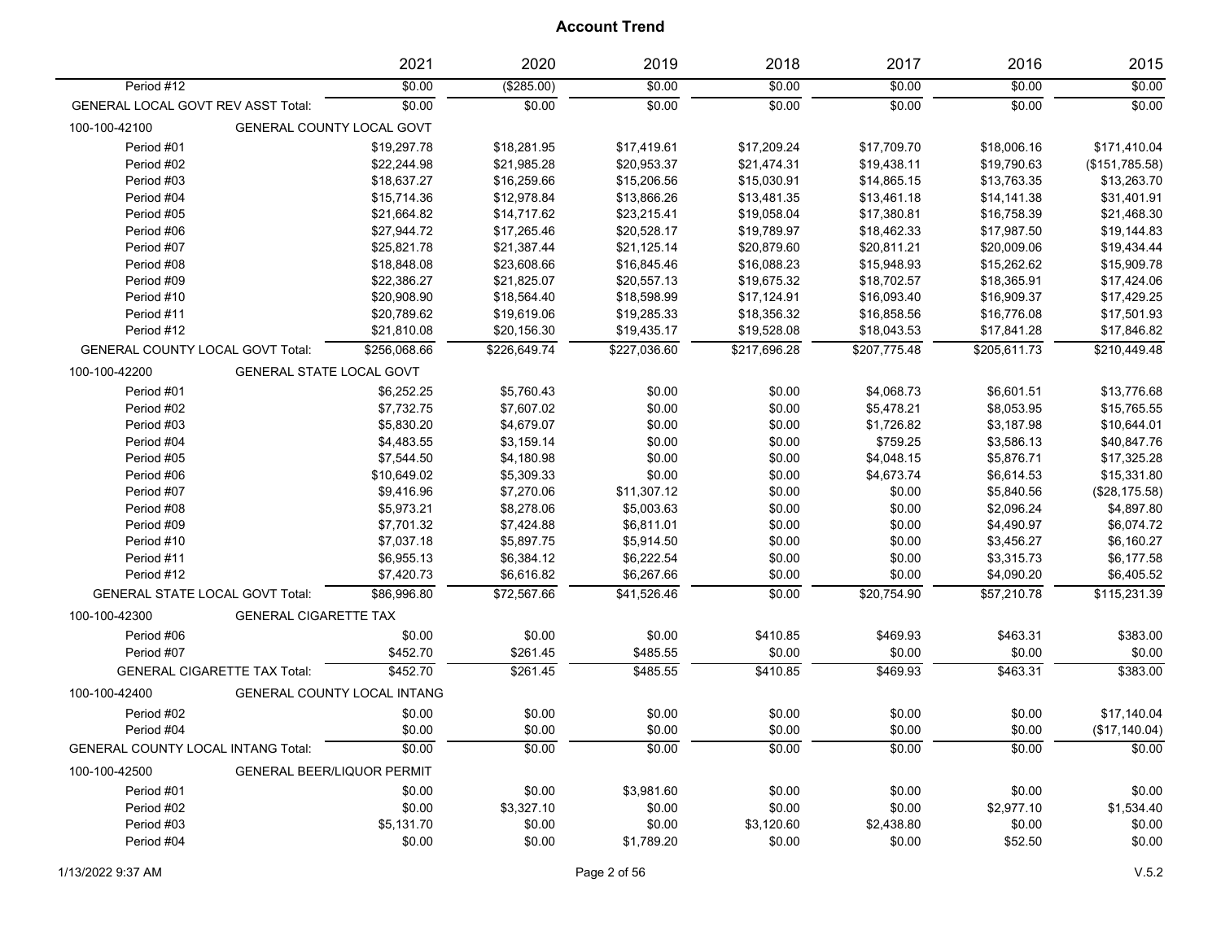# Account Trend

| | | 2021 | 2020 | 2019 | 2018 | 2017 | 2016 | 2015 |
|---|---|---|---|---|---|---|---|---|
| Period #12 | | $0.00 | ($285.00) | $0.00 | $0.00 | $0.00 | $0.00 | $0.00 |
| GENERAL LOCAL GOVT REV ASST Total: | | $0.00 | $0.00 | $0.00 | $0.00 | $0.00 | $0.00 | $0.00 |
| 100-100-42100 | GENERAL COUNTY LOCAL GOVT | | | | | | | |
| Period #01 | | $19,297.78 | $18,281.95 | $17,419.61 | $17,209.24 | $17,709.70 | $18,006.16 | $171,410.04 |
| Period #02 | | $22,244.98 | $21,985.28 | $20,953.37 | $21,474.31 | $19,438.11 | $19,790.63 | ($151,785.58) |
| Period #03 | | $18,637.27 | $16,259.66 | $15,206.56 | $15,030.91 | $14,865.15 | $13,763.35 | $13,263.70 |
| Period #04 | | $15,714.36 | $12,978.84 | $13,866.26 | $13,481.35 | $13,461.18 | $14,141.38 | $31,401.91 |
| Period #05 | | $21,664.82 | $14,717.62 | $23,215.41 | $19,058.04 | $17,380.81 | $16,758.39 | $21,468.30 |
| Period #06 | | $27,944.72 | $17,265.46 | $20,528.17 | $19,789.97 | $18,462.33 | $17,987.50 | $19,144.83 |
| Period #07 | | $25,821.78 | $21,387.44 | $21,125.14 | $20,879.60 | $20,811.21 | $20,009.06 | $19,434.44 |
| Period #08 | | $18,848.08 | $23,608.66 | $16,845.46 | $16,088.23 | $15,948.93 | $15,262.62 | $15,909.78 |
| Period #09 | | $22,386.27 | $21,825.07 | $20,557.13 | $19,675.32 | $18,702.57 | $18,365.91 | $17,424.06 |
| Period #10 | | $20,908.90 | $18,564.40 | $18,598.99 | $17,124.91 | $16,093.40 | $16,909.37 | $17,429.25 |
| Period #11 | | $20,789.62 | $19,619.06 | $19,285.33 | $18,356.32 | $16,858.56 | $16,776.08 | $17,501.93 |
| Period #12 | | $21,810.08 | $20,156.30 | $19,435.17 | $19,528.08 | $18,043.53 | $17,841.28 | $17,846.82 |
| GENERAL COUNTY LOCAL GOVT Total: | | $256,068.66 | $226,649.74 | $227,036.60 | $217,696.28 | $207,775.48 | $205,611.73 | $210,449.48 |
| 100-100-42200 | GENERAL STATE LOCAL GOVT | | | | | | | |
| Period #01 | | $6,252.25 | $5,760.43 | $0.00 | $0.00 | $4,068.73 | $6,601.51 | $13,776.68 |
| Period #02 | | $7,732.75 | $7,607.02 | $0.00 | $0.00 | $5,478.21 | $8,053.95 | $15,765.55 |
| Period #03 | | $5,830.20 | $4,679.07 | $0.00 | $0.00 | $1,726.82 | $3,187.98 | $10,644.01 |
| Period #04 | | $4,483.55 | $3,159.14 | $0.00 | $0.00 | $759.25 | $3,586.13 | $40,847.76 |
| Period #05 | | $7,544.50 | $4,180.98 | $0.00 | $0.00 | $4,048.15 | $5,876.71 | $17,325.28 |
| Period #06 | | $10,649.02 | $5,309.33 | $0.00 | $0.00 | $4,673.74 | $6,614.53 | $15,331.80 |
| Period #07 | | $9,416.96 | $7,270.06 | $11,307.12 | $0.00 | $0.00 | $5,840.56 | ($28,175.58) |
| Period #08 | | $5,973.21 | $8,278.06 | $5,003.63 | $0.00 | $0.00 | $2,096.24 | $4,897.80 |
| Period #09 | | $7,701.32 | $7,424.88 | $6,811.01 | $0.00 | $0.00 | $4,490.97 | $6,074.72 |
| Period #10 | | $7,037.18 | $5,897.75 | $5,914.50 | $0.00 | $0.00 | $3,456.27 | $6,160.27 |
| Period #11 | | $6,955.13 | $6,384.12 | $6,222.54 | $0.00 | $0.00 | $3,315.73 | $6,177.58 |
| Period #12 | | $7,420.73 | $6,616.82 | $6,267.66 | $0.00 | $0.00 | $4,090.20 | $6,405.52 |
| GENERAL STATE LOCAL GOVT Total: | | $86,996.80 | $72,567.66 | $41,526.46 | $0.00 | $20,754.90 | $57,210.78 | $115,231.39 |
| 100-100-42300 | GENERAL CIGARETTE TAX | | | | | | | |
| Period #06 | | $0.00 | $0.00 | $0.00 | $410.85 | $469.93 | $463.31 | $383.00 |
| Period #07 | | $452.70 | $261.45 | $485.55 | $0.00 | $0.00 | $0.00 | $0.00 |
| GENERAL CIGARETTE TAX Total: | | $452.70 | $261.45 | $485.55 | $410.85 | $469.93 | $463.31 | $383.00 |
| 100-100-42400 | GENERAL COUNTY LOCAL INTANG | | | | | | | |
| Period #02 | | $0.00 | $0.00 | $0.00 | $0.00 | $0.00 | $0.00 | $17,140.04 |
| Period #04 | | $0.00 | $0.00 | $0.00 | $0.00 | $0.00 | $0.00 | ($17,140.04) |
| GENERAL COUNTY LOCAL INTANG Total: | | $0.00 | $0.00 | $0.00 | $0.00 | $0.00 | $0.00 | $0.00 |
| 100-100-42500 | GENERAL BEER/LIQUOR PERMIT | | | | | | | |
| Period #01 | | $0.00 | $0.00 | $3,981.60 | $0.00 | $0.00 | $0.00 | $0.00 |
| Period #02 | | $0.00 | $3,327.10 | $0.00 | $0.00 | $0.00 | $2,977.10 | $1,534.40 |
| Period #03 | | $5,131.70 | $0.00 | $0.00 | $3,120.60 | $2,438.80 | $0.00 | $0.00 |
| Period #04 | | $0.00 | $0.00 | $1,789.20 | $0.00 | $0.00 | $52.50 | $0.00 |

1/13/2022 9:37 AM

V.5.2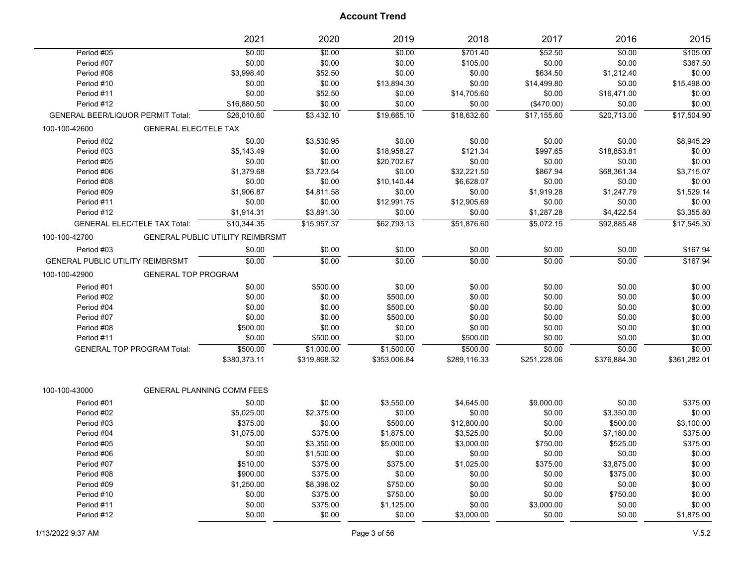# Account Trend

| | 2021 | 2020 | 2019 | 2018 | 2017 | 2016 | 2015 |
|---|---|---|---|---|---|---|---|
| Period #05 | $0.00 | $0.00 | $0.00 | $701.40 | $52.50 | $0.00 | $105.00 |
| Period #07 | $0.00 | $0.00 | $0.00 | $105.00 | $0.00 | $0.00 | $367.50 |
| Period #08 | $3,998.40 | $52.50 | $0.00 | $0.00 | $634.50 | $1,212.40 | $0.00 |
| Period #10 | $0.00 | $0.00 | $13,894.30 | $0.00 | $14,499.80 | $0.00 | $15,498.00 |
| Period #11 | $0.00 | $52.50 | $0.00 | $14,705.60 | $0.00 | $16,471.00 | $0.00 |
| Period #12 | $16,880.50 | $0.00 | $0.00 | $0.00 | ($470.00) | $0.00 | $0.00 |
| GENERAL BEER/LIQUOR PERMIT Total: | $26,010.60 | $3,432.10 | $19,665.10 | $18,632.60 | $17,155.60 | $20,713.00 | $17,504.90 |
| 100-100-42600 GENERAL ELEC/TELE TAX | | | | | | | |
| Period #02 | $0.00 | $3,530.95 | $0.00 | $0.00 | $0.00 | $0.00 | $8,945.29 |
| Period #03 | $5,143.49 | $0.00 | $18,958.27 | $121.34 | $997.65 | $18,853.81 | $0.00 |
| Period #05 | $0.00 | $0.00 | $20,702.67 | $0.00 | $0.00 | $0.00 | $0.00 |
| Period #06 | $1,379.68 | $3,723.54 | $0.00 | $32,221.50 | $867.94 | $68,361.34 | $3,715.07 |
| Period #08 | $0.00 | $0.00 | $10,140.44 | $6,628.07 | $0.00 | $0.00 | $0.00 |
| Period #09 | $1,906.87 | $4,811.58 | $0.00 | $0.00 | $1,919.28 | $1,247.79 | $1,529.14 |
| Period #11 | $0.00 | $0.00 | $12,991.75 | $12,905.69 | $0.00 | $0.00 | $0.00 |
| Period #12 | $1,914.31 | $3,891.30 | $0.00 | $0.00 | $1,287.28 | $4,422.54 | $3,355.80 |
| GENERAL ELEC/TELE TAX Total: | $10,344.35 | $15,957.37 | $62,793.13 | $51,876.60 | $5,072.15 | $92,885.48 | $17,545.30 |
| 100-100-42700 GENERAL PUBLIC UTILITY REIMBRSMT | | | | | | | |
| Period #03 | $0.00 | $0.00 | $0.00 | $0.00 | $0.00 | $0.00 | $167.94 |
| GENERAL PUBLIC UTILITY REIMBRSMT | $0.00 | $0.00 | $0.00 | $0.00 | $0.00 | $0.00 | $167.94 |
| 100-100-42900 GENERAL TOP PROGRAM | | | | | | | |
| Period #01 | $0.00 | $500.00 | $0.00 | $0.00 | $0.00 | $0.00 | $0.00 |
| Period #02 | $0.00 | $0.00 | $500.00 | $0.00 | $0.00 | $0.00 | $0.00 |
| Period #04 | $0.00 | $0.00 | $500.00 | $0.00 | $0.00 | $0.00 | $0.00 |
| Period #07 | $0.00 | $0.00 | $500.00 | $0.00 | $0.00 | $0.00 | $0.00 |
| Period #08 | $500.00 | $0.00 | $0.00 | $0.00 | $0.00 | $0.00 | $0.00 |
| Period #11 | $0.00 | $500.00 | $0.00 | $500.00 | $0.00 | $0.00 | $0.00 |
| GENERAL TOP PROGRAM Total: | $500.00 | $1,000.00 | $1,500.00 | $500.00 | $0.00 | $0.00 | $0.00 |
| | $380,373.11 | $319,868.32 | $353,006.84 | $289,116.33 | $251,228.06 | $376,884.30 | $361,282.01 |
| 100-100-43000 GENERAL PLANNING COMM FEES | | | | | | | |
| Period #01 | $0.00 | $0.00 | $3,550.00 | $4,645.00 | $9,000.00 | $0.00 | $375.00 |
| Period #02 | $5,025.00 | $2,375.00 | $0.00 | $0.00 | $0.00 | $3,350.00 | $0.00 |
| Period #03 | $375.00 | $0.00 | $500.00 | $12,800.00 | $0.00 | $500.00 | $3,100.00 |
| Period #04 | $1,075.00 | $375.00 | $1,875.00 | $3,525.00 | $0.00 | $7,180.00 | $375.00 |
| Period #05 | $0.00 | $3,350.00 | $5,000.00 | $3,000.00 | $750.00 | $525.00 | $375.00 |
| Period #06 | $0.00 | $1,500.00 | $0.00 | $0.00 | $0.00 | $0.00 | $0.00 |
| Period #07 | $510.00 | $375.00 | $375.00 | $1,025.00 | $375.00 | $3,875.00 | $0.00 |
| Period #08 | $900.00 | $375.00 | $0.00 | $0.00 | $0.00 | $375.00 | $0.00 |
| Period #09 | $1,250.00 | $8,396.02 | $750.00 | $0.00 | $0.00 | $0.00 | $0.00 |
| Period #10 | $0.00 | $375.00 | $750.00 | $0.00 | $0.00 | $750.00 | $0.00 |
| Period #11 | $0.00 | $375.00 | $1,125.00 | $0.00 | $3,000.00 | $0.00 | $0.00 |
| Period #12 | $0.00 | $0.00 | $0.00 | $3,000.00 | $0.00 | $0.00 | $1,875.00 |

1/13/2022 9:37 AM

V.5.2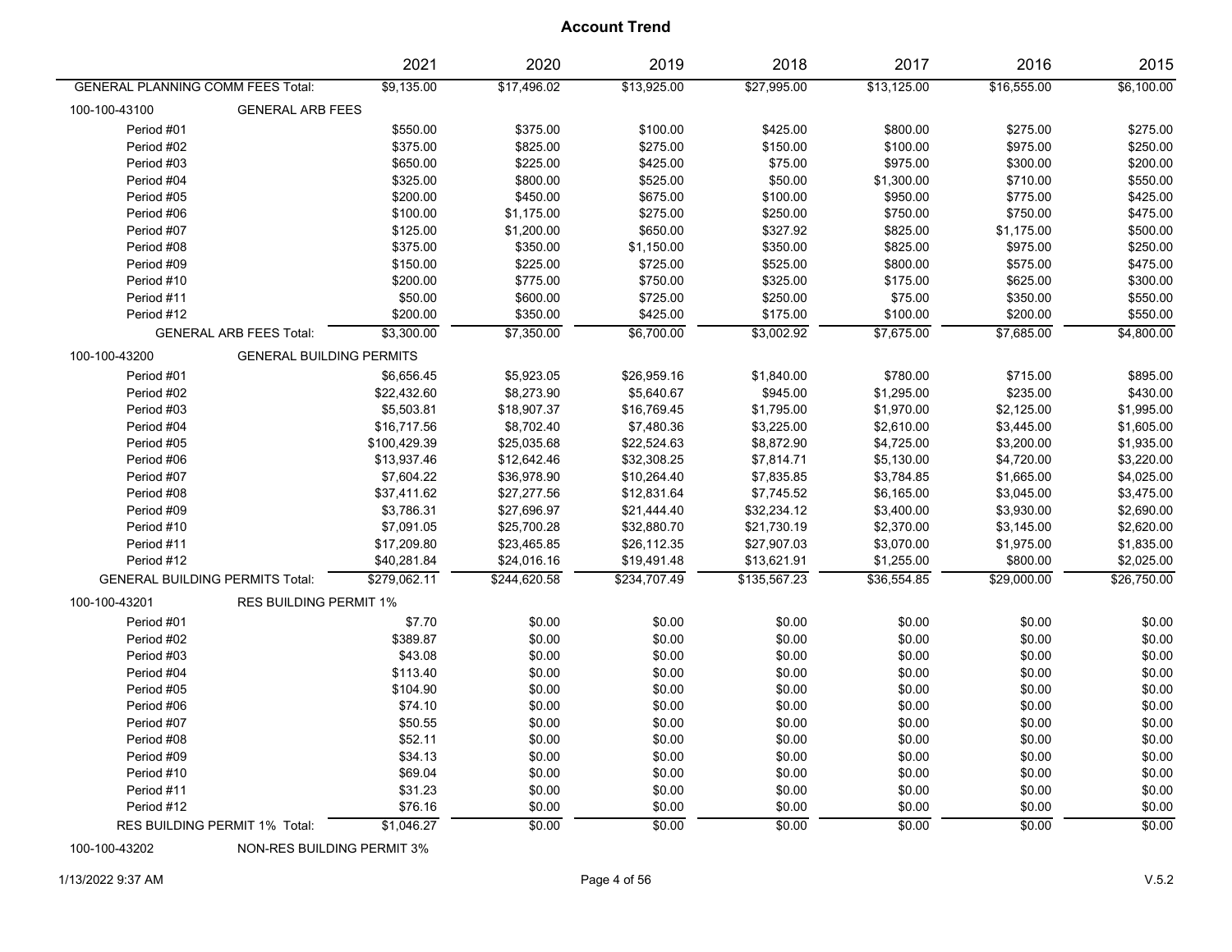# Account Trend

| | 2021 | 2020 | 2019 | 2018 | 2017 | 2016 | 2015 |
|---|---|---|---|---|---|---|---|
| GENERAL PLANNING COMM FEES Total: | $9,135.00 | $17,496.02 | $13,925.00 | $27,995.00 | $13,125.00 | $16,555.00 | $6,100.00 |
| **100-100-43100 GENERAL ARB FEES** | | | | | | | |
| Period #01 | $550.00 | $375.00 | $100.00 | $425.00 | $800.00 | $275.00 | $275.00 |
| Period #02 | $375.00 | $825.00 | $275.00 | $150.00 | $100.00 | $975.00 | $250.00 |
| Period #03 | $650.00 | $225.00 | $425.00 | $75.00 | $975.00 | $300.00 | $200.00 |
| Period #04 | $325.00 | $800.00 | $525.00 | $50.00 | $1,300.00 | $710.00 | $550.00 |
| Period #05 | $200.00 | $450.00 | $675.00 | $100.00 | $950.00 | $775.00 | $425.00 |
| Period #06 | $100.00 | $1,175.00 | $275.00 | $250.00 | $750.00 | $750.00 | $475.00 |
| Period #07 | $125.00 | $1,200.00 | $650.00 | $327.92 | $825.00 | $1,175.00 | $500.00 |
| Period #08 | $375.00 | $350.00 | $1,150.00 | $350.00 | $825.00 | $975.00 | $250.00 |
| Period #09 | $150.00 | $225.00 | $725.00 | $525.00 | $800.00 | $575.00 | $475.00 |
| Period #10 | $200.00 | $775.00 | $750.00 | $325.00 | $175.00 | $625.00 | $300.00 |
| Period #11 | $50.00 | $600.00 | $725.00 | $250.00 | $75.00 | $350.00 | $550.00 |
| Period #12 | $200.00 | $350.00 | $425.00 | $175.00 | $100.00 | $200.00 | $550.00 |
| GENERAL ARB FEES Total: | $3,300.00 | $7,350.00 | $6,700.00 | $3,002.92 | $7,675.00 | $7,685.00 | $4,800.00 |
| **100-100-43200 GENERAL BUILDING PERMITS** | | | | | | | |
| Period #01 | $6,656.45 | $5,923.05 | $26,959.16 | $1,840.00 | $780.00 | $715.00 | $895.00 |
| Period #02 | $22,432.60 | $8,273.90 | $5,640.67 | $945.00 | $1,295.00 | $235.00 | $430.00 |
| Period #03 | $5,503.81 | $18,907.37 | $16,769.45 | $1,795.00 | $1,970.00 | $2,125.00 | $1,995.00 |
| Period #04 | $16,717.56 | $8,702.40 | $7,480.36 | $3,225.00 | $2,610.00 | $3,445.00 | $1,605.00 |
| Period #05 | $100,429.39 | $25,035.68 | $22,524.63 | $8,872.90 | $4,725.00 | $3,200.00 | $1,935.00 |
| Period #06 | $13,937.46 | $12,642.46 | $32,308.25 | $7,814.71 | $5,130.00 | $4,720.00 | $3,220.00 |
| Period #07 | $7,604.22 | $36,978.90 | $10,264.40 | $7,835.85 | $3,784.85 | $1,665.00 | $4,025.00 |
| Period #08 | $37,411.62 | $27,277.56 | $12,831.64 | $7,745.52 | $6,165.00 | $3,045.00 | $3,475.00 |
| Period #09 | $3,786.31 | $27,696.97 | $21,444.40 | $32,234.12 | $3,400.00 | $3,930.00 | $2,690.00 |
| Period #10 | $7,091.05 | $25,700.28 | $32,880.70 | $21,730.19 | $2,370.00 | $3,145.00 | $2,620.00 |
| Period #11 | $17,209.80 | $23,465.85 | $26,112.35 | $27,907.03 | $3,070.00 | $1,975.00 | $1,835.00 |
| Period #12 | $40,281.84 | $24,016.16 | $19,491.48 | $13,621.91 | $1,255.00 | $800.00 | $2,025.00 |
| GENERAL BUILDING PERMITS Total: | $279,062.11 | $244,620.58 | $234,707.49 | $135,567.23 | $36,554.85 | $29,000.00 | $26,750.00 |
| **100-100-43201 RES BUILDING PERMIT 1%** | | | | | | | |
| Period #01 | $7.70 | $0.00 | $0.00 | $0.00 | $0.00 | $0.00 | $0.00 |
| Period #02 | $389.87 | $0.00 | $0.00 | $0.00 | $0.00 | $0.00 | $0.00 |
| Period #03 | $43.08 | $0.00 | $0.00 | $0.00 | $0.00 | $0.00 | $0.00 |
| Period #04 | $113.40 | $0.00 | $0.00 | $0.00 | $0.00 | $0.00 | $0.00 |
| Period #05 | $104.90 | $0.00 | $0.00 | $0.00 | $0.00 | $0.00 | $0.00 |
| Period #06 | $74.10 | $0.00 | $0.00 | $0.00 | $0.00 | $0.00 | $0.00 |
| Period #07 | $50.55 | $0.00 | $0.00 | $0.00 | $0.00 | $0.00 | $0.00 |
| Period #08 | $52.11 | $0.00 | $0.00 | $0.00 | $0.00 | $0.00 | $0.00 |
| Period #09 | $34.13 | $0.00 | $0.00 | $0.00 | $0.00 | $0.00 | $0.00 |
| Period #10 | $69.04 | $0.00 | $0.00 | $0.00 | $0.00 | $0.00 | $0.00 |
| Period #11 | $31.23 | $0.00 | $0.00 | $0.00 | $0.00 | $0.00 | $0.00 |
| Period #12 | $76.16 | $0.00 | $0.00 | $0.00 | $0.00 | $0.00 | $0.00 |
| RES BUILDING PERMIT 1% Total: | $1,046.27 | $0.00 | $0.00 | $0.00 | $0.00 | $0.00 | $0.00 |
| **100-100-43202 NON-RES BUILDING PERMIT 3%** | | | | | | | |

1/13/2022 9:37 AM

V.5.2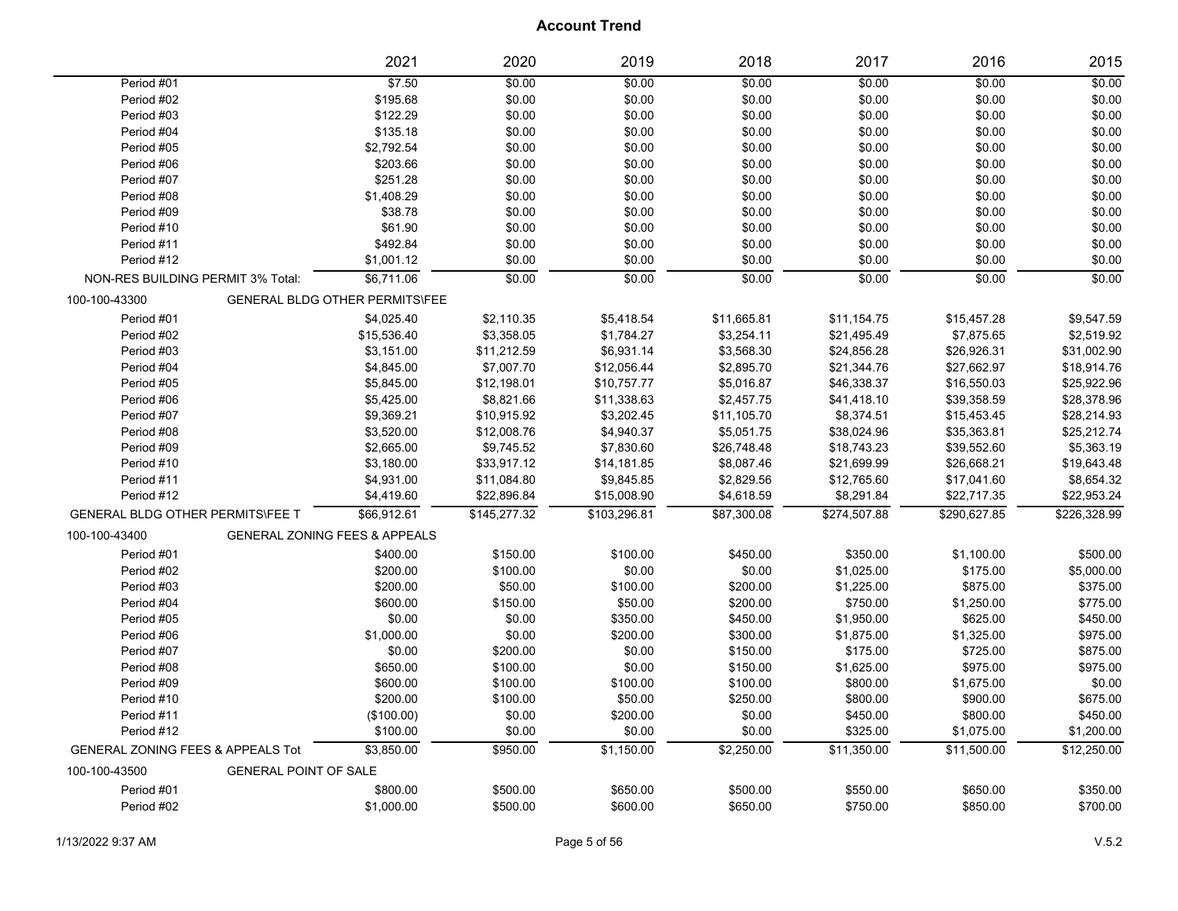# Account Trend

| | 2021 | 2020 | 2019 | 2018 | 2017 | 2016 | 2015 |
|---|---|---|---|---|---|---|---|
| Period #01 | $7.50 | $0.00 | $0.00 | $0.00 | $0.00 | $0.00 | $0.00 |
| Period #02 | $195.68 | $0.00 | $0.00 | $0.00 | $0.00 | $0.00 | $0.00 |
| Period #03 | $122.29 | $0.00 | $0.00 | $0.00 | $0.00 | $0.00 | $0.00 |
| Period #04 | $135.18 | $0.00 | $0.00 | $0.00 | $0.00 | $0.00 | $0.00 |
| Period #05 | $2,792.54 | $0.00 | $0.00 | $0.00 | $0.00 | $0.00 | $0.00 |
| Period #06 | $203.66 | $0.00 | $0.00 | $0.00 | $0.00 | $0.00 | $0.00 |
| Period #07 | $251.28 | $0.00 | $0.00 | $0.00 | $0.00 | $0.00 | $0.00 |
| Period #08 | $1,408.29 | $0.00 | $0.00 | $0.00 | $0.00 | $0.00 | $0.00 |
| Period #09 | $38.78 | $0.00 | $0.00 | $0.00 | $0.00 | $0.00 | $0.00 |
| Period #10 | $61.90 | $0.00 | $0.00 | $0.00 | $0.00 | $0.00 | $0.00 |
| Period #11 | $492.84 | $0.00 | $0.00 | $0.00 | $0.00 | $0.00 | $0.00 |
| Period #12 | $1,001.12 | $0.00 | $0.00 | $0.00 | $0.00 | $0.00 | $0.00 |
| NON-RES BUILDING PERMIT 3% Total: | $6,711.06 | $0.00 | $0.00 | $0.00 | $0.00 | $0.00 | $0.00 |
| **100-100-43300 GENERAL BLDG OTHER PERMITS\FEE** | | | | | | | |
| Period #01 | $4,025.40 | $2,110.35 | $5,418.54 | $11,665.81 | $11,154.75 | $15,457.28 | $9,547.59 |
| Period #02 | $15,536.40 | $3,358.05 | $1,784.27 | $3,254.11 | $21,495.49 | $7,875.65 | $2,519.92 |
| Period #03 | $3,151.00 | $11,212.59 | $6,931.14 | $3,568.30 | $24,856.28 | $26,926.31 | $31,002.90 |
| Period #04 | $4,845.00 | $7,007.70 | $12,056.44 | $2,895.70 | $21,344.76 | $27,662.97 | $18,914.76 |
| Period #05 | $5,845.00 | $12,198.01 | $10,757.77 | $5,016.87 | $46,338.37 | $16,550.03 | $25,922.96 |
| Period #06 | $5,425.00 | $8,821.66 | $11,338.63 | $2,457.75 | $41,418.10 | $39,358.59 | $28,378.96 |
| Period #07 | $9,369.21 | $10,915.92 | $3,202.45 | $11,105.70 | $8,374.51 | $15,453.45 | $28,214.93 |
| Period #08 | $3,520.00 | $12,008.76 | $4,940.37 | $5,051.75 | $38,024.96 | $35,363.81 | $25,212.74 |
| Period #09 | $2,665.00 | $9,745.52 | $7,830.60 | $26,748.48 | $18,743.23 | $39,552.60 | $5,363.19 |
| Period #10 | $3,180.00 | $33,917.12 | $14,181.85 | $8,087.46 | $21,699.99 | $26,668.21 | $19,643.48 |
| Period #11 | $4,931.00 | $11,084.80 | $9,845.85 | $2,829.56 | $12,765.60 | $17,041.60 | $8,654.32 |
| Period #12 | $4,419.60 | $22,896.84 | $15,008.90 | $4,618.59 | $8,291.84 | $22,717.35 | $22,953.24 |
| GENERAL BLDG OTHER PERMITS\FEE T | $66,912.61 | $145,277.32 | $103,296.81 | $87,300.08 | $274,507.88 | $290,627.85 | $226,328.99 |
| **100-100-43400 GENERAL ZONING FEES & APPEALS** | | | | | | | |
| Period #01 | $400.00 | $150.00 | $100.00 | $450.00 | $350.00 | $1,100.00 | $500.00 |
| Period #02 | $200.00 | $100.00 | $0.00 | $0.00 | $1,025.00 | $175.00 | $5,000.00 |
| Period #03 | $200.00 | $50.00 | $100.00 | $200.00 | $1,225.00 | $875.00 | $375.00 |
| Period #04 | $600.00 | $150.00 | $50.00 | $200.00 | $750.00 | $1,250.00 | $775.00 |
| Period #05 | $0.00 | $0.00 | $350.00 | $450.00 | $1,950.00 | $625.00 | $450.00 |
| Period #06 | $1,000.00 | $0.00 | $200.00 | $300.00 | $1,875.00 | $1,325.00 | $975.00 |
| Period #07 | $0.00 | $200.00 | $0.00 | $150.00 | $175.00 | $725.00 | $875.00 |
| Period #08 | $650.00 | $100.00 | $0.00 | $150.00 | $1,625.00 | $975.00 | $975.00 |
| Period #09 | $600.00 | $100.00 | $100.00 | $100.00 | $800.00 | $1,675.00 | $0.00 |
| Period #10 | $200.00 | $100.00 | $50.00 | $250.00 | $800.00 | $900.00 | $675.00 |
| Period #11 | ($100.00) | $0.00 | $200.00 | $0.00 | $450.00 | $800.00 | $450.00 |
| Period #12 | $100.00 | $0.00 | $0.00 | $0.00 | $325.00 | $1,075.00 | $1,200.00 |
| GENERAL ZONING FEES & APPEALS Tot | $3,850.00 | $950.00 | $1,150.00 | $2,250.00 | $11,350.00 | $11,500.00 | $12,250.00 |
| **100-100-43500 GENERAL POINT OF SALE** | | | | | | | |
| Period #01 | $800.00 | $500.00 | $650.00 | $500.00 | $550.00 | $650.00 | $350.00 |
| Period #02 | $1,000.00 | $500.00 | $600.00 | $650.00 | $750.00 | $850.00 | $700.00 |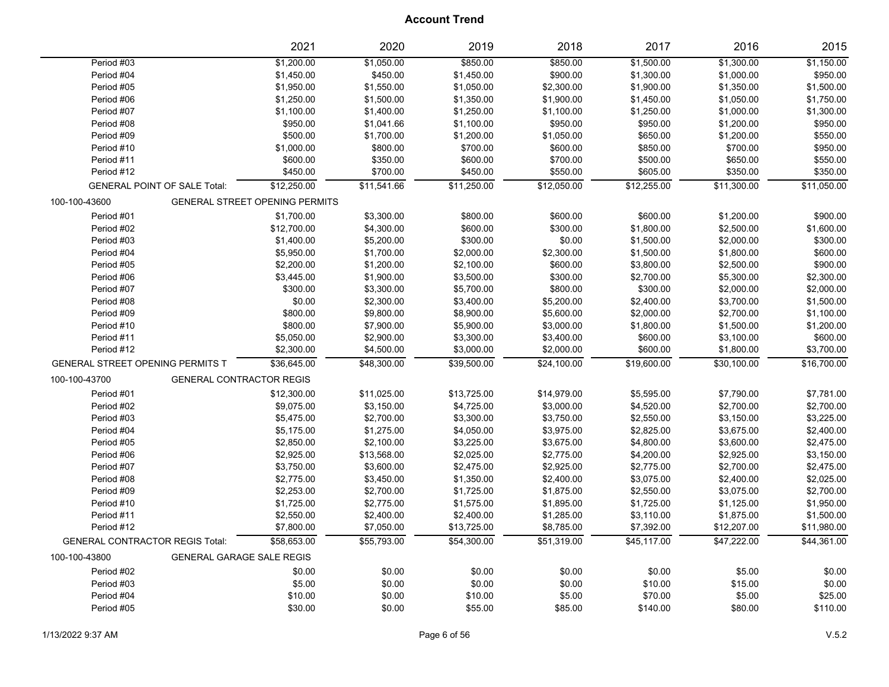## Account Trend

| | 2021 | 2020 | 2019 | 2018 | 2017 | 2016 | 2015 |
|---|---|---|---|---|---|---|---|
| Period #03 | $1,200.00 | $1,050.00 | $850.00 | $850.00 | $1,500.00 | $1,300.00 | $1,150.00 |
| Period #04 | $1,450.00 | $450.00 | $1,450.00 | $900.00 | $1,300.00 | $1,000.00 | $950.00 |
| Period #05 | $1,950.00 | $1,550.00 | $1,050.00 | $2,300.00 | $1,900.00 | $1,350.00 | $1,500.00 |
| Period #06 | $1,250.00 | $1,500.00 | $1,350.00 | $1,900.00 | $1,450.00 | $1,050.00 | $1,750.00 |
| Period #07 | $1,100.00 | $1,400.00 | $1,250.00 | $1,100.00 | $1,250.00 | $1,000.00 | $1,300.00 |
| Period #08 | $950.00 | $1,041.66 | $1,100.00 | $950.00 | $950.00 | $1,200.00 | $950.00 |
| Period #09 | $500.00 | $1,700.00 | $1,200.00 | $1,050.00 | $650.00 | $1,200.00 | $550.00 |
| Period #10 | $1,000.00 | $800.00 | $700.00 | $600.00 | $850.00 | $700.00 | $950.00 |
| Period #11 | $600.00 | $350.00 | $600.00 | $700.00 | $500.00 | $650.00 | $550.00 |
| Period #12 | $450.00 | $700.00 | $450.00 | $550.00 | $605.00 | $350.00 | $350.00 |
| GENERAL POINT OF SALE Total: | $12,250.00 | $11,541.66 | $11,250.00 | $12,050.00 | $12,255.00 | $11,300.00 | $11,050.00 |
| 100-100-43600 GENERAL STREET OPENING PERMITS | | | | | | | |
| Period #01 | $1,700.00 | $3,300.00 | $800.00 | $600.00 | $600.00 | $1,200.00 | $900.00 |
| Period #02 | $12,700.00 | $4,300.00 | $600.00 | $300.00 | $1,800.00 | $2,500.00 | $1,600.00 |
| Period #03 | $1,400.00 | $5,200.00 | $300.00 | $0.00 | $1,500.00 | $2,000.00 | $300.00 |
| Period #04 | $5,950.00 | $1,700.00 | $2,000.00 | $2,300.00 | $1,500.00 | $1,800.00 | $600.00 |
| Period #05 | $2,200.00 | $1,200.00 | $2,100.00 | $600.00 | $3,800.00 | $2,500.00 | $900.00 |
| Period #06 | $3,445.00 | $1,900.00 | $3,500.00 | $300.00 | $2,700.00 | $5,300.00 | $2,300.00 |
| Period #07 | $300.00 | $3,300.00 | $5,700.00 | $800.00 | $300.00 | $2,000.00 | $2,000.00 |
| Period #08 | $0.00 | $2,300.00 | $3,400.00 | $5,200.00 | $2,400.00 | $3,700.00 | $1,500.00 |
| Period #09 | $800.00 | $9,800.00 | $8,900.00 | $5,600.00 | $2,000.00 | $2,700.00 | $1,100.00 |
| Period #10 | $800.00 | $7,900.00 | $5,900.00 | $3,000.00 | $1,800.00 | $1,500.00 | $1,200.00 |
| Period #11 | $5,050.00 | $2,900.00 | $3,300.00 | $3,400.00 | $600.00 | $3,100.00 | $600.00 |
| Period #12 | $2,300.00 | $4,500.00 | $3,000.00 | $2,000.00 | $600.00 | $1,800.00 | $3,700.00 |
| GENERAL STREET OPENING PERMITS T | $36,645.00 | $48,300.00 | $39,500.00 | $24,100.00 | $19,600.00 | $30,100.00 | $16,700.00 |
| 100-100-43700 GENERAL CONTRACTOR REGIS | | | | | | | |
| Period #01 | $12,300.00 | $11,025.00 | $13,725.00 | $14,979.00 | $5,595.00 | $7,790.00 | $7,781.00 |
| Period #02 | $9,075.00 | $3,150.00 | $4,725.00 | $3,000.00 | $4,520.00 | $2,700.00 | $2,700.00 |
| Period #03 | $5,475.00 | $2,700.00 | $3,300.00 | $3,750.00 | $2,550.00 | $3,150.00 | $3,225.00 |
| Period #04 | $5,175.00 | $1,275.00 | $4,050.00 | $3,975.00 | $2,825.00 | $3,675.00 | $2,400.00 |
| Period #05 | $2,850.00 | $2,100.00 | $3,225.00 | $3,675.00 | $4,800.00 | $3,600.00 | $2,475.00 |
| Period #06 | $2,925.00 | $13,568.00 | $2,025.00 | $2,775.00 | $4,200.00 | $2,925.00 | $3,150.00 |
| Period #07 | $3,750.00 | $3,600.00 | $2,475.00 | $2,925.00 | $2,775.00 | $2,700.00 | $2,475.00 |
| Period #08 | $2,775.00 | $3,450.00 | $1,350.00 | $2,400.00 | $3,075.00 | $2,400.00 | $2,025.00 |
| Period #09 | $2,253.00 | $2,700.00 | $1,725.00 | $1,875.00 | $2,550.00 | $3,075.00 | $2,700.00 |
| Period #10 | $1,725.00 | $2,775.00 | $1,575.00 | $1,895.00 | $1,725.00 | $1,125.00 | $1,950.00 |
| Period #11 | $2,550.00 | $2,400.00 | $2,400.00 | $1,285.00 | $3,110.00 | $1,875.00 | $1,500.00 |
| Period #12 | $7,800.00 | $7,050.00 | $13,725.00 | $8,785.00 | $7,392.00 | $12,207.00 | $11,980.00 |
| GENERAL CONTRACTOR REGIS Total: | $58,653.00 | $55,793.00 | $54,300.00 | $51,319.00 | $45,117.00 | $47,222.00 | $44,361.00 |
| 100-100-43800 GENERAL GARAGE SALE REGIS | | | | | | | |
| Period #02 | $0.00 | $0.00 | $0.00 | $0.00 | $0.00 | $5.00 | $0.00 |
| Period #03 | $5.00 | $0.00 | $0.00 | $0.00 | $10.00 | $15.00 | $0.00 |
| Period #04 | $10.00 | $0.00 | $10.00 | $5.00 | $70.00 | $5.00 | $25.00 |
| Period #05 | $30.00 | $0.00 | $55.00 | $85.00 | $140.00 | $80.00 | $110.00 |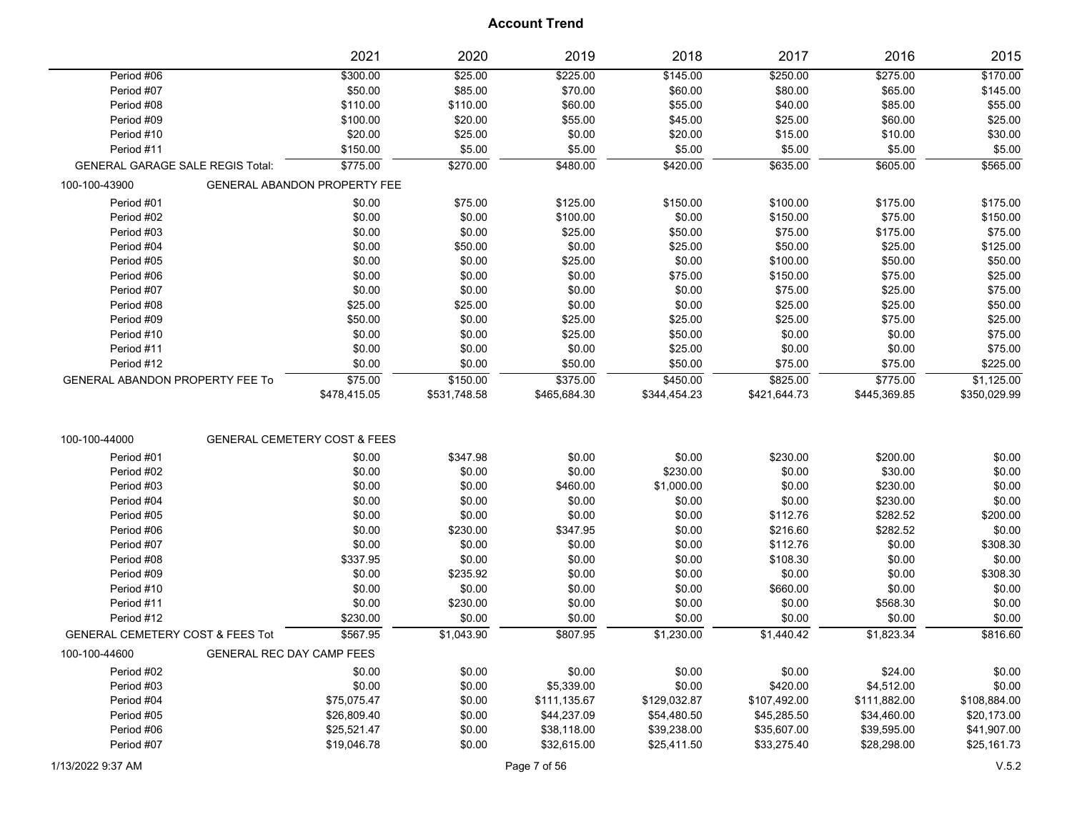# Account Trend

| | 2021 | 2020 | 2019 | 2018 | 2017 | 2016 | 2015 |
|---|---|---|---|---|---|---|---|
| Period #06 | $300.00 | $25.00 | $225.00 | $145.00 | $250.00 | $275.00 | $170.00 |
| Period #07 | $50.00 | $85.00 | $70.00 | $60.00 | $80.00 | $65.00 | $145.00 |
| Period #08 | $110.00 | $110.00 | $60.00 | $55.00 | $40.00 | $85.00 | $55.00 |
| Period #09 | $100.00 | $20.00 | $55.00 | $45.00 | $25.00 | $60.00 | $25.00 |
| Period #10 | $20.00 | $25.00 | $0.00 | $20.00 | $15.00 | $10.00 | $30.00 |
| Period #11 | $150.00 | $5.00 | $5.00 | $5.00 | $5.00 | $5.00 | $5.00 |
| GENERAL GARAGE SALE REGIS Total: | $775.00 | $270.00 | $480.00 | $420.00 | $635.00 | $605.00 | $565.00 |
| 100-100-43900 GENERAL ABANDON PROPERTY FEE | | | | | | | |
| Period #01 | $0.00 | $75.00 | $125.00 | $150.00 | $100.00 | $175.00 | $175.00 |
| Period #02 | $0.00 | $0.00 | $100.00 | $0.00 | $150.00 | $75.00 | $150.00 |
| Period #03 | $0.00 | $0.00 | $25.00 | $50.00 | $75.00 | $175.00 | $75.00 |
| Period #04 | $0.00 | $50.00 | $0.00 | $25.00 | $50.00 | $25.00 | $125.00 |
| Period #05 | $0.00 | $0.00 | $25.00 | $0.00 | $100.00 | $50.00 | $50.00 |
| Period #06 | $0.00 | $0.00 | $0.00 | $75.00 | $150.00 | $75.00 | $25.00 |
| Period #07 | $0.00 | $0.00 | $0.00 | $0.00 | $75.00 | $25.00 | $75.00 |
| Period #08 | $25.00 | $25.00 | $0.00 | $0.00 | $25.00 | $25.00 | $50.00 |
| Period #09 | $50.00 | $0.00 | $25.00 | $25.00 | $25.00 | $75.00 | $25.00 |
| Period #10 | $0.00 | $0.00 | $25.00 | $50.00 | $0.00 | $0.00 | $75.00 |
| Period #11 | $0.00 | $0.00 | $0.00 | $25.00 | $0.00 | $0.00 | $75.00 |
| Period #12 | $0.00 | $0.00 | $50.00 | $50.00 | $75.00 | $75.00 | $225.00 |
| GENERAL ABANDON PROPERTY FEE To | $75.00 | $150.00 | $375.00 | $450.00 | $825.00 | $775.00 | $1,125.00 |
| | $478,415.05 | $531,748.58 | $465,684.30 | $344,454.23 | $421,644.73 | $445,369.85 | $350,029.99 |
| 100-100-44000 GENERAL CEMETERY COST & FEES | | | | | | | |
| Period #01 | $0.00 | $347.98 | $0.00 | $0.00 | $230.00 | $200.00 | $0.00 |
| Period #02 | $0.00 | $0.00 | $0.00 | $230.00 | $0.00 | $30.00 | $0.00 |
| Period #03 | $0.00 | $0.00 | $460.00 | $1,000.00 | $0.00 | $230.00 | $0.00 |
| Period #04 | $0.00 | $0.00 | $0.00 | $0.00 | $0.00 | $230.00 | $0.00 |
| Period #05 | $0.00 | $0.00 | $0.00 | $0.00 | $112.76 | $282.52 | $200.00 |
| Period #06 | $0.00 | $230.00 | $347.95 | $0.00 | $216.60 | $282.52 | $0.00 |
| Period #07 | $0.00 | $0.00 | $0.00 | $0.00 | $112.76 | $0.00 | $308.30 |
| Period #08 | $337.95 | $0.00 | $0.00 | $0.00 | $108.30 | $0.00 | $0.00 |
| Period #09 | $0.00 | $235.92 | $0.00 | $0.00 | $0.00 | $0.00 | $308.30 |
| Period #10 | $0.00 | $0.00 | $0.00 | $0.00 | $660.00 | $0.00 | $0.00 |
| Period #11 | $0.00 | $230.00 | $0.00 | $0.00 | $0.00 | $568.30 | $0.00 |
| Period #12 | $230.00 | $0.00 | $0.00 | $0.00 | $0.00 | $0.00 | $0.00 |
| GENERAL CEMETERY COST & FEES Tot | $567.95 | $1,043.90 | $807.95 | $1,230.00 | $1,440.42 | $1,823.34 | $816.60 |
| 100-100-44600 GENERAL REC DAY CAMP FEES | | | | | | | |
| Period #02 | $0.00 | $0.00 | $0.00 | $0.00 | $0.00 | $24.00 | $0.00 |
| Period #03 | $0.00 | $0.00 | $5,339.00 | $0.00 | $420.00 | $4,512.00 | $0.00 |
| Period #04 | $75,075.47 | $0.00 | $111,135.67 | $129,032.87 | $107,492.00 | $111,882.00 | $108,884.00 |
| Period #05 | $26,809.40 | $0.00 | $44,237.09 | $54,480.50 | $45,285.50 | $34,460.00 | $20,173.00 |
| Period #06 | $25,521.47 | $0.00 | $38,118.00 | $39,238.00 | $35,607.00 | $39,595.00 | $41,907.00 |
| Period #07 | $19,046.78 | $0.00 | $32,615.00 | $25,411.50 | $33,275.40 | $28,298.00 | $25,161.73 |

1/13/2022 9:37 AM V.5.2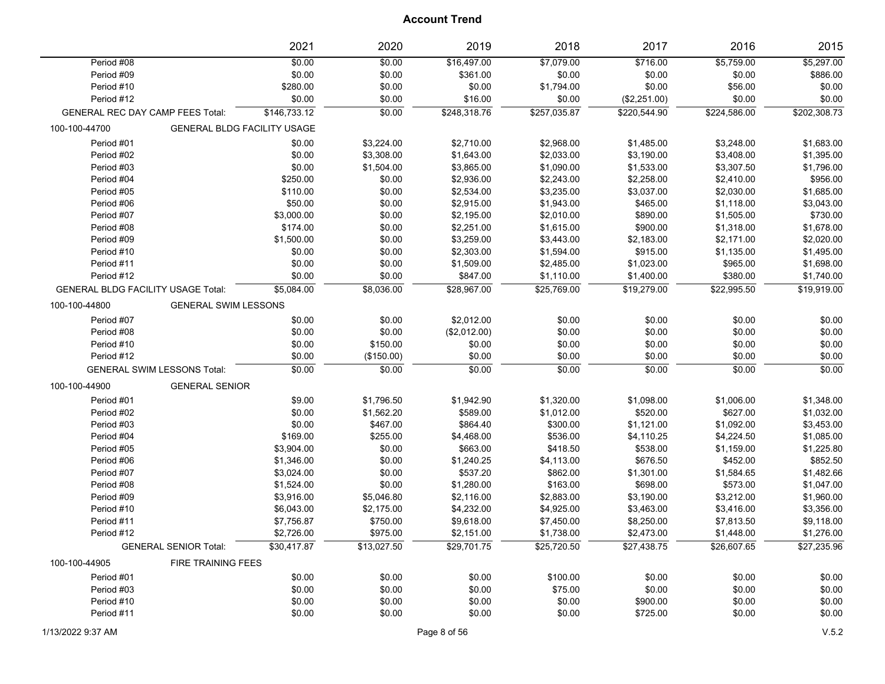# Account Trend

| | 2021 | 2020 | 2019 | 2018 | 2017 | 2016 | 2015 |
|---|---|---|---|---|---|---|---|
| Period #08 | $0.00 | $0.00 | $16,497.00 | $7,079.00 | $716.00 | $5,759.00 | $5,297.00 |
| Period #09 | $0.00 | $0.00 | $361.00 | $0.00 | $0.00 | $0.00 | $886.00 |
| Period #10 | $280.00 | $0.00 | $0.00 | $1,794.00 | $0.00 | $56.00 | $0.00 |
| Period #12 | $0.00 | $0.00 | $16.00 | $0.00 | ($2,251.00) | $0.00 | $0.00 |
| GENERAL REC DAY CAMP FEES Total: | $146,733.12 | $0.00 | $248,318.76 | $257,035.87 | $220,544.90 | $224,586.00 | $202,308.73 |
| 100-100-44700 GENERAL BLDG FACILITY USAGE | | | | | | | |
| Period #01 | $0.00 | $3,224.00 | $2,710.00 | $2,968.00 | $1,485.00 | $3,248.00 | $1,683.00 |
| Period #02 | $0.00 | $3,308.00 | $1,643.00 | $2,033.00 | $3,190.00 | $3,408.00 | $1,395.00 |
| Period #03 | $0.00 | $1,504.00 | $3,865.00 | $1,090.00 | $1,533.00 | $3,307.50 | $1,796.00 |
| Period #04 | $250.00 | $0.00 | $2,936.00 | $2,243.00 | $2,258.00 | $2,410.00 | $956.00 |
| Period #05 | $110.00 | $0.00 | $2,534.00 | $3,235.00 | $3,037.00 | $2,030.00 | $1,685.00 |
| Period #06 | $50.00 | $0.00 | $2,915.00 | $1,943.00 | $465.00 | $1,118.00 | $3,043.00 |
| Period #07 | $3,000.00 | $0.00 | $2,195.00 | $2,010.00 | $890.00 | $1,505.00 | $730.00 |
| Period #08 | $174.00 | $0.00 | $2,251.00 | $1,615.00 | $900.00 | $1,318.00 | $1,678.00 |
| Period #09 | $1,500.00 | $0.00 | $3,259.00 | $3,443.00 | $2,183.00 | $2,171.00 | $2,020.00 |
| Period #10 | $0.00 | $0.00 | $2,303.00 | $1,594.00 | $915.00 | $1,135.00 | $1,495.00 |
| Period #11 | $0.00 | $0.00 | $1,509.00 | $2,485.00 | $1,023.00 | $965.00 | $1,698.00 |
| Period #12 | $0.00 | $0.00 | $847.00 | $1,110.00 | $1,400.00 | $380.00 | $1,740.00 |
| GENERAL BLDG FACILITY USAGE Total: | $5,084.00 | $8,036.00 | $28,967.00 | $25,769.00 | $19,279.00 | $22,995.50 | $19,919.00 |
| 100-100-44800 GENERAL SWIM LESSONS | | | | | | | |
| Period #07 | $0.00 | $0.00 | $2,012.00 | $0.00 | $0.00 | $0.00 | $0.00 |
| Period #08 | $0.00 | $0.00 | ($2,012.00) | $0.00 | $0.00 | $0.00 | $0.00 |
| Period #10 | $0.00 | $150.00 | $0.00 | $0.00 | $0.00 | $0.00 | $0.00 |
| Period #12 | $0.00 | ($150.00) | $0.00 | $0.00 | $0.00 | $0.00 | $0.00 |
| GENERAL SWIM LESSONS Total: | $0.00 | $0.00 | $0.00 | $0.00 | $0.00 | $0.00 | $0.00 |
| 100-100-44900 GENERAL SENIOR | | | | | | | |
| Period #01 | $9.00 | $1,796.50 | $1,942.90 | $1,320.00 | $1,098.00 | $1,006.00 | $1,348.00 |
| Period #02 | $0.00 | $1,562.20 | $589.00 | $1,012.00 | $520.00 | $627.00 | $1,032.00 |
| Period #03 | $0.00 | $467.00 | $864.40 | $300.00 | $1,121.00 | $1,092.00 | $3,453.00 |
| Period #04 | $169.00 | $255.00 | $4,468.00 | $536.00 | $4,110.25 | $4,224.50 | $1,085.00 |
| Period #05 | $3,904.00 | $0.00 | $663.00 | $418.50 | $538.00 | $1,159.00 | $1,225.80 |
| Period #06 | $1,346.00 | $0.00 | $1,240.25 | $4,113.00 | $676.50 | $452.00 | $852.50 |
| Period #07 | $3,024.00 | $0.00 | $537.20 | $862.00 | $1,301.00 | $1,584.65 | $1,482.66 |
| Period #08 | $1,524.00 | $0.00 | $1,280.00 | $163.00 | $698.00 | $573.00 | $1,047.00 |
| Period #09 | $3,916.00 | $5,046.80 | $2,116.00 | $2,883.00 | $3,190.00 | $3,212.00 | $1,960.00 |
| Period #10 | $6,043.00 | $2,175.00 | $4,232.00 | $4,925.00 | $3,463.00 | $3,416.00 | $3,356.00 |
| Period #11 | $7,756.87 | $750.00 | $9,618.00 | $7,450.00 | $8,250.00 | $7,813.50 | $9,118.00 |
| Period #12 | $2,726.00 | $975.00 | $2,151.00 | $1,738.00 | $2,473.00 | $1,448.00 | $1,276.00 |
| GENERAL SENIOR Total: | $30,417.87 | $13,027.50 | $29,701.75 | $25,720.50 | $27,438.75 | $26,607.65 | $27,235.96 |
| 100-100-44905 FIRE TRAINING FEES | | | | | | | |
| Period #01 | $0.00 | $0.00 | $0.00 | $100.00 | $0.00 | $0.00 | $0.00 |
| Period #03 | $0.00 | $0.00 | $0.00 | $75.00 | $0.00 | $0.00 | $0.00 |
| Period #10 | $0.00 | $0.00 | $0.00 | $0.00 | $900.00 | $0.00 | $0.00 |
| Period #11 | $0.00 | $0.00 | $0.00 | $0.00 | $725.00 | $0.00 | $0.00 |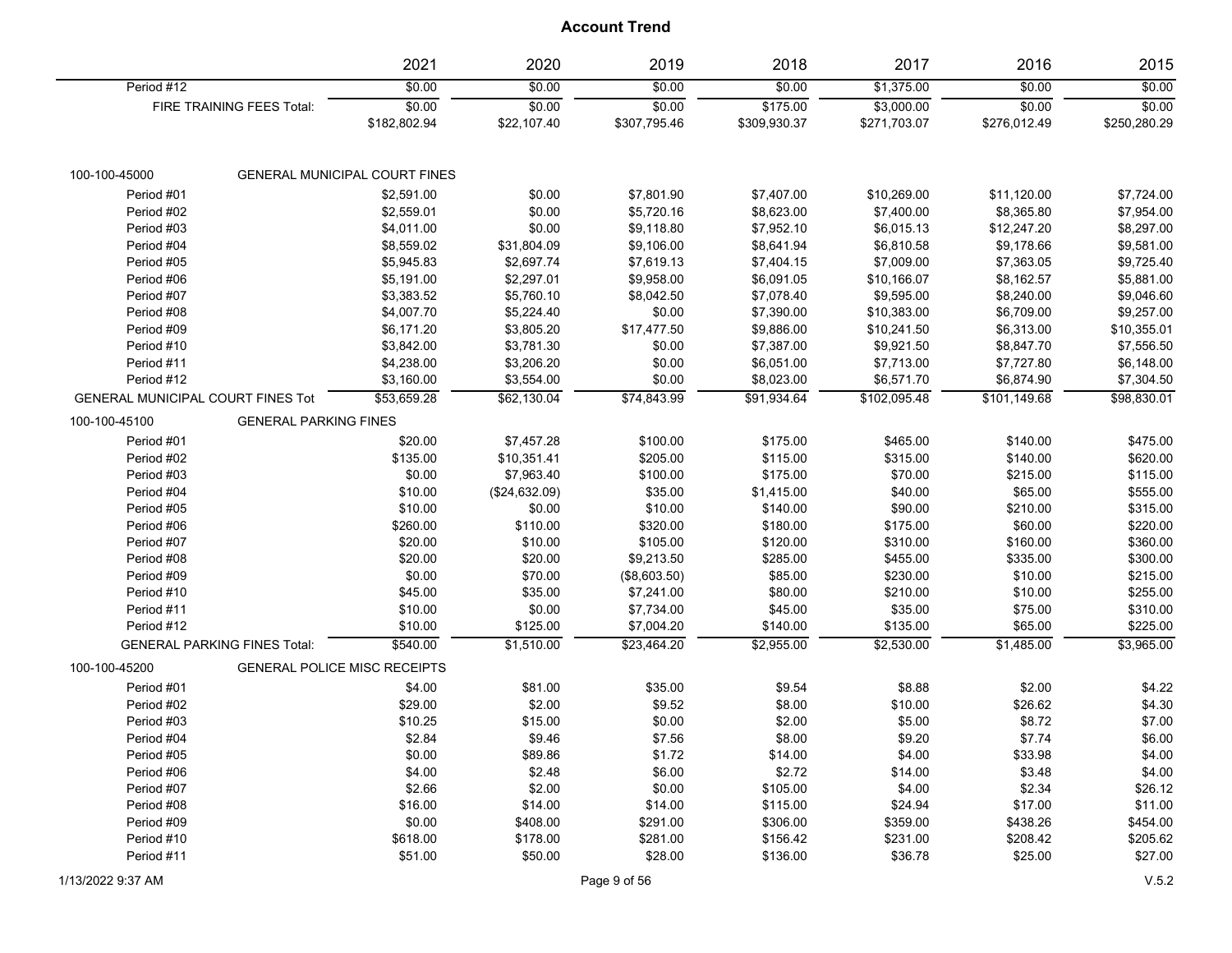# Account Trend

| | | 2021 | 2020 | 2019 | 2018 | 2017 | 2016 | 2015 |
|---|---|---|---|---|---|---|---|---|
| Period #12 | | $0.00 | $0.00 | $0.00 | $0.00 | $1,375.00 | $0.00 | $0.00 |
| FIRE TRAINING FEES Total: | | $0.00 | $0.00 | $0.00 | $175.00 | $3,000.00 | $0.00 | $0.00 |
| | | $182,802.94 | $22,107.40 | $307,795.46 | $309,930.37 | $271,703.07 | $276,012.49 | $250,280.29 |
| 100-100-45000 | GENERAL MUNICIPAL COURT FINES | | | | | | | |
| Period #01 | | $2,591.00 | $0.00 | $7,801.90 | $7,407.00 | $10,269.00 | $11,120.00 | $7,724.00 |
| Period #02 | | $2,559.01 | $0.00 | $5,720.16 | $8,623.00 | $7,400.00 | $8,365.80 | $7,954.00 |
| Period #03 | | $4,011.00 | $0.00 | $9,118.80 | $7,952.10 | $6,015.13 | $12,247.20 | $8,297.00 |
| Period #04 | | $8,559.02 | $31,804.09 | $9,106.00 | $8,641.94 | $6,810.58 | $9,178.66 | $9,581.00 |
| Period #05 | | $5,945.83 | $2,697.74 | $7,619.13 | $7,404.15 | $7,009.00 | $7,363.05 | $9,725.40 |
| Period #06 | | $5,191.00 | $2,297.01 | $9,958.00 | $6,091.05 | $10,166.07 | $8,162.57 | $5,881.00 |
| Period #07 | | $3,383.52 | $5,760.10 | $8,042.50 | $7,078.40 | $9,595.00 | $8,240.00 | $9,046.60 |
| Period #08 | | $4,007.70 | $5,224.40 | $0.00 | $7,390.00 | $10,383.00 | $6,709.00 | $9,257.00 |
| Period #09 | | $6,171.20 | $3,805.20 | $17,477.50 | $9,886.00 | $10,241.50 | $6,313.00 | $10,355.01 |
| Period #10 | | $3,842.00 | $3,781.30 | $0.00 | $7,387.00 | $9,921.50 | $8,847.70 | $7,556.50 |
| Period #11 | | $4,238.00 | $3,206.20 | $0.00 | $6,051.00 | $7,713.00 | $7,727.80 | $6,148.00 |
| Period #12 | | $3,160.00 | $3,554.00 | $0.00 | $8,023.00 | $6,571.70 | $6,874.90 | $7,304.50 |
| GENERAL MUNICIPAL COURT FINES Tot | | $53,659.28 | $62,130.04 | $74,843.99 | $91,934.64 | $102,095.48 | $101,149.68 | $98,830.01 |
| 100-100-45100 | GENERAL PARKING FINES | | | | | | | |
| Period #01 | | $20.00 | $7,457.28 | $100.00 | $175.00 | $465.00 | $140.00 | $475.00 |
| Period #02 | | $135.00 | $10,351.41 | $205.00 | $115.00 | $315.00 | $140.00 | $620.00 |
| Period #03 | | $0.00 | $7,963.40 | $100.00 | $175.00 | $70.00 | $215.00 | $115.00 |
| Period #04 | | $10.00 | ($24,632.09) | $35.00 | $1,415.00 | $40.00 | $65.00 | $555.00 |
| Period #05 | | $10.00 | $0.00 | $10.00 | $140.00 | $90.00 | $210.00 | $315.00 |
| Period #06 | | $260.00 | $110.00 | $320.00 | $180.00 | $175.00 | $60.00 | $220.00 |
| Period #07 | | $20.00 | $10.00 | $105.00 | $120.00 | $310.00 | $160.00 | $360.00 |
| Period #08 | | $20.00 | $20.00 | $9,213.50 | $285.00 | $455.00 | $335.00 | $300.00 |
| Period #09 | | $0.00 | $70.00 | ($8,603.50) | $85.00 | $230.00 | $10.00 | $215.00 |
| Period #10 | | $45.00 | $35.00 | $7,241.00 | $80.00 | $210.00 | $10.00 | $255.00 |
| Period #11 | | $10.00 | $0.00 | $7,734.00 | $45.00 | $35.00 | $75.00 | $310.00 |
| Period #12 | | $10.00 | $125.00 | $7,004.20 | $140.00 | $135.00 | $65.00 | $225.00 |
| GENERAL PARKING FINES Total: | | $540.00 | $1,510.00 | $23,464.20 | $2,955.00 | $2,530.00 | $1,485.00 | $3,965.00 |
| 100-100-45200 | GENERAL POLICE MISC RECEIPTS | | | | | | | |
| Period #01 | | $4.00 | $81.00 | $35.00 | $9.54 | $8.88 | $2.00 | $4.22 |
| Period #02 | | $29.00 | $2.00 | $9.52 | $8.00 | $10.00 | $26.62 | $4.30 |
| Period #03 | | $10.25 | $15.00 | $0.00 | $2.00 | $5.00 | $8.72 | $7.00 |
| Period #04 | | $2.84 | $9.46 | $7.56 | $8.00 | $9.20 | $7.74 | $6.00 |
| Period #05 | | $0.00 | $89.86 | $1.72 | $14.00 | $4.00 | $33.98 | $4.00 |
| Period #06 | | $4.00 | $2.48 | $6.00 | $2.72 | $14.00 | $3.48 | $4.00 |
| Period #07 | | $2.66 | $2.00 | $0.00 | $105.00 | $4.00 | $2.34 | $26.12 |
| Period #08 | | $16.00 | $14.00 | $14.00 | $115.00 | $24.94 | $17.00 | $11.00 |
| Period #09 | | $0.00 | $408.00 | $291.00 | $306.00 | $359.00 | $438.26 | $454.00 |
| Period #10 | | $618.00 | $178.00 | $281.00 | $156.42 | $231.00 | $208.42 | $205.62 |
| Period #11 | | $51.00 | $50.00 | $28.00 | $136.00 | $36.78 | $25.00 | $27.00 |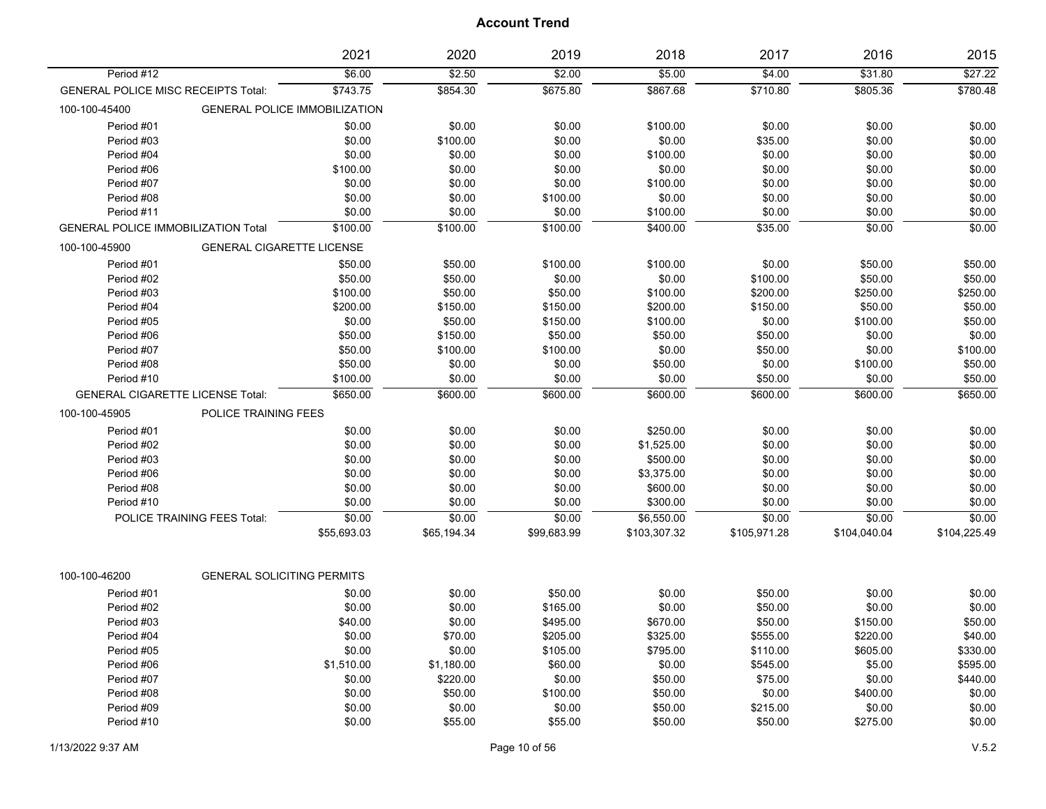# Account Trend

| | 2021 | 2020 | 2019 | 2018 | 2017 | 2016 | 2015 |
|---|---|---|---|---|---|---|---|
| Period #12 | $6.00 | $2.50 | $2.00 | $5.00 | $4.00 | $31.80 | $27.22 |
| GENERAL POLICE MISC RECEIPTS Total: | $743.75 | $854.30 | $675.80 | $867.68 | $710.80 | $805.36 | $780.48 |
| 100-100-45400 GENERAL POLICE IMMOBILIZATION | | | | | | | |
| Period #01 | $0.00 | $0.00 | $0.00 | $100.00 | $0.00 | $0.00 | $0.00 |
| Period #03 | $0.00 | $100.00 | $0.00 | $0.00 | $35.00 | $0.00 | $0.00 |
| Period #04 | $0.00 | $0.00 | $0.00 | $100.00 | $0.00 | $0.00 | $0.00 |
| Period #06 | $100.00 | $0.00 | $0.00 | $0.00 | $0.00 | $0.00 | $0.00 |
| Period #07 | $0.00 | $0.00 | $0.00 | $100.00 | $0.00 | $0.00 | $0.00 |
| Period #08 | $0.00 | $0.00 | $100.00 | $0.00 | $0.00 | $0.00 | $0.00 |
| Period #11 | $0.00 | $0.00 | $0.00 | $100.00 | $0.00 | $0.00 | $0.00 |
| GENERAL POLICE IMMOBILIZATION Total | $100.00 | $100.00 | $100.00 | $400.00 | $35.00 | $0.00 | $0.00 |
| 100-100-45900 GENERAL CIGARETTE LICENSE | | | | | | | |
| Period #01 | $50.00 | $50.00 | $100.00 | $100.00 | $0.00 | $50.00 | $50.00 |
| Period #02 | $50.00 | $50.00 | $0.00 | $0.00 | $100.00 | $50.00 | $50.00 |
| Period #03 | $100.00 | $50.00 | $50.00 | $100.00 | $200.00 | $250.00 | $250.00 |
| Period #04 | $200.00 | $150.00 | $150.00 | $200.00 | $150.00 | $50.00 | $50.00 |
| Period #05 | $0.00 | $50.00 | $150.00 | $100.00 | $0.00 | $100.00 | $50.00 |
| Period #06 | $50.00 | $150.00 | $50.00 | $50.00 | $50.00 | $0.00 | $0.00 |
| Period #07 | $50.00 | $100.00 | $100.00 | $0.00 | $50.00 | $0.00 | $100.00 |
| Period #08 | $50.00 | $0.00 | $0.00 | $50.00 | $0.00 | $100.00 | $50.00 |
| Period #10 | $100.00 | $0.00 | $0.00 | $0.00 | $50.00 | $0.00 | $50.00 |
| GENERAL CIGARETTE LICENSE Total: | $650.00 | $600.00 | $600.00 | $600.00 | $600.00 | $600.00 | $650.00 |
| 100-100-45905 POLICE TRAINING FEES | | | | | | | |
| Period #01 | $0.00 | $0.00 | $0.00 | $250.00 | $0.00 | $0.00 | $0.00 |
| Period #02 | $0.00 | $0.00 | $0.00 | $1,525.00 | $0.00 | $0.00 | $0.00 |
| Period #03 | $0.00 | $0.00 | $0.00 | $500.00 | $0.00 | $0.00 | $0.00 |
| Period #06 | $0.00 | $0.00 | $0.00 | $3,375.00 | $0.00 | $0.00 | $0.00 |
| Period #08 | $0.00 | $0.00 | $0.00 | $600.00 | $0.00 | $0.00 | $0.00 |
| Period #10 | $0.00 | $0.00 | $0.00 | $300.00 | $0.00 | $0.00 | $0.00 |
| POLICE TRAINING FEES Total: | $0.00 | $0.00 | $0.00 | $6,550.00 | $0.00 | $0.00 | $0.00 |
| | $55,693.03 | $65,194.34 | $99,683.99 | $103,307.32 | $105,971.28 | $104,040.04 | $104,225.49 |
| 100-100-46200 GENERAL SOLICITING PERMITS | | | | | | | |
| Period #01 | $0.00 | $0.00 | $50.00 | $0.00 | $50.00 | $0.00 | $0.00 |
| Period #02 | $0.00 | $0.00 | $165.00 | $0.00 | $50.00 | $0.00 | $0.00 |
| Period #03 | $40.00 | $0.00 | $495.00 | $670.00 | $50.00 | $150.00 | $50.00 |
| Period #04 | $0.00 | $70.00 | $205.00 | $325.00 | $555.00 | $220.00 | $40.00 |
| Period #05 | $0.00 | $0.00 | $105.00 | $795.00 | $110.00 | $605.00 | $330.00 |
| Period #06 | $1,510.00 | $1,180.00 | $60.00 | $0.00 | $545.00 | $5.00 | $595.00 |
| Period #07 | $0.00 | $220.00 | $0.00 | $50.00 | $75.00 | $0.00 | $440.00 |
| Period #08 | $0.00 | $50.00 | $100.00 | $50.00 | $0.00 | $400.00 | $0.00 |
| Period #09 | $0.00 | $0.00 | $0.00 | $50.00 | $215.00 | $0.00 | $0.00 |
| Period #10 | $0.00 | $55.00 | $55.00 | $50.00 | $50.00 | $275.00 | $0.00 |

1/13/2022 9:37 AM V.5.2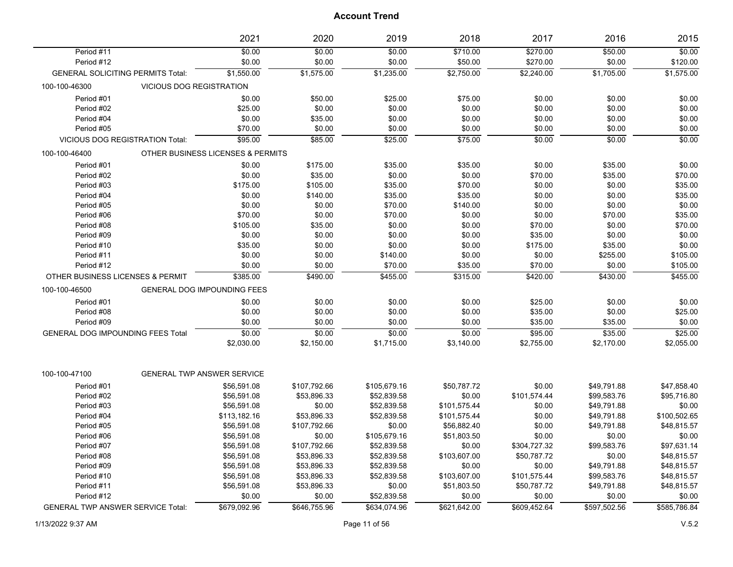# Account Trend

| | 2021 | 2020 | 2019 | 2018 | 2017 | 2016 | 2015 |
|---|---|---|---|---|---|---|---|
| Period #11 | $0.00 | $0.00 | $0.00 | $710.00 | $270.00 | $50.00 | $0.00 |
| Period #12 | $0.00 | $0.00 | $0.00 | $50.00 | $270.00 | $0.00 | $120.00 |
| GENERAL SOLICITING PERMITS Total: | $1,550.00 | $1,575.00 | $1,235.00 | $2,750.00 | $2,240.00 | $1,705.00 | $1,575.00 |
| 100-100-46300 VICIOUS DOG REGISTRATION | | | | | | | |
| Period #01 | $0.00 | $50.00 | $25.00 | $75.00 | $0.00 | $0.00 | $0.00 |
| Period #02 | $25.00 | $0.00 | $0.00 | $0.00 | $0.00 | $0.00 | $0.00 |
| Period #04 | $0.00 | $35.00 | $0.00 | $0.00 | $0.00 | $0.00 | $0.00 |
| Period #05 | $70.00 | $0.00 | $0.00 | $0.00 | $0.00 | $0.00 | $0.00 |
| VICIOUS DOG REGISTRATION Total: | $95.00 | $85.00 | $25.00 | $75.00 | $0.00 | $0.00 | $0.00 |
| 100-100-46400 OTHER BUSINESS LICENSES & PERMITS | | | | | | | |
| Period #01 | $0.00 | $175.00 | $35.00 | $35.00 | $0.00 | $35.00 | $0.00 |
| Period #02 | $0.00 | $35.00 | $0.00 | $0.00 | $70.00 | $35.00 | $70.00 |
| Period #03 | $175.00 | $105.00 | $35.00 | $70.00 | $0.00 | $0.00 | $35.00 |
| Period #04 | $0.00 | $140.00 | $35.00 | $35.00 | $0.00 | $0.00 | $35.00 |
| Period #05 | $0.00 | $0.00 | $70.00 | $140.00 | $0.00 | $0.00 | $0.00 |
| Period #06 | $70.00 | $0.00 | $70.00 | $0.00 | $0.00 | $70.00 | $35.00 |
| Period #08 | $105.00 | $35.00 | $0.00 | $0.00 | $70.00 | $0.00 | $70.00 |
| Period #09 | $0.00 | $0.00 | $0.00 | $0.00 | $35.00 | $0.00 | $0.00 |
| Period #10 | $35.00 | $0.00 | $0.00 | $0.00 | $175.00 | $35.00 | $0.00 |
| Period #11 | $0.00 | $0.00 | $140.00 | $0.00 | $0.00 | $255.00 | $105.00 |
| Period #12 | $0.00 | $0.00 | $70.00 | $35.00 | $70.00 | $0.00 | $105.00 |
| OTHER BUSINESS LICENSES & PERMIT | $385.00 | $490.00 | $455.00 | $315.00 | $420.00 | $430.00 | $455.00 |
| 100-100-46500 GENERAL DOG IMPOUNDING FEES | | | | | | | |
| Period #01 | $0.00 | $0.00 | $0.00 | $0.00 | $25.00 | $0.00 | $0.00 |
| Period #08 | $0.00 | $0.00 | $0.00 | $0.00 | $35.00 | $0.00 | $25.00 |
| Period #09 | $0.00 | $0.00 | $0.00 | $0.00 | $35.00 | $35.00 | $0.00 |
| GENERAL DOG IMPOUNDING FEES Total | $0.00 | $0.00 | $0.00 | $0.00 | $95.00 | $35.00 | $25.00 |
| | $2,030.00 | $2,150.00 | $1,715.00 | $3,140.00 | $2,755.00 | $2,170.00 | $2,055.00 |
| 100-100-47100 GENERAL TWP ANSWER SERVICE | | | | | | | |
| Period #01 | $56,591.08 | $107,792.66 | $105,679.16 | $50,787.72 | $0.00 | $49,791.88 | $47,858.40 |
| Period #02 | $56,591.08 | $53,896.33 | $52,839.58 | $0.00 | $101,574.44 | $99,583.76 | $95,716.80 |
| Period #03 | $56,591.08 | $0.00 | $52,839.58 | $101,575.44 | $0.00 | $49,791.88 | $0.00 |
| Period #04 | $113,182.16 | $53,896.33 | $52,839.58 | $101,575.44 | $0.00 | $49,791.88 | $100,502.65 |
| Period #05 | $56,591.08 | $107,792.66 | $0.00 | $56,882.40 | $0.00 | $49,791.88 | $48,815.57 |
| Period #06 | $56,591.08 | $0.00 | $105,679.16 | $51,803.50 | $0.00 | $0.00 | $0.00 |
| Period #07 | $56,591.08 | $107,792.66 | $52,839.58 | $0.00 | $304,727.32 | $99,583.76 | $97,631.14 |
| Period #08 | $56,591.08 | $53,896.33 | $52,839.58 | $103,607.00 | $50,787.72 | $0.00 | $48,815.57 |
| Period #09 | $56,591.08 | $53,896.33 | $52,839.58 | $0.00 | $0.00 | $49,791.88 | $48,815.57 |
| Period #10 | $56,591.08 | $53,896.33 | $52,839.58 | $103,607.00 | $101,575.44 | $99,583.76 | $48,815.57 |
| Period #11 | $56,591.08 | $53,896.33 | $0.00 | $51,803.50 | $50,787.72 | $49,791.88 | $48,815.57 |
| Period #12 | $0.00 | $0.00 | $52,839.58 | $0.00 | $0.00 | $0.00 | $0.00 |
| GENERAL TWP ANSWER SERVICE Total: | $679,092.96 | $646,755.96 | $634,074.96 | $621,642.00 | $609,452.64 | $597,502.56 | $585,786.84 |

1/13/2022 9:37 AM

V.5.2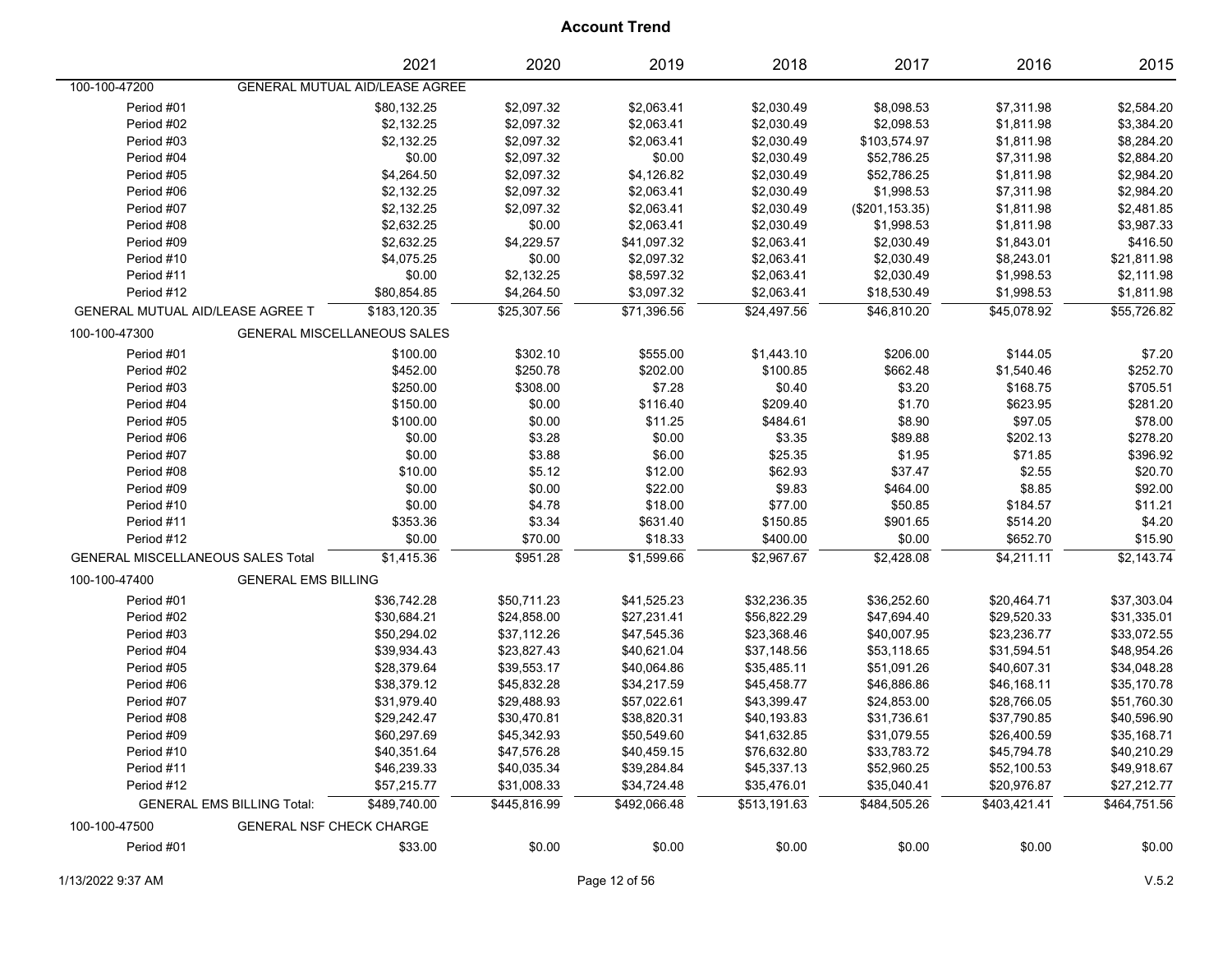# Account Trend

| | | 2021 | 2020 | 2019 | 2018 | 2017 | 2016 | 2015 |
|---|---|---|---|---|---|---|---|---|
| 100-100-47200 | GENERAL MUTUAL AID/LEASE AGREE | | | | | | | |
| Period #01 | | $80,132.25 | $2,097.32 | $2,063.41 | $2,030.49 | $8,098.53 | $7,311.98 | $2,584.20 |
| Period #02 | | $2,132.25 | $2,097.32 | $2,063.41 | $2,030.49 | $2,098.53 | $1,811.98 | $3,384.20 |
| Period #03 | | $2,132.25 | $2,097.32 | $2,063.41 | $2,030.49 | $103,574.97 | $1,811.98 | $8,284.20 |
| Period #04 | | $0.00 | $2,097.32 | $0.00 | $2,030.49 | $52,786.25 | $7,311.98 | $2,884.20 |
| Period #05 | | $4,264.50 | $2,097.32 | $4,126.82 | $2,030.49 | $52,786.25 | $1,811.98 | $2,984.20 |
| Period #06 | | $2,132.25 | $2,097.32 | $2,063.41 | $2,030.49 | $1,998.53 | $7,311.98 | $2,984.20 |
| Period #07 | | $2,132.25 | $2,097.32 | $2,063.41 | $2,030.49 | ($201,153.35) | $1,811.98 | $2,481.85 |
| Period #08 | | $2,632.25 | $0.00 | $2,063.41 | $2,030.49 | $1,998.53 | $1,811.98 | $3,987.33 |
| Period #09 | | $2,632.25 | $4,229.57 | $41,097.32 | $2,063.41 | $2,030.49 | $1,843.01 | $416.50 |
| Period #10 | | $4,075.25 | $0.00 | $2,097.32 | $2,063.41 | $2,030.49 | $8,243.01 | $21,811.98 |
| Period #11 | | $0.00 | $2,132.25 | $8,597.32 | $2,063.41 | $2,030.49 | $1,998.53 | $2,111.98 |
| Period #12 | | $80,854.85 | $4,264.50 | $3,097.32 | $2,063.41 | $18,530.49 | $1,998.53 | $1,811.98 |
| GENERAL MUTUAL AID/LEASE AGREE T | | $183,120.35 | $25,307.56 | $71,396.56 | $24,497.56 | $46,810.20 | $45,078.92 | $55,726.82 |
| 100-100-47300 | GENERAL MISCELLANEOUS SALES | | | | | | | |
| Period #01 | | $100.00 | $302.10 | $555.00 | $1,443.10 | $206.00 | $144.05 | $7.20 |
| Period #02 | | $452.00 | $250.78 | $202.00 | $100.85 | $662.48 | $1,540.46 | $252.70 |
| Period #03 | | $250.00 | $308.00 | $7.28 | $0.40 | $3.20 | $168.75 | $705.51 |
| Period #04 | | $150.00 | $0.00 | $116.40 | $209.40 | $1.70 | $623.95 | $281.20 |
| Period #05 | | $100.00 | $0.00 | $11.25 | $484.61 | $8.90 | $97.05 | $78.00 |
| Period #06 | | $0.00 | $3.28 | $0.00 | $3.35 | $89.88 | $202.13 | $278.20 |
| Period #07 | | $0.00 | $3.88 | $6.00 | $25.35 | $1.95 | $71.85 | $396.92 |
| Period #08 | | $10.00 | $5.12 | $12.00 | $62.93 | $37.47 | $2.55 | $20.70 |
| Period #09 | | $0.00 | $0.00 | $22.00 | $9.83 | $464.00 | $8.85 | $92.00 |
| Period #10 | | $0.00 | $4.78 | $18.00 | $77.00 | $50.85 | $184.57 | $11.21 |
| Period #11 | | $353.36 | $3.34 | $631.40 | $150.85 | $901.65 | $514.20 | $4.20 |
| Period #12 | | $0.00 | $70.00 | $18.33 | $400.00 | $0.00 | $652.70 | $15.90 |
| GENERAL MISCELLANEOUS SALES Total | | $1,415.36 | $951.28 | $1,599.66 | $2,967.67 | $2,428.08 | $4,211.11 | $2,143.74 |
| 100-100-47400 | GENERAL EMS BILLING | | | | | | | |
| Period #01 | | $36,742.28 | $50,711.23 | $41,525.23 | $32,236.35 | $36,252.60 | $20,464.71 | $37,303.04 |
| Period #02 | | $30,684.21 | $24,858.00 | $27,231.41 | $56,822.29 | $47,694.40 | $29,520.33 | $31,335.01 |
| Period #03 | | $50,294.02 | $37,112.26 | $47,545.36 | $23,368.46 | $40,007.95 | $23,236.77 | $33,072.55 |
| Period #04 | | $39,934.43 | $23,827.43 | $40,621.04 | $37,148.56 | $53,118.65 | $31,594.51 | $48,954.26 |
| Period #05 | | $28,379.64 | $39,553.17 | $40,064.86 | $35,485.11 | $51,091.26 | $40,607.31 | $34,048.28 |
| Period #06 | | $38,379.12 | $45,832.28 | $34,217.59 | $45,458.77 | $46,886.86 | $46,168.11 | $35,170.78 |
| Period #07 | | $31,979.40 | $29,488.93 | $57,022.61 | $43,399.47 | $24,853.00 | $28,766.05 | $51,760.30 |
| Period #08 | | $29,242.47 | $30,470.81 | $38,820.31 | $40,193.83 | $31,736.61 | $37,790.85 | $40,596.90 |
| Period #09 | | $60,297.69 | $45,342.93 | $50,549.60 | $41,632.85 | $31,079.55 | $26,400.59 | $35,168.71 |
| Period #10 | | $40,351.64 | $47,576.28 | $40,459.15 | $76,632.80 | $33,783.72 | $45,794.78 | $40,210.29 |
| Period #11 | | $46,239.33 | $40,035.34 | $39,284.84 | $45,337.13 | $52,960.25 | $52,100.53 | $49,918.67 |
| Period #12 | | $57,215.77 | $31,008.33 | $34,724.48 | $35,476.01 | $35,040.41 | $20,976.87 | $27,212.77 |
| GENERAL EMS BILLING Total: | | $489,740.00 | $445,816.99 | $492,066.48 | $513,191.63 | $484,505.26 | $403,421.41 | $464,751.56 |
| 100-100-47500 | GENERAL NSF CHECK CHARGE | | | | | | | |
| Period #01 | | $33.00 | $0.00 | $0.00 | $0.00 | $0.00 | $0.00 | $0.00 |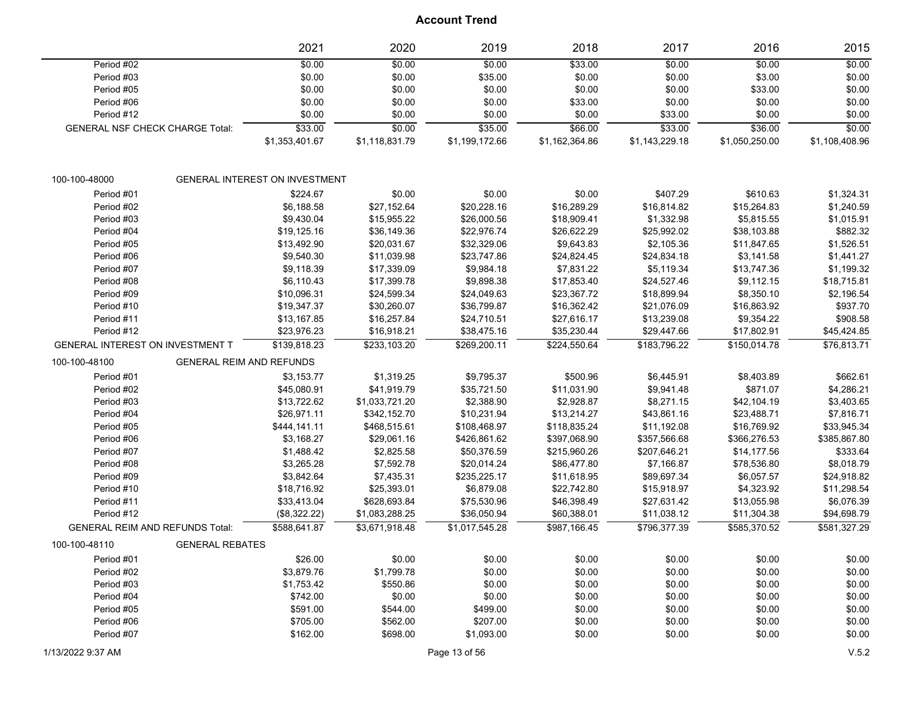# Account Trend

| | 2021 | 2020 | 2019 | 2018 | 2017 | 2016 | 2015 |
|---|---|---|---|---|---|---|---|
| Period #02 | $0.00 | $0.00 | $0.00 | $33.00 | $0.00 | $0.00 | $0.00 |
| Period #03 | $0.00 | $0.00 | $35.00 | $0.00 | $0.00 | $3.00 | $0.00 |
| Period #05 | $0.00 | $0.00 | $0.00 | $0.00 | $0.00 | $33.00 | $0.00 |
| Period #06 | $0.00 | $0.00 | $0.00 | $33.00 | $0.00 | $0.00 | $0.00 |
| Period #12 | $0.00 | $0.00 | $0.00 | $0.00 | $33.00 | $0.00 | $0.00 |
| GENERAL NSF CHECK CHARGE Total: | $33.00 | $0.00 | $35.00 | $66.00 | $33.00 | $36.00 | $0.00 |
| | $1,353,401.67 | $1,118,831.79 | $1,199,172.66 | $1,162,364.86 | $1,143,229.18 | $1,050,250.00 | $1,108,408.96 |
| **100-100-48000 GENERAL INTEREST ON INVESTMENT** | | | | | | | |
| Period #01 | $224.67 | $0.00 | $0.00 | $0.00 | $407.29 | $610.63 | $1,324.31 |
| Period #02 | $6,188.58 | $27,152.64 | $20,228.16 | $16,289.29 | $16,814.82 | $15,264.83 | $1,240.59 |
| Period #03 | $9,430.04 | $15,955.22 | $26,000.56 | $18,909.41 | $1,332.98 | $5,815.55 | $1,015.91 |
| Period #04 | $19,125.16 | $36,149.36 | $22,976.74 | $26,622.29 | $25,992.02 | $38,103.88 | $882.32 |
| Period #05 | $13,492.90 | $20,031.67 | $32,329.06 | $9,643.83 | $2,105.36 | $11,847.65 | $1,526.51 |
| Period #06 | $9,540.30 | $11,039.98 | $23,747.86 | $24,824.45 | $24,834.18 | $3,141.58 | $1,441.27 |
| Period #07 | $9,118.39 | $17,339.09 | $9,984.18 | $7,831.22 | $5,119.34 | $13,747.36 | $1,199.32 |
| Period #08 | $6,110.43 | $17,399.78 | $9,898.38 | $17,853.40 | $24,527.46 | $9,112.15 | $18,715.81 |
| Period #09 | $10,096.31 | $24,599.34 | $24,049.63 | $23,367.72 | $18,899.94 | $8,350.10 | $2,196.54 |
| Period #10 | $19,347.37 | $30,260.07 | $36,799.87 | $16,362.42 | $21,076.09 | $16,863.92 | $937.70 |
| Period #11 | $13,167.85 | $16,257.84 | $24,710.51 | $27,616.17 | $13,239.08 | $9,354.22 | $908.58 |
| Period #12 | $23,976.23 | $16,918.21 | $38,475.16 | $35,230.44 | $29,447.66 | $17,802.91 | $45,424.85 |
| GENERAL INTEREST ON INVESTMENT T | $139,818.23 | $233,103.20 | $269,200.11 | $224,550.64 | $183,796.22 | $150,014.78 | $76,813.71 |
| **100-100-48100 GENERAL REIM AND REFUNDS** | | | | | | | |
| Period #01 | $3,153.77 | $1,319.25 | $9,795.37 | $500.96 | $6,445.91 | $8,403.89 | $662.61 |
| Period #02 | $45,080.91 | $41,919.79 | $35,721.50 | $11,031.90 | $9,941.48 | $871.07 | $4,286.21 |
| Period #03 | $13,722.62 | $1,033,721.20 | $2,388.90 | $2,928.87 | $8,271.15 | $42,104.19 | $3,403.65 |
| Period #04 | $26,971.11 | $342,152.70 | $10,231.94 | $13,214.27 | $43,861.16 | $23,488.71 | $7,816.71 |
| Period #05 | $444,141.11 | $468,515.61 | $108,468.97 | $118,835.24 | $11,192.08 | $16,769.92 | $33,945.34 |
| Period #06 | $3,168.27 | $29,061.16 | $426,861.62 | $397,068.90 | $357,566.68 | $366,276.53 | $385,867.80 |
| Period #07 | $1,488.42 | $2,825.58 | $50,376.59 | $215,960.26 | $207,646.21 | $14,177.56 | $333.64 |
| Period #08 | $3,265.28 | $7,592.78 | $20,014.24 | $86,477.80 | $7,166.87 | $78,536.80 | $8,018.79 |
| Period #09 | $3,842.64 | $7,435.31 | $235,225.17 | $11,618.95 | $89,697.34 | $6,057.57 | $24,918.82 |
| Period #10 | $18,716.92 | $25,393.01 | $6,879.08 | $22,742.80 | $15,918.97 | $4,323.92 | $11,298.54 |
| Period #11 | $33,413.04 | $628,693.84 | $75,530.96 | $46,398.49 | $27,631.42 | $13,055.98 | $6,076.39 |
| Period #12 | ($8,322.22) | $1,083,288.25 | $36,050.94 | $60,388.01 | $11,038.12 | $11,304.38 | $94,698.79 |
| GENERAL REIM AND REFUNDS Total: | $588,641.87 | $3,671,918.48 | $1,017,545.28 | $987,166.45 | $796,377.39 | $585,370.52 | $581,327.29 |
| **100-100-48110 GENERAL REBATES** | | | | | | | |
| Period #01 | $26.00 | $0.00 | $0.00 | $0.00 | $0.00 | $0.00 | $0.00 |
| Period #02 | $3,879.76 | $1,799.78 | $0.00 | $0.00 | $0.00 | $0.00 | $0.00 |
| Period #03 | $1,753.42 | $550.86 | $0.00 | $0.00 | $0.00 | $0.00 | $0.00 |
| Period #04 | $742.00 | $0.00 | $0.00 | $0.00 | $0.00 | $0.00 | $0.00 |
| Period #05 | $591.00 | $544.00 | $499.00 | $0.00 | $0.00 | $0.00 | $0.00 |
| Period #06 | $705.00 | $562.00 | $207.00 | $0.00 | $0.00 | $0.00 | $0.00 |
| Period #07 | $162.00 | $698.00 | $1,093.00 | $0.00 | $0.00 | $0.00 | $0.00 |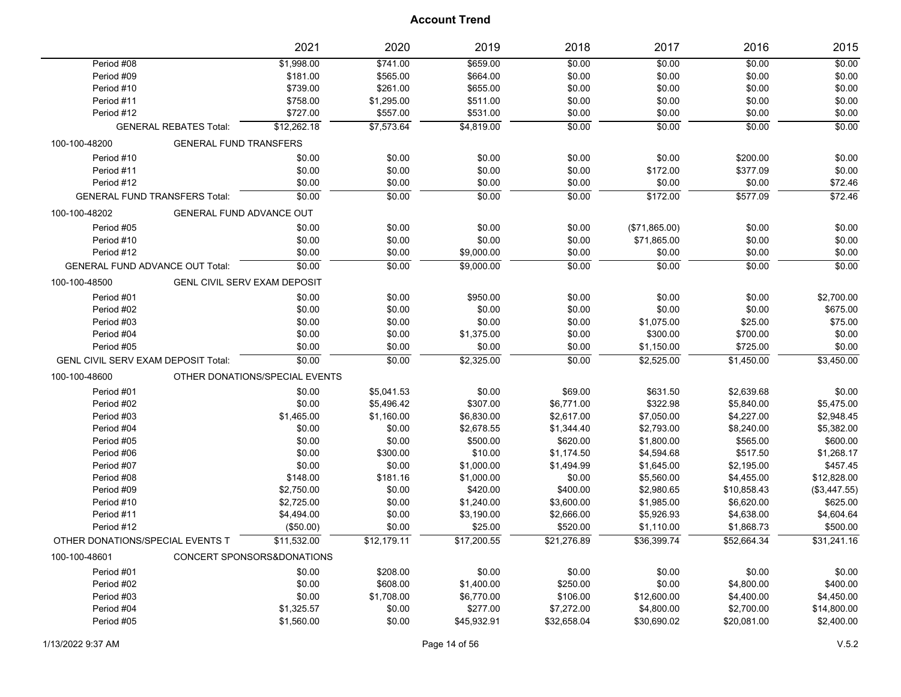# Account Trend

| | 2021 | 2020 | 2019 | 2018 | 2017 | 2016 | 2015 |
|---|---|---|---|---|---|---|---|
| Period #08 | $1,998.00 | $741.00 | $659.00 | $0.00 | $0.00 | $0.00 | $0.00 |
| Period #09 | $181.00 | $565.00 | $664.00 | $0.00 | $0.00 | $0.00 | $0.00 |
| Period #10 | $739.00 | $261.00 | $655.00 | $0.00 | $0.00 | $0.00 | $0.00 |
| Period #11 | $758.00 | $1,295.00 | $511.00 | $0.00 | $0.00 | $0.00 | $0.00 |
| Period #12 | $727.00 | $557.00 | $531.00 | $0.00 | $0.00 | $0.00 | $0.00 |
| GENERAL REBATES Total: | $12,262.18 | $7,573.64 | $4,819.00 | $0.00 | $0.00 | $0.00 | $0.00 |
| **100-100-48200 GENERAL FUND TRANSFERS** | | | | | | | |
| Period #10 | $0.00 | $0.00 | $0.00 | $0.00 | $0.00 | $200.00 | $0.00 |
| Period #11 | $0.00 | $0.00 | $0.00 | $0.00 | $172.00 | $377.09 | $0.00 |
| Period #12 | $0.00 | $0.00 | $0.00 | $0.00 | $0.00 | $0.00 | $72.46 |
| GENERAL FUND TRANSFERS Total: | $0.00 | $0.00 | $0.00 | $0.00 | $172.00 | $577.09 | $72.46 |
| **100-100-48202 GENERAL FUND ADVANCE OUT** | | | | | | | |
| Period #05 | $0.00 | $0.00 | $0.00 | $0.00 | ($71,865.00) | $0.00 | $0.00 |
| Period #10 | $0.00 | $0.00 | $0.00 | $0.00 | $71,865.00 | $0.00 | $0.00 |
| Period #12 | $0.00 | $0.00 | $9,000.00 | $0.00 | $0.00 | $0.00 | $0.00 |
| GENERAL FUND ADVANCE OUT Total: | $0.00 | $0.00 | $9,000.00 | $0.00 | $0.00 | $0.00 | $0.00 |
| **100-100-48500 GENL CIVIL SERV EXAM DEPOSIT** | | | | | | | |
| Period #01 | $0.00 | $0.00 | $950.00 | $0.00 | $0.00 | $0.00 | $2,700.00 |
| Period #02 | $0.00 | $0.00 | $0.00 | $0.00 | $0.00 | $0.00 | $675.00 |
| Period #03 | $0.00 | $0.00 | $0.00 | $0.00 | $1,075.00 | $25.00 | $75.00 |
| Period #04 | $0.00 | $0.00 | $1,375.00 | $0.00 | $300.00 | $700.00 | $0.00 |
| Period #05 | $0.00 | $0.00 | $0.00 | $0.00 | $1,150.00 | $725.00 | $0.00 |
| GENL CIVIL SERV EXAM DEPOSIT Total: | $0.00 | $0.00 | $2,325.00 | $0.00 | $2,525.00 | $1,450.00 | $3,450.00 |
| **100-100-48600 OTHER DONATIONS/SPECIAL EVENTS** | | | | | | | |
| Period #01 | $0.00 | $5,041.53 | $0.00 | $69.00 | $631.50 | $2,639.68 | $0.00 |
| Period #02 | $0.00 | $5,496.42 | $307.00 | $6,771.00 | $322.98 | $5,840.00 | $5,475.00 |
| Period #03 | $1,465.00 | $1,160.00 | $6,830.00 | $2,617.00 | $7,050.00 | $4,227.00 | $2,948.45 |
| Period #04 | $0.00 | $0.00 | $2,678.55 | $1,344.40 | $2,793.00 | $8,240.00 | $5,382.00 |
| Period #05 | $0.00 | $0.00 | $500.00 | $620.00 | $1,800.00 | $565.00 | $600.00 |
| Period #06 | $0.00 | $300.00 | $10.00 | $1,174.50 | $4,594.68 | $517.50 | $1,268.17 |
| Period #07 | $0.00 | $0.00 | $1,000.00 | $1,494.99 | $1,645.00 | $2,195.00 | $457.45 |
| Period #08 | $148.00 | $181.16 | $1,000.00 | $0.00 | $5,560.00 | $4,455.00 | $12,828.00 |
| Period #09 | $2,750.00 | $0.00 | $420.00 | $400.00 | $2,980.65 | $10,858.43 | ($3,447.55) |
| Period #10 | $2,725.00 | $0.00 | $1,240.00 | $3,600.00 | $1,985.00 | $6,620.00 | $625.00 |
| Period #11 | $4,494.00 | $0.00 | $3,190.00 | $2,666.00 | $5,926.93 | $4,638.00 | $4,604.64 |
| Period #12 | ($50.00) | $0.00 | $25.00 | $520.00 | $1,110.00 | $1,868.73 | $500.00 |
| OTHER DONATIONS/SPECIAL EVENTS T | $11,532.00 | $12,179.11 | $17,200.55 | $21,276.89 | $36,399.74 | $52,664.34 | $31,241.16 |
| **100-100-48601 CONCERT SPONSORS&DONATIONS** | | | | | | | |
| Period #01 | $0.00 | $208.00 | $0.00 | $0.00 | $0.00 | $0.00 | $0.00 |
| Period #02 | $0.00 | $608.00 | $1,400.00 | $250.00 | $0.00 | $4,800.00 | $400.00 |
| Period #03 | $0.00 | $1,708.00 | $6,770.00 | $106.00 | $12,600.00 | $4,400.00 | $4,450.00 |
| Period #04 | $1,325.57 | $0.00 | $277.00 | $7,272.00 | $4,800.00 | $2,700.00 | $14,800.00 |
| Period #05 | $1,560.00 | $0.00 | $45,932.91 | $32,658.04 | $30,690.02 | $20,081.00 | $2,400.00 |

1/13/2022 9:37 AM V.5.2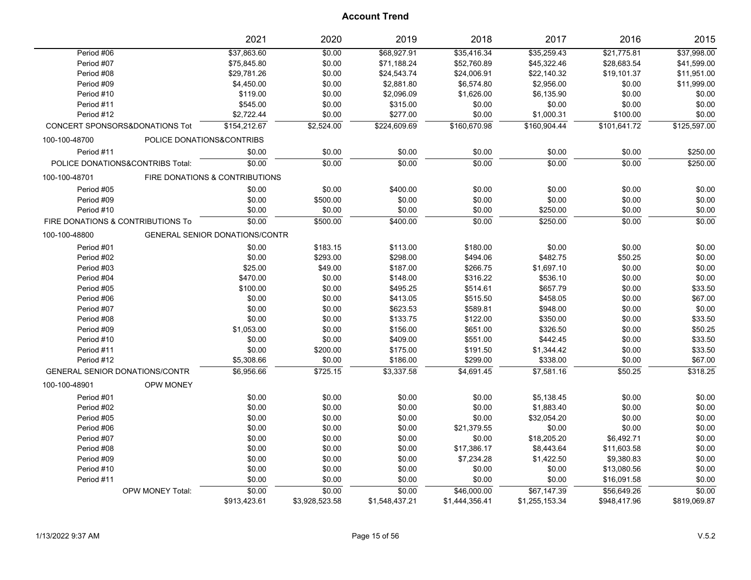# Account Trend

| | 2021 | 2020 | 2019 | 2018 | 2017 | 2016 | 2015 |
|---|---|---|---|---|---|---|---|
| Period #06 | $37,863.60 | $0.00 | $68,927.91 | $35,416.34 | $35,259.43 | $21,775.81 | $37,998.00 |
| Period #07 | $75,845.80 | $0.00 | $71,188.24 | $52,760.89 | $45,322.46 | $28,683.54 | $41,599.00 |
| Period #08 | $29,781.26 | $0.00 | $24,543.74 | $24,006.91 | $22,140.32 | $19,101.37 | $11,951.00 |
| Period #09 | $4,450.00 | $0.00 | $2,881.80 | $6,574.80 | $2,956.00 | $0.00 | $11,999.00 |
| Period #10 | $119.00 | $0.00 | $2,096.09 | $1,626.00 | $6,135.90 | $0.00 | $0.00 |
| Period #11 | $545.00 | $0.00 | $315.00 | $0.00 | $0.00 | $0.00 | $0.00 |
| Period #12 | $2,722.44 | $0.00 | $277.00 | $0.00 | $1,000.31 | $100.00 | $0.00 |
| CONCERT SPONSORS&DONATIONS Tot | $154,212.67 | $2,524.00 | $224,609.69 | $160,670.98 | $160,904.44 | $101,641.72 | $125,597.00 |
| 100-100-48700 POLICE DONATIONS&CONTRIBS | | | | | | | |
| Period #11 | $0.00 | $0.00 | $0.00 | $0.00 | $0.00 | $0.00 | $250.00 |
| POLICE DONATIONS&CONTRIBS Total: | $0.00 | $0.00 | $0.00 | $0.00 | $0.00 | $0.00 | $250.00 |
| 100-100-48701 FIRE DONATIONS & CONTRIBUTIONS | | | | | | | |
| Period #05 | $0.00 | $0.00 | $400.00 | $0.00 | $0.00 | $0.00 | $0.00 |
| Period #09 | $0.00 | $500.00 | $0.00 | $0.00 | $0.00 | $0.00 | $0.00 |
| Period #10 | $0.00 | $0.00 | $0.00 | $0.00 | $250.00 | $0.00 | $0.00 |
| FIRE DONATIONS & CONTRIBUTIONS To | $0.00 | $500.00 | $400.00 | $0.00 | $250.00 | $0.00 | $0.00 |
| 100-100-48800 GENERAL SENIOR DONATIONS/CONTR | | | | | | | |
| Period #01 | $0.00 | $183.15 | $113.00 | $180.00 | $0.00 | $0.00 | $0.00 |
| Period #02 | $0.00 | $293.00 | $298.00 | $494.06 | $482.75 | $50.25 | $0.00 |
| Period #03 | $25.00 | $49.00 | $187.00 | $266.75 | $1,697.10 | $0.00 | $0.00 |
| Period #04 | $470.00 | $0.00 | $148.00 | $316.22 | $536.10 | $0.00 | $0.00 |
| Period #05 | $100.00 | $0.00 | $495.25 | $514.61 | $657.79 | $0.00 | $33.50 |
| Period #06 | $0.00 | $0.00 | $413.05 | $515.50 | $458.05 | $0.00 | $67.00 |
| Period #07 | $0.00 | $0.00 | $623.53 | $589.81 | $948.00 | $0.00 | $0.00 |
| Period #08 | $0.00 | $0.00 | $133.75 | $122.00 | $350.00 | $0.00 | $33.50 |
| Period #09 | $1,053.00 | $0.00 | $156.00 | $651.00 | $326.50 | $0.00 | $50.25 |
| Period #10 | $0.00 | $0.00 | $409.00 | $551.00 | $442.45 | $0.00 | $33.50 |
| Period #11 | $0.00 | $200.00 | $175.00 | $191.50 | $1,344.42 | $0.00 | $33.50 |
| Period #12 | $5,308.66 | $0.00 | $186.00 | $299.00 | $338.00 | $0.00 | $67.00 |
| GENERAL SENIOR DONATIONS/CONTR | $6,956.66 | $725.15 | $3,337.58 | $4,691.45 | $7,581.16 | $50.25 | $318.25 |
| 100-100-48901 OPW MONEY | | | | | | | |
| Period #01 | $0.00 | $0.00 | $0.00 | $0.00 | $5,138.45 | $0.00 | $0.00 |
| Period #02 | $0.00 | $0.00 | $0.00 | $0.00 | $1,883.40 | $0.00 | $0.00 |
| Period #05 | $0.00 | $0.00 | $0.00 | $0.00 | $32,054.20 | $0.00 | $0.00 |
| Period #06 | $0.00 | $0.00 | $0.00 | $21,379.55 | $0.00 | $0.00 | $0.00 |
| Period #07 | $0.00 | $0.00 | $0.00 | $0.00 | $18,205.20 | $6,492.71 | $0.00 |
| Period #08 | $0.00 | $0.00 | $0.00 | $17,386.17 | $8,443.64 | $11,603.58 | $0.00 |
| Period #09 | $0.00 | $0.00 | $0.00 | $7,234.28 | $1,422.50 | $9,380.83 | $0.00 |
| Period #10 | $0.00 | $0.00 | $0.00 | $0.00 | $0.00 | $13,080.56 | $0.00 |
| Period #11 | $0.00 | $0.00 | $0.00 | $0.00 | $0.00 | $16,091.58 | $0.00 |
| OPW MONEY Total: | $0.00 | $0.00 | $0.00 | $46,000.00 | $67,147.39 | $56,649.26 | $0.00 |
| | $913,423.61 | $3,928,523.58 | $1,548,437.21 | $1,444,356.41 | $1,255,153.34 | $948,417.96 | $819,069.87 |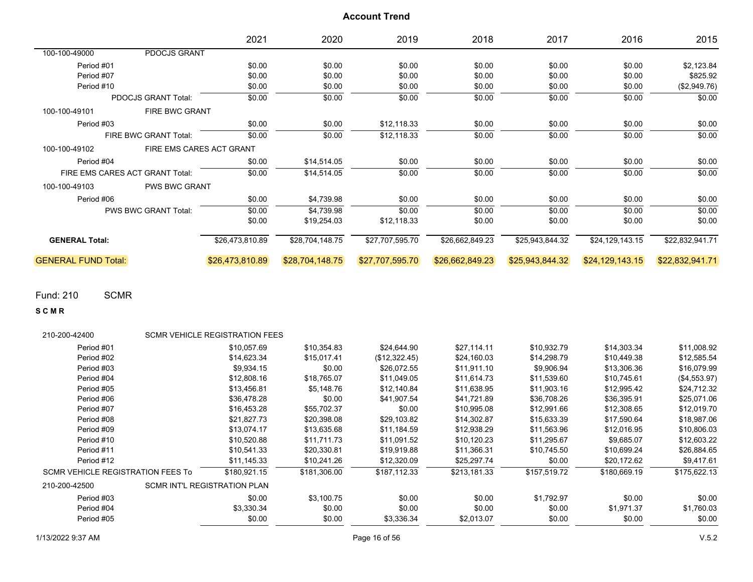# Account Trend

| | 2021 | 2020 | 2019 | 2018 | 2017 | 2016 | 2015 |
|---|---|---|---|---|---|---|---|
| **100-100-49000 PDOCJS GRANT** | | | | | | | |
| Period #01 | $0.00 | $0.00 | $0.00 | $0.00 | $0.00 | $0.00 | $2,123.84 |
| Period #07 | $0.00 | $0.00 | $0.00 | $0.00 | $0.00 | $0.00 | $825.92 |
| Period #10 | $0.00 | $0.00 | $0.00 | $0.00 | $0.00 | $0.00 | ($2,949.76) |
| PDOCJS GRANT Total: | $0.00 | $0.00 | $0.00 | $0.00 | $0.00 | $0.00 | $0.00 |
| **100-100-49101 FIRE BWC GRANT** | | | | | | | |
| Period #03 | $0.00 | $0.00 | $12,118.33 | $0.00 | $0.00 | $0.00 | $0.00 |
| FIRE BWC GRANT Total: | $0.00 | $0.00 | $12,118.33 | $0.00 | $0.00 | $0.00 | $0.00 |
| **100-100-49102 FIRE EMS CARES ACT GRANT** | | | | | | | |
| Period #04 | $0.00 | $14,514.05 | $0.00 | $0.00 | $0.00 | $0.00 | $0.00 |
| FIRE EMS CARES ACT GRANT Total: | $0.00 | $14,514.05 | $0.00 | $0.00 | $0.00 | $0.00 | $0.00 |
| **100-100-49103 PWS BWC GRANT** | | | | | | | |
| Period #06 | $0.00 | $4,739.98 | $0.00 | $0.00 | $0.00 | $0.00 | $0.00 |
| PWS BWC GRANT Total: | $0.00 | $4,739.98 | $0.00 | $0.00 | $0.00 | $0.00 | $0.00 |
| | $0.00 | $19,254.03 | $12,118.33 | $0.00 | $0.00 | $0.00 | $0.00 |
| **GENERAL Total:** | $26,473,810.89 | $28,704,148.75 | $27,707,595.70 | $26,662,849.23 | $25,943,844.32 | $24,129,143.15 | $22,832,941.71 |
| **GENERAL FUND Total:** | $26,473,810.89 | $28,704,148.75 | $27,707,595.70 | $26,662,849.23 | $25,943,844.32 | $24,129,143.15 | $22,832,941.71 |

## Fund: 210 SCMR

**S C M R**

| | 2021 | 2020 | 2019 | 2018 | 2017 | 2016 | 2015 |
|---|---|---|---|---|---|---|---|
| **210-200-42400 SCMR VEHICLE REGISTRATION FEES** | | | | | | | |
| Period #01 | $10,057.69 | $10,354.83 | $24,644.90 | $27,114.11 | $10,932.79 | $14,303.34 | $11,008.92 |
| Period #02 | $14,623.34 | $15,017.41 | ($12,322.45) | $24,160.03 | $14,298.79 | $10,449.38 | $12,585.54 |
| Period #03 | $9,934.15 | $0.00 | $26,072.55 | $11,911.10 | $9,906.94 | $13,306.36 | $16,079.99 |
| Period #04 | $12,808.16 | $18,765.07 | $11,049.05 | $11,614.73 | $11,539.60 | $10,745.61 | ($4,553.97) |
| Period #05 | $13,456.81 | $5,148.76 | $12,140.84 | $11,638.95 | $11,903.16 | $12,995.42 | $24,712.32 |
| Period #06 | $36,478.28 | $0.00 | $41,907.54 | $41,721.89 | $36,708.26 | $36,395.91 | $25,071.06 |
| Period #07 | $16,453.28 | $55,702.37 | $0.00 | $10,995.08 | $12,991.66 | $12,308.65 | $12,019.70 |
| Period #08 | $21,827.73 | $20,398.08 | $29,103.82 | $14,302.87 | $15,633.39 | $17,590.64 | $18,987.06 |
| Period #09 | $13,074.17 | $13,635.68 | $11,184.59 | $12,938.29 | $11,563.96 | $12,016.95 | $10,806.03 |
| Period #10 | $10,520.88 | $11,711.73 | $11,091.52 | $10,120.23 | $11,295.67 | $9,685.07 | $12,603.22 |
| Period #11 | $10,541.33 | $20,330.81 | $19,919.88 | $11,366.31 | $10,745.50 | $10,699.24 | $26,884.65 |
| Period #12 | $11,145.33 | $10,241.26 | $12,320.09 | $25,297.74 | $0.00 | $20,172.62 | $9,417.61 |
| SCMR VEHICLE REGISTRATION FEES To | $180,921.15 | $181,306.00 | $187,112.33 | $213,181.33 | $157,519.72 | $180,669.19 | $175,622.13 |
| **210-200-42500 SCMR INT'L REGISTRATION PLAN** | | | | | | | |
| Period #03 | $0.00 | $3,100.75 | $0.00 | $0.00 | $1,792.97 | $0.00 | $0.00 |
| Period #04 | $3,330.34 | $0.00 | $0.00 | $0.00 | $0.00 | $1,971.37 | $1,760.03 |
| Period #05 | $0.00 | $0.00 | $3,336.34 | $2,013.07 | $0.00 | $0.00 | $0.00 |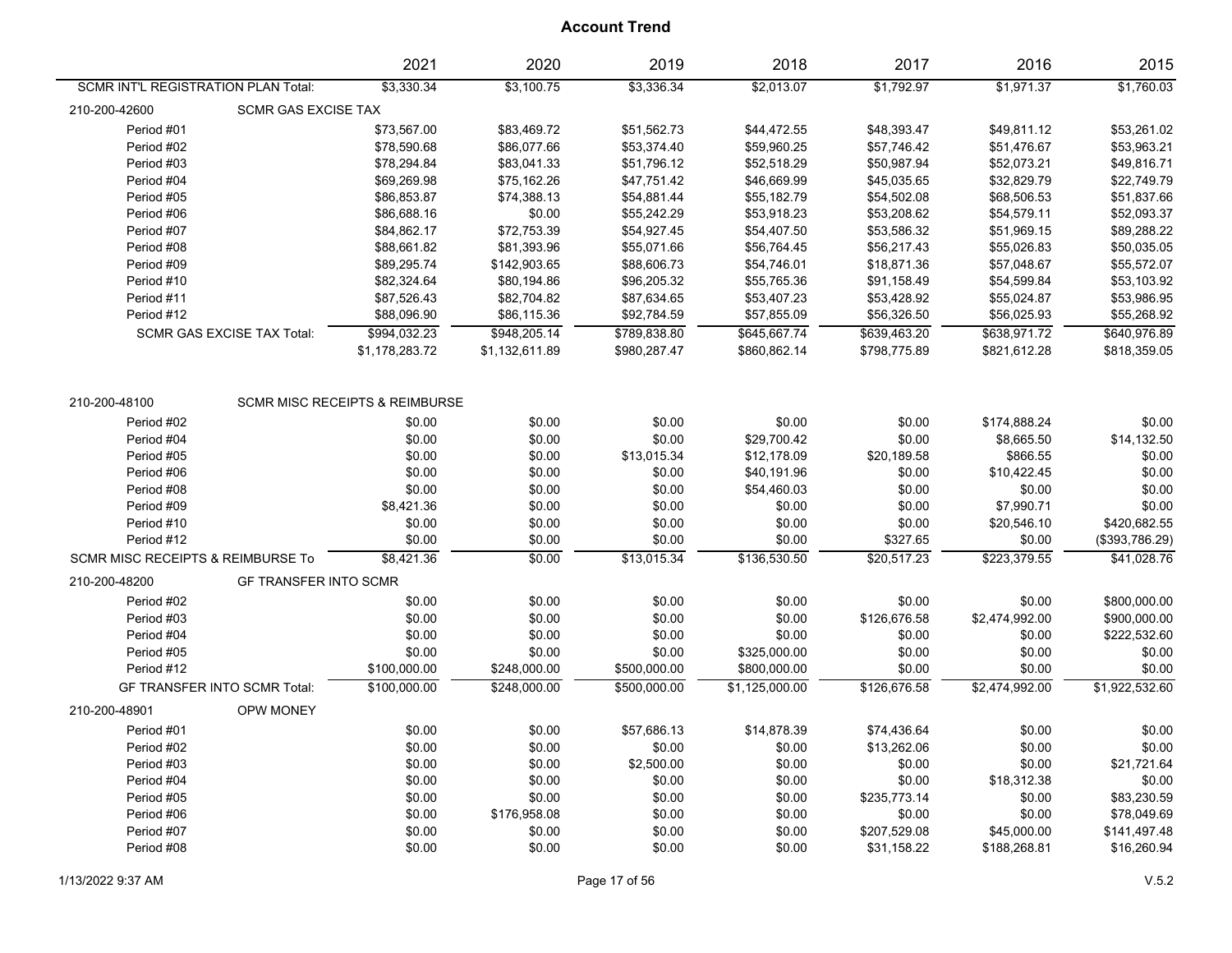# Account Trend

| | | 2021 | 2020 | 2019 | 2018 | 2017 | 2016 | 2015 |
|---|---|---|---|---|---|---|---|---|
| SCMR INT'L REGISTRATION PLAN Total: | | $3,330.34 | $3,100.75 | $3,336.34 | $2,013.07 | $1,792.97 | $1,971.37 | $1,760.03 |
| 210-200-42600 | SCMR GAS EXCISE TAX | | | | | | | |
| Period #01 | | $73,567.00 | $83,469.72 | $51,562.73 | $44,472.55 | $48,393.47 | $49,811.12 | $53,261.02 |
| Period #02 | | $78,590.68 | $86,077.66 | $53,374.40 | $59,960.25 | $57,746.42 | $51,476.67 | $53,963.21 |
| Period #03 | | $78,294.84 | $83,041.33 | $51,796.12 | $52,518.29 | $50,987.94 | $52,073.21 | $49,816.71 |
| Period #04 | | $69,269.98 | $75,162.26 | $47,751.42 | $46,669.99 | $45,035.65 | $32,829.79 | $22,749.79 |
| Period #05 | | $86,853.87 | $74,388.13 | $54,881.44 | $55,182.79 | $54,502.08 | $68,506.53 | $51,837.66 |
| Period #06 | | $86,688.16 | $0.00 | $55,242.29 | $53,918.23 | $53,208.62 | $54,579.11 | $52,093.37 |
| Period #07 | | $84,862.17 | $72,753.39 | $54,927.45 | $54,407.50 | $53,586.32 | $51,969.15 | $89,288.22 |
| Period #08 | | $88,661.82 | $81,393.96 | $55,071.66 | $56,764.45 | $56,217.43 | $55,026.83 | $50,035.05 |
| Period #09 | | $89,295.74 | $142,903.65 | $88,606.73 | $54,746.01 | $18,871.36 | $57,048.67 | $55,572.07 |
| Period #10 | | $82,324.64 | $80,194.86 | $96,205.32 | $55,765.36 | $91,158.49 | $54,599.84 | $53,103.92 |
| Period #11 | | $87,526.43 | $82,704.82 | $87,634.65 | $53,407.23 | $53,428.92 | $55,024.87 | $53,986.95 |
| Period #12 | | $88,096.90 | $86,115.36 | $92,784.59 | $57,855.09 | $56,326.50 | $56,025.93 | $55,268.92 |
| SCMR GAS EXCISE TAX Total: | | $994,032.23 | $948,205.14 | $789,838.80 | $645,667.74 | $639,463.20 | $638,971.72 | $640,976.89 |
| | | $1,178,283.72 | $1,132,611.89 | $980,287.47 | $860,862.14 | $798,775.89 | $821,612.28 | $818,359.05 |
| 210-200-48100 | SCMR MISC RECEIPTS & REIMBURSE | | | | | | | |
| Period #02 | | $0.00 | $0.00 | $0.00 | $0.00 | $0.00 | $174,888.24 | $0.00 |
| Period #04 | | $0.00 | $0.00 | $0.00 | $29,700.42 | $0.00 | $8,665.50 | $14,132.50 |
| Period #05 | | $0.00 | $0.00 | $13,015.34 | $12,178.09 | $20,189.58 | $866.55 | $0.00 |
| Period #06 | | $0.00 | $0.00 | $0.00 | $40,191.96 | $0.00 | $10,422.45 | $0.00 |
| Period #08 | | $0.00 | $0.00 | $0.00 | $54,460.03 | $0.00 | $0.00 | $0.00 |
| Period #09 | | $8,421.36 | $0.00 | $0.00 | $0.00 | $0.00 | $7,990.71 | $0.00 |
| Period #10 | | $0.00 | $0.00 | $0.00 | $0.00 | $0.00 | $20,546.10 | $420,682.55 |
| Period #12 | | $0.00 | $0.00 | $0.00 | $0.00 | $327.65 | $0.00 | ($393,786.29) |
| SCMR MISC RECEIPTS & REIMBURSE To | | $8,421.36 | $0.00 | $13,015.34 | $136,530.50 | $20,517.23 | $223,379.55 | $41,028.76 |
| 210-200-48200 | GF TRANSFER INTO SCMR | | | | | | | |
| Period #02 | | $0.00 | $0.00 | $0.00 | $0.00 | $0.00 | $0.00 | $800,000.00 |
| Period #03 | | $0.00 | $0.00 | $0.00 | $0.00 | $126,676.58 | $2,474,992.00 | $900,000.00 |
| Period #04 | | $0.00 | $0.00 | $0.00 | $0.00 | $0.00 | $0.00 | $222,532.60 |
| Period #05 | | $0.00 | $0.00 | $0.00 | $325,000.00 | $0.00 | $0.00 | $0.00 |
| Period #12 | | $100,000.00 | $248,000.00 | $500,000.00 | $800,000.00 | $0.00 | $0.00 | $0.00 |
| GF TRANSFER INTO SCMR Total: | | $100,000.00 | $248,000.00 | $500,000.00 | $1,125,000.00 | $126,676.58 | $2,474,992.00 | $1,922,532.60 |
| 210-200-48901 | OPW MONEY | | | | | | | |
| Period #01 | | $0.00 | $0.00 | $57,686.13 | $14,878.39 | $74,436.64 | $0.00 | $0.00 |
| Period #02 | | $0.00 | $0.00 | $0.00 | $0.00 | $13,262.06 | $0.00 | $0.00 |
| Period #03 | | $0.00 | $0.00 | $2,500.00 | $0.00 | $0.00 | $0.00 | $21,721.64 |
| Period #04 | | $0.00 | $0.00 | $0.00 | $0.00 | $0.00 | $18,312.38 | $0.00 |
| Period #05 | | $0.00 | $0.00 | $0.00 | $0.00 | $235,773.14 | $0.00 | $83,230.59 |
| Period #06 | | $0.00 | $176,958.08 | $0.00 | $0.00 | $0.00 | $0.00 | $78,049.69 |
| Period #07 | | $0.00 | $0.00 | $0.00 | $0.00 | $207,529.08 | $45,000.00 | $141,497.48 |
| Period #08 | | $0.00 | $0.00 | $0.00 | $0.00 | $31,158.22 | $188,268.81 | $16,260.94 |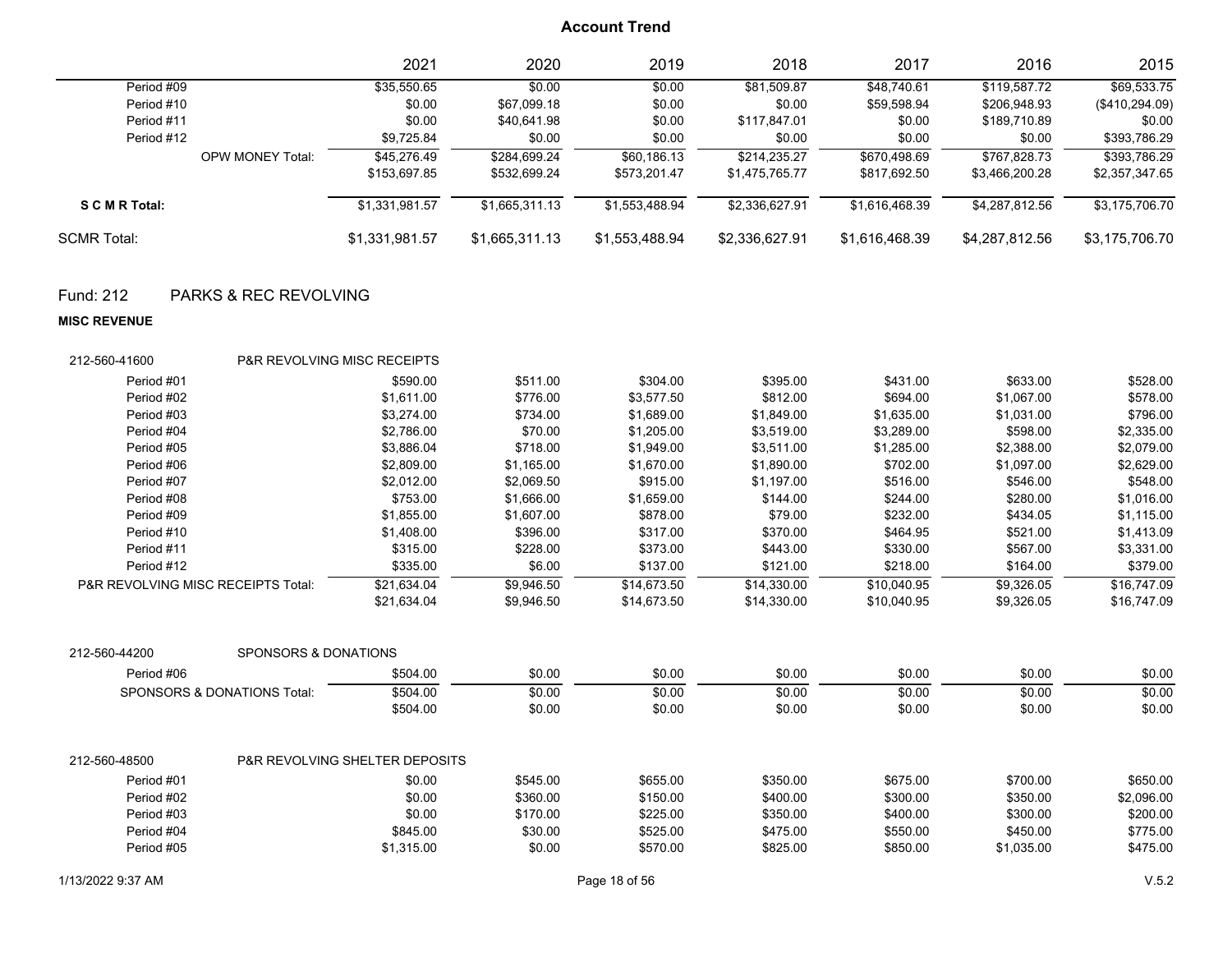# Account Trend

| | 2021 | 2020 | 2019 | 2018 | 2017 | 2016 | 2015 |
|---|---|---|---|---|---|---|---|
| Period #09 | $35,550.65 | $0.00 | $0.00 | $81,509.87 | $48,740.61 | $119,587.72 | $69,533.75 |
| Period #10 | $0.00 | $67,099.18 | $0.00 | $0.00 | $59,598.94 | $206,948.93 | ($410,294.09) |
| Period #11 | $0.00 | $40,641.98 | $0.00 | $117,847.01 | $0.00 | $189,710.89 | $0.00 |
| Period #12 | $9,725.84 | $0.00 | $0.00 | $0.00 | $0.00 | $0.00 | $393,786.29 |
| OPW MONEY Total: | $45,276.49 | $284,699.24 | $60,186.13 | $214,235.27 | $670,498.69 | $767,828.73 | $393,786.29 |
| | $153,697.85 | $532,699.24 | $573,201.47 | $1,475,765.77 | $817,692.50 | $3,466,200.28 | $2,357,347.65 |
| **S C M R Total:** | $1,331,981.57 | $1,665,311.13 | $1,553,488.94 | $2,336,627.91 | $1,616,468.39 | $4,287,812.56 | $3,175,706.70 |
| SCMR Total: | $1,331,981.57 | $1,665,311.13 | $1,553,488.94 | $2,336,627.91 | $1,616,468.39 | $4,287,812.56 | $3,175,706.70 |

## Fund: 212 PARKS & REC REVOLVING

**MISC REVENUE**

212-560-41600 P&R REVOLVING MISC RECEIPTS

| | 2021 | 2020 | 2019 | 2018 | 2017 | 2016 | 2015 |
|---|---|---|---|---|---|---|---|
| Period #01 | $590.00 | $511.00 | $304.00 | $395.00 | $431.00 | $633.00 | $528.00 |
| Period #02 | $1,611.00 | $776.00 | $3,577.50 | $812.00 | $694.00 | $1,067.00 | $578.00 |
| Period #03 | $3,274.00 | $734.00 | $1,689.00 | $1,849.00 | $1,635.00 | $1,031.00 | $796.00 |
| Period #04 | $2,786.00 | $70.00 | $1,205.00 | $3,519.00 | $3,289.00 | $598.00 | $2,335.00 |
| Period #05 | $3,886.04 | $718.00 | $1,949.00 | $3,511.00 | $1,285.00 | $2,388.00 | $2,079.00 |
| Period #06 | $2,809.00 | $1,165.00 | $1,670.00 | $1,890.00 | $702.00 | $1,097.00 | $2,629.00 |
| Period #07 | $2,012.00 | $2,069.50 | $915.00 | $1,197.00 | $516.00 | $546.00 | $548.00 |
| Period #08 | $753.00 | $1,666.00 | $1,659.00 | $144.00 | $244.00 | $280.00 | $1,016.00 |
| Period #09 | $1,855.00 | $1,607.00 | $878.00 | $79.00 | $232.00 | $434.05 | $1,115.00 |
| Period #10 | $1,408.00 | $396.00 | $317.00 | $370.00 | $464.95 | $521.00 | $1,413.09 |
| Period #11 | $315.00 | $228.00 | $373.00 | $443.00 | $330.00 | $567.00 | $3,331.00 |
| Period #12 | $335.00 | $6.00 | $137.00 | $121.00 | $218.00 | $164.00 | $379.00 |
| P&R REVOLVING MISC RECEIPTS Total: | $21,634.04 | $9,946.50 | $14,673.50 | $14,330.00 | $10,040.95 | $9,326.05 | $16,747.09 |
| | $21,634.04 | $9,946.50 | $14,673.50 | $14,330.00 | $10,040.95 | $9,326.05 | $16,747.09 |

212-560-44200 SPONSORS & DONATIONS

| | 2021 | 2020 | 2019 | 2018 | 2017 | 2016 | 2015 |
|---|---|---|---|---|---|---|---|
| Period #06 | $504.00 | $0.00 | $0.00 | $0.00 | $0.00 | $0.00 | $0.00 |
| SPONSORS & DONATIONS Total: | $504.00 | $0.00 | $0.00 | $0.00 | $0.00 | $0.00 | $0.00 |
| | $504.00 | $0.00 | $0.00 | $0.00 | $0.00 | $0.00 | $0.00 |

212-560-48500 P&R REVOLVING SHELTER DEPOSITS

| | 2021 | 2020 | 2019 | 2018 | 2017 | 2016 | 2015 |
|---|---|---|---|---|---|---|---|
| Period #01 | $0.00 | $545.00 | $655.00 | $350.00 | $675.00 | $700.00 | $650.00 |
| Period #02 | $0.00 | $360.00 | $150.00 | $400.00 | $300.00 | $350.00 | $2,096.00 |
| Period #03 | $0.00 | $170.00 | $225.00 | $350.00 | $400.00 | $300.00 | $200.00 |
| Period #04 | $845.00 | $30.00 | $525.00 | $475.00 | $550.00 | $450.00 | $775.00 |
| Period #05 | $1,315.00 | $0.00 | $570.00 | $825.00 | $850.00 | $1,035.00 | $475.00 |

1/13/2022 9:37 AM V.5.2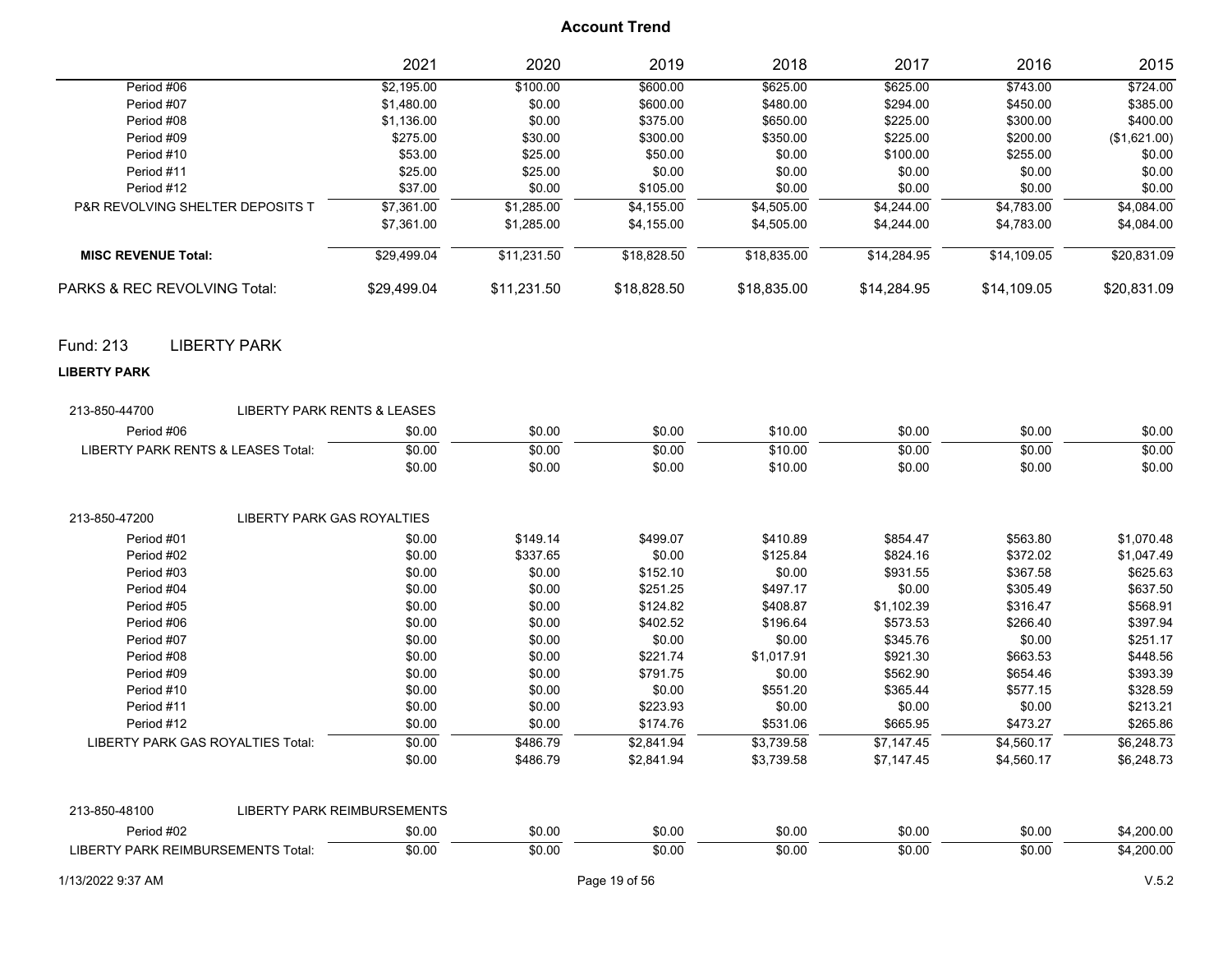## Account Trend

| | 2021 | 2020 | 2019 | 2018 | 2017 | 2016 | 2015 |
|---|---|---|---|---|---|---|---|
| Period #06 | $2,195.00 | $100.00 | $600.00 | $625.00 | $625.00 | $743.00 | $724.00 |
| Period #07 | $1,480.00 | $0.00 | $600.00 | $480.00 | $294.00 | $450.00 | $385.00 |
| Period #08 | $1,136.00 | $0.00 | $375.00 | $650.00 | $225.00 | $300.00 | $400.00 |
| Period #09 | $275.00 | $30.00 | $300.00 | $350.00 | $225.00 | $200.00 | ($1,621.00) |
| Period #10 | $53.00 | $25.00 | $50.00 | $0.00 | $100.00 | $255.00 | $0.00 |
| Period #11 | $25.00 | $25.00 | $0.00 | $0.00 | $0.00 | $0.00 | $0.00 |
| Period #12 | $37.00 | $0.00 | $105.00 | $0.00 | $0.00 | $0.00 | $0.00 |
| P&R REVOLVING SHELTER DEPOSITS T | $7,361.00 | $1,285.00 | $4,155.00 | $4,505.00 | $4,244.00 | $4,783.00 | $4,084.00 |
| | $7,361.00 | $1,285.00 | $4,155.00 | $4,505.00 | $4,244.00 | $4,783.00 | $4,084.00 |
| **MISC REVENUE Total:** | $29,499.04 | $11,231.50 | $18,828.50 | $18,835.00 | $14,284.95 | $14,109.05 | $20,831.09 |
| PARKS & REC REVOLVING Total: | $29,499.04 | $11,231.50 | $18,828.50 | $18,835.00 | $14,284.95 | $14,109.05 | $20,831.09 |

## Fund: 213 LIBERTY PARK

**LIBERTY PARK**

| 213-850-44700 LIBERTY PARK RENTS & LEASES | 2021 | 2020 | 2019 | 2018 | 2017 | 2016 | 2015 |
|---|---|---|---|---|---|---|---|
| Period #06 | $0.00 | $0.00 | $0.00 | $10.00 | $0.00 | $0.00 | $0.00 |
| LIBERTY PARK RENTS & LEASES Total: | $0.00 | $0.00 | $0.00 | $10.00 | $0.00 | $0.00 | $0.00 |
| | $0.00 | $0.00 | $0.00 | $10.00 | $0.00 | $0.00 | $0.00 |

| 213-850-47200 LIBERTY PARK GAS ROYALTIES | 2021 | 2020 | 2019 | 2018 | 2017 | 2016 | 2015 |
|---|---|---|---|---|---|---|---|
| Period #01 | $0.00 | $149.14 | $499.07 | $410.89 | $854.47 | $563.80 | $1,070.48 |
| Period #02 | $0.00 | $337.65 | $0.00 | $125.84 | $824.16 | $372.02 | $1,047.49 |
| Period #03 | $0.00 | $0.00 | $152.10 | $0.00 | $931.55 | $367.58 | $625.63 |
| Period #04 | $0.00 | $0.00 | $251.25 | $497.17 | $0.00 | $305.49 | $637.50 |
| Period #05 | $0.00 | $0.00 | $124.82 | $408.87 | $1,102.39 | $316.47 | $568.91 |
| Period #06 | $0.00 | $0.00 | $402.52 | $196.64 | $573.53 | $266.40 | $397.94 |
| Period #07 | $0.00 | $0.00 | $0.00 | $0.00 | $345.76 | $0.00 | $251.17 |
| Period #08 | $0.00 | $0.00 | $221.74 | $1,017.91 | $921.30 | $663.53 | $448.56 |
| Period #09 | $0.00 | $0.00 | $791.75 | $0.00 | $562.90 | $654.46 | $393.39 |
| Period #10 | $0.00 | $0.00 | $0.00 | $551.20 | $365.44 | $577.15 | $328.59 |
| Period #11 | $0.00 | $0.00 | $223.93 | $0.00 | $0.00 | $0.00 | $213.21 |
| Period #12 | $0.00 | $0.00 | $174.76 | $531.06 | $665.95 | $473.27 | $265.86 |
| LIBERTY PARK GAS ROYALTIES Total: | $0.00 | $486.79 | $2,841.94 | $3,739.58 | $7,147.45 | $4,560.17 | $6,248.73 |
| | $0.00 | $486.79 | $2,841.94 | $3,739.58 | $7,147.45 | $4,560.17 | $6,248.73 |

| 213-850-48100 LIBERTY PARK REIMBURSEMENTS | 2021 | 2020 | 2019 | 2018 | 2017 | 2016 | 2015 |
|---|---|---|---|---|---|---|---|
| Period #02 | $0.00 | $0.00 | $0.00 | $0.00 | $0.00 | $0.00 | $4,200.00 |
| LIBERTY PARK REIMBURSEMENTS Total: | $0.00 | $0.00 | $0.00 | $0.00 | $0.00 | $0.00 | $4,200.00 |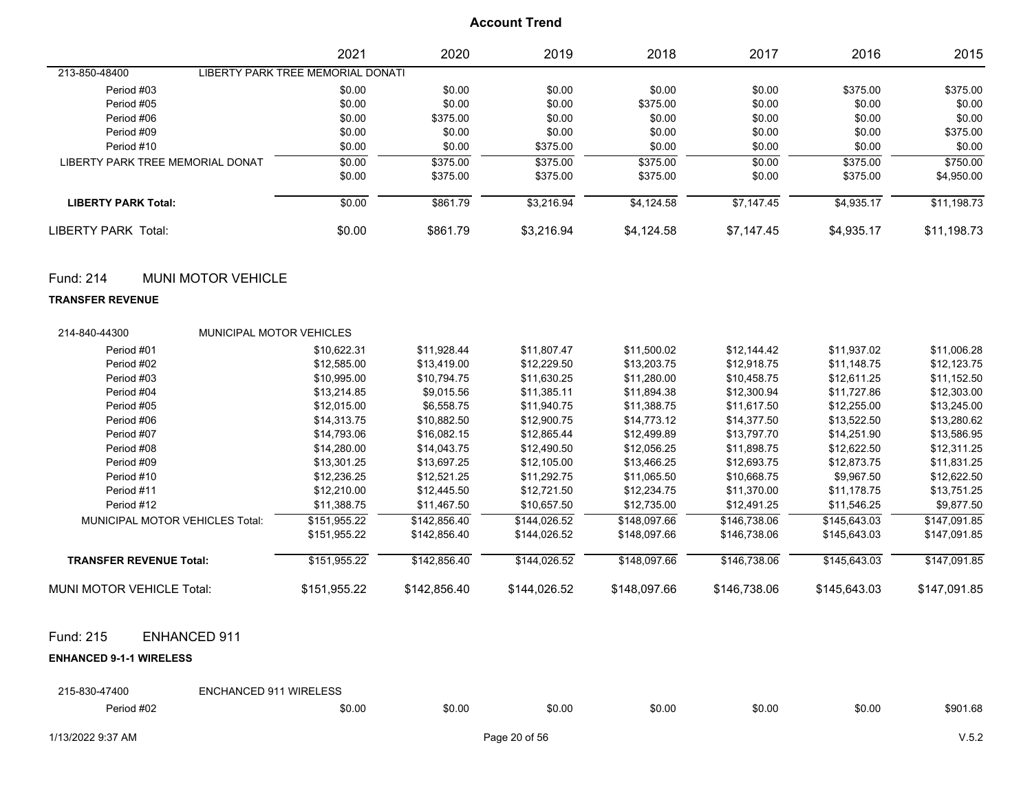## Account Trend

| | 2021 | 2020 | 2019 | 2018 | 2017 | 2016 | 2015 |
|---|---|---|---|---|---|---|---|
| 213-850-48400 LIBERTY PARK TREE MEMORIAL DONATI | | | | | | | |
| Period #03 | $0.00 | $0.00 | $0.00 | $0.00 | $0.00 | $375.00 | $375.00 |
| Period #05 | $0.00 | $0.00 | $0.00 | $375.00 | $0.00 | $0.00 | $0.00 |
| Period #06 | $0.00 | $375.00 | $0.00 | $0.00 | $0.00 | $0.00 | $0.00 |
| Period #09 | $0.00 | $0.00 | $0.00 | $0.00 | $0.00 | $0.00 | $375.00 |
| Period #10 | $0.00 | $0.00 | $375.00 | $0.00 | $0.00 | $0.00 | $0.00 |
| LIBERTY PARK TREE MEMORIAL DONAT | $0.00 | $375.00 | $375.00 | $375.00 | $0.00 | $375.00 | $750.00 |
| | $0.00 | $375.00 | $375.00 | $375.00 | $0.00 | $375.00 | $4,950.00 |
| **LIBERTY PARK Total:** | $0.00 | $861.79 | $3,216.94 | $4,124.58 | $7,147.45 | $4,935.17 | $11,198.73 |
| LIBERTY PARK Total: | $0.00 | $861.79 | $3,216.94 | $4,124.58 | $7,147.45 | $4,935.17 | $11,198.73 |

## Fund: 214 MUNI MOTOR VEHICLE

**TRANSFER REVENUE**

| | 2021 | 2020 | 2019 | 2018 | 2017 | 2016 | 2015 |
|---|---|---|---|---|---|---|---|
| 214-840-44300 MUNICIPAL MOTOR VEHICLES | | | | | | | |
| Period #01 | $10,622.31 | $11,928.44 | $11,807.47 | $11,500.02 | $12,144.42 | $11,937.02 | $11,006.28 |
| Period #02 | $12,585.00 | $13,419.00 | $12,229.50 | $13,203.75 | $12,918.75 | $11,148.75 | $12,123.75 |
| Period #03 | $10,995.00 | $10,794.75 | $11,630.25 | $11,280.00 | $10,458.75 | $12,611.25 | $11,152.50 |
| Period #04 | $13,214.85 | $9,015.56 | $11,385.11 | $11,894.38 | $12,300.94 | $11,727.86 | $12,303.00 |
| Period #05 | $12,015.00 | $6,558.75 | $11,940.75 | $11,388.75 | $11,617.50 | $12,255.00 | $13,245.00 |
| Period #06 | $14,313.75 | $10,882.50 | $12,900.75 | $14,773.12 | $14,377.50 | $13,522.50 | $13,280.62 |
| Period #07 | $14,793.06 | $16,082.15 | $12,865.44 | $12,499.89 | $13,797.70 | $14,251.90 | $13,586.95 |
| Period #08 | $14,280.00 | $14,043.75 | $12,490.50 | $12,056.25 | $11,898.75 | $12,622.50 | $12,311.25 |
| Period #09 | $13,301.25 | $13,697.25 | $12,105.00 | $13,466.25 | $12,693.75 | $12,873.75 | $11,831.25 |
| Period #10 | $12,236.25 | $12,521.25 | $11,292.75 | $11,065.50 | $10,668.75 | $9,967.50 | $12,622.50 |
| Period #11 | $12,210.00 | $12,445.50 | $12,721.50 | $12,234.75 | $11,370.00 | $11,178.75 | $13,751.25 |
| Period #12 | $11,388.75 | $11,467.50 | $10,657.50 | $12,735.00 | $12,491.25 | $11,546.25 | $9,877.50 |
| MUNICIPAL MOTOR VEHICLES Total: | $151,955.22 | $142,856.40 | $144,026.52 | $148,097.66 | $146,738.06 | $145,643.03 | $147,091.85 |
| | $151,955.22 | $142,856.40 | $144,026.52 | $148,097.66 | $146,738.06 | $145,643.03 | $147,091.85 |
| **TRANSFER REVENUE Total:** | $151,955.22 | $142,856.40 | $144,026.52 | $148,097.66 | $146,738.06 | $145,643.03 | $147,091.85 |
| MUNI MOTOR VEHICLE Total: | $151,955.22 | $142,856.40 | $144,026.52 | $148,097.66 | $146,738.06 | $145,643.03 | $147,091.85 |

## Fund: 215 ENHANCED 911

**ENHANCED 9-1-1 WIRELESS**

| | 2021 | 2020 | 2019 | 2018 | 2017 | 2016 | 2015 |
|---|---|---|---|---|---|---|---|
| 215-830-47400 ENCHANCED 911 WIRELESS | | | | | | | |
| Period #02 | $0.00 | $0.00 | $0.00 | $0.00 | $0.00 | $0.00 | $901.68 |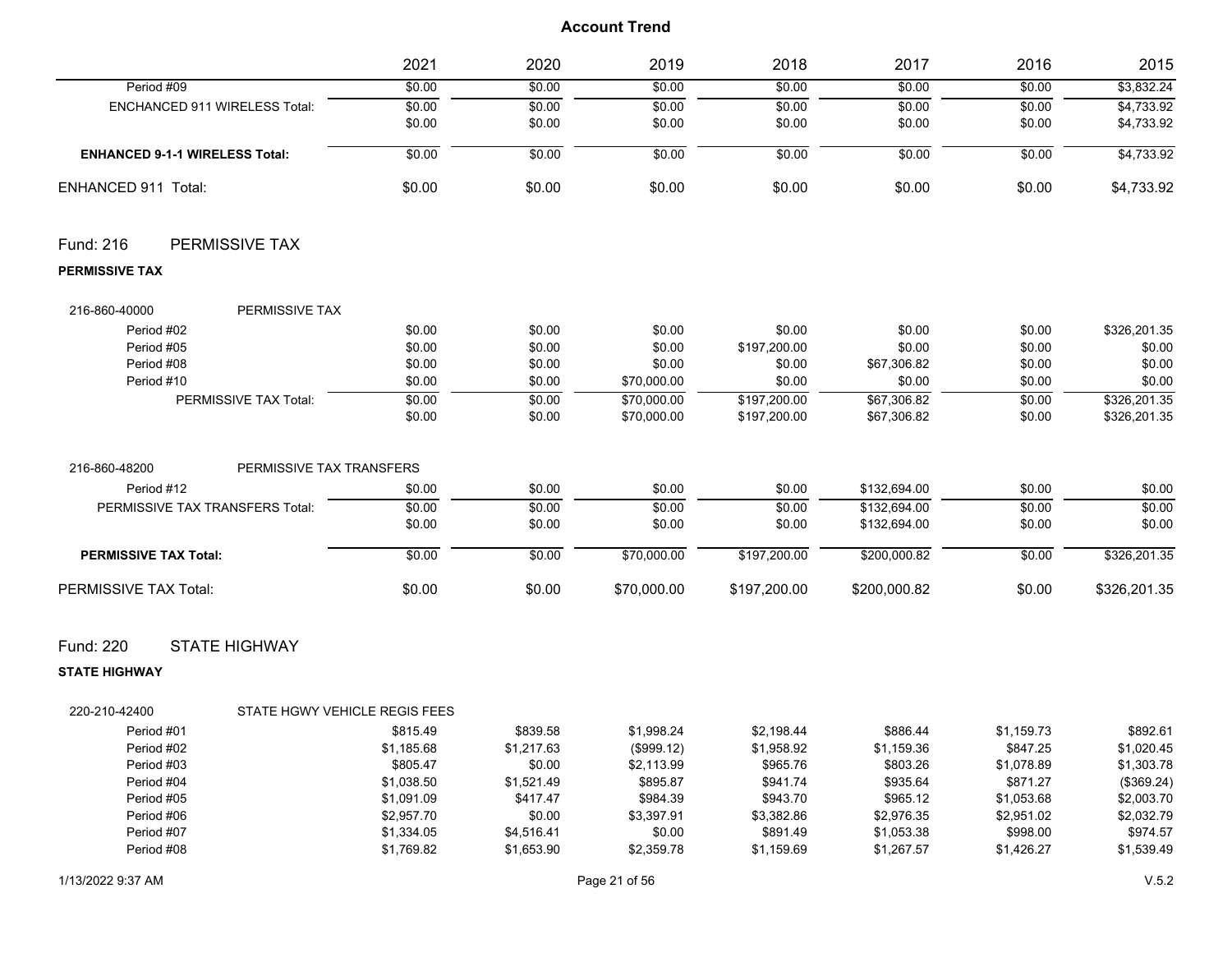## Account Trend

| | 2021 | 2020 | 2019 | 2018 | 2017 | 2016 | 2015 |
|---|---|---|---|---|---|---|---|
| Period #09 | $0.00 | $0.00 | $0.00 | $0.00 | $0.00 | $0.00 | $3,832.24 |
| ENCHANCED 911 WIRELESS Total: | $0.00 | $0.00 | $0.00 | $0.00 | $0.00 | $0.00 | $4,733.92 |
| | $0.00 | $0.00 | $0.00 | $0.00 | $0.00 | $0.00 | $4,733.92 |
| **ENHANCED 9-1-1 WIRELESS Total:** | $0.00 | $0.00 | $0.00 | $0.00 | $0.00 | $0.00 | $4,733.92 |
| ENHANCED 911 Total: | $0.00 | $0.00 | $0.00 | $0.00 | $0.00 | $0.00 | $4,733.92 |

## Fund: 216 PERMISSIVE TAX

**PERMISSIVE TAX**

| 216-860-40000 PERMISSIVE TAX | 2021 | 2020 | 2019 | 2018 | 2017 | 2016 | 2015 |
|---|---|---|---|---|---|---|---|
| Period #02 | $0.00 | $0.00 | $0.00 | $0.00 | $0.00 | $0.00 | $326,201.35 |
| Period #05 | $0.00 | $0.00 | $0.00 | $197,200.00 | $0.00 | $0.00 | $0.00 |
| Period #08 | $0.00 | $0.00 | $0.00 | $0.00 | $67,306.82 | $0.00 | $0.00 |
| Period #10 | $0.00 | $0.00 | $70,000.00 | $0.00 | $0.00 | $0.00 | $0.00 |
| PERMISSIVE TAX Total: | $0.00 | $0.00 | $70,000.00 | $197,200.00 | $67,306.82 | $0.00 | $326,201.35 |
| | $0.00 | $0.00 | $70,000.00 | $197,200.00 | $67,306.82 | $0.00 | $326,201.35 |

| 216-860-48200 PERMISSIVE TAX TRANSFERS | 2021 | 2020 | 2019 | 2018 | 2017 | 2016 | 2015 |
|---|---|---|---|---|---|---|---|
| Period #12 | $0.00 | $0.00 | $0.00 | $0.00 | $132,694.00 | $0.00 | $0.00 |
| PERMISSIVE TAX TRANSFERS Total: | $0.00 | $0.00 | $0.00 | $0.00 | $132,694.00 | $0.00 | $0.00 |
| | $0.00 | $0.00 | $0.00 | $0.00 | $132,694.00 | $0.00 | $0.00 |
| **PERMISSIVE TAX Total:** | $0.00 | $0.00 | $70,000.00 | $197,200.00 | $200,000.82 | $0.00 | $326,201.35 |
| PERMISSIVE TAX Total: | $0.00 | $0.00 | $70,000.00 | $197,200.00 | $200,000.82 | $0.00 | $326,201.35 |

## Fund: 220 STATE HIGHWAY

**STATE HIGHWAY**

| 220-210-42400 STATE HGWY VEHICLE REGIS FEES | 2021 | 2020 | 2019 | 2018 | 2017 | 2016 | 2015 |
|---|---|---|---|---|---|---|---|
| Period #01 | $815.49 | $839.58 | $1,998.24 | $2,198.44 | $886.44 | $1,159.73 | $892.61 |
| Period #02 | $1,185.68 | $1,217.63 | ($999.12) | $1,958.92 | $1,159.36 | $847.25 | $1,020.45 |
| Period #03 | $805.47 | $0.00 | $2,113.99 | $965.76 | $803.26 | $1,078.89 | $1,303.78 |
| Period #04 | $1,038.50 | $1,521.49 | $895.87 | $941.74 | $935.64 | $871.27 | ($369.24) |
| Period #05 | $1,091.09 | $417.47 | $984.39 | $943.70 | $965.12 | $1,053.68 | $2,003.70 |
| Period #06 | $2,957.70 | $0.00 | $3,397.91 | $3,382.86 | $2,976.35 | $2,951.02 | $2,032.79 |
| Period #07 | $1,334.05 | $4,516.41 | $0.00 | $891.49 | $1,053.38 | $998.00 | $974.57 |
| Period #08 | $1,769.82 | $1,653.90 | $2,359.78 | $1,159.69 | $1,267.57 | $1,426.27 | $1,539.49 |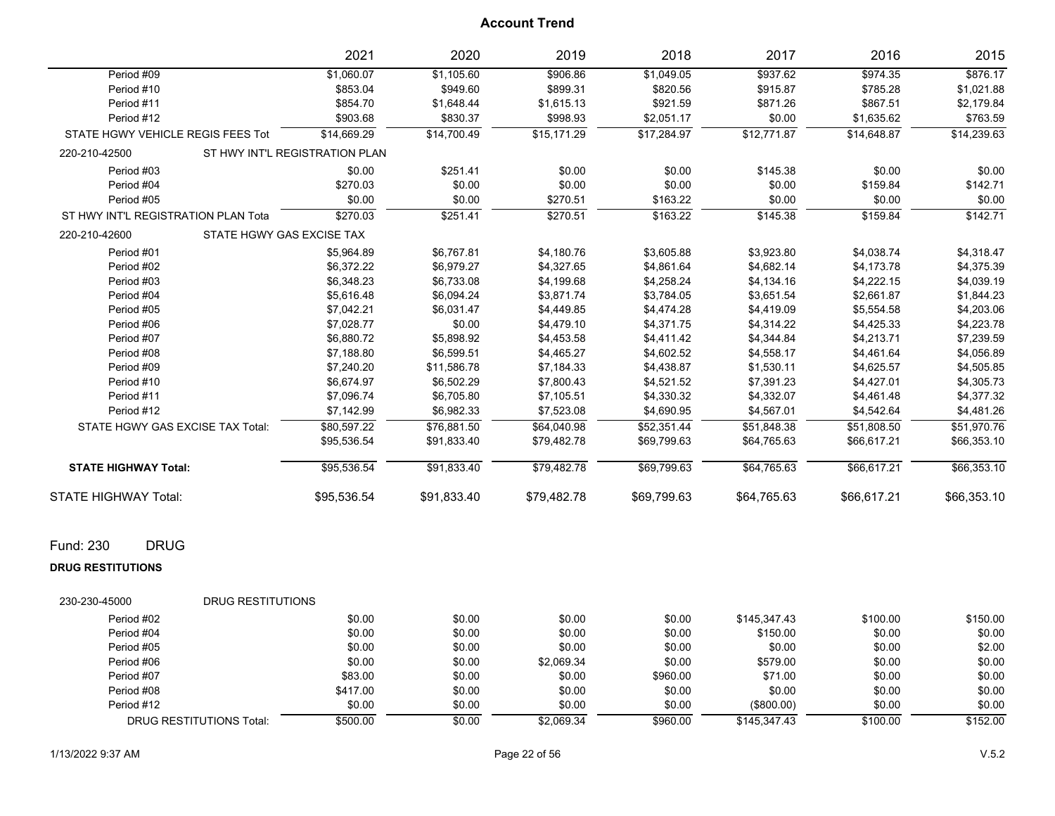# Account Trend

| | 2021 | 2020 | 2019 | 2018 | 2017 | 2016 | 2015 |
|---|---|---|---|---|---|---|---|
| Period #09 | $1,060.07 | $1,105.60 | $906.86 | $1,049.05 | $937.62 | $974.35 | $876.17 |
| Period #10 | $853.04 | $949.60 | $899.31 | $820.56 | $915.87 | $785.28 | $1,021.88 |
| Period #11 | $854.70 | $1,648.44 | $1,615.13 | $921.59 | $871.26 | $867.51 | $2,179.84 |
| Period #12 | $903.68 | $830.37 | $998.93 | $2,051.17 | $0.00 | $1,635.62 | $763.59 |
| STATE HGWY VEHICLE REGIS FEES Tot | $14,669.29 | $14,700.49 | $15,171.29 | $17,284.97 | $12,771.87 | $14,648.87 | $14,239.63 |
| 220-210-42500 ST HWY INT'L REGISTRATION PLAN | | | | | | | |
| Period #03 | $0.00 | $251.41 | $0.00 | $0.00 | $145.38 | $0.00 | $0.00 |
| Period #04 | $270.03 | $0.00 | $0.00 | $0.00 | $0.00 | $159.84 | $142.71 |
| Period #05 | $0.00 | $0.00 | $270.51 | $163.22 | $0.00 | $0.00 | $0.00 |
| ST HWY INT'L REGISTRATION PLAN Tota | $270.03 | $251.41 | $270.51 | $163.22 | $145.38 | $159.84 | $142.71 |
| 220-210-42600 STATE HGWY GAS EXCISE TAX | | | | | | | |
| Period #01 | $5,964.89 | $6,767.81 | $4,180.76 | $3,605.88 | $3,923.80 | $4,038.74 | $4,318.47 |
| Period #02 | $6,372.22 | $6,979.27 | $4,327.65 | $4,861.64 | $4,682.14 | $4,173.78 | $4,375.39 |
| Period #03 | $6,348.23 | $6,733.08 | $4,199.68 | $4,258.24 | $4,134.16 | $4,222.15 | $4,039.19 |
| Period #04 | $5,616.48 | $6,094.24 | $3,871.74 | $3,784.05 | $3,651.54 | $2,661.87 | $1,844.23 |
| Period #05 | $7,042.21 | $6,031.47 | $4,449.85 | $4,474.28 | $4,419.09 | $5,554.58 | $4,203.06 |
| Period #06 | $7,028.77 | $0.00 | $4,479.10 | $4,371.75 | $4,314.22 | $4,425.33 | $4,223.78 |
| Period #07 | $6,880.72 | $5,898.92 | $4,453.58 | $4,411.42 | $4,344.84 | $4,213.71 | $7,239.59 |
| Period #08 | $7,188.80 | $6,599.51 | $4,465.27 | $4,602.52 | $4,558.17 | $4,461.64 | $4,056.89 |
| Period #09 | $7,240.20 | $11,586.78 | $7,184.33 | $4,438.87 | $1,530.11 | $4,625.57 | $4,505.85 |
| Period #10 | $6,674.97 | $6,502.29 | $7,800.43 | $4,521.52 | $7,391.23 | $4,427.01 | $4,305.73 |
| Period #11 | $7,096.74 | $6,705.80 | $7,105.51 | $4,330.32 | $4,332.07 | $4,461.48 | $4,377.32 |
| Period #12 | $7,142.99 | $6,982.33 | $7,523.08 | $4,690.95 | $4,567.01 | $4,542.64 | $4,481.26 |
| STATE HGWY GAS EXCISE TAX Total: | $80,597.22 | $76,881.50 | $64,040.98 | $52,351.44 | $51,848.38 | $51,808.50 | $51,970.76 |
| | $95,536.54 | $91,833.40 | $79,482.78 | $69,799.63 | $64,765.63 | $66,617.21 | $66,353.10 |
| **STATE HIGHWAY Total:** | $95,536.54 | $91,833.40 | $79,482.78 | $69,799.63 | $64,765.63 | $66,617.21 | $66,353.10 |
| STATE HIGHWAY Total: | $95,536.54 | $91,833.40 | $79,482.78 | $69,799.63 | $64,765.63 | $66,617.21 | $66,353.10 |

## Fund: 230 DRUG

**DRUG RESTITUTIONS**

| | 2021 | 2020 | 2019 | 2018 | 2017 | 2016 | 2015 |
|---|---|---|---|---|---|---|---|
| 230-230-45000 DRUG RESTITUTIONS | | | | | | | |
| Period #02 | $0.00 | $0.00 | $0.00 | $0.00 | $145,347.43 | $100.00 | $150.00 |
| Period #04 | $0.00 | $0.00 | $0.00 | $0.00 | $150.00 | $0.00 | $0.00 |
| Period #05 | $0.00 | $0.00 | $0.00 | $0.00 | $0.00 | $0.00 | $2.00 |
| Period #06 | $0.00 | $0.00 | $2,069.34 | $0.00 | $579.00 | $0.00 | $0.00 |
| Period #07 | $83.00 | $0.00 | $0.00 | $960.00 | $71.00 | $0.00 | $0.00 |
| Period #08 | $417.00 | $0.00 | $0.00 | $0.00 | $0.00 | $0.00 | $0.00 |
| Period #12 | $0.00 | $0.00 | $0.00 | $0.00 | ($800.00) | $0.00 | $0.00 |
| DRUG RESTITUTIONS Total: | $500.00 | $0.00 | $2,069.34 | $960.00 | $145,347.43 | $100.00 | $152.00 |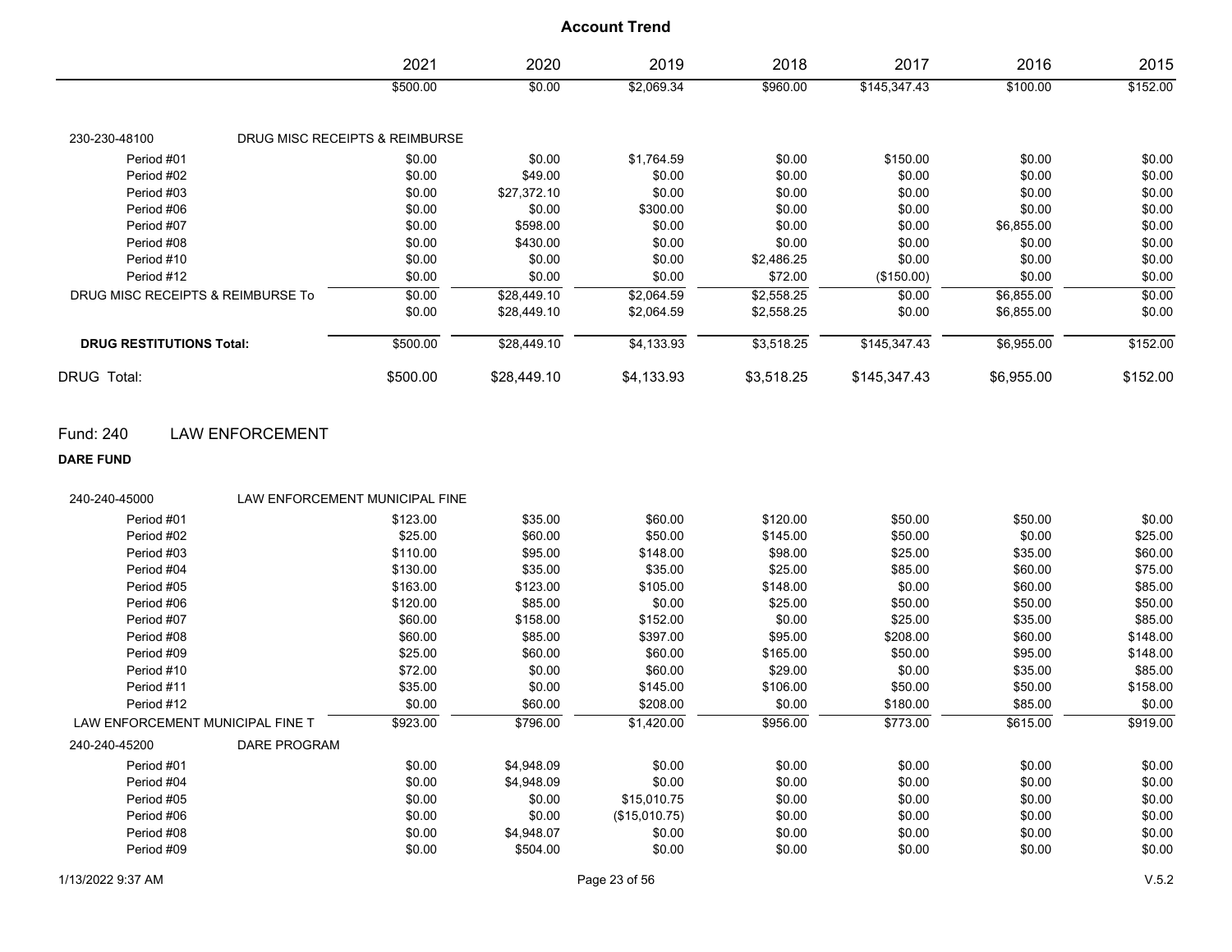## Account Trend

| | 2021 | 2020 | 2019 | 2018 | 2017 | 2016 | 2015 |
|---|---|---|---|---|---|---|---|
| | $500.00 | $0.00 | $2,069.34 | $960.00 | $145,347.43 | $100.00 | $152.00 |
| **230-230-48100 DRUG MISC RECEIPTS & REIMBURSE** | | | | | | | |
| Period #01 | $0.00 | $0.00 | $1,764.59 | $0.00 | $150.00 | $0.00 | $0.00 |
| Period #02 | $0.00 | $49.00 | $0.00 | $0.00 | $0.00 | $0.00 | $0.00 |
| Period #03 | $0.00 | $27,372.10 | $0.00 | $0.00 | $0.00 | $0.00 | $0.00 |
| Period #06 | $0.00 | $0.00 | $300.00 | $0.00 | $0.00 | $0.00 | $0.00 |
| Period #07 | $0.00 | $598.00 | $0.00 | $0.00 | $0.00 | $6,855.00 | $0.00 |
| Period #08 | $0.00 | $430.00 | $0.00 | $0.00 | $0.00 | $0.00 | $0.00 |
| Period #10 | $0.00 | $0.00 | $0.00 | $2,486.25 | $0.00 | $0.00 | $0.00 |
| Period #12 | $0.00 | $0.00 | $0.00 | $72.00 | ($150.00) | $0.00 | $0.00 |
| DRUG MISC RECEIPTS & REIMBURSE To | $0.00 | $28,449.10 | $2,064.59 | $2,558.25 | $0.00 | $6,855.00 | $0.00 |
| | $0.00 | $28,449.10 | $2,064.59 | $2,558.25 | $0.00 | $6,855.00 | $0.00 |
| **DRUG RESTITUTIONS Total:** | $500.00 | $28,449.10 | $4,133.93 | $3,518.25 | $145,347.43 | $6,955.00 | $152.00 |
| DRUG Total: | $500.00 | $28,449.10 | $4,133.93 | $3,518.25 | $145,347.43 | $6,955.00 | $152.00 |

## Fund: 240 LAW ENFORCEMENT

**DARE FUND**

| | 2021 | 2020 | 2019 | 2018 | 2017 | 2016 | 2015 |
|---|---|---|---|---|---|---|---|
| **240-240-45000 LAW ENFORCEMENT MUNICIPAL FINE** | | | | | | | |
| Period #01 | $123.00 | $35.00 | $60.00 | $120.00 | $50.00 | $50.00 | $0.00 |
| Period #02 | $25.00 | $60.00 | $50.00 | $145.00 | $50.00 | $0.00 | $25.00 |
| Period #03 | $110.00 | $95.00 | $148.00 | $98.00 | $25.00 | $35.00 | $60.00 |
| Period #04 | $130.00 | $35.00 | $35.00 | $25.00 | $85.00 | $60.00 | $75.00 |
| Period #05 | $163.00 | $123.00 | $105.00 | $148.00 | $0.00 | $60.00 | $85.00 |
| Period #06 | $120.00 | $85.00 | $0.00 | $25.00 | $50.00 | $50.00 | $50.00 |
| Period #07 | $60.00 | $158.00 | $152.00 | $0.00 | $25.00 | $35.00 | $85.00 |
| Period #08 | $60.00 | $85.00 | $397.00 | $95.00 | $208.00 | $60.00 | $148.00 |
| Period #09 | $25.00 | $60.00 | $60.00 | $165.00 | $50.00 | $95.00 | $148.00 |
| Period #10 | $72.00 | $0.00 | $60.00 | $29.00 | $0.00 | $35.00 | $85.00 |
| Period #11 | $35.00 | $0.00 | $145.00 | $106.00 | $50.00 | $50.00 | $158.00 |
| Period #12 | $0.00 | $60.00 | $208.00 | $0.00 | $180.00 | $85.00 | $0.00 |
| LAW ENFORCEMENT MUNICIPAL FINE T | $923.00 | $796.00 | $1,420.00 | $956.00 | $773.00 | $615.00 | $919.00 |
| **240-240-45200 DARE PROGRAM** | | | | | | | |
| Period #01 | $0.00 | $4,948.09 | $0.00 | $0.00 | $0.00 | $0.00 | $0.00 |
| Period #04 | $0.00 | $4,948.09 | $0.00 | $0.00 | $0.00 | $0.00 | $0.00 |
| Period #05 | $0.00 | $0.00 | $15,010.75 | $0.00 | $0.00 | $0.00 | $0.00 |
| Period #06 | $0.00 | $0.00 | ($15,010.75) | $0.00 | $0.00 | $0.00 | $0.00 |
| Period #08 | $0.00 | $4,948.07 | $0.00 | $0.00 | $0.00 | $0.00 | $0.00 |
| Period #09 | $0.00 | $504.00 | $0.00 | $0.00 | $0.00 | $0.00 | $0.00 |

1/13/2022 9:37 AM V.5.2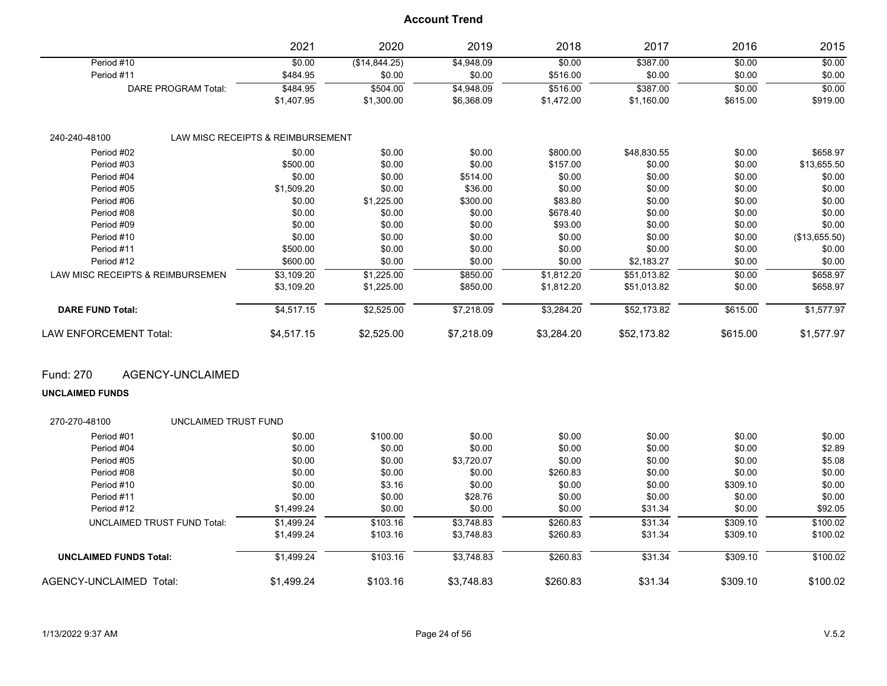# Account Trend

| | 2021 | 2020 | 2019 | 2018 | 2017 | 2016 | 2015 |
|---|---|---|---|---|---|---|---|
| Period #10 | $0.00 | ($14,844.25) | $4,948.09 | $0.00 | $387.00 | $0.00 | $0.00 |
| Period #11 | $484.95 | $0.00 | $0.00 | $516.00 | $0.00 | $0.00 | $0.00 |
| DARE PROGRAM Total: | $484.95 | $504.00 | $4,948.09 | $516.00 | $387.00 | $0.00 | $0.00 |
| | $1,407.95 | $1,300.00 | $6,368.09 | $1,472.00 | $1,160.00 | $615.00 | $919.00 |
| | | | | | | | |
| 240-240-48100 LAW MISC RECEIPTS & REIMBURSEMENT | | | | | | | |
| Period #02 | $0.00 | $0.00 | $0.00 | $800.00 | $48,830.55 | $0.00 | $658.97 |
| Period #03 | $500.00 | $0.00 | $0.00 | $157.00 | $0.00 | $0.00 | $13,655.50 |
| Period #04 | $0.00 | $0.00 | $514.00 | $0.00 | $0.00 | $0.00 | $0.00 |
| Period #05 | $1,509.20 | $0.00 | $36.00 | $0.00 | $0.00 | $0.00 | $0.00 |
| Period #06 | $0.00 | $1,225.00 | $300.00 | $83.80 | $0.00 | $0.00 | $0.00 |
| Period #08 | $0.00 | $0.00 | $0.00 | $678.40 | $0.00 | $0.00 | $0.00 |
| Period #09 | $0.00 | $0.00 | $0.00 | $93.00 | $0.00 | $0.00 | $0.00 |
| Period #10 | $0.00 | $0.00 | $0.00 | $0.00 | $0.00 | $0.00 | ($13,655.50) |
| Period #11 | $500.00 | $0.00 | $0.00 | $0.00 | $0.00 | $0.00 | $0.00 |
| Period #12 | $600.00 | $0.00 | $0.00 | $0.00 | $2,183.27 | $0.00 | $0.00 |
| LAW MISC RECEIPTS & REIMBURSEMEN | $3,109.20 | $1,225.00 | $850.00 | $1,812.20 | $51,013.82 | $0.00 | $658.97 |
| | $3,109.20 | $1,225.00 | $850.00 | $1,812.20 | $51,013.82 | $0.00 | $658.97 |
| **DARE FUND Total:** | $4,517.15 | $2,525.00 | $7,218.09 | $3,284.20 | $52,173.82 | $615.00 | $1,577.97 |
| LAW ENFORCEMENT Total: | $4,517.15 | $2,525.00 | $7,218.09 | $3,284.20 | $52,173.82 | $615.00 | $1,577.97 |

## Fund: 270 AGENCY-UNCLAIMED

**UNCLAIMED FUNDS**

| | 2021 | 2020 | 2019 | 2018 | 2017 | 2016 | 2015 |
|---|---|---|---|---|---|---|---|
| 270-270-48100 UNCLAIMED TRUST FUND | | | | | | | |
| Period #01 | $0.00 | $100.00 | $0.00 | $0.00 | $0.00 | $0.00 | $0.00 |
| Period #04 | $0.00 | $0.00 | $0.00 | $0.00 | $0.00 | $0.00 | $2.89 |
| Period #05 | $0.00 | $0.00 | $3,720.07 | $0.00 | $0.00 | $0.00 | $5.08 |
| Period #08 | $0.00 | $0.00 | $0.00 | $260.83 | $0.00 | $0.00 | $0.00 |
| Period #10 | $0.00 | $3.16 | $0.00 | $0.00 | $0.00 | $309.10 | $0.00 |
| Period #11 | $0.00 | $0.00 | $28.76 | $0.00 | $0.00 | $0.00 | $0.00 |
| Period #12 | $1,499.24 | $0.00 | $0.00 | $0.00 | $31.34 | $0.00 | $92.05 |
| UNCLAIMED TRUST FUND Total: | $1,499.24 | $103.16 | $3,748.83 | $260.83 | $31.34 | $309.10 | $100.02 |
| | $1,499.24 | $103.16 | $3,748.83 | $260.83 | $31.34 | $309.10 | $100.02 |
| **UNCLAIMED FUNDS Total:** | $1,499.24 | $103.16 | $3,748.83 | $260.83 | $31.34 | $309.10 | $100.02 |
| AGENCY-UNCLAIMED Total: | $1,499.24 | $103.16 | $3,748.83 | $260.83 | $31.34 | $309.10 | $100.02 |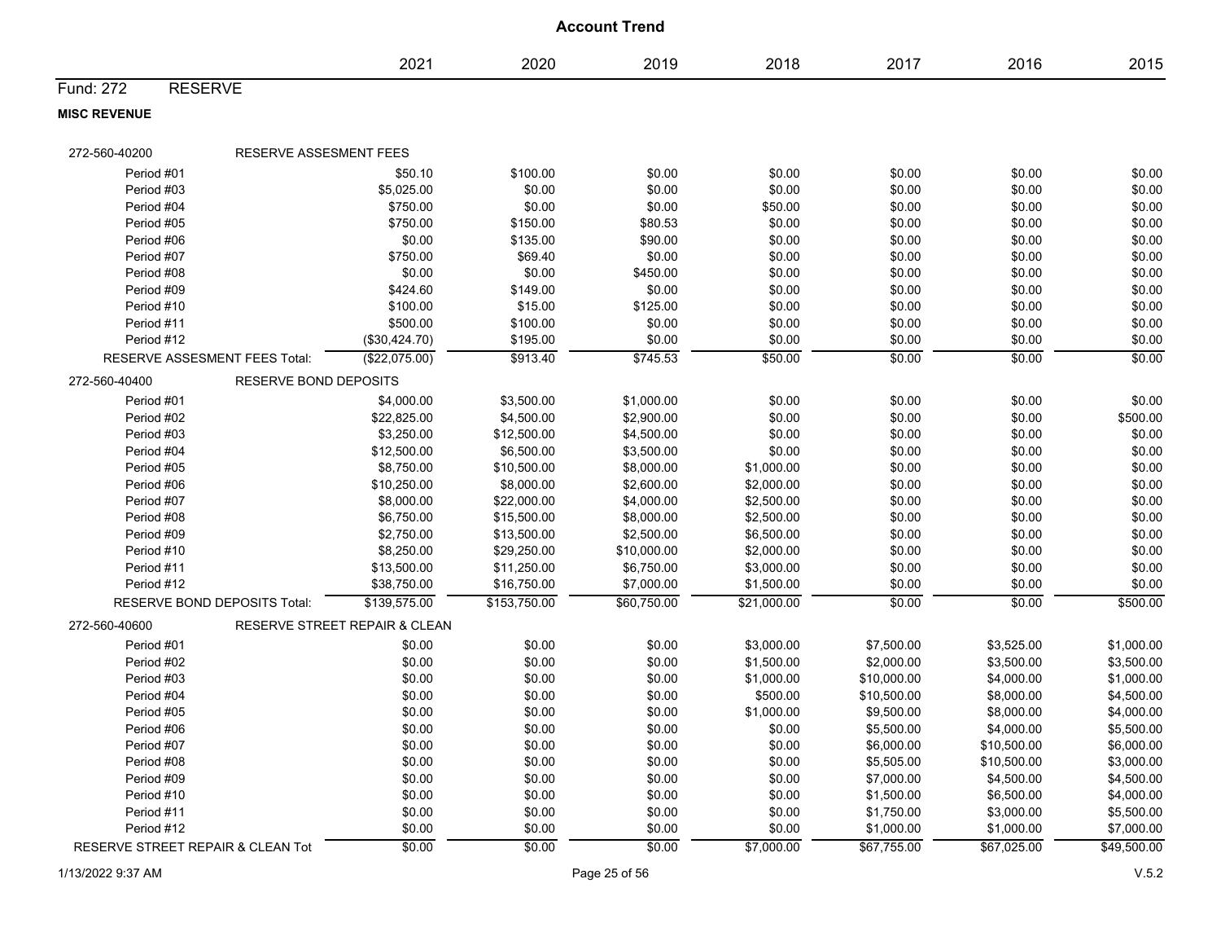# Account Trend

| | 2021 | 2020 | 2019 | 2018 | 2017 | 2016 | 2015 |
|---|---|---|---|---|---|---|---|
| **Fund: 272 RESERVE** | | | | | | | |
| **MISC REVENUE** | | | | | | | |
| **272-560-40200 RESERVE ASSESMENT FEES** | | | | | | | |
| Period #01 | $50.10 | $100.00 | $0.00 | $0.00 | $0.00 | $0.00 | $0.00 |
| Period #03 | $5,025.00 | $0.00 | $0.00 | $0.00 | $0.00 | $0.00 | $0.00 |
| Period #04 | $750.00 | $0.00 | $0.00 | $50.00 | $0.00 | $0.00 | $0.00 |
| Period #05 | $750.00 | $150.00 | $80.53 | $0.00 | $0.00 | $0.00 | $0.00 |
| Period #06 | $0.00 | $135.00 | $90.00 | $0.00 | $0.00 | $0.00 | $0.00 |
| Period #07 | $750.00 | $69.40 | $0.00 | $0.00 | $0.00 | $0.00 | $0.00 |
| Period #08 | $0.00 | $0.00 | $450.00 | $0.00 | $0.00 | $0.00 | $0.00 |
| Period #09 | $424.60 | $149.00 | $0.00 | $0.00 | $0.00 | $0.00 | $0.00 |
| Period #10 | $100.00 | $15.00 | $125.00 | $0.00 | $0.00 | $0.00 | $0.00 |
| Period #11 | $500.00 | $100.00 | $0.00 | $0.00 | $0.00 | $0.00 | $0.00 |
| Period #12 | ($30,424.70) | $195.00 | $0.00 | $0.00 | $0.00 | $0.00 | $0.00 |
| RESERVE ASSESMENT FEES Total: | ($22,075.00) | $913.40 | $745.53 | $50.00 | $0.00 | $0.00 | $0.00 |
| **272-560-40400 RESERVE BOND DEPOSITS** | | | | | | | |
| Period #01 | $4,000.00 | $3,500.00 | $1,000.00 | $0.00 | $0.00 | $0.00 | $0.00 |
| Period #02 | $22,825.00 | $4,500.00 | $2,900.00 | $0.00 | $0.00 | $0.00 | $500.00 |
| Period #03 | $3,250.00 | $12,500.00 | $4,500.00 | $0.00 | $0.00 | $0.00 | $0.00 |
| Period #04 | $12,500.00 | $6,500.00 | $3,500.00 | $0.00 | $0.00 | $0.00 | $0.00 |
| Period #05 | $8,750.00 | $10,500.00 | $8,000.00 | $1,000.00 | $0.00 | $0.00 | $0.00 |
| Period #06 | $10,250.00 | $8,000.00 | $2,600.00 | $2,000.00 | $0.00 | $0.00 | $0.00 |
| Period #07 | $8,000.00 | $22,000.00 | $4,000.00 | $2,500.00 | $0.00 | $0.00 | $0.00 |
| Period #08 | $6,750.00 | $15,500.00 | $8,000.00 | $2,500.00 | $0.00 | $0.00 | $0.00 |
| Period #09 | $2,750.00 | $13,500.00 | $2,500.00 | $6,500.00 | $0.00 | $0.00 | $0.00 |
| Period #10 | $8,250.00 | $29,250.00 | $10,000.00 | $2,000.00 | $0.00 | $0.00 | $0.00 |
| Period #11 | $13,500.00 | $11,250.00 | $6,750.00 | $3,000.00 | $0.00 | $0.00 | $0.00 |
| Period #12 | $38,750.00 | $16,750.00 | $7,000.00 | $1,500.00 | $0.00 | $0.00 | $0.00 |
| RESERVE BOND DEPOSITS Total: | $139,575.00 | $153,750.00 | $60,750.00 | $21,000.00 | $0.00 | $0.00 | $500.00 |
| **272-560-40600 RESERVE STREET REPAIR & CLEAN** | | | | | | | |
| Period #01 | $0.00 | $0.00 | $0.00 | $3,000.00 | $7,500.00 | $3,525.00 | $1,000.00 |
| Period #02 | $0.00 | $0.00 | $0.00 | $1,500.00 | $2,000.00 | $3,500.00 | $3,500.00 |
| Period #03 | $0.00 | $0.00 | $0.00 | $1,000.00 | $10,000.00 | $4,000.00 | $1,000.00 |
| Period #04 | $0.00 | $0.00 | $0.00 | $500.00 | $10,500.00 | $8,000.00 | $4,500.00 |
| Period #05 | $0.00 | $0.00 | $0.00 | $1,000.00 | $9,500.00 | $8,000.00 | $4,000.00 |
| Period #06 | $0.00 | $0.00 | $0.00 | $0.00 | $5,500.00 | $4,000.00 | $5,500.00 |
| Period #07 | $0.00 | $0.00 | $0.00 | $0.00 | $6,000.00 | $10,500.00 | $6,000.00 |
| Period #08 | $0.00 | $0.00 | $0.00 | $0.00 | $5,505.00 | $10,500.00 | $3,000.00 |
| Period #09 | $0.00 | $0.00 | $0.00 | $0.00 | $7,000.00 | $4,500.00 | $4,500.00 |
| Period #10 | $0.00 | $0.00 | $0.00 | $0.00 | $1,500.00 | $6,500.00 | $4,000.00 |
| Period #11 | $0.00 | $0.00 | $0.00 | $0.00 | $1,750.00 | $3,000.00 | $5,500.00 |
| Period #12 | $0.00 | $0.00 | $0.00 | $0.00 | $1,000.00 | $1,000.00 | $7,000.00 |
| RESERVE STREET REPAIR & CLEAN Tot | $0.00 | $0.00 | $0.00 | $7,000.00 | $67,755.00 | $67,025.00 | $49,500.00 |

1/13/2022 9:37 AM V.5.2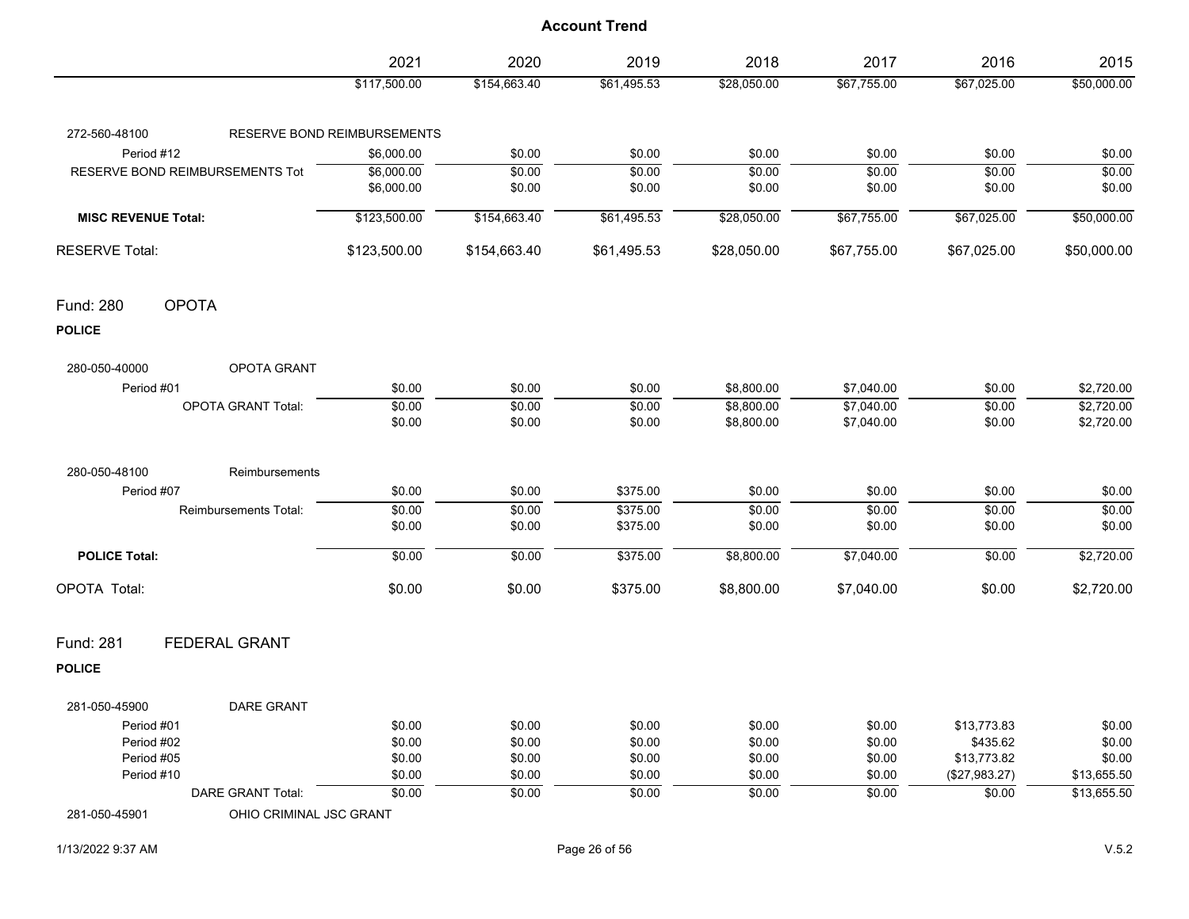# Account Trend

| | 2021 | 2020 | 2019 | 2018 | 2017 | 2016 | 2015 |
|---|---|---|---|---|---|---|---|
| | $117,500.00 | $154,663.40 | $61,495.53 | $28,050.00 | $67,755.00 | $67,025.00 | $50,000.00 |
| **272-560-48100 RESERVE BOND REIMBURSEMENTS** | | | | | | | |
| Period #12 | $6,000.00 | $0.00 | $0.00 | $0.00 | $0.00 | $0.00 | $0.00 |
| RESERVE BOND REIMBURSEMENTS Tot | $6,000.00 | $0.00 | $0.00 | $0.00 | $0.00 | $0.00 | $0.00 |
| | $6,000.00 | $0.00 | $0.00 | $0.00 | $0.00 | $0.00 | $0.00 |
| **MISC REVENUE Total:** | $123,500.00 | $154,663.40 | $61,495.53 | $28,050.00 | $67,755.00 | $67,025.00 | $50,000.00 |
| RESERVE Total: | $123,500.00 | $154,663.40 | $61,495.53 | $28,050.00 | $67,755.00 | $67,025.00 | $50,000.00 |

## Fund: 280 OPOTA

**POLICE**

| | 2021 | 2020 | 2019 | 2018 | 2017 | 2016 | 2015 |
|---|---|---|---|---|---|---|---|
| **280-050-40000 OPOTA GRANT** | | | | | | | |
| Period #01 | $0.00 | $0.00 | $0.00 | $8,800.00 | $7,040.00 | $0.00 | $2,720.00 |
| OPOTA GRANT Total: | $0.00 | $0.00 | $0.00 | $8,800.00 | $7,040.00 | $0.00 | $2,720.00 |
| | $0.00 | $0.00 | $0.00 | $8,800.00 | $7,040.00 | $0.00 | $2,720.00 |
| **280-050-48100 Reimbursements** | | | | | | | |
| Period #07 | $0.00 | $0.00 | $375.00 | $0.00 | $0.00 | $0.00 | $0.00 |
| Reimbursements Total: | $0.00 | $0.00 | $375.00 | $0.00 | $0.00 | $0.00 | $0.00 |
| | $0.00 | $0.00 | $375.00 | $0.00 | $0.00 | $0.00 | $0.00 |
| **POLICE Total:** | $0.00 | $0.00 | $375.00 | $8,800.00 | $7,040.00 | $0.00 | $2,720.00 |
| OPOTA Total: | $0.00 | $0.00 | $375.00 | $8,800.00 | $7,040.00 | $0.00 | $2,720.00 |

## Fund: 281 FEDERAL GRANT

**POLICE**

| | 2021 | 2020 | 2019 | 2018 | 2017 | 2016 | 2015 |
|---|---|---|---|---|---|---|---|
| **281-050-45900 DARE GRANT** | | | | | | | |
| Period #01 | $0.00 | $0.00 | $0.00 | $0.00 | $0.00 | $13,773.83 | $0.00 |
| Period #02 | $0.00 | $0.00 | $0.00 | $0.00 | $0.00 | $435.62 | $0.00 |
| Period #05 | $0.00 | $0.00 | $0.00 | $0.00 | $0.00 | $13,773.82 | $0.00 |
| Period #10 | $0.00 | $0.00 | $0.00 | $0.00 | $0.00 | ($27,983.27) | $13,655.50 |
| DARE GRANT Total: | $0.00 | $0.00 | $0.00 | $0.00 | $0.00 | $0.00 | $13,655.50 |
| **281-050-45901 OHIO CRIMINAL JSC GRANT** | | | | | | | |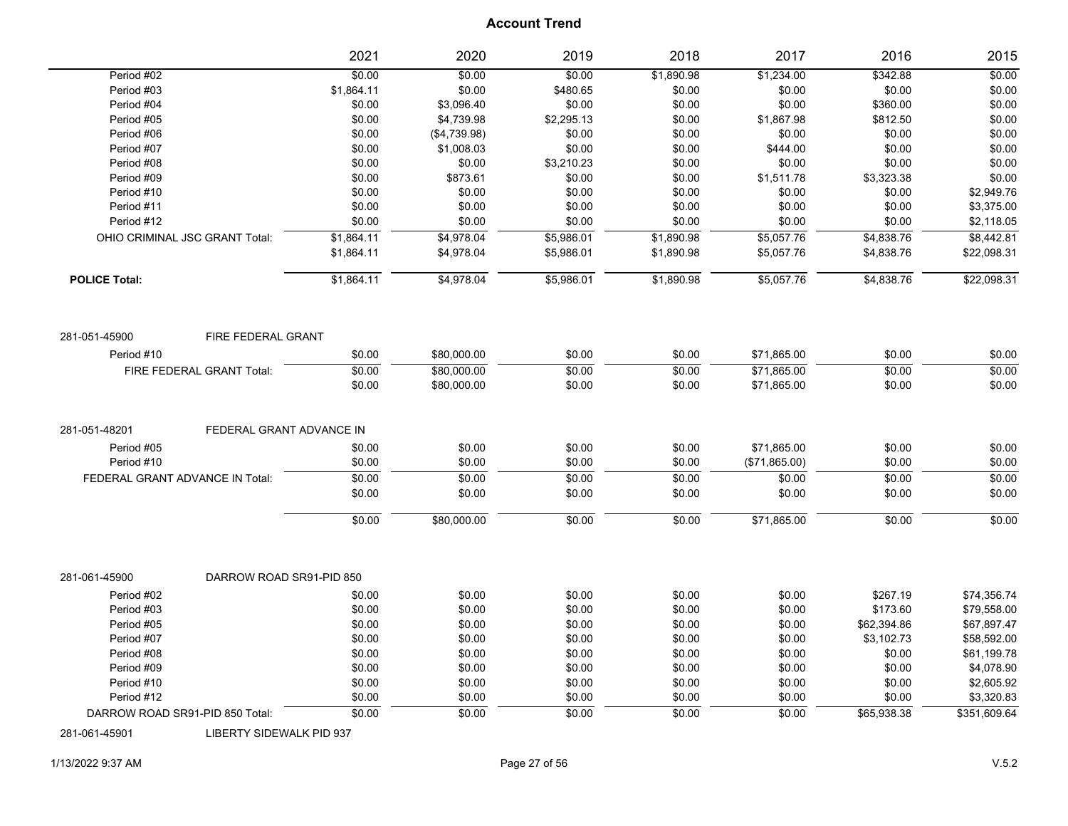# Account Trend

| | 2021 | 2020 | 2019 | 2018 | 2017 | 2016 | 2015 |
|---|---|---|---|---|---|---|---|
| Period #02 | $0.00 | $0.00 | $0.00 | $1,890.98 | $1,234.00 | $342.88 | $0.00 |
| Period #03 | $1,864.11 | $0.00 | $480.65 | $0.00 | $0.00 | $0.00 | $0.00 |
| Period #04 | $0.00 | $3,096.40 | $0.00 | $0.00 | $0.00 | $360.00 | $0.00 |
| Period #05 | $0.00 | $4,739.98 | $2,295.13 | $0.00 | $1,867.98 | $812.50 | $0.00 |
| Period #06 | $0.00 | ($4,739.98) | $0.00 | $0.00 | $0.00 | $0.00 | $0.00 |
| Period #07 | $0.00 | $1,008.03 | $0.00 | $0.00 | $444.00 | $0.00 | $0.00 |
| Period #08 | $0.00 | $0.00 | $3,210.23 | $0.00 | $0.00 | $0.00 | $0.00 |
| Period #09 | $0.00 | $873.61 | $0.00 | $0.00 | $1,511.78 | $3,323.38 | $0.00 |
| Period #10 | $0.00 | $0.00 | $0.00 | $0.00 | $0.00 | $0.00 | $2,949.76 |
| Period #11 | $0.00 | $0.00 | $0.00 | $0.00 | $0.00 | $0.00 | $3,375.00 |
| Period #12 | $0.00 | $0.00 | $0.00 | $0.00 | $0.00 | $0.00 | $2,118.05 |
| OHIO CRIMINAL JSC GRANT Total: | $1,864.11 | $4,978.04 | $5,986.01 | $1,890.98 | $5,057.76 | $4,838.76 | $8,442.81 |
| | $1,864.11 | $4,978.04 | $5,986.01 | $1,890.98 | $5,057.76 | $4,838.76 | $22,098.31 |
| **POLICE Total:** | $1,864.11 | $4,978.04 | $5,986.01 | $1,890.98 | $5,057.76 | $4,838.76 | $22,098.31 |
| | | | | | | | |
| 281-051-45900 FIRE FEDERAL GRANT | | | | | | | |
| Period #10 | $0.00 | $80,000.00 | $0.00 | $0.00 | $71,865.00 | $0.00 | $0.00 |
| FIRE FEDERAL GRANT Total: | $0.00 | $80,000.00 | $0.00 | $0.00 | $71,865.00 | $0.00 | $0.00 |
| | $0.00 | $80,000.00 | $0.00 | $0.00 | $71,865.00 | $0.00 | $0.00 |
| | | | | | | | |
| 281-051-48201 FEDERAL GRANT ADVANCE IN | | | | | | | |
| Period #05 | $0.00 | $0.00 | $0.00 | $0.00 | $71,865.00 | $0.00 | $0.00 |
| Period #10 | $0.00 | $0.00 | $0.00 | $0.00 | ($71,865.00) | $0.00 | $0.00 |
| FEDERAL GRANT ADVANCE IN Total: | $0.00 | $0.00 | $0.00 | $0.00 | $0.00 | $0.00 | $0.00 |
| | $0.00 | $0.00 | $0.00 | $0.00 | $0.00 | $0.00 | $0.00 |
| | $0.00 | $80,000.00 | $0.00 | $0.00 | $71,865.00 | $0.00 | $0.00 |
| | | | | | | | |
| 281-061-45900 DARROW ROAD SR91-PID 850 | | | | | | | |
| Period #02 | $0.00 | $0.00 | $0.00 | $0.00 | $0.00 | $267.19 | $74,356.74 |
| Period #03 | $0.00 | $0.00 | $0.00 | $0.00 | $0.00 | $173.60 | $79,558.00 |
| Period #05 | $0.00 | $0.00 | $0.00 | $0.00 | $0.00 | $62,394.86 | $67,897.47 |
| Period #07 | $0.00 | $0.00 | $0.00 | $0.00 | $0.00 | $3,102.73 | $58,592.00 |
| Period #08 | $0.00 | $0.00 | $0.00 | $0.00 | $0.00 | $0.00 | $61,199.78 |
| Period #09 | $0.00 | $0.00 | $0.00 | $0.00 | $0.00 | $0.00 | $4,078.90 |
| Period #10 | $0.00 | $0.00 | $0.00 | $0.00 | $0.00 | $0.00 | $2,605.92 |
| Period #12 | $0.00 | $0.00 | $0.00 | $0.00 | $0.00 | $0.00 | $3,320.83 |
| DARROW ROAD SR91-PID 850 Total: | $0.00 | $0.00 | $0.00 | $0.00 | $0.00 | $65,938.38 | $351,609.64 |
| 281-061-45901 LIBERTY SIDEWALK PID 937 | | | | | | | |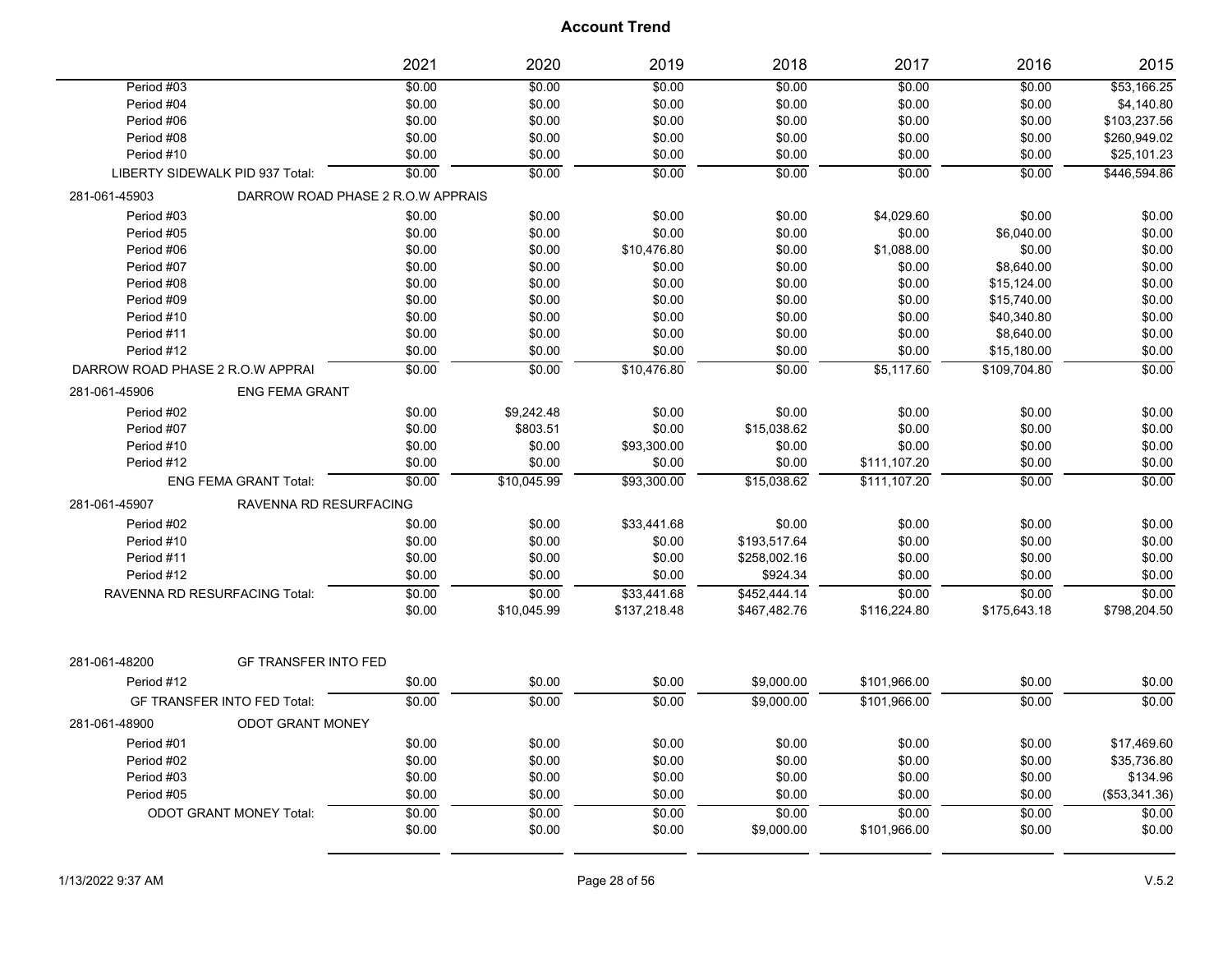# Account Trend

| | 2021 | 2020 | 2019 | 2018 | 2017 | 2016 | 2015 |
|---|---|---|---|---|---|---|---|
| Period #03 | $0.00 | $0.00 | $0.00 | $0.00 | $0.00 | $0.00 | $53,166.25 |
| Period #04 | $0.00 | $0.00 | $0.00 | $0.00 | $0.00 | $0.00 | $4,140.80 |
| Period #06 | $0.00 | $0.00 | $0.00 | $0.00 | $0.00 | $0.00 | $103,237.56 |
| Period #08 | $0.00 | $0.00 | $0.00 | $0.00 | $0.00 | $0.00 | $260,949.02 |
| Period #10 | $0.00 | $0.00 | $0.00 | $0.00 | $0.00 | $0.00 | $25,101.23 |
| LIBERTY SIDEWALK PID 937 Total: | $0.00 | $0.00 | $0.00 | $0.00 | $0.00 | $0.00 | $446,594.86 |
| 281-061-45903 DARROW ROAD PHASE 2 R.O.W APPRAIS | | | | | | | |
| Period #03 | $0.00 | $0.00 | $0.00 | $0.00 | $4,029.60 | $0.00 | $0.00 |
| Period #05 | $0.00 | $0.00 | $0.00 | $0.00 | $0.00 | $6,040.00 | $0.00 |
| Period #06 | $0.00 | $0.00 | $10,476.80 | $0.00 | $1,088.00 | $0.00 | $0.00 |
| Period #07 | $0.00 | $0.00 | $0.00 | $0.00 | $0.00 | $8,640.00 | $0.00 |
| Period #08 | $0.00 | $0.00 | $0.00 | $0.00 | $0.00 | $15,124.00 | $0.00 |
| Period #09 | $0.00 | $0.00 | $0.00 | $0.00 | $0.00 | $15,740.00 | $0.00 |
| Period #10 | $0.00 | $0.00 | $0.00 | $0.00 | $0.00 | $40,340.80 | $0.00 |
| Period #11 | $0.00 | $0.00 | $0.00 | $0.00 | $0.00 | $8,640.00 | $0.00 |
| Period #12 | $0.00 | $0.00 | $0.00 | $0.00 | $0.00 | $15,180.00 | $0.00 |
| DARROW ROAD PHASE 2 R.O.W APPRAI | $0.00 | $0.00 | $10,476.80 | $0.00 | $5,117.60 | $109,704.80 | $0.00 |
| 281-061-45906 ENG FEMA GRANT | | | | | | | |
| Period #02 | $0.00 | $9,242.48 | $0.00 | $0.00 | $0.00 | $0.00 | $0.00 |
| Period #07 | $0.00 | $803.51 | $0.00 | $15,038.62 | $0.00 | $0.00 | $0.00 |
| Period #10 | $0.00 | $0.00 | $93,300.00 | $0.00 | $0.00 | $0.00 | $0.00 |
| Period #12 | $0.00 | $0.00 | $0.00 | $0.00 | $111,107.20 | $0.00 | $0.00 |
| ENG FEMA GRANT Total: | $0.00 | $10,045.99 | $93,300.00 | $15,038.62 | $111,107.20 | $0.00 | $0.00 |
| 281-061-45907 RAVENNA RD RESURFACING | | | | | | | |
| Period #02 | $0.00 | $0.00 | $33,441.68 | $0.00 | $0.00 | $0.00 | $0.00 |
| Period #10 | $0.00 | $0.00 | $0.00 | $193,517.64 | $0.00 | $0.00 | $0.00 |
| Period #11 | $0.00 | $0.00 | $0.00 | $258,002.16 | $0.00 | $0.00 | $0.00 |
| Period #12 | $0.00 | $0.00 | $0.00 | $924.34 | $0.00 | $0.00 | $0.00 |
| RAVENNA RD RESURFACING Total: | $0.00 | $0.00 | $33,441.68 | $452,444.14 | $0.00 | $0.00 | $0.00 |
| | $0.00 | $10,045.99 | $137,218.48 | $467,482.76 | $116,224.80 | $175,643.18 | $798,204.50 |
| 281-061-48200 GF TRANSFER INTO FED | | | | | | | |
| Period #12 | $0.00 | $0.00 | $0.00 | $9,000.00 | $101,966.00 | $0.00 | $0.00 |
| GF TRANSFER INTO FED Total: | $0.00 | $0.00 | $0.00 | $9,000.00 | $101,966.00 | $0.00 | $0.00 |
| 281-061-48900 ODOT GRANT MONEY | | | | | | | |
| Period #01 | $0.00 | $0.00 | $0.00 | $0.00 | $0.00 | $0.00 | $17,469.60 |
| Period #02 | $0.00 | $0.00 | $0.00 | $0.00 | $0.00 | $0.00 | $35,736.80 |
| Period #03 | $0.00 | $0.00 | $0.00 | $0.00 | $0.00 | $0.00 | $134.96 |
| Period #05 | $0.00 | $0.00 | $0.00 | $0.00 | $0.00 | $0.00 | ($53,341.36) |
| ODOT GRANT MONEY Total: | $0.00 | $0.00 | $0.00 | $0.00 | $0.00 | $0.00 | $0.00 |
| | $0.00 | $0.00 | $0.00 | $9,000.00 | $101,966.00 | $0.00 | $0.00 |

1/13/2022 9:37 AM

V.5.2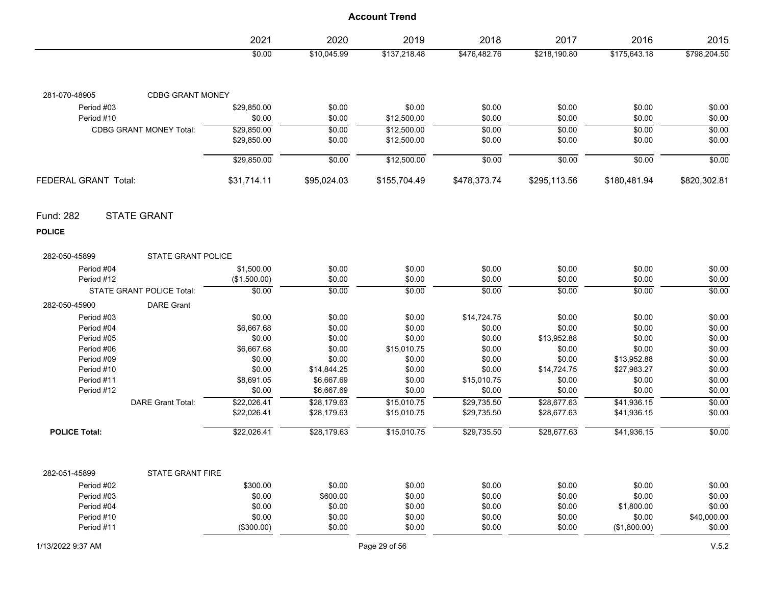## Account Trend

| | | 2021 | 2020 | 2019 | 2018 | 2017 | 2016 | 2015 |
|---|---|---|---|---|---|---|---|---|
| | | $0.00 | $10,045.99 | $137,218.48 | $476,482.76 | $218,190.80 | $175,643.18 | $798,204.50 |
| 281-070-48905 | CDBG GRANT MONEY | | | | | | | |
| Period #03 | | $29,850.00 | $0.00 | $0.00 | $0.00 | $0.00 | $0.00 | $0.00 |
| Period #10 | | $0.00 | $0.00 | $12,500.00 | $0.00 | $0.00 | $0.00 | $0.00 |
| CDBG GRANT MONEY Total: | | $29,850.00 | $0.00 | $12,500.00 | $0.00 | $0.00 | $0.00 | $0.00 |
| | | $29,850.00 | $0.00 | $12,500.00 | $0.00 | $0.00 | $0.00 | $0.00 |
| | | $29,850.00 | $0.00 | $12,500.00 | $0.00 | $0.00 | $0.00 | $0.00 |
| FEDERAL GRANT Total: | | $31,714.11 | $95,024.03 | $155,704.49 | $478,373.74 | $295,113.56 | $180,481.94 | $820,302.81 |

## Fund: 282 STATE GRANT

**POLICE**

| | | 2021 | 2020 | 2019 | 2018 | 2017 | 2016 | 2015 |
|---|---|---|---|---|---|---|---|---|
| 282-050-45899 | STATE GRANT POLICE | | | | | | | |
| Period #04 | | $1,500.00 | $0.00 | $0.00 | $0.00 | $0.00 | $0.00 | $0.00 |
| Period #12 | | ($1,500.00) | $0.00 | $0.00 | $0.00 | $0.00 | $0.00 | $0.00 |
| STATE GRANT POLICE Total: | | $0.00 | $0.00 | $0.00 | $0.00 | $0.00 | $0.00 | $0.00 |
| 282-050-45900 | DARE Grant | | | | | | | |
| Period #03 | | $0.00 | $0.00 | $0.00 | $14,724.75 | $0.00 | $0.00 | $0.00 |
| Period #04 | | $6,667.68 | $0.00 | $0.00 | $0.00 | $0.00 | $0.00 | $0.00 |
| Period #05 | | $0.00 | $0.00 | $0.00 | $0.00 | $13,952.88 | $0.00 | $0.00 |
| Period #06 | | $6,667.68 | $0.00 | $15,010.75 | $0.00 | $0.00 | $0.00 | $0.00 |
| Period #09 | | $0.00 | $0.00 | $0.00 | $0.00 | $0.00 | $13,952.88 | $0.00 |
| Period #10 | | $0.00 | $14,844.25 | $0.00 | $0.00 | $14,724.75 | $27,983.27 | $0.00 |
| Period #11 | | $8,691.05 | $6,667.69 | $0.00 | $15,010.75 | $0.00 | $0.00 | $0.00 |
| Period #12 | | $0.00 | $6,667.69 | $0.00 | $0.00 | $0.00 | $0.00 | $0.00 |
| DARE Grant Total: | | $22,026.41 | $28,179.63 | $15,010.75 | $29,735.50 | $28,677.63 | $41,936.15 | $0.00 |
| | | $22,026.41 | $28,179.63 | $15,010.75 | $29,735.50 | $28,677.63 | $41,936.15 | $0.00 |
| **POLICE Total:** | | $22,026.41 | $28,179.63 | $15,010.75 | $29,735.50 | $28,677.63 | $41,936.15 | $0.00 |
| 282-051-45899 | STATE GRANT FIRE | | | | | | | |
| Period #02 | | $300.00 | $0.00 | $0.00 | $0.00 | $0.00 | $0.00 | $0.00 |
| Period #03 | | $0.00 | $600.00 | $0.00 | $0.00 | $0.00 | $0.00 | $0.00 |
| Period #04 | | $0.00 | $0.00 | $0.00 | $0.00 | $0.00 | $1,800.00 | $0.00 |
| Period #10 | | $0.00 | $0.00 | $0.00 | $0.00 | $0.00 | $0.00 | $40,000.00 |
| Period #11 | | ($300.00) | $0.00 | $0.00 | $0.00 | $0.00 | ($1,800.00) | $0.00 |

1/13/2022 9:37 AM

V.5.2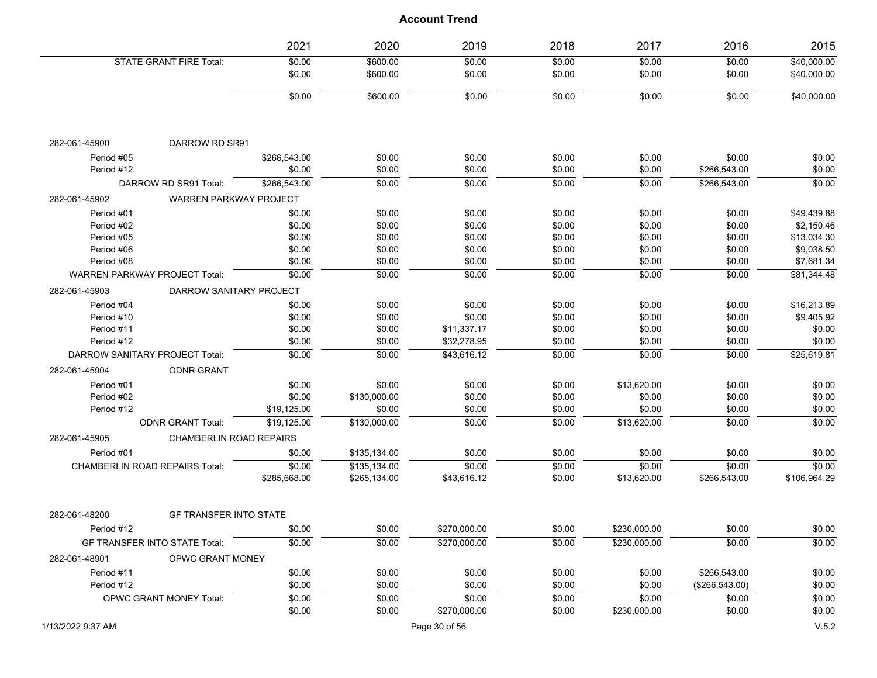# Account Trend

| | | 2021 | 2020 | 2019 | 2018 | 2017 | 2016 | 2015 |
|---|---|---|---|---|---|---|---|---|
| | STATE GRANT FIRE Total: | $0.00 | $600.00 | $0.00 | $0.00 | $0.00 | $0.00 | $40,000.00 |
| | | $0.00 | $600.00 | $0.00 | $0.00 | $0.00 | $0.00 | $40,000.00 |
| | | $0.00 | $600.00 | $0.00 | $0.00 | $0.00 | $0.00 | $40,000.00 |
| 282-061-45900 | DARROW RD SR91 | | | | | | | |
| Period #05 | | $266,543.00 | $0.00 | $0.00 | $0.00 | $0.00 | $0.00 | $0.00 |
| Period #12 | | $0.00 | $0.00 | $0.00 | $0.00 | $0.00 | $266,543.00 | $0.00 |
| | DARROW RD SR91 Total: | $266,543.00 | $0.00 | $0.00 | $0.00 | $0.00 | $266,543.00 | $0.00 |
| 282-061-45902 | WARREN PARKWAY PROJECT | | | | | | | |
| Period #01 | | $0.00 | $0.00 | $0.00 | $0.00 | $0.00 | $0.00 | $49,439.88 |
| Period #02 | | $0.00 | $0.00 | $0.00 | $0.00 | $0.00 | $0.00 | $2,150.46 |
| Period #05 | | $0.00 | $0.00 | $0.00 | $0.00 | $0.00 | $0.00 | $13,034.30 |
| Period #06 | | $0.00 | $0.00 | $0.00 | $0.00 | $0.00 | $0.00 | $9,038.50 |
| Period #08 | | $0.00 | $0.00 | $0.00 | $0.00 | $0.00 | $0.00 | $7,681.34 |
| | WARREN PARKWAY PROJECT Total: | $0.00 | $0.00 | $0.00 | $0.00 | $0.00 | $0.00 | $81,344.48 |
| 282-061-45903 | DARROW SANITARY PROJECT | | | | | | | |
| Period #04 | | $0.00 | $0.00 | $0.00 | $0.00 | $0.00 | $0.00 | $16,213.89 |
| Period #10 | | $0.00 | $0.00 | $0.00 | $0.00 | $0.00 | $0.00 | $9,405.92 |
| Period #11 | | $0.00 | $0.00 | $11,337.17 | $0.00 | $0.00 | $0.00 | $0.00 |
| Period #12 | | $0.00 | $0.00 | $32,278.95 | $0.00 | $0.00 | $0.00 | $0.00 |
| | DARROW SANITARY PROJECT Total: | $0.00 | $0.00 | $43,616.12 | $0.00 | $0.00 | $0.00 | $25,619.81 |
| 282-061-45904 | ODNR GRANT | | | | | | | |
| Period #01 | | $0.00 | $0.00 | $0.00 | $0.00 | $13,620.00 | $0.00 | $0.00 |
| Period #02 | | $0.00 | $130,000.00 | $0.00 | $0.00 | $0.00 | $0.00 | $0.00 |
| Period #12 | | $19,125.00 | $0.00 | $0.00 | $0.00 | $0.00 | $0.00 | $0.00 |
| | ODNR GRANT Total: | $19,125.00 | $130,000.00 | $0.00 | $0.00 | $13,620.00 | $0.00 | $0.00 |
| 282-061-45905 | CHAMBERLIN ROAD REPAIRS | | | | | | | |
| Period #01 | | $0.00 | $135,134.00 | $0.00 | $0.00 | $0.00 | $0.00 | $0.00 |
| | CHAMBERLIN ROAD REPAIRS Total: | $0.00 | $135,134.00 | $0.00 | $0.00 | $0.00 | $0.00 | $0.00 |
| | | $285,668.00 | $265,134.00 | $43,616.12 | $0.00 | $13,620.00 | $266,543.00 | $106,964.29 |
| 282-061-48200 | GF TRANSFER INTO STATE | | | | | | | |
| Period #12 | | $0.00 | $0.00 | $270,000.00 | $0.00 | $230,000.00 | $0.00 | $0.00 |
| | GF TRANSFER INTO STATE Total: | $0.00 | $0.00 | $270,000.00 | $0.00 | $230,000.00 | $0.00 | $0.00 |
| 282-061-48901 | OPWC GRANT MONEY | | | | | | | |
| Period #11 | | $0.00 | $0.00 | $0.00 | $0.00 | $0.00 | $266,543.00 | $0.00 |
| Period #12 | | $0.00 | $0.00 | $0.00 | $0.00 | $0.00 | ($266,543.00) | $0.00 |
| | OPWC GRANT MONEY Total: | $0.00 | $0.00 | $0.00 | $0.00 | $0.00 | $0.00 | $0.00 |
| | | $0.00 | $0.00 | $270,000.00 | $0.00 | $230,000.00 | $0.00 | $0.00 |

1/13/2022 9:37 AM

V.5.2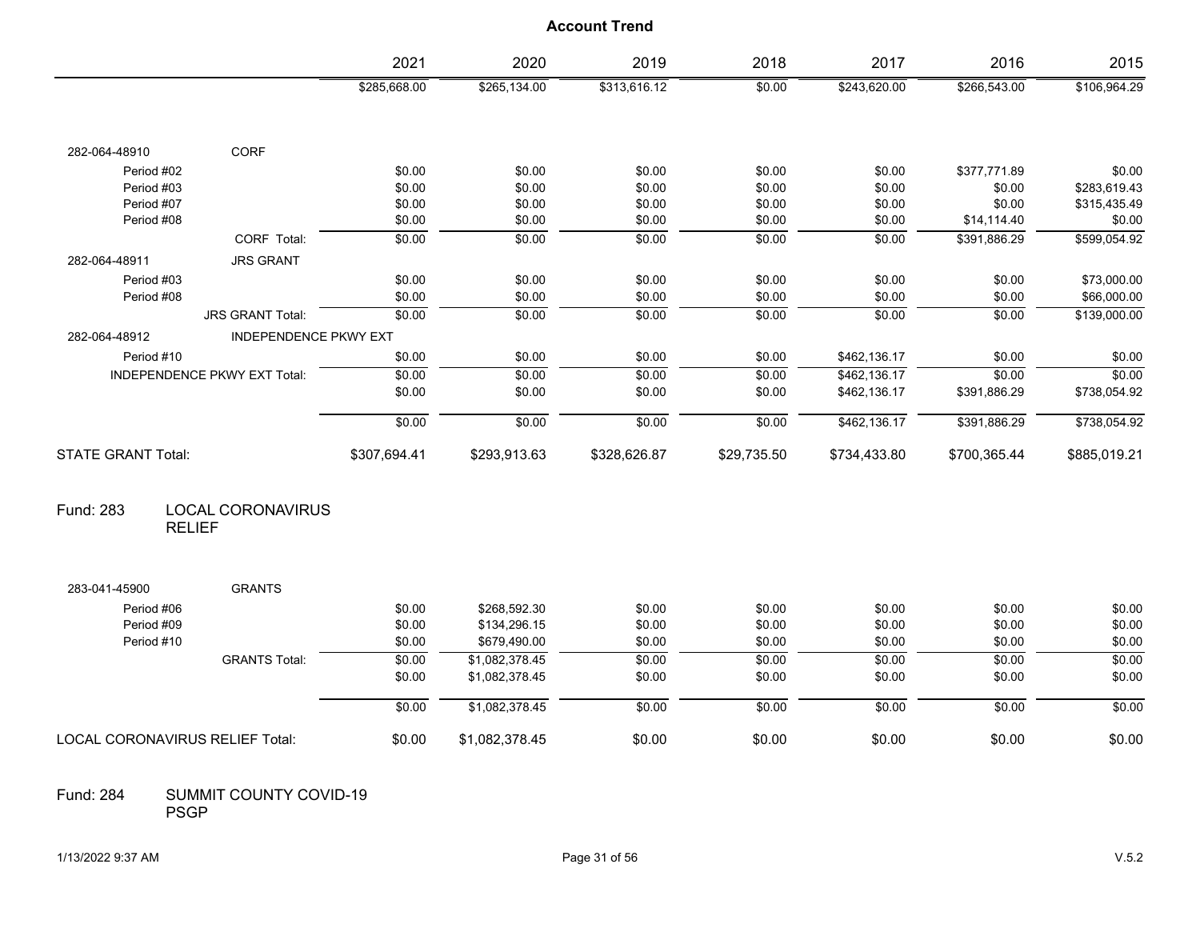## Account Trend

| | | 2021 | 2020 | 2019 | 2018 | 2017 | 2016 | 2015 |
|---|---|---|---|---|---|---|---|---|
| | | $285,668.00 | $265,134.00 | $313,616.12 | $0.00 | $243,620.00 | $266,543.00 | $106,964.29 |
| 282-064-48910 | CORF | | | | | | | |
| Period #02 | | $0.00 | $0.00 | $0.00 | $0.00 | $0.00 | $377,771.89 | $0.00 |
| Period #03 | | $0.00 | $0.00 | $0.00 | $0.00 | $0.00 | $0.00 | $283,619.43 |
| Period #07 | | $0.00 | $0.00 | $0.00 | $0.00 | $0.00 | $0.00 | $315,435.49 |
| Period #08 | | $0.00 | $0.00 | $0.00 | $0.00 | $0.00 | $14,114.40 | $0.00 |
| | CORF Total: | $0.00 | $0.00 | $0.00 | $0.00 | $0.00 | $391,886.29 | $599,054.92 |
| 282-064-48911 | JRS GRANT | | | | | | | |
| Period #03 | | $0.00 | $0.00 | $0.00 | $0.00 | $0.00 | $0.00 | $73,000.00 |
| Period #08 | | $0.00 | $0.00 | $0.00 | $0.00 | $0.00 | $0.00 | $66,000.00 |
| | JRS GRANT Total: | $0.00 | $0.00 | $0.00 | $0.00 | $0.00 | $0.00 | $139,000.00 |
| 282-064-48912 | INDEPENDENCE PKWY EXT | | | | | | | |
| Period #10 | | $0.00 | $0.00 | $0.00 | $0.00 | $462,136.17 | $0.00 | $0.00 |
| | INDEPENDENCE PKWY EXT Total: | $0.00 | $0.00 | $0.00 | $0.00 | $462,136.17 | $0.00 | $0.00 |
| | | $0.00 | $0.00 | $0.00 | $0.00 | $462,136.17 | $391,886.29 | $738,054.92 |
| | | $0.00 | $0.00 | $0.00 | $0.00 | $462,136.17 | $391,886.29 | $738,054.92 |
| STATE GRANT Total: | | $307,694.41 | $293,913.63 | $328,626.87 | $29,735.50 | $734,433.80 | $700,365.44 | $885,019.21 |

## Fund: 283 LOCAL CORONAVIRUS RELIEF

| | | 2021 | 2020 | 2019 | 2018 | 2017 | 2016 | 2015 |
|---|---|---|---|---|---|---|---|---|
| 283-041-45900 | GRANTS | | | | | | | |
| Period #06 | | $0.00 | $268,592.30 | $0.00 | $0.00 | $0.00 | $0.00 | $0.00 |
| Period #09 | | $0.00 | $134,296.15 | $0.00 | $0.00 | $0.00 | $0.00 | $0.00 |
| Period #10 | | $0.00 | $679,490.00 | $0.00 | $0.00 | $0.00 | $0.00 | $0.00 |
| | GRANTS Total: | $0.00 | $1,082,378.45 | $0.00 | $0.00 | $0.00 | $0.00 | $0.00 |
| | | $0.00 | $1,082,378.45 | $0.00 | $0.00 | $0.00 | $0.00 | $0.00 |
| | | $0.00 | $1,082,378.45 | $0.00 | $0.00 | $0.00 | $0.00 | $0.00 |
| LOCAL CORONAVIRUS RELIEF Total: | | $0.00 | $1,082,378.45 | $0.00 | $0.00 | $0.00 | $0.00 | $0.00 |

## Fund: 284 SUMMIT COUNTY COVID-19 PSGP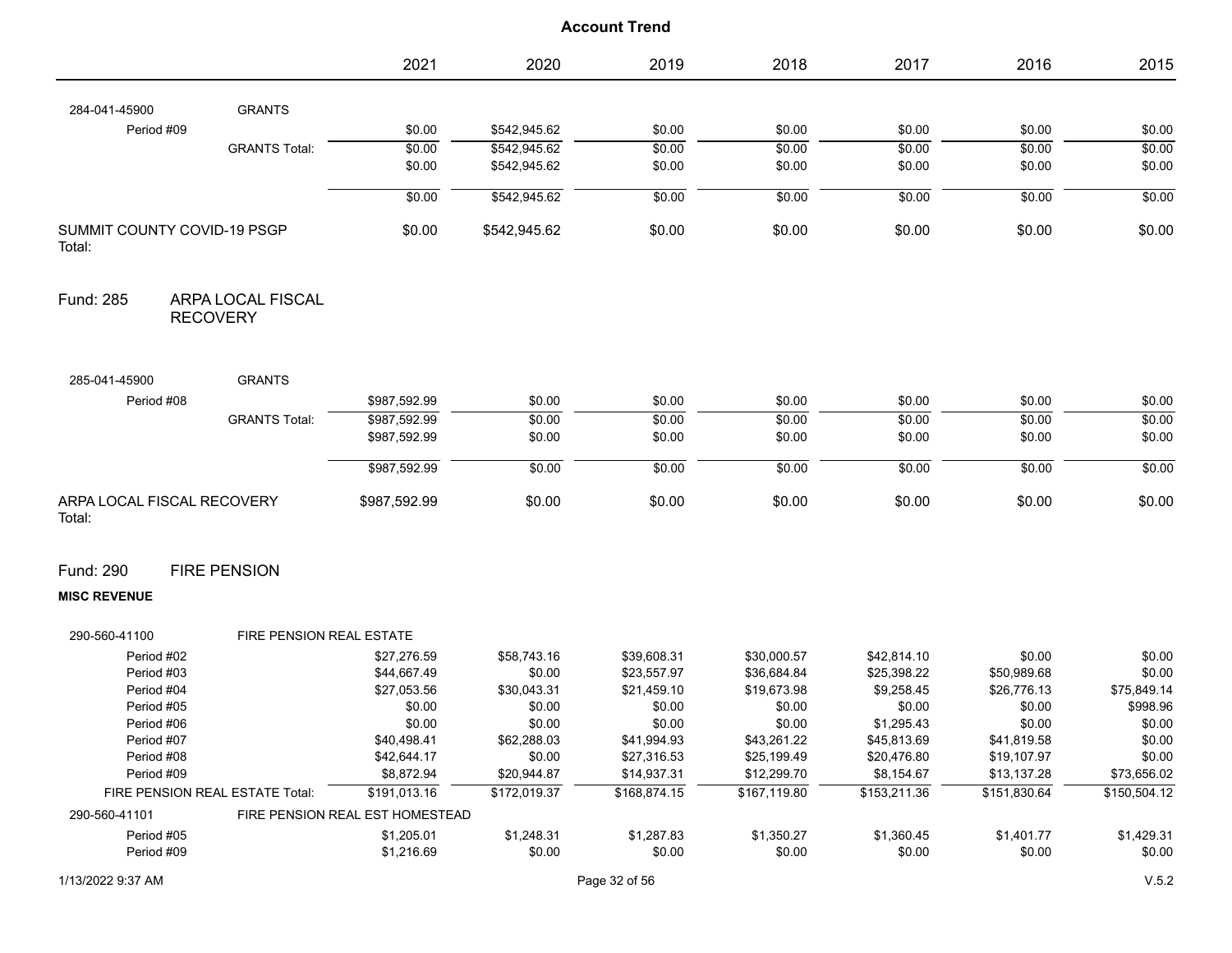# Account Trend

| | | 2021 | 2020 | 2019 | 2018 | 2017 | 2016 | 2015 |
|---|---|---|---|---|---|---|---|---|
| 284-041-45900 | GRANTS | | | | | | | |
| Period #09 | | $0.00 | $542,945.62 | $0.00 | $0.00 | $0.00 | $0.00 | $0.00 |
| | GRANTS Total: | $0.00 | $542,945.62 | $0.00 | $0.00 | $0.00 | $0.00 | $0.00 |
| | | $0.00 | $542,945.62 | $0.00 | $0.00 | $0.00 | $0.00 | $0.00 |
| | | $0.00 | $542,945.62 | $0.00 | $0.00 | $0.00 | $0.00 | $0.00 |
| SUMMIT COUNTY COVID-19 PSGP Total: | | $0.00 | $542,945.62 | $0.00 | $0.00 | $0.00 | $0.00 | $0.00 |

## Fund: 285 ARPA LOCAL FISCAL RECOVERY

| | | 2021 | 2020 | 2019 | 2018 | 2017 | 2016 | 2015 |
|---|---|---|---|---|---|---|---|---|
| 285-041-45900 | GRANTS | | | | | | | |
| Period #08 | | $987,592.99 | $0.00 | $0.00 | $0.00 | $0.00 | $0.00 | $0.00 |
| | GRANTS Total: | $987,592.99 | $0.00 | $0.00 | $0.00 | $0.00 | $0.00 | $0.00 |
| | | $987,592.99 | $0.00 | $0.00 | $0.00 | $0.00 | $0.00 | $0.00 |
| | | $987,592.99 | $0.00 | $0.00 | $0.00 | $0.00 | $0.00 | $0.00 |
| ARPA LOCAL FISCAL RECOVERY Total: | | $987,592.99 | $0.00 | $0.00 | $0.00 | $0.00 | $0.00 | $0.00 |

## Fund: 290 FIRE PENSION

**MISC REVENUE**

| | | 2021 | 2020 | 2019 | 2018 | 2017 | 2016 | 2015 |
|---|---|---|---|---|---|---|---|---|
| 290-560-41100 | FIRE PENSION REAL ESTATE | | | | | | | |
| Period #02 | | $27,276.59 | $58,743.16 | $39,608.31 | $30,000.57 | $42,814.10 | $0.00 | $0.00 |
| Period #03 | | $44,667.49 | $0.00 | $23,557.97 | $36,684.84 | $25,398.22 | $50,989.68 | $0.00 |
| Period #04 | | $27,053.56 | $30,043.31 | $21,459.10 | $19,673.98 | $9,258.45 | $26,776.13 | $75,849.14 |
| Period #05 | | $0.00 | $0.00 | $0.00 | $0.00 | $0.00 | $0.00 | $998.96 |
| Period #06 | | $0.00 | $0.00 | $0.00 | $0.00 | $1,295.43 | $0.00 | $0.00 |
| Period #07 | | $40,498.41 | $62,288.03 | $41,994.93 | $43,261.22 | $45,813.69 | $41,819.58 | $0.00 |
| Period #08 | | $42,644.17 | $0.00 | $27,316.53 | $25,199.49 | $20,476.80 | $19,107.97 | $0.00 |
| Period #09 | | $8,872.94 | $20,944.87 | $14,937.31 | $12,299.70 | $8,154.67 | $13,137.28 | $73,656.02 |
| FIRE PENSION REAL ESTATE Total: | | $191,013.16 | $172,019.37 | $168,874.15 | $167,119.80 | $153,211.36 | $151,830.64 | $150,504.12 |
| 290-560-41101 | FIRE PENSION REAL EST HOMESTEAD | | | | | | | |
| Period #05 | | $1,205.01 | $1,248.31 | $1,287.83 | $1,350.27 | $1,360.45 | $1,401.77 | $1,429.31 |
| Period #09 | | $1,216.69 | $0.00 | $0.00 | $0.00 | $0.00 | $0.00 | $0.00 |

1/13/2022 9:37 AM

V.5.2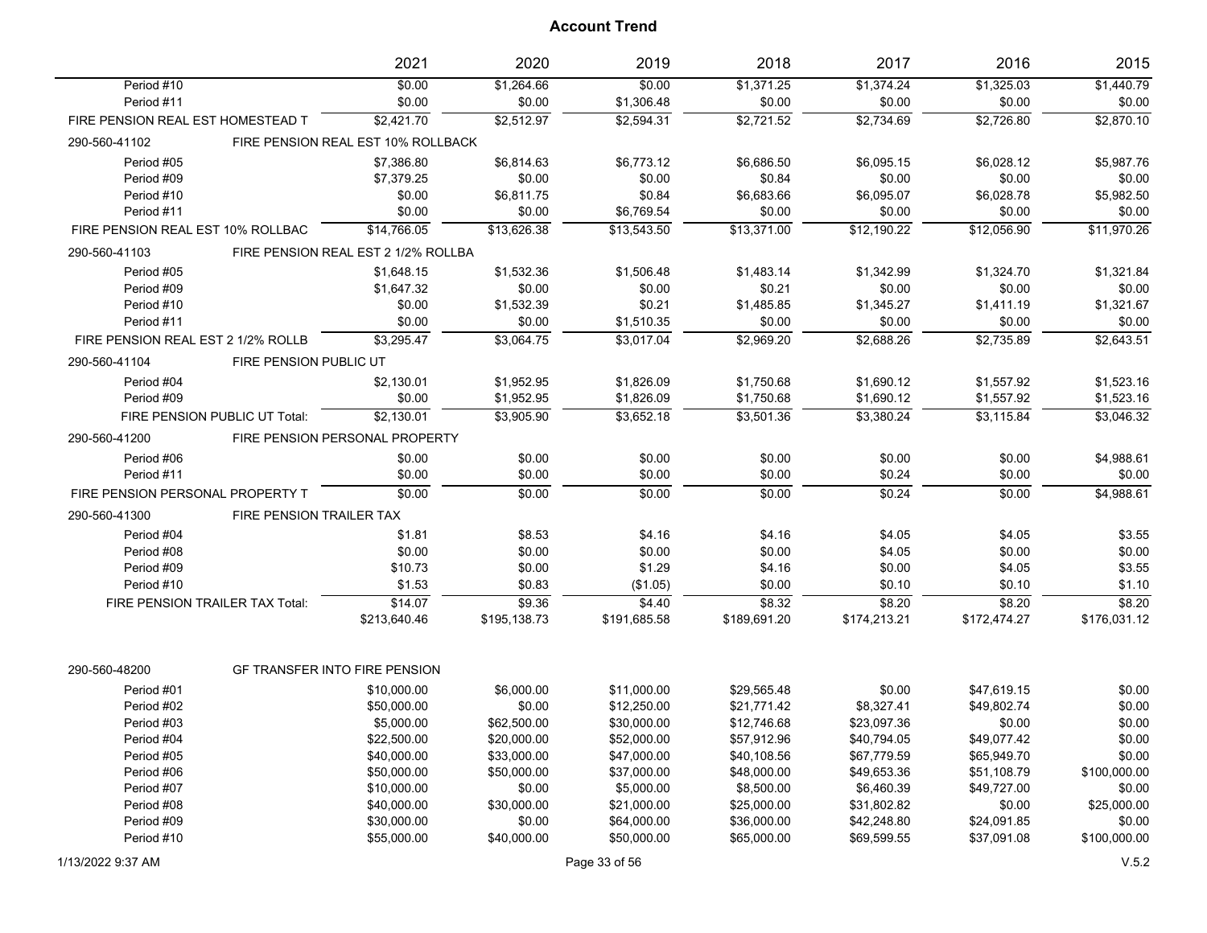# Account Trend

| | | 2021 | 2020 | 2019 | 2018 | 2017 | 2016 | 2015 |
|---|---|---|---|---|---|---|---|---|
| Period #10 | | $0.00 | $1,264.66 | $0.00 | $1,371.25 | $1,374.24 | $1,325.03 | $1,440.79 |
| Period #11 | | $0.00 | $0.00 | $1,306.48 | $0.00 | $0.00 | $0.00 | $0.00 |
| FIRE PENSION REAL EST HOMESTEAD T | | $2,421.70 | $2,512.97 | $2,594.31 | $2,721.52 | $2,734.69 | $2,726.80 | $2,870.10 |
| 290-560-41102 | FIRE PENSION REAL EST 10% ROLLBACK | | | | | | | |
| Period #05 | | $7,386.80 | $6,814.63 | $6,773.12 | $6,686.50 | $6,095.15 | $6,028.12 | $5,987.76 |
| Period #09 | | $7,379.25 | $0.00 | $0.00 | $0.84 | $0.00 | $0.00 | $0.00 |
| Period #10 | | $0.00 | $6,811.75 | $0.84 | $6,683.66 | $6,095.07 | $6,028.78 | $5,982.50 |
| Period #11 | | $0.00 | $0.00 | $6,769.54 | $0.00 | $0.00 | $0.00 | $0.00 |
| FIRE PENSION REAL EST 10% ROLLBAC | | $14,766.05 | $13,626.38 | $13,543.50 | $13,371.00 | $12,190.22 | $12,056.90 | $11,970.26 |
| 290-560-41103 | FIRE PENSION REAL EST 2 1/2% ROLLBA | | | | | | | |
| Period #05 | | $1,648.15 | $1,532.36 | $1,506.48 | $1,483.14 | $1,342.99 | $1,324.70 | $1,321.84 |
| Period #09 | | $1,647.32 | $0.00 | $0.00 | $0.21 | $0.00 | $0.00 | $0.00 |
| Period #10 | | $0.00 | $1,532.39 | $0.21 | $1,485.85 | $1,345.27 | $1,411.19 | $1,321.67 |
| Period #11 | | $0.00 | $0.00 | $1,510.35 | $0.00 | $0.00 | $0.00 | $0.00 |
| FIRE PENSION REAL EST 2 1/2% ROLLB | | $3,295.47 | $3,064.75 | $3,017.04 | $2,969.20 | $2,688.26 | $2,735.89 | $2,643.51 |
| 290-560-41104 | FIRE PENSION PUBLIC UT | | | | | | | |
| Period #04 | | $2,130.01 | $1,952.95 | $1,826.09 | $1,750.68 | $1,690.12 | $1,557.92 | $1,523.16 |
| Period #09 | | $0.00 | $1,952.95 | $1,826.09 | $1,750.68 | $1,690.12 | $1,557.92 | $1,523.16 |
| FIRE PENSION PUBLIC UT Total: | | $2,130.01 | $3,905.90 | $3,652.18 | $3,501.36 | $3,380.24 | $3,115.84 | $3,046.32 |
| 290-560-41200 | FIRE PENSION PERSONAL PROPERTY | | | | | | | |
| Period #06 | | $0.00 | $0.00 | $0.00 | $0.00 | $0.00 | $0.00 | $4,988.61 |
| Period #11 | | $0.00 | $0.00 | $0.00 | $0.00 | $0.24 | $0.00 | $0.00 |
| FIRE PENSION PERSONAL PROPERTY T | | $0.00 | $0.00 | $0.00 | $0.00 | $0.24 | $0.00 | $4,988.61 |
| 290-560-41300 | FIRE PENSION TRAILER TAX | | | | | | | |
| Period #04 | | $1.81 | $8.53 | $4.16 | $4.16 | $4.05 | $4.05 | $3.55 |
| Period #08 | | $0.00 | $0.00 | $0.00 | $0.00 | $4.05 | $0.00 | $0.00 |
| Period #09 | | $10.73 | $0.00 | $1.29 | $4.16 | $0.00 | $4.05 | $3.55 |
| Period #10 | | $1.53 | $0.83 | ($1.05) | $0.00 | $0.10 | $0.10 | $1.10 |
| FIRE PENSION TRAILER TAX Total: | | $14.07 | $9.36 | $4.40 | $8.32 | $8.20 | $8.20 | $8.20 |
| | | $213,640.46 | $195,138.73 | $191,685.58 | $189,691.20 | $174,213.21 | $172,474.27 | $176,031.12 |
| 290-560-48200 | GF TRANSFER INTO FIRE PENSION | | | | | | | |
| Period #01 | | $10,000.00 | $6,000.00 | $11,000.00 | $29,565.48 | $0.00 | $47,619.15 | $0.00 |
| Period #02 | | $50,000.00 | $0.00 | $12,250.00 | $21,771.42 | $8,327.41 | $49,802.74 | $0.00 |
| Period #03 | | $5,000.00 | $62,500.00 | $30,000.00 | $12,746.68 | $23,097.36 | $0.00 | $0.00 |
| Period #04 | | $22,500.00 | $20,000.00 | $52,000.00 | $57,912.96 | $40,794.05 | $49,077.42 | $0.00 |
| Period #05 | | $40,000.00 | $33,000.00 | $47,000.00 | $40,108.56 | $67,779.59 | $65,949.70 | $0.00 |
| Period #06 | | $50,000.00 | $50,000.00 | $37,000.00 | $48,000.00 | $49,653.36 | $51,108.79 | $100,000.00 |
| Period #07 | | $10,000.00 | $0.00 | $5,000.00 | $8,500.00 | $6,460.39 | $49,727.00 | $0.00 |
| Period #08 | | $40,000.00 | $30,000.00 | $21,000.00 | $25,000.00 | $31,802.82 | $0.00 | $25,000.00 |
| Period #09 | | $30,000.00 | $0.00 | $64,000.00 | $36,000.00 | $42,248.80 | $24,091.85 | $0.00 |
| Period #10 | | $55,000.00 | $40,000.00 | $50,000.00 | $65,000.00 | $69,599.55 | $37,091.08 | $100,000.00 |

1/13/2022 9:37 AM

V.5.2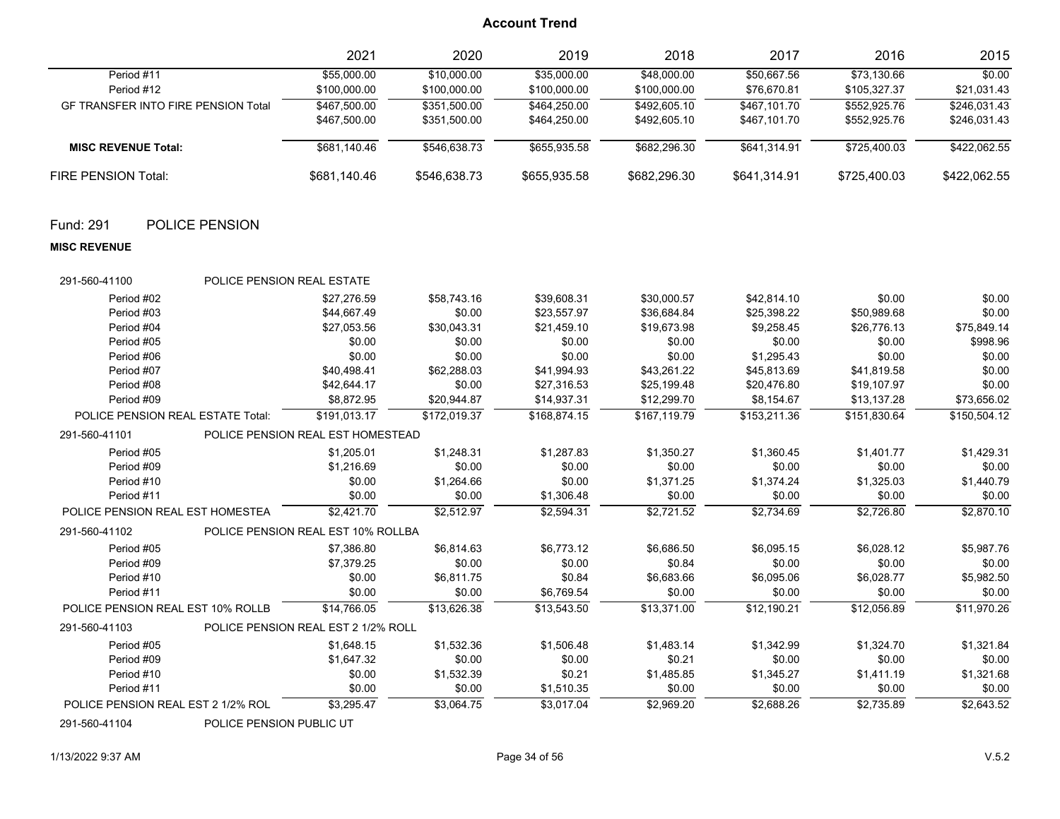# Account Trend

| | 2021 | 2020 | 2019 | 2018 | 2017 | 2016 | 2015 |
|---|---|---|---|---|---|---|---|
| Period #11 | $55,000.00 | $10,000.00 | $35,000.00 | $48,000.00 | $50,667.56 | $73,130.66 | $0.00 |
| Period #12 | $100,000.00 | $100,000.00 | $100,000.00 | $100,000.00 | $76,670.81 | $105,327.37 | $21,031.43 |
| GF TRANSFER INTO FIRE PENSION Total | $467,500.00 | $351,500.00 | $464,250.00 | $492,605.10 | $467,101.70 | $552,925.76 | $246,031.43 |
| | $467,500.00 | $351,500.00 | $464,250.00 | $492,605.10 | $467,101.70 | $552,925.76 | $246,031.43 |
| **MISC REVENUE Total:** | $681,140.46 | $546,638.73 | $655,935.58 | $682,296.30 | $641,314.91 | $725,400.03 | $422,062.55 |
| FIRE PENSION Total: | $681,140.46 | $546,638.73 | $655,935.58 | $682,296.30 | $641,314.91 | $725,400.03 | $422,062.55 |

## Fund: 291 POLICE PENSION

**MISC REVENUE**

| | 2021 | 2020 | 2019 | 2018 | 2017 | 2016 | 2015 |
|---|---|---|---|---|---|---|---|
| **291-560-41100 POLICE PENSION REAL ESTATE** | | | | | | | |
| Period #02 | $27,276.59 | $58,743.16 | $39,608.31 | $30,000.57 | $42,814.10 | $0.00 | $0.00 |
| Period #03 | $44,667.49 | $0.00 | $23,557.97 | $36,684.84 | $25,398.22 | $50,989.68 | $0.00 |
| Period #04 | $27,053.56 | $30,043.31 | $21,459.10 | $19,673.98 | $9,258.45 | $26,776.13 | $75,849.14 |
| Period #05 | $0.00 | $0.00 | $0.00 | $0.00 | $0.00 | $0.00 | $998.96 |
| Period #06 | $0.00 | $0.00 | $0.00 | $0.00 | $1,295.43 | $0.00 | $0.00 |
| Period #07 | $40,498.41 | $62,288.03 | $41,994.93 | $43,261.22 | $45,813.69 | $41,819.58 | $0.00 |
| Period #08 | $42,644.17 | $0.00 | $27,316.53 | $25,199.48 | $20,476.80 | $19,107.97 | $0.00 |
| Period #09 | $8,872.95 | $20,944.87 | $14,937.31 | $12,299.70 | $8,154.67 | $13,137.28 | $73,656.02 |
| POLICE PENSION REAL ESTATE Total: | $191,013.17 | $172,019.37 | $168,874.15 | $167,119.79 | $153,211.36 | $151,830.64 | $150,504.12 |
| **291-560-41101 POLICE PENSION REAL EST HOMESTEAD** | | | | | | | |
| Period #05 | $1,205.01 | $1,248.31 | $1,287.83 | $1,350.27 | $1,360.45 | $1,401.77 | $1,429.31 |
| Period #09 | $1,216.69 | $0.00 | $0.00 | $0.00 | $0.00 | $0.00 | $0.00 |
| Period #10 | $0.00 | $1,264.66 | $0.00 | $1,371.25 | $1,374.24 | $1,325.03 | $1,440.79 |
| Period #11 | $0.00 | $0.00 | $1,306.48 | $0.00 | $0.00 | $0.00 | $0.00 |
| POLICE PENSION REAL EST HOMESTEA | $2,421.70 | $2,512.97 | $2,594.31 | $2,721.52 | $2,734.69 | $2,726.80 | $2,870.10 |
| **291-560-41102 POLICE PENSION REAL EST 10% ROLLBA** | | | | | | | |
| Period #05 | $7,386.80 | $6,814.63 | $6,773.12 | $6,686.50 | $6,095.15 | $6,028.12 | $5,987.76 |
| Period #09 | $7,379.25 | $0.00 | $0.00 | $0.84 | $0.00 | $0.00 | $0.00 |
| Period #10 | $0.00 | $6,811.75 | $0.84 | $6,683.66 | $6,095.06 | $6,028.77 | $5,982.50 |
| Period #11 | $0.00 | $0.00 | $6,769.54 | $0.00 | $0.00 | $0.00 | $0.00 |
| POLICE PENSION REAL EST 10% ROLLB | $14,766.05 | $13,626.38 | $13,543.50 | $13,371.00 | $12,190.21 | $12,056.89 | $11,970.26 |
| **291-560-41103 POLICE PENSION REAL EST 2 1/2% ROLL** | | | | | | | |
| Period #05 | $1,648.15 | $1,532.36 | $1,506.48 | $1,483.14 | $1,342.99 | $1,324.70 | $1,321.84 |
| Period #09 | $1,647.32 | $0.00 | $0.00 | $0.21 | $0.00 | $0.00 | $0.00 |
| Period #10 | $0.00 | $1,532.39 | $0.21 | $1,485.85 | $1,345.27 | $1,411.19 | $1,321.68 |
| Period #11 | $0.00 | $0.00 | $1,510.35 | $0.00 | $0.00 | $0.00 | $0.00 |
| POLICE PENSION REAL EST 2 1/2% ROL | $3,295.47 | $3,064.75 | $3,017.04 | $2,969.20 | $2,688.26 | $2,735.89 | $2,643.52 |
| **291-560-41104 POLICE PENSION PUBLIC UT** | | | | | | | |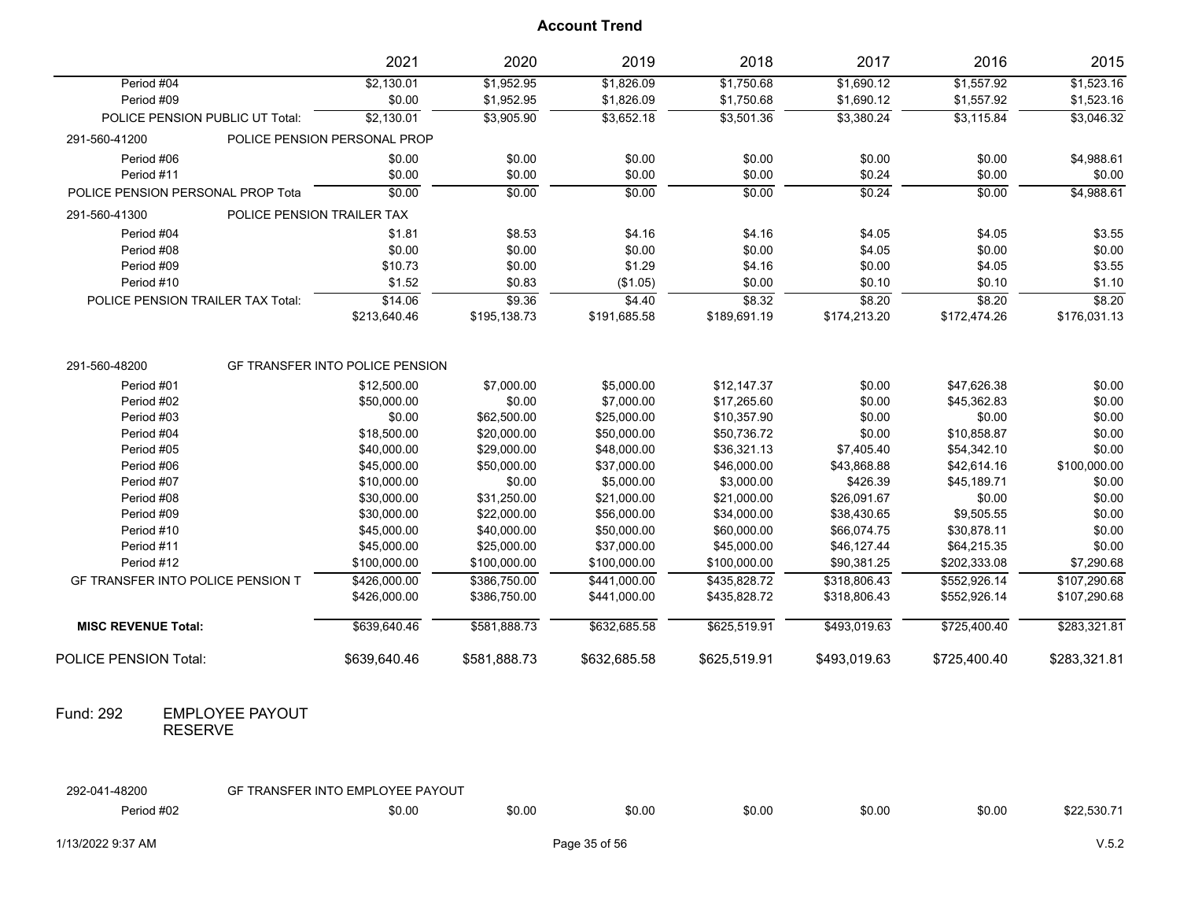## Account Trend

| | 2021 | 2020 | 2019 | 2018 | 2017 | 2016 | 2015 |
|---|---|---|---|---|---|---|---|
| Period #04 | $2,130.01 | $1,952.95 | $1,826.09 | $1,750.68 | $1,690.12 | $1,557.92 | $1,523.16 |
| Period #09 | $0.00 | $1,952.95 | $1,826.09 | $1,750.68 | $1,690.12 | $1,557.92 | $1,523.16 |
| POLICE PENSION PUBLIC UT Total: | $2,130.01 | $3,905.90 | $3,652.18 | $3,501.36 | $3,380.24 | $3,115.84 | $3,046.32 |
| 291-560-41200 POLICE PENSION PERSONAL PROP | | | | | | | |
| Period #06 | $0.00 | $0.00 | $0.00 | $0.00 | $0.00 | $0.00 | $4,988.61 |
| Period #11 | $0.00 | $0.00 | $0.00 | $0.00 | $0.24 | $0.00 | $0.00 |
| POLICE PENSION PERSONAL PROP Tota | $0.00 | $0.00 | $0.00 | $0.00 | $0.24 | $0.00 | $4,988.61 |
| 291-560-41300 POLICE PENSION TRAILER TAX | | | | | | | |
| Period #04 | $1.81 | $8.53 | $4.16 | $4.16 | $4.05 | $4.05 | $3.55 |
| Period #08 | $0.00 | $0.00 | $0.00 | $0.00 | $4.05 | $0.00 | $0.00 |
| Period #09 | $10.73 | $0.00 | $1.29 | $4.16 | $0.00 | $4.05 | $3.55 |
| Period #10 | $1.52 | $0.83 | ($1.05) | $0.00 | $0.10 | $0.10 | $1.10 |
| POLICE PENSION TRAILER TAX Total: | $14.06 | $9.36 | $4.40 | $8.32 | $8.20 | $8.20 | $8.20 |
| | $213,640.46 | $195,138.73 | $191,685.58 | $189,691.19 | $174,213.20 | $172,474.26 | $176,031.13 |
| 291-560-48200 GF TRANSFER INTO POLICE PENSION | | | | | | | |
| Period #01 | $12,500.00 | $7,000.00 | $5,000.00 | $12,147.37 | $0.00 | $47,626.38 | $0.00 |
| Period #02 | $50,000.00 | $0.00 | $7,000.00 | $17,265.60 | $0.00 | $45,362.83 | $0.00 |
| Period #03 | $0.00 | $62,500.00 | $25,000.00 | $10,357.90 | $0.00 | $0.00 | $0.00 |
| Period #04 | $18,500.00 | $20,000.00 | $50,000.00 | $50,736.72 | $0.00 | $10,858.87 | $0.00 |
| Period #05 | $40,000.00 | $29,000.00 | $48,000.00 | $36,321.13 | $7,405.40 | $54,342.10 | $0.00 |
| Period #06 | $45,000.00 | $50,000.00 | $37,000.00 | $46,000.00 | $43,868.88 | $42,614.16 | $100,000.00 |
| Period #07 | $10,000.00 | $0.00 | $5,000.00 | $3,000.00 | $426.39 | $45,189.71 | $0.00 |
| Period #08 | $30,000.00 | $31,250.00 | $21,000.00 | $21,000.00 | $26,091.67 | $0.00 | $0.00 |
| Period #09 | $30,000.00 | $22,000.00 | $56,000.00 | $34,000.00 | $38,430.65 | $9,505.55 | $0.00 |
| Period #10 | $45,000.00 | $40,000.00 | $50,000.00 | $60,000.00 | $66,074.75 | $30,878.11 | $0.00 |
| Period #11 | $45,000.00 | $25,000.00 | $37,000.00 | $45,000.00 | $46,127.44 | $64,215.35 | $0.00 |
| Period #12 | $100,000.00 | $100,000.00 | $100,000.00 | $100,000.00 | $90,381.25 | $202,333.08 | $7,290.68 |
| GF TRANSFER INTO POLICE PENSION T | $426,000.00 | $386,750.00 | $441,000.00 | $435,828.72 | $318,806.43 | $552,926.14 | $107,290.68 |
| | $426,000.00 | $386,750.00 | $441,000.00 | $435,828.72 | $318,806.43 | $552,926.14 | $107,290.68 |
| **MISC REVENUE Total:** | $639,640.46 | $581,888.73 | $632,685.58 | $625,519.91 | $493,019.63 | $725,400.40 | $283,321.81 |
| POLICE PENSION Total: | $639,640.46 | $581,888.73 | $632,685.58 | $625,519.91 | $493,019.63 | $725,400.40 | $283,321.81 |

Fund: 292 EMPLOYEE PAYOUT RESERVE

| | 2021 | 2020 | 2019 | 2018 | 2017 | 2016 | 2015 |
|---|---|---|---|---|---|---|---|
| 292-041-48200 GF TRANSFER INTO EMPLOYEE PAYOUT | | | | | | | |
| Period #02 | $0.00 | $0.00 | $0.00 | $0.00 | $0.00 | $0.00 | $22,530.71 |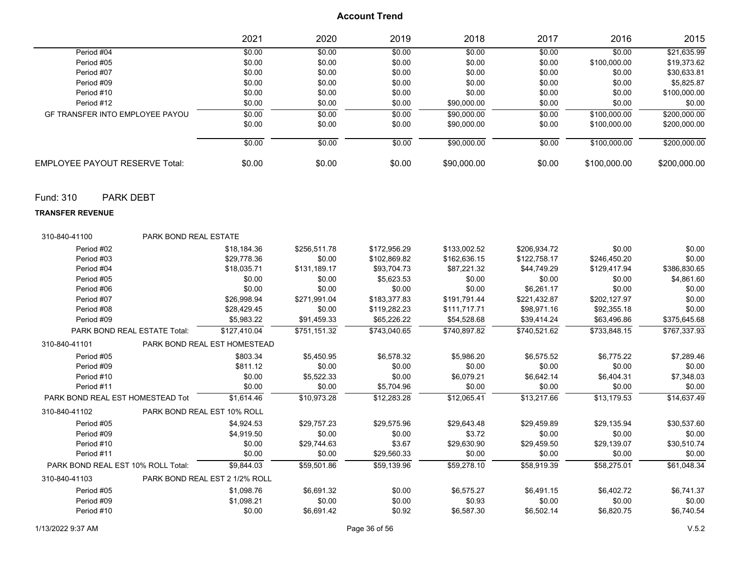# Account Trend

| | 2021 | 2020 | 2019 | 2018 | 2017 | 2016 | 2015 |
|---|---|---|---|---|---|---|---|
| Period #04 | $0.00 | $0.00 | $0.00 | $0.00 | $0.00 | $0.00 | $21,635.99 |
| Period #05 | $0.00 | $0.00 | $0.00 | $0.00 | $0.00 | $100,000.00 | $19,373.62 |
| Period #07 | $0.00 | $0.00 | $0.00 | $0.00 | $0.00 | $0.00 | $30,633.81 |
| Period #09 | $0.00 | $0.00 | $0.00 | $0.00 | $0.00 | $0.00 | $5,825.87 |
| Period #10 | $0.00 | $0.00 | $0.00 | $0.00 | $0.00 | $0.00 | $100,000.00 |
| Period #12 | $0.00 | $0.00 | $0.00 | $90,000.00 | $0.00 | $0.00 | $0.00 |
| GF TRANSFER INTO EMPLOYEE PAYOU | $0.00 | $0.00 | $0.00 | $90,000.00 | $0.00 | $100,000.00 | $200,000.00 |
| | $0.00 | $0.00 | $0.00 | $90,000.00 | $0.00 | $100,000.00 | $200,000.00 |
| | $0.00 | $0.00 | $0.00 | $90,000.00 | $0.00 | $100,000.00 | $200,000.00 |
| **EMPLOYEE PAYOUT RESERVE Total:** | $0.00 | $0.00 | $0.00 | $90,000.00 | $0.00 | $100,000.00 | $200,000.00 |

## Fund: 310 PARK DEBT

**TRANSFER REVENUE**

| | 2021 | 2020 | 2019 | 2018 | 2017 | 2016 | 2015 |
|---|---|---|---|---|---|---|---|
| **310-840-41100 PARK BOND REAL ESTATE** | | | | | | | |
| Period #02 | $18,184.36 | $256,511.78 | $172,956.29 | $133,002.52 | $206,934.72 | $0.00 | $0.00 |
| Period #03 | $29,778.36 | $0.00 | $102,869.82 | $162,636.15 | $122,758.17 | $246,450.20 | $0.00 |
| Period #04 | $18,035.71 | $131,189.17 | $93,704.73 | $87,221.32 | $44,749.29 | $129,417.94 | $386,830.65 |
| Period #05 | $0.00 | $0.00 | $5,623.53 | $0.00 | $0.00 | $0.00 | $4,861.60 |
| Period #06 | $0.00 | $0.00 | $0.00 | $0.00 | $6,261.17 | $0.00 | $0.00 |
| Period #07 | $26,998.94 | $271,991.04 | $183,377.83 | $191,791.44 | $221,432.87 | $202,127.97 | $0.00 |
| Period #08 | $28,429.45 | $0.00 | $119,282.23 | $111,717.71 | $98,971.16 | $92,355.18 | $0.00 |
| Period #09 | $5,983.22 | $91,459.33 | $65,226.22 | $54,528.68 | $39,414.24 | $63,496.86 | $375,645.68 |
| PARK BOND REAL ESTATE Total: | $127,410.04 | $751,151.32 | $743,040.65 | $740,897.82 | $740,521.62 | $733,848.15 | $767,337.93 |
| **310-840-41101 PARK BOND REAL EST HOMESTEAD** | | | | | | | |
| Period #05 | $803.34 | $5,450.95 | $6,578.32 | $5,986.20 | $6,575.52 | $6,775.22 | $7,289.46 |
| Period #09 | $811.12 | $0.00 | $0.00 | $0.00 | $0.00 | $0.00 | $0.00 |
| Period #10 | $0.00 | $5,522.33 | $0.00 | $6,079.21 | $6,642.14 | $6,404.31 | $7,348.03 |
| Period #11 | $0.00 | $0.00 | $5,704.96 | $0.00 | $0.00 | $0.00 | $0.00 |
| PARK BOND REAL EST HOMESTEAD Tot | $1,614.46 | $10,973.28 | $12,283.28 | $12,065.41 | $13,217.66 | $13,179.53 | $14,637.49 |
| **310-840-41102 PARK BOND REAL EST 10% ROLL** | | | | | | | |
| Period #05 | $4,924.53 | $29,757.23 | $29,575.96 | $29,643.48 | $29,459.89 | $29,135.94 | $30,537.60 |
| Period #09 | $4,919.50 | $0.00 | $0.00 | $3.72 | $0.00 | $0.00 | $0.00 |
| Period #10 | $0.00 | $29,744.63 | $3.67 | $29,630.90 | $29,459.50 | $29,139.07 | $30,510.74 |
| Period #11 | $0.00 | $0.00 | $29,560.33 | $0.00 | $0.00 | $0.00 | $0.00 |
| PARK BOND REAL EST 10% ROLL Total: | $9,844.03 | $59,501.86 | $59,139.96 | $59,278.10 | $58,919.39 | $58,275.01 | $61,048.34 |
| **310-840-41103 PARK BOND REAL EST 2 1/2% ROLL** | | | | | | | |
| Period #05 | $1,098.76 | $6,691.32 | $0.00 | $6,575.27 | $6,491.15 | $6,402.72 | $6,741.37 |
| Period #09 | $1,098.21 | $0.00 | $0.00 | $0.93 | $0.00 | $0.00 | $0.00 |
| Period #10 | $0.00 | $6,691.42 | $0.92 | $6,587.30 | $6,502.14 | $6,820.75 | $6,740.54 |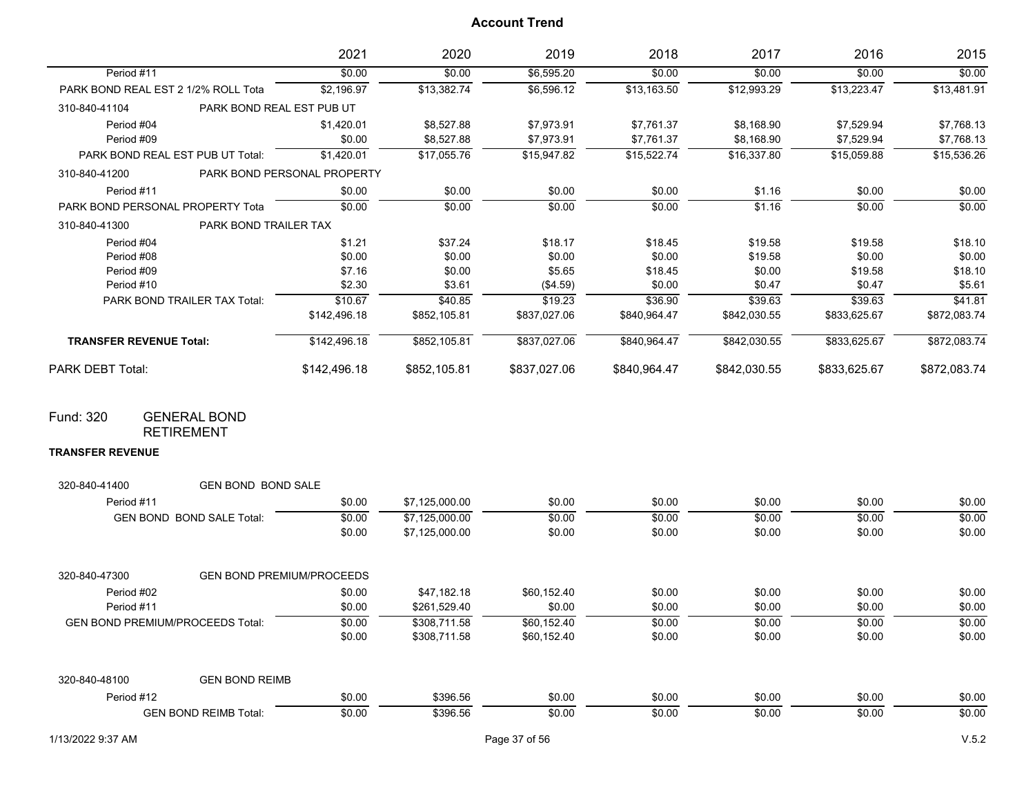# Account Trend

| | 2021 | 2020 | 2019 | 2018 | 2017 | 2016 | 2015 |
|---|---|---|---|---|---|---|---|
| Period #11 | $0.00 | $0.00 | $6,595.20 | $0.00 | $0.00 | $0.00 | $0.00 |
| PARK BOND REAL EST 2 1/2% ROLL Tota | $2,196.97 | $13,382.74 | $6,596.12 | $13,163.50 | $12,993.29 | $13,223.47 | $13,481.91 |
| 310-840-41104 PARK BOND REAL EST PUB UT | | | | | | | |
| Period #04 | $1,420.01 | $8,527.88 | $7,973.91 | $7,761.37 | $8,168.90 | $7,529.94 | $7,768.13 |
| Period #09 | $0.00 | $8,527.88 | $7,973.91 | $7,761.37 | $8,168.90 | $7,529.94 | $7,768.13 |
| PARK BOND REAL EST PUB UT Total: | $1,420.01 | $17,055.76 | $15,947.82 | $15,522.74 | $16,337.80 | $15,059.88 | $15,536.26 |
| 310-840-41200 PARK BOND PERSONAL PROPERTY | | | | | | | |
| Period #11 | $0.00 | $0.00 | $0.00 | $0.00 | $1.16 | $0.00 | $0.00 |
| PARK BOND PERSONAL PROPERTY Tota | $0.00 | $0.00 | $0.00 | $0.00 | $1.16 | $0.00 | $0.00 |
| 310-840-41300 PARK BOND TRAILER TAX | | | | | | | |
| Period #04 | $1.21 | $37.24 | $18.17 | $18.45 | $19.58 | $19.58 | $18.10 |
| Period #08 | $0.00 | $0.00 | $0.00 | $0.00 | $19.58 | $0.00 | $0.00 |
| Period #09 | $7.16 | $0.00 | $5.65 | $18.45 | $0.00 | $19.58 | $18.10 |
| Period #10 | $2.30 | $3.61 | ($4.59) | $0.00 | $0.47 | $0.47 | $5.61 |
| PARK BOND TRAILER TAX Total: | $10.67 | $40.85 | $19.23 | $36.90 | $39.63 | $39.63 | $41.81 |
| | $142,496.18 | $852,105.81 | $837,027.06 | $840,964.47 | $842,030.55 | $833,625.67 | $872,083.74 |
| **TRANSFER REVENUE Total:** | $142,496.18 | $852,105.81 | $837,027.06 | $840,964.47 | $842,030.55 | $833,625.67 | $872,083.74 |
| PARK DEBT Total: | $142,496.18 | $852,105.81 | $837,027.06 | $840,964.47 | $842,030.55 | $833,625.67 | $872,083.74 |

## Fund: 320 GENERAL BOND RETIREMENT

**TRANSFER REVENUE**

| | 2021 | 2020 | 2019 | 2018 | 2017 | 2016 | 2015 |
|---|---|---|---|---|---|---|---|
| 320-840-41400 GEN BOND BOND SALE | | | | | | | |
| Period #11 | $0.00 | $7,125,000.00 | $0.00 | $0.00 | $0.00 | $0.00 | $0.00 |
| GEN BOND BOND SALE Total: | $0.00 | $7,125,000.00 | $0.00 | $0.00 | $0.00 | $0.00 | $0.00 |
| | $0.00 | $7,125,000.00 | $0.00 | $0.00 | $0.00 | $0.00 | $0.00 |
| 320-840-47300 GEN BOND PREMIUM/PROCEEDS | | | | | | | |
| Period #02 | $0.00 | $47,182.18 | $60,152.40 | $0.00 | $0.00 | $0.00 | $0.00 |
| Period #11 | $0.00 | $261,529.40 | $0.00 | $0.00 | $0.00 | $0.00 | $0.00 |
| GEN BOND PREMIUM/PROCEEDS Total: | $0.00 | $308,711.58 | $60,152.40 | $0.00 | $0.00 | $0.00 | $0.00 |
| | $0.00 | $308,711.58 | $60,152.40 | $0.00 | $0.00 | $0.00 | $0.00 |
| 320-840-48100 GEN BOND REIMB | | | | | | | |
| Period #12 | $0.00 | $396.56 | $0.00 | $0.00 | $0.00 | $0.00 | $0.00 |
| GEN BOND REIMB Total: | $0.00 | $396.56 | $0.00 | $0.00 | $0.00 | $0.00 | $0.00 |

1/13/2022 9:37 AM V.5.2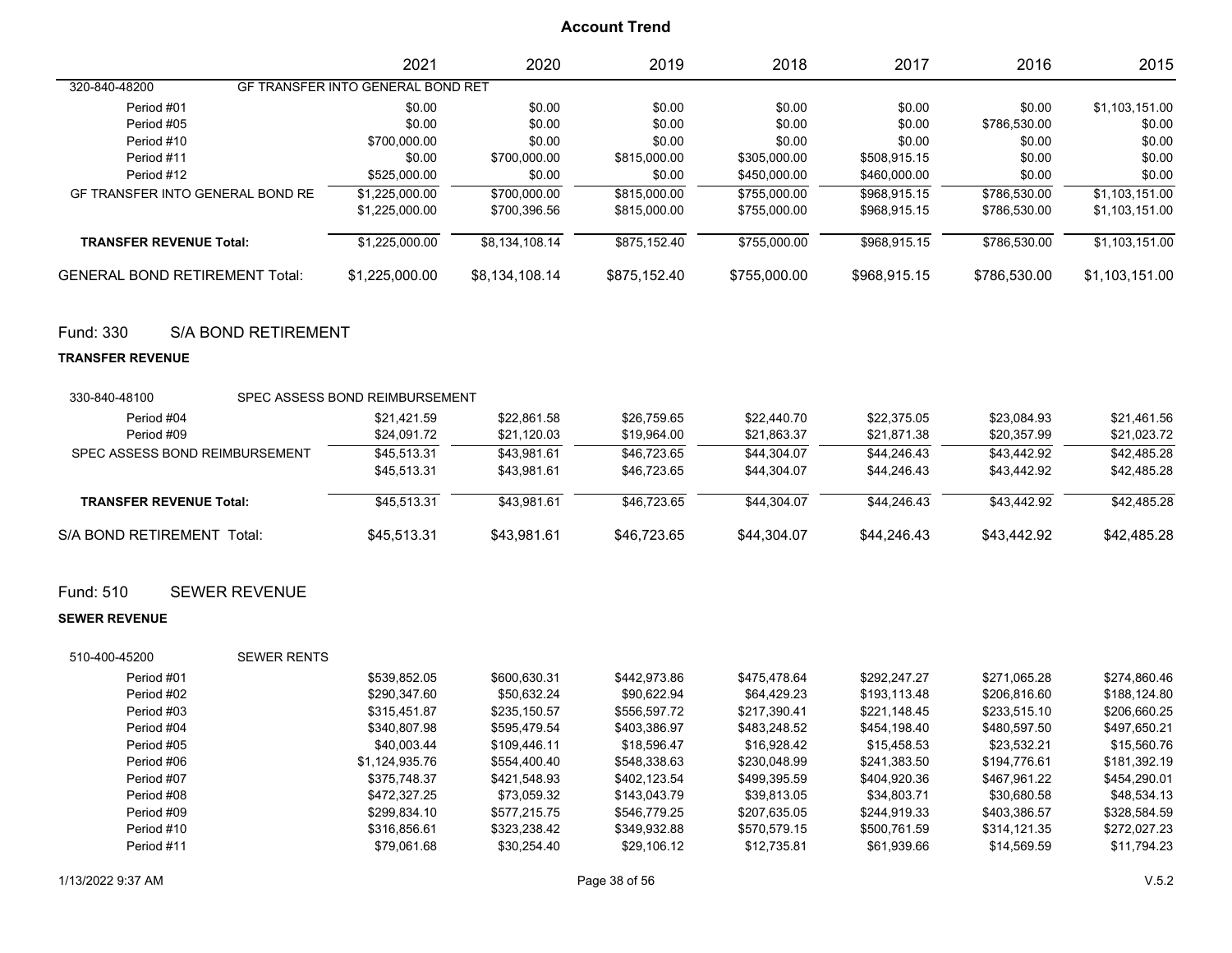## Account Trend

| | 2021 | 2020 | 2019 | 2018 | 2017 | 2016 | 2015 |
|---|---|---|---|---|---|---|---|
| **320-840-48200** GF TRANSFER INTO GENERAL BOND RET | | | | | | | |
| Period #01 | $0.00 | $0.00 | $0.00 | $0.00 | $0.00 | $0.00 | $1,103,151.00 |
| Period #05 | $0.00 | $0.00 | $0.00 | $0.00 | $0.00 | $786,530.00 | $0.00 |
| Period #10 | $700,000.00 | $0.00 | $0.00 | $0.00 | $0.00 | $0.00 | $0.00 |
| Period #11 | $0.00 | $700,000.00 | $815,000.00 | $305,000.00 | $508,915.15 | $0.00 | $0.00 |
| Period #12 | $525,000.00 | $0.00 | $0.00 | $450,000.00 | $460,000.00 | $0.00 | $0.00 |
| GF TRANSFER INTO GENERAL BOND RE | $1,225,000.00 | $700,000.00 | $815,000.00 | $755,000.00 | $968,915.15 | $786,530.00 | $1,103,151.00 |
| | $1,225,000.00 | $700,396.56 | $815,000.00 | $755,000.00 | $968,915.15 | $786,530.00 | $1,103,151.00 |
| **TRANSFER REVENUE Total:** | $1,225,000.00 | $8,134,108.14 | $875,152.40 | $755,000.00 | $968,915.15 | $786,530.00 | $1,103,151.00 |
| **GENERAL BOND RETIREMENT Total:** | $1,225,000.00 | $8,134,108.14 | $875,152.40 | $755,000.00 | $968,915.15 | $786,530.00 | $1,103,151.00 |

## Fund: 330 S/A BOND RETIREMENT

**TRANSFER REVENUE**

| | 2021 | 2020 | 2019 | 2018 | 2017 | 2016 | 2015 |
|---|---|---|---|---|---|---|---|
| **330-840-48100** SPEC ASSESS BOND REIMBURSEMENT | | | | | | | |
| Period #04 | $21,421.59 | $22,861.58 | $26,759.65 | $22,440.70 | $22,375.05 | $23,084.93 | $21,461.56 |
| Period #09 | $24,091.72 | $21,120.03 | $19,964.00 | $21,863.37 | $21,871.38 | $20,357.99 | $21,023.72 |
| SPEC ASSESS BOND REIMBURSEMENT | $45,513.31 | $43,981.61 | $46,723.65 | $44,304.07 | $44,246.43 | $43,442.92 | $42,485.28 |
| | $45,513.31 | $43,981.61 | $46,723.65 | $44,304.07 | $44,246.43 | $43,442.92 | $42,485.28 |
| **TRANSFER REVENUE Total:** | $45,513.31 | $43,981.61 | $46,723.65 | $44,304.07 | $44,246.43 | $43,442.92 | $42,485.28 |
| **S/A BOND RETIREMENT Total:** | $45,513.31 | $43,981.61 | $46,723.65 | $44,304.07 | $44,246.43 | $43,442.92 | $42,485.28 |

## Fund: 510 SEWER REVENUE

**SEWER REVENUE**

| | 2021 | 2020 | 2019 | 2018 | 2017 | 2016 | 2015 |
|---|---|---|---|---|---|---|---|
| **510-400-45200** SEWER RENTS | | | | | | | |
| Period #01 | $539,852.05 | $600,630.31 | $442,973.86 | $475,478.64 | $292,247.27 | $271,065.28 | $274,860.46 |
| Period #02 | $290,347.60 | $50,632.24 | $90,622.94 | $64,429.23 | $193,113.48 | $206,816.60 | $188,124.80 |
| Period #03 | $315,451.87 | $235,150.57 | $556,597.72 | $217,390.41 | $221,148.45 | $233,515.10 | $206,660.25 |
| Period #04 | $340,807.98 | $595,479.54 | $403,386.97 | $483,248.52 | $454,198.40 | $480,597.50 | $497,650.21 |
| Period #05 | $40,003.44 | $109,446.11 | $18,596.47 | $16,928.42 | $15,458.53 | $23,532.21 | $15,560.76 |
| Period #06 | $1,124,935.76 | $554,400.40 | $548,338.63 | $230,048.99 | $241,383.50 | $194,776.61 | $181,392.19 |
| Period #07 | $375,748.37 | $421,548.93 | $402,123.54 | $499,395.59 | $404,920.36 | $467,961.22 | $454,290.01 |
| Period #08 | $472,327.25 | $73,059.32 | $143,043.79 | $39,813.05 | $34,803.71 | $30,680.58 | $48,534.13 |
| Period #09 | $299,834.10 | $577,215.75 | $546,779.25 | $207,635.05 | $244,919.33 | $403,386.57 | $328,584.59 |
| Period #10 | $316,856.61 | $323,238.42 | $349,932.88 | $570,579.15 | $500,761.59 | $314,121.35 | $272,027.23 |
| Period #11 | $79,061.68 | $30,254.40 | $29,106.12 | $12,735.81 | $61,939.66 | $14,569.59 | $11,794.23 |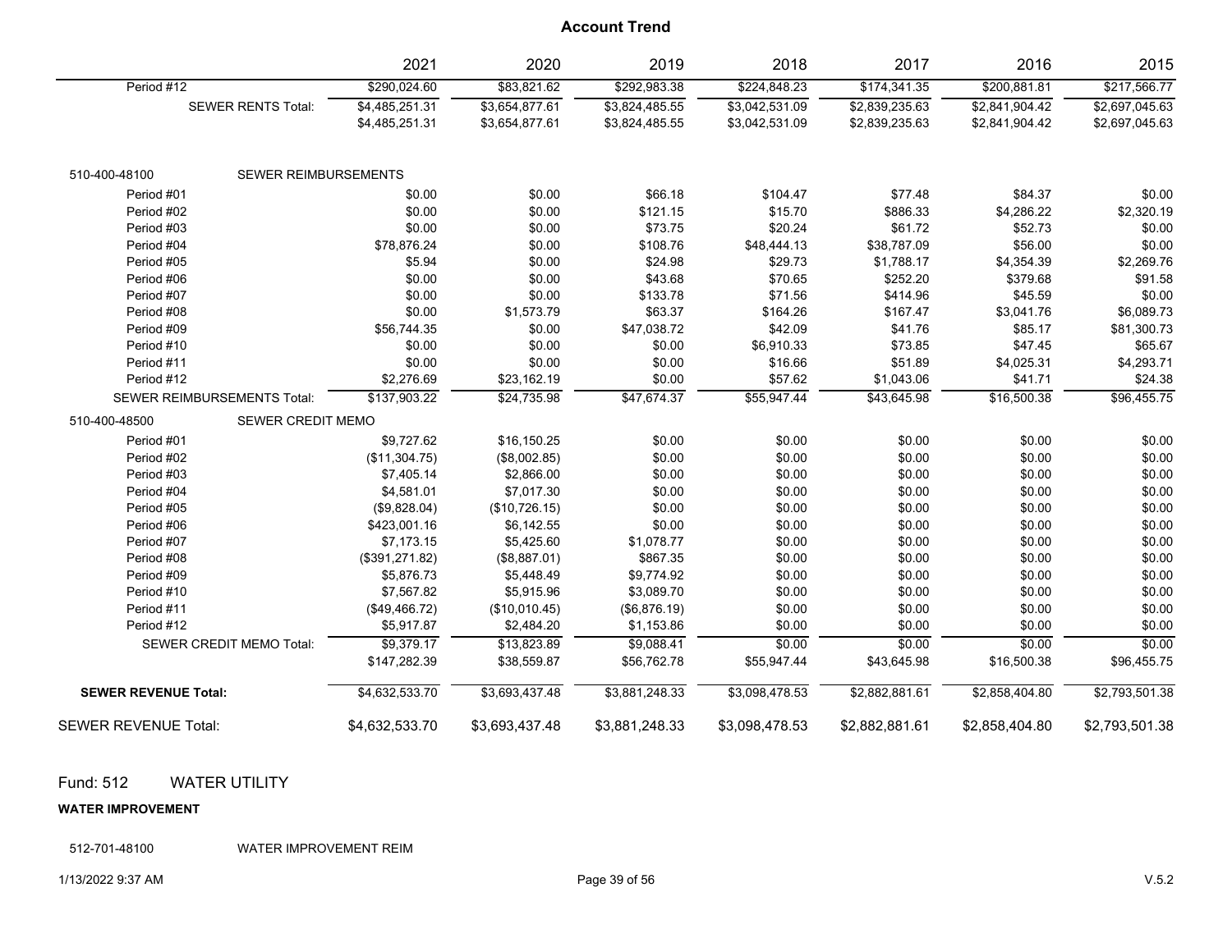## Account Trend

| | 2021 | 2020 | 2019 | 2018 | 2017 | 2016 | 2015 |
|---|---|---|---|---|---|---|---|
| Period #12 | $290,024.60 | $83,821.62 | $292,983.38 | $224,848.23 | $174,341.35 | $200,881.81 | $217,566.77 |
| SEWER RENTS Total: | $4,485,251.31 | $3,654,877.61 | $3,824,485.55 | $3,042,531.09 | $2,839,235.63 | $2,841,904.42 | $2,697,045.63 |
| | $4,485,251.31 | $3,654,877.61 | $3,824,485.55 | $3,042,531.09 | $2,839,235.63 | $2,841,904.42 | $2,697,045.63 |
| **510-400-48100 SEWER REIMBURSEMENTS** | | | | | | | |
| Period #01 | $0.00 | $0.00 | $66.18 | $104.47 | $77.48 | $84.37 | $0.00 |
| Period #02 | $0.00 | $0.00 | $121.15 | $15.70 | $886.33 | $4,286.22 | $2,320.19 |
| Period #03 | $0.00 | $0.00 | $73.75 | $20.24 | $61.72 | $52.73 | $0.00 |
| Period #04 | $78,876.24 | $0.00 | $108.76 | $48,444.13 | $38,787.09 | $56.00 | $0.00 |
| Period #05 | $5.94 | $0.00 | $24.98 | $29.73 | $1,788.17 | $4,354.39 | $2,269.76 |
| Period #06 | $0.00 | $0.00 | $43.68 | $70.65 | $252.20 | $379.68 | $91.58 |
| Period #07 | $0.00 | $0.00 | $133.78 | $71.56 | $414.96 | $45.59 | $0.00 |
| Period #08 | $0.00 | $1,573.79 | $63.37 | $164.26 | $167.47 | $3,041.76 | $6,089.73 |
| Period #09 | $56,744.35 | $0.00 | $47,038.72 | $42.09 | $41.76 | $85.17 | $81,300.73 |
| Period #10 | $0.00 | $0.00 | $0.00 | $6,910.33 | $73.85 | $47.45 | $65.67 |
| Period #11 | $0.00 | $0.00 | $0.00 | $16.66 | $51.89 | $4,025.31 | $4,293.71 |
| Period #12 | $2,276.69 | $23,162.19 | $0.00 | $57.62 | $1,043.06 | $41.71 | $24.38 |
| SEWER REIMBURSEMENTS Total: | $137,903.22 | $24,735.98 | $47,674.37 | $55,947.44 | $43,645.98 | $16,500.38 | $96,455.75 |
| **510-400-48500 SEWER CREDIT MEMO** | | | | | | | |
| Period #01 | $9,727.62 | $16,150.25 | $0.00 | $0.00 | $0.00 | $0.00 | $0.00 |
| Period #02 | ($11,304.75) | ($8,002.85) | $0.00 | $0.00 | $0.00 | $0.00 | $0.00 |
| Period #03 | $7,405.14 | $2,866.00 | $0.00 | $0.00 | $0.00 | $0.00 | $0.00 |
| Period #04 | $4,581.01 | $7,017.30 | $0.00 | $0.00 | $0.00 | $0.00 | $0.00 |
| Period #05 | ($9,828.04) | ($10,726.15) | $0.00 | $0.00 | $0.00 | $0.00 | $0.00 |
| Period #06 | $423,001.16 | $6,142.55 | $0.00 | $0.00 | $0.00 | $0.00 | $0.00 |
| Period #07 | $7,173.15 | $5,425.60 | $1,078.77 | $0.00 | $0.00 | $0.00 | $0.00 |
| Period #08 | ($391,271.82) | ($8,887.01) | $867.35 | $0.00 | $0.00 | $0.00 | $0.00 |
| Period #09 | $5,876.73 | $5,448.49 | $9,774.92 | $0.00 | $0.00 | $0.00 | $0.00 |
| Period #10 | $7,567.82 | $5,915.96 | $3,089.70 | $0.00 | $0.00 | $0.00 | $0.00 |
| Period #11 | ($49,466.72) | ($10,010.45) | ($6,876.19) | $0.00 | $0.00 | $0.00 | $0.00 |
| Period #12 | $5,917.87 | $2,484.20 | $1,153.86 | $0.00 | $0.00 | $0.00 | $0.00 |
| SEWER CREDIT MEMO Total: | $9,379.17 | $13,823.89 | $9,088.41 | $0.00 | $0.00 | $0.00 | $0.00 |
| | $147,282.39 | $38,559.87 | $56,762.78 | $55,947.44 | $43,645.98 | $16,500.38 | $96,455.75 |
| **SEWER REVENUE Total:** | $4,632,533.70 | $3,693,437.48 | $3,881,248.33 | $3,098,478.53 | $2,882,881.61 | $2,858,404.80 | $2,793,501.38 |
| SEWER REVENUE Total: | $4,632,533.70 | $3,693,437.48 | $3,881,248.33 | $3,098,478.53 | $2,882,881.61 | $2,858,404.80 | $2,793,501.38 |

## Fund: 512 WATER UTILITY

**WATER IMPROVEMENT**

512-701-48100 WATER IMPROVEMENT REIM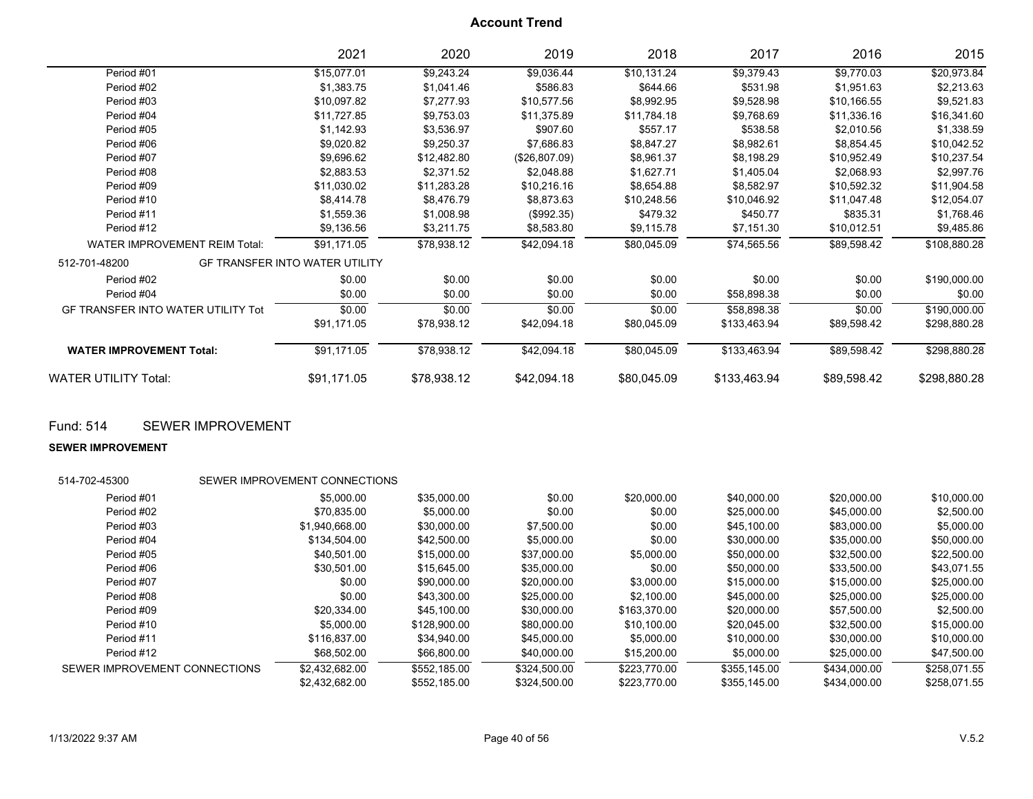# Account Trend

| | 2021 | 2020 | 2019 | 2018 | 2017 | 2016 | 2015 |
|---|---|---|---|---|---|---|---|
| Period #01 | $15,077.01 | $9,243.24 | $9,036.44 | $10,131.24 | $9,379.43 | $9,770.03 | $20,973.84 |
| Period #02 | $1,383.75 | $1,041.46 | $586.83 | $644.66 | $531.98 | $1,951.63 | $2,213.63 |
| Period #03 | $10,097.82 | $7,277.93 | $10,577.56 | $8,992.95 | $9,528.98 | $10,166.55 | $9,521.83 |
| Period #04 | $11,727.85 | $9,753.03 | $11,375.89 | $11,784.18 | $9,768.69 | $11,336.16 | $16,341.60 |
| Period #05 | $1,142.93 | $3,536.97 | $907.60 | $557.17 | $538.58 | $2,010.56 | $1,338.59 |
| Period #06 | $9,020.82 | $9,250.37 | $7,686.83 | $8,847.27 | $8,982.61 | $8,854.45 | $10,042.52 |
| Period #07 | $9,696.62 | $12,482.80 | ($26,807.09) | $8,961.37 | $8,198.29 | $10,952.49 | $10,237.54 |
| Period #08 | $2,883.53 | $2,371.52 | $2,048.88 | $1,627.71 | $1,405.04 | $2,068.93 | $2,997.76 |
| Period #09 | $11,030.02 | $11,283.28 | $10,216.16 | $8,654.88 | $8,582.97 | $10,592.32 | $11,904.58 |
| Period #10 | $8,414.78 | $8,476.79 | $8,873.63 | $10,248.56 | $10,046.92 | $11,047.48 | $12,054.07 |
| Period #11 | $1,559.36 | $1,008.98 | ($992.35) | $479.32 | $450.77 | $835.31 | $1,768.46 |
| Period #12 | $9,136.56 | $3,211.75 | $8,583.80 | $9,115.78 | $7,151.30 | $10,012.51 | $9,485.86 |
| WATER IMPROVEMENT REIM Total: | $91,171.05 | $78,938.12 | $42,094.18 | $80,045.09 | $74,565.56 | $89,598.42 | $108,880.28 |
| 512-701-48200 GF TRANSFER INTO WATER UTILITY | | | | | | | |
| Period #02 | $0.00 | $0.00 | $0.00 | $0.00 | $0.00 | $0.00 | $190,000.00 |
| Period #04 | $0.00 | $0.00 | $0.00 | $0.00 | $58,898.38 | $0.00 | $0.00 |
| GF TRANSFER INTO WATER UTILITY Tot | $0.00 | $0.00 | $0.00 | $0.00 | $58,898.38 | $0.00 | $190,000.00 |
| | $91,171.05 | $78,938.12 | $42,094.18 | $80,045.09 | $133,463.94 | $89,598.42 | $298,880.28 |
| **WATER IMPROVEMENT Total:** | $91,171.05 | $78,938.12 | $42,094.18 | $80,045.09 | $133,463.94 | $89,598.42 | $298,880.28 |
| WATER UTILITY Total: | $91,171.05 | $78,938.12 | $42,094.18 | $80,045.09 | $133,463.94 | $89,598.42 | $298,880.28 |

## Fund: 514 SEWER IMPROVEMENT

**SEWER IMPROVEMENT**

| 514-702-45300 SEWER IMPROVEMENT CONNECTIONS | 2021 | 2020 | 2019 | 2018 | 2017 | 2016 | 2015 |
|---|---|---|---|---|---|---|---|
| Period #01 | $5,000.00 | $35,000.00 | $0.00 | $20,000.00 | $40,000.00 | $20,000.00 | $10,000.00 |
| Period #02 | $70,835.00 | $5,000.00 | $0.00 | $0.00 | $25,000.00 | $45,000.00 | $2,500.00 |
| Period #03 | $1,940,668.00 | $30,000.00 | $7,500.00 | $0.00 | $45,100.00 | $83,000.00 | $5,000.00 |
| Period #04 | $134,504.00 | $42,500.00 | $5,000.00 | $0.00 | $30,000.00 | $35,000.00 | $50,000.00 |
| Period #05 | $40,501.00 | $15,000.00 | $37,000.00 | $5,000.00 | $50,000.00 | $32,500.00 | $22,500.00 |
| Period #06 | $30,501.00 | $15,645.00 | $35,000.00 | $0.00 | $50,000.00 | $33,500.00 | $43,071.55 |
| Period #07 | $0.00 | $90,000.00 | $20,000.00 | $3,000.00 | $15,000.00 | $15,000.00 | $25,000.00 |
| Period #08 | $0.00 | $43,300.00 | $25,000.00 | $2,100.00 | $45,000.00 | $25,000.00 | $25,000.00 |
| Period #09 | $20,334.00 | $45,100.00 | $30,000.00 | $163,370.00 | $20,000.00 | $57,500.00 | $2,500.00 |
| Period #10 | $5,000.00 | $128,900.00 | $80,000.00 | $10,100.00 | $20,045.00 | $32,500.00 | $15,000.00 |
| Period #11 | $116,837.00 | $34,940.00 | $45,000.00 | $5,000.00 | $10,000.00 | $30,000.00 | $10,000.00 |
| Period #12 | $68,502.00 | $66,800.00 | $40,000.00 | $15,200.00 | $5,000.00 | $25,000.00 | $47,500.00 |
| SEWER IMPROVEMENT CONNECTIONS | $2,432,682.00 | $552,185.00 | $324,500.00 | $223,770.00 | $355,145.00 | $434,000.00 | $258,071.55 |
| | $2,432,682.00 | $552,185.00 | $324,500.00 | $223,770.00 | $355,145.00 | $434,000.00 | $258,071.55 |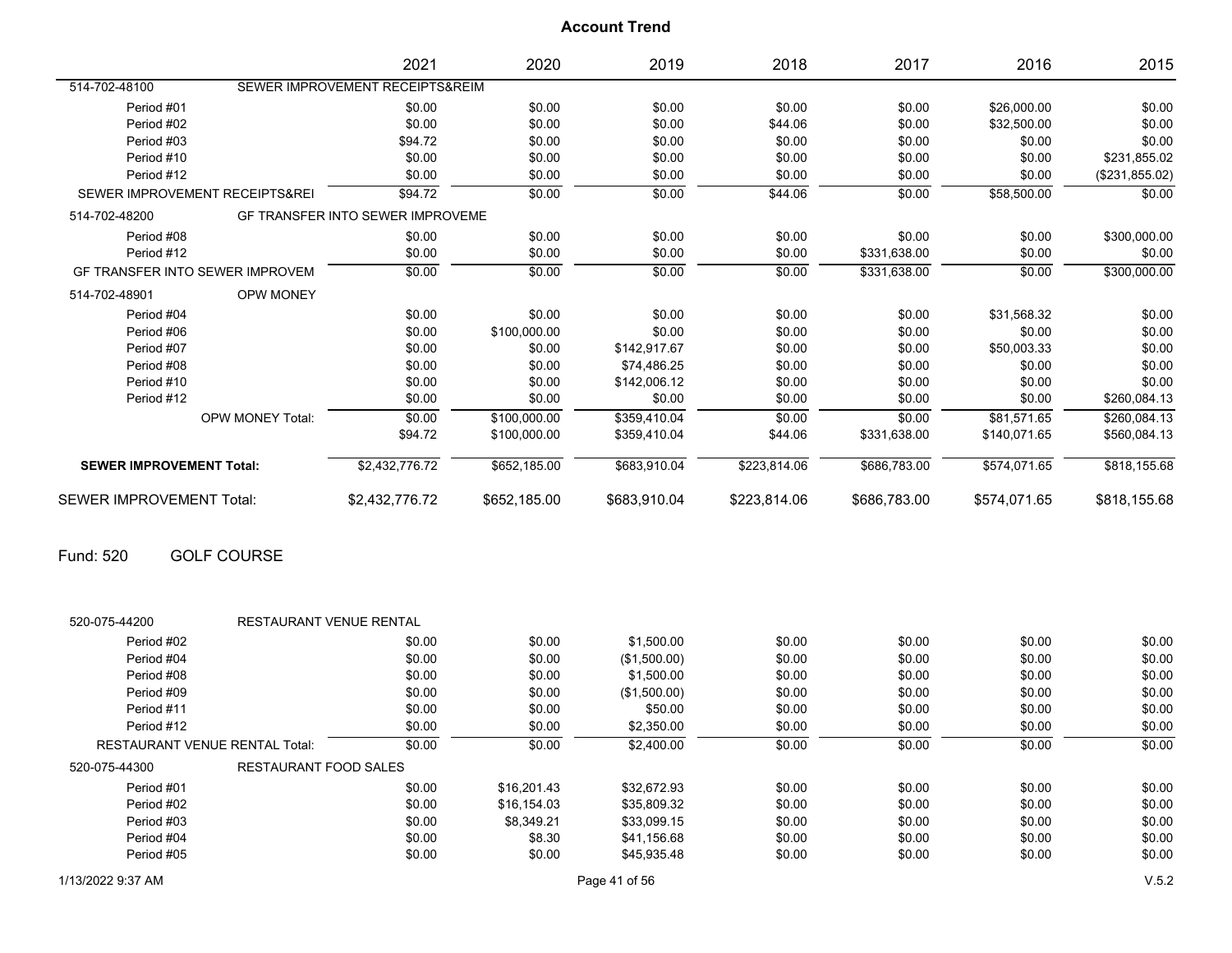# Account Trend

| | | 2021 | 2020 | 2019 | 2018 | 2017 | 2016 | 2015 |
|---|---|---|---|---|---|---|---|---|
| 514-702-48100 | SEWER IMPROVEMENT RECEIPTS&REIM | | | | | | | |
| Period #01 | | $0.00 | $0.00 | $0.00 | $0.00 | $0.00 | $26,000.00 | $0.00 |
| Period #02 | | $0.00 | $0.00 | $0.00 | $44.06 | $0.00 | $32,500.00 | $0.00 |
| Period #03 | | $94.72 | $0.00 | $0.00 | $0.00 | $0.00 | $0.00 | $0.00 |
| Period #10 | | $0.00 | $0.00 | $0.00 | $0.00 | $0.00 | $0.00 | $231,855.02 |
| Period #12 | | $0.00 | $0.00 | $0.00 | $0.00 | $0.00 | $0.00 | ($231,855.02) |
| SEWER IMPROVEMENT RECEIPTS&REI | | $94.72 | $0.00 | $0.00 | $44.06 | $0.00 | $58,500.00 | $0.00 |
| 514-702-48200 | GF TRANSFER INTO SEWER IMPROVEME | | | | | | | |
| Period #08 | | $0.00 | $0.00 | $0.00 | $0.00 | $0.00 | $0.00 | $300,000.00 |
| Period #12 | | $0.00 | $0.00 | $0.00 | $0.00 | $331,638.00 | $0.00 | $0.00 |
| GF TRANSFER INTO SEWER IMPROVEM | | $0.00 | $0.00 | $0.00 | $0.00 | $331,638.00 | $0.00 | $300,000.00 |
| 514-702-48901 | OPW MONEY | | | | | | | |
| Period #04 | | $0.00 | $0.00 | $0.00 | $0.00 | $0.00 | $31,568.32 | $0.00 |
| Period #06 | | $0.00 | $100,000.00 | $0.00 | $0.00 | $0.00 | $0.00 | $0.00 |
| Period #07 | | $0.00 | $0.00 | $142,917.67 | $0.00 | $0.00 | $50,003.33 | $0.00 |
| Period #08 | | $0.00 | $0.00 | $74,486.25 | $0.00 | $0.00 | $0.00 | $0.00 |
| Period #10 | | $0.00 | $0.00 | $142,006.12 | $0.00 | $0.00 | $0.00 | $0.00 |
| Period #12 | | $0.00 | $0.00 | $0.00 | $0.00 | $0.00 | $0.00 | $260,084.13 |
| | OPW MONEY Total: | $0.00 | $100,000.00 | $359,410.04 | $0.00 | $0.00 | $81,571.65 | $260,084.13 |
| | | $94.72 | $100,000.00 | $359,410.04 | $44.06 | $331,638.00 | $140,071.65 | $560,084.13 |
| **SEWER IMPROVEMENT Total:** | | $2,432,776.72 | $652,185.00 | $683,910.04 | $223,814.06 | $686,783.00 | $574,071.65 | $818,155.68 |
| SEWER IMPROVEMENT Total: | | $2,432,776.72 | $652,185.00 | $683,910.04 | $223,814.06 | $686,783.00 | $574,071.65 | $818,155.68 |

## Fund: 520 GOLF COURSE

| | | 2021 | 2020 | 2019 | 2018 | 2017 | 2016 | 2015 |
|---|---|---|---|---|---|---|---|---|
| 520-075-44200 | RESTAURANT VENUE RENTAL | | | | | | | |
| Period #02 | | $0.00 | $0.00 | $1,500.00 | $0.00 | $0.00 | $0.00 | $0.00 |
| Period #04 | | $0.00 | $0.00 | ($1,500.00) | $0.00 | $0.00 | $0.00 | $0.00 |
| Period #08 | | $0.00 | $0.00 | $1,500.00 | $0.00 | $0.00 | $0.00 | $0.00 |
| Period #09 | | $0.00 | $0.00 | ($1,500.00) | $0.00 | $0.00 | $0.00 | $0.00 |
| Period #11 | | $0.00 | $0.00 | $50.00 | $0.00 | $0.00 | $0.00 | $0.00 |
| Period #12 | | $0.00 | $0.00 | $2,350.00 | $0.00 | $0.00 | $0.00 | $0.00 |
| RESTAURANT VENUE RENTAL Total: | | $0.00 | $0.00 | $2,400.00 | $0.00 | $0.00 | $0.00 | $0.00 |
| 520-075-44300 | RESTAURANT FOOD SALES | | | | | | | |
| Period #01 | | $0.00 | $16,201.43 | $32,672.93 | $0.00 | $0.00 | $0.00 | $0.00 |
| Period #02 | | $0.00 | $16,154.03 | $35,809.32 | $0.00 | $0.00 | $0.00 | $0.00 |
| Period #03 | | $0.00 | $8,349.21 | $33,099.15 | $0.00 | $0.00 | $0.00 | $0.00 |
| Period #04 | | $0.00 | $8.30 | $41,156.68 | $0.00 | $0.00 | $0.00 | $0.00 |
| Period #05 | | $0.00 | $0.00 | $45,935.48 | $0.00 | $0.00 | $0.00 | $0.00 |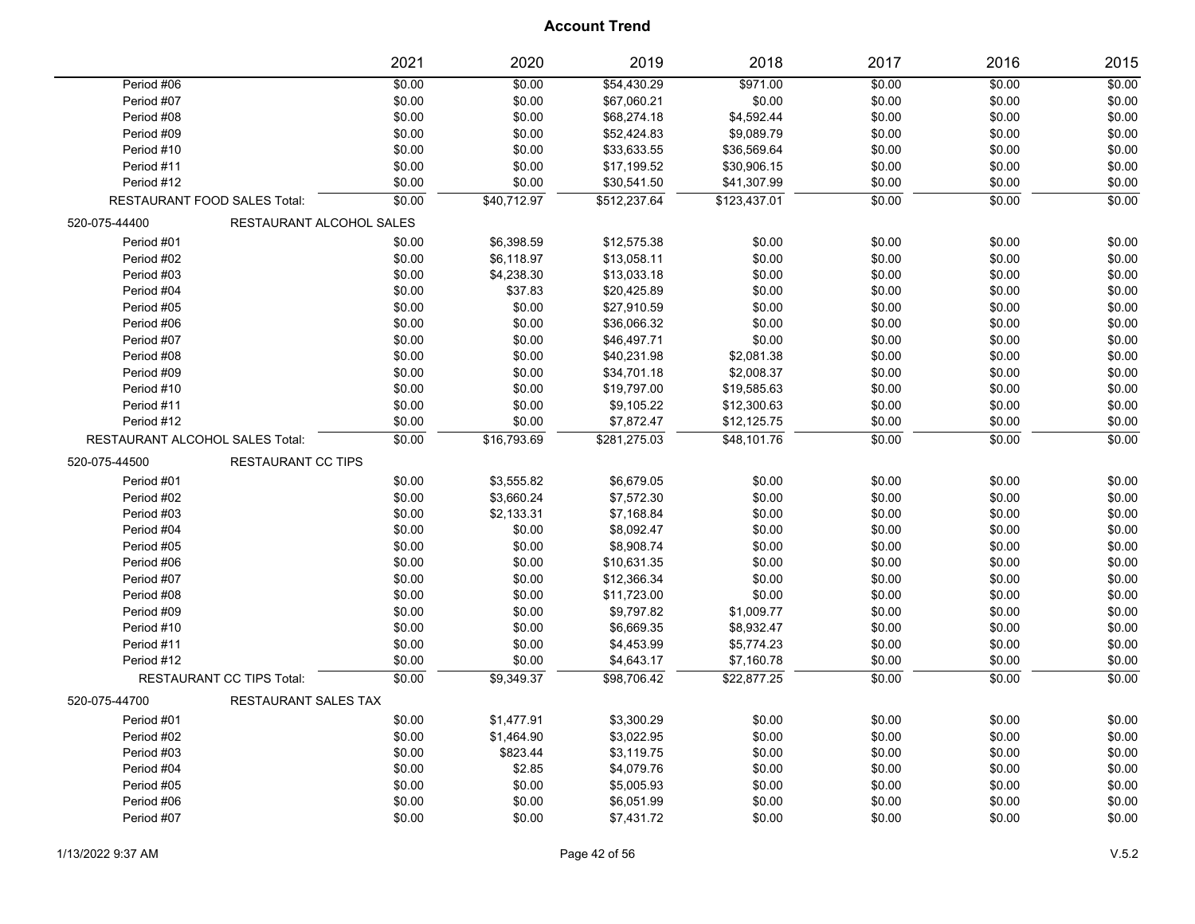# Account Trend

| | 2021 | 2020 | 2019 | 2018 | 2017 | 2016 | 2015 |
|---|---|---|---|---|---|---|---|
| Period #06 | $0.00 | $0.00 | $54,430.29 | $971.00 | $0.00 | $0.00 | $0.00 |
| Period #07 | $0.00 | $0.00 | $67,060.21 | $0.00 | $0.00 | $0.00 | $0.00 |
| Period #08 | $0.00 | $0.00 | $68,274.18 | $4,592.44 | $0.00 | $0.00 | $0.00 |
| Period #09 | $0.00 | $0.00 | $52,424.83 | $9,089.79 | $0.00 | $0.00 | $0.00 |
| Period #10 | $0.00 | $0.00 | $33,633.55 | $36,569.64 | $0.00 | $0.00 | $0.00 |
| Period #11 | $0.00 | $0.00 | $17,199.52 | $30,906.15 | $0.00 | $0.00 | $0.00 |
| Period #12 | $0.00 | $0.00 | $30,541.50 | $41,307.99 | $0.00 | $0.00 | $0.00 |
| RESTAURANT FOOD SALES Total: | $0.00 | $40,712.97 | $512,237.64 | $123,437.01 | $0.00 | $0.00 | $0.00 |
| **520-075-44400 RESTAURANT ALCOHOL SALES** | | | | | | | |
| Period #01 | $0.00 | $6,398.59 | $12,575.38 | $0.00 | $0.00 | $0.00 | $0.00 |
| Period #02 | $0.00 | $6,118.97 | $13,058.11 | $0.00 | $0.00 | $0.00 | $0.00 |
| Period #03 | $0.00 | $4,238.30 | $13,033.18 | $0.00 | $0.00 | $0.00 | $0.00 |
| Period #04 | $0.00 | $37.83 | $20,425.89 | $0.00 | $0.00 | $0.00 | $0.00 |
| Period #05 | $0.00 | $0.00 | $27,910.59 | $0.00 | $0.00 | $0.00 | $0.00 |
| Period #06 | $0.00 | $0.00 | $36,066.32 | $0.00 | $0.00 | $0.00 | $0.00 |
| Period #07 | $0.00 | $0.00 | $46,497.71 | $0.00 | $0.00 | $0.00 | $0.00 |
| Period #08 | $0.00 | $0.00 | $40,231.98 | $2,081.38 | $0.00 | $0.00 | $0.00 |
| Period #09 | $0.00 | $0.00 | $34,701.18 | $2,008.37 | $0.00 | $0.00 | $0.00 |
| Period #10 | $0.00 | $0.00 | $19,797.00 | $19,585.63 | $0.00 | $0.00 | $0.00 |
| Period #11 | $0.00 | $0.00 | $9,105.22 | $12,300.63 | $0.00 | $0.00 | $0.00 |
| Period #12 | $0.00 | $0.00 | $7,872.47 | $12,125.75 | $0.00 | $0.00 | $0.00 |
| RESTAURANT ALCOHOL SALES Total: | $0.00 | $16,793.69 | $281,275.03 | $48,101.76 | $0.00 | $0.00 | $0.00 |
| **520-075-44500 RESTAURANT CC TIPS** | | | | | | | |
| Period #01 | $0.00 | $3,555.82 | $6,679.05 | $0.00 | $0.00 | $0.00 | $0.00 |
| Period #02 | $0.00 | $3,660.24 | $7,572.30 | $0.00 | $0.00 | $0.00 | $0.00 |
| Period #03 | $0.00 | $2,133.31 | $7,168.84 | $0.00 | $0.00 | $0.00 | $0.00 |
| Period #04 | $0.00 | $0.00 | $8,092.47 | $0.00 | $0.00 | $0.00 | $0.00 |
| Period #05 | $0.00 | $0.00 | $8,908.74 | $0.00 | $0.00 | $0.00 | $0.00 |
| Period #06 | $0.00 | $0.00 | $10,631.35 | $0.00 | $0.00 | $0.00 | $0.00 |
| Period #07 | $0.00 | $0.00 | $12,366.34 | $0.00 | $0.00 | $0.00 | $0.00 |
| Period #08 | $0.00 | $0.00 | $11,723.00 | $0.00 | $0.00 | $0.00 | $0.00 |
| Period #09 | $0.00 | $0.00 | $9,797.82 | $1,009.77 | $0.00 | $0.00 | $0.00 |
| Period #10 | $0.00 | $0.00 | $6,669.35 | $8,932.47 | $0.00 | $0.00 | $0.00 |
| Period #11 | $0.00 | $0.00 | $4,453.99 | $5,774.23 | $0.00 | $0.00 | $0.00 |
| Period #12 | $0.00 | $0.00 | $4,643.17 | $7,160.78 | $0.00 | $0.00 | $0.00 |
| RESTAURANT CC TIPS Total: | $0.00 | $9,349.37 | $98,706.42 | $22,877.25 | $0.00 | $0.00 | $0.00 |
| **520-075-44700 RESTAURANT SALES TAX** | | | | | | | |
| Period #01 | $0.00 | $1,477.91 | $3,300.29 | $0.00 | $0.00 | $0.00 | $0.00 |
| Period #02 | $0.00 | $1,464.90 | $3,022.95 | $0.00 | $0.00 | $0.00 | $0.00 |
| Period #03 | $0.00 | $823.44 | $3,119.75 | $0.00 | $0.00 | $0.00 | $0.00 |
| Period #04 | $0.00 | $2.85 | $4,079.76 | $0.00 | $0.00 | $0.00 | $0.00 |
| Period #05 | $0.00 | $0.00 | $5,005.93 | $0.00 | $0.00 | $0.00 | $0.00 |
| Period #06 | $0.00 | $0.00 | $6,051.99 | $0.00 | $0.00 | $0.00 | $0.00 |
| Period #07 | $0.00 | $0.00 | $7,431.72 | $0.00 | $0.00 | $0.00 | $0.00 |

1/13/2022 9:37 AM V.5.2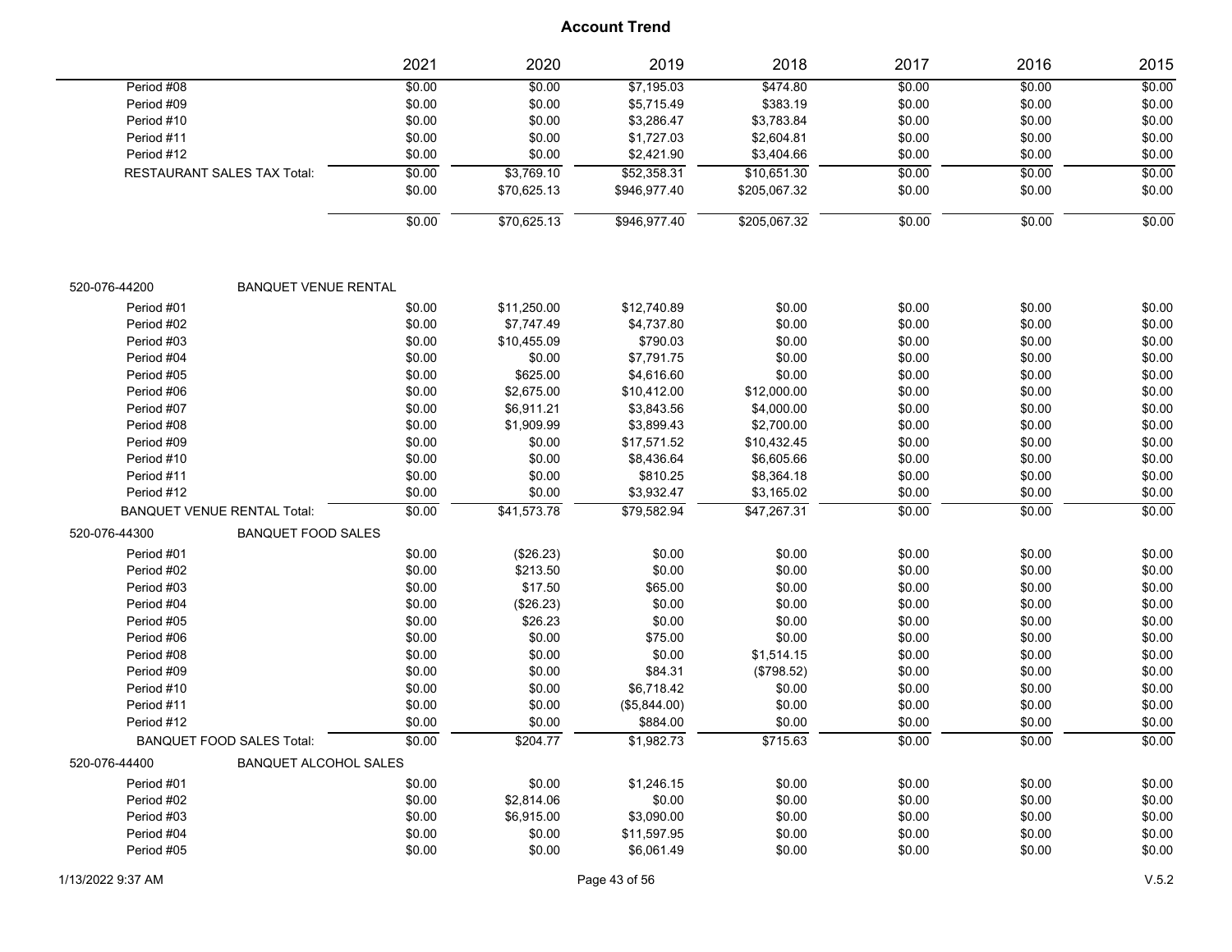# Account Trend

| | 2021 | 2020 | 2019 | 2018 | 2017 | 2016 | 2015 |
|---|---|---|---|---|---|---|---|
| Period #08 | $0.00 | $0.00 | $7,195.03 | $474.80 | $0.00 | $0.00 | $0.00 |
| Period #09 | $0.00 | $0.00 | $5,715.49 | $383.19 | $0.00 | $0.00 | $0.00 |
| Period #10 | $0.00 | $0.00 | $3,286.47 | $3,783.84 | $0.00 | $0.00 | $0.00 |
| Period #11 | $0.00 | $0.00 | $1,727.03 | $2,604.81 | $0.00 | $0.00 | $0.00 |
| Period #12 | $0.00 | $0.00 | $2,421.90 | $3,404.66 | $0.00 | $0.00 | $0.00 |
| RESTAURANT SALES TAX Total: | $0.00 | $3,769.10 | $52,358.31 | $10,651.30 | $0.00 | $0.00 | $0.00 |
| | $0.00 | $70,625.13 | $946,977.40 | $205,067.32 | $0.00 | $0.00 | $0.00 |
| | $0.00 | $70,625.13 | $946,977.40 | $205,067.32 | $0.00 | $0.00 | $0.00 |
| **520-076-44200 BANQUET VENUE RENTAL** | | | | | | | |
| Period #01 | $0.00 | $11,250.00 | $12,740.89 | $0.00 | $0.00 | $0.00 | $0.00 |
| Period #02 | $0.00 | $7,747.49 | $4,737.80 | $0.00 | $0.00 | $0.00 | $0.00 |
| Period #03 | $0.00 | $10,455.09 | $790.03 | $0.00 | $0.00 | $0.00 | $0.00 |
| Period #04 | $0.00 | $0.00 | $7,791.75 | $0.00 | $0.00 | $0.00 | $0.00 |
| Period #05 | $0.00 | $625.00 | $4,616.60 | $0.00 | $0.00 | $0.00 | $0.00 |
| Period #06 | $0.00 | $2,675.00 | $10,412.00 | $12,000.00 | $0.00 | $0.00 | $0.00 |
| Period #07 | $0.00 | $6,911.21 | $3,843.56 | $4,000.00 | $0.00 | $0.00 | $0.00 |
| Period #08 | $0.00 | $1,909.99 | $3,899.43 | $2,700.00 | $0.00 | $0.00 | $0.00 |
| Period #09 | $0.00 | $0.00 | $17,571.52 | $10,432.45 | $0.00 | $0.00 | $0.00 |
| Period #10 | $0.00 | $0.00 | $8,436.64 | $6,605.66 | $0.00 | $0.00 | $0.00 |
| Period #11 | $0.00 | $0.00 | $810.25 | $8,364.18 | $0.00 | $0.00 | $0.00 |
| Period #12 | $0.00 | $0.00 | $3,932.47 | $3,165.02 | $0.00 | $0.00 | $0.00 |
| BANQUET VENUE RENTAL Total: | $0.00 | $41,573.78 | $79,582.94 | $47,267.31 | $0.00 | $0.00 | $0.00 |
| **520-076-44300 BANQUET FOOD SALES** | | | | | | | |
| Period #01 | $0.00 | ($26.23) | $0.00 | $0.00 | $0.00 | $0.00 | $0.00 |
| Period #02 | $0.00 | $213.50 | $0.00 | $0.00 | $0.00 | $0.00 | $0.00 |
| Period #03 | $0.00 | $17.50 | $65.00 | $0.00 | $0.00 | $0.00 | $0.00 |
| Period #04 | $0.00 | ($26.23) | $0.00 | $0.00 | $0.00 | $0.00 | $0.00 |
| Period #05 | $0.00 | $26.23 | $0.00 | $0.00 | $0.00 | $0.00 | $0.00 |
| Period #06 | $0.00 | $0.00 | $75.00 | $0.00 | $0.00 | $0.00 | $0.00 |
| Period #08 | $0.00 | $0.00 | $0.00 | $1,514.15 | $0.00 | $0.00 | $0.00 |
| Period #09 | $0.00 | $0.00 | $84.31 | ($798.52) | $0.00 | $0.00 | $0.00 |
| Period #10 | $0.00 | $0.00 | $6,718.42 | $0.00 | $0.00 | $0.00 | $0.00 |
| Period #11 | $0.00 | $0.00 | ($5,844.00) | $0.00 | $0.00 | $0.00 | $0.00 |
| Period #12 | $0.00 | $0.00 | $884.00 | $0.00 | $0.00 | $0.00 | $0.00 |
| BANQUET FOOD SALES Total: | $0.00 | $204.77 | $1,982.73 | $715.63 | $0.00 | $0.00 | $0.00 |
| **520-076-44400 BANQUET ALCOHOL SALES** | | | | | | | |
| Period #01 | $0.00 | $0.00 | $1,246.15 | $0.00 | $0.00 | $0.00 | $0.00 |
| Period #02 | $0.00 | $2,814.06 | $0.00 | $0.00 | $0.00 | $0.00 | $0.00 |
| Period #03 | $0.00 | $6,915.00 | $3,090.00 | $0.00 | $0.00 | $0.00 | $0.00 |
| Period #04 | $0.00 | $0.00 | $11,597.95 | $0.00 | $0.00 | $0.00 | $0.00 |
| Period #05 | $0.00 | $0.00 | $6,061.49 | $0.00 | $0.00 | $0.00 | $0.00 |

1/13/2022 9:37 AM

V.5.2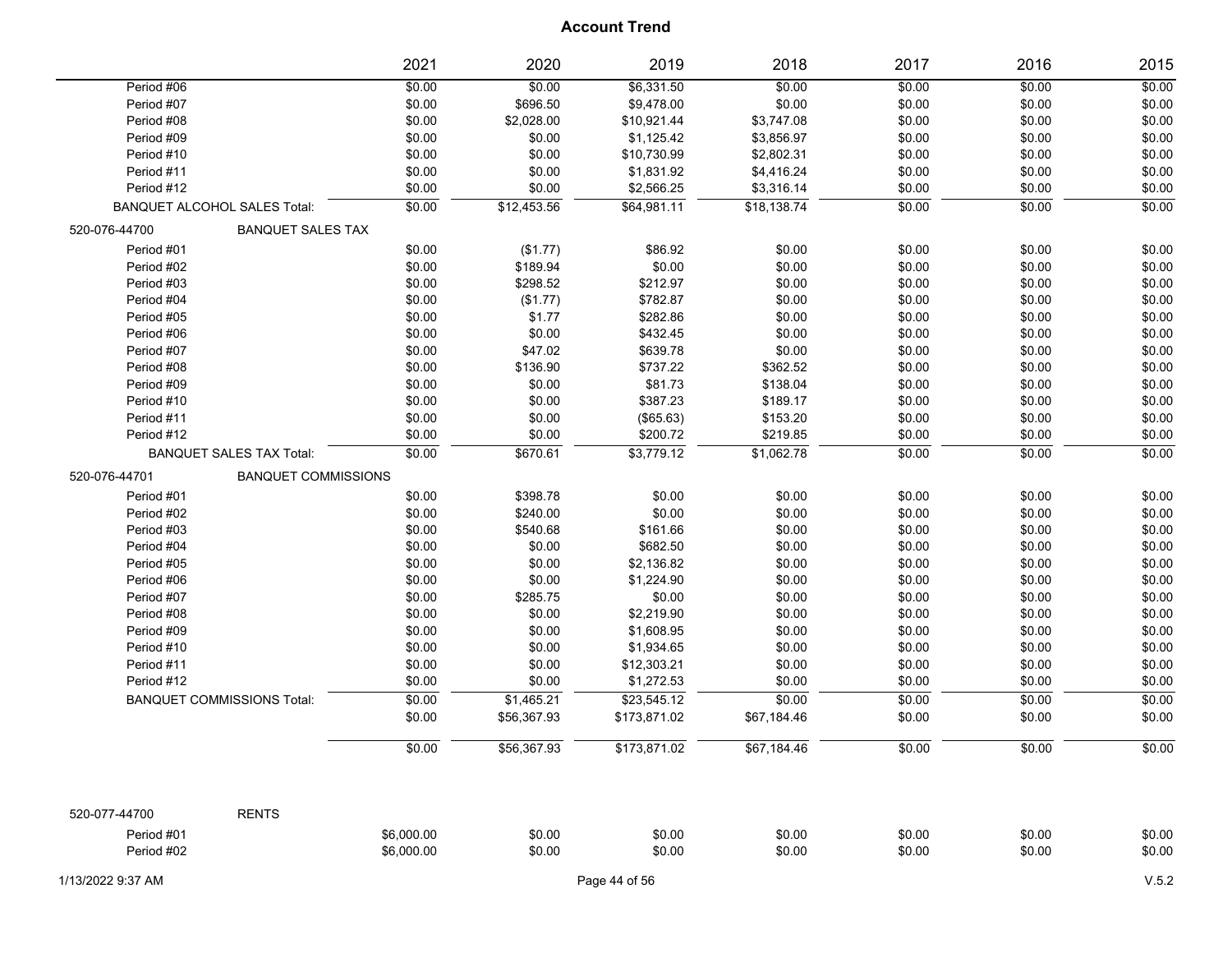# Account Trend

| | 2021 | 2020 | 2019 | 2018 | 2017 | 2016 | 2015 |
|---|---|---|---|---|---|---|---|
| Period #06 | $0.00 | $0.00 | $6,331.50 | $0.00 | $0.00 | $0.00 | $0.00 |
| Period #07 | $0.00 | $696.50 | $9,478.00 | $0.00 | $0.00 | $0.00 | $0.00 |
| Period #08 | $0.00 | $2,028.00 | $10,921.44 | $3,747.08 | $0.00 | $0.00 | $0.00 |
| Period #09 | $0.00 | $0.00 | $1,125.42 | $3,856.97 | $0.00 | $0.00 | $0.00 |
| Period #10 | $0.00 | $0.00 | $10,730.99 | $2,802.31 | $0.00 | $0.00 | $0.00 |
| Period #11 | $0.00 | $0.00 | $1,831.92 | $4,416.24 | $0.00 | $0.00 | $0.00 |
| Period #12 | $0.00 | $0.00 | $2,566.25 | $3,316.14 | $0.00 | $0.00 | $0.00 |
| BANQUET ALCOHOL SALES Total: | $0.00 | $12,453.56 | $64,981.11 | $18,138.74 | $0.00 | $0.00 | $0.00 |
| **520-076-44700 BANQUET SALES TAX** | | | | | | | |
| Period #01 | $0.00 | ($1.77) | $86.92 | $0.00 | $0.00 | $0.00 | $0.00 |
| Period #02 | $0.00 | $189.94 | $0.00 | $0.00 | $0.00 | $0.00 | $0.00 |
| Period #03 | $0.00 | $298.52 | $212.97 | $0.00 | $0.00 | $0.00 | $0.00 |
| Period #04 | $0.00 | ($1.77) | $782.87 | $0.00 | $0.00 | $0.00 | $0.00 |
| Period #05 | $0.00 | $1.77 | $282.86 | $0.00 | $0.00 | $0.00 | $0.00 |
| Period #06 | $0.00 | $0.00 | $432.45 | $0.00 | $0.00 | $0.00 | $0.00 |
| Period #07 | $0.00 | $47.02 | $639.78 | $0.00 | $0.00 | $0.00 | $0.00 |
| Period #08 | $0.00 | $136.90 | $737.22 | $362.52 | $0.00 | $0.00 | $0.00 |
| Period #09 | $0.00 | $0.00 | $81.73 | $138.04 | $0.00 | $0.00 | $0.00 |
| Period #10 | $0.00 | $0.00 | $387.23 | $189.17 | $0.00 | $0.00 | $0.00 |
| Period #11 | $0.00 | $0.00 | ($65.63) | $153.20 | $0.00 | $0.00 | $0.00 |
| Period #12 | $0.00 | $0.00 | $200.72 | $219.85 | $0.00 | $0.00 | $0.00 |
| BANQUET SALES TAX Total: | $0.00 | $670.61 | $3,779.12 | $1,062.78 | $0.00 | $0.00 | $0.00 |
| **520-076-44701 BANQUET COMMISSIONS** | | | | | | | |
| Period #01 | $0.00 | $398.78 | $0.00 | $0.00 | $0.00 | $0.00 | $0.00 |
| Period #02 | $0.00 | $240.00 | $0.00 | $0.00 | $0.00 | $0.00 | $0.00 |
| Period #03 | $0.00 | $540.68 | $161.66 | $0.00 | $0.00 | $0.00 | $0.00 |
| Period #04 | $0.00 | $0.00 | $682.50 | $0.00 | $0.00 | $0.00 | $0.00 |
| Period #05 | $0.00 | $0.00 | $2,136.82 | $0.00 | $0.00 | $0.00 | $0.00 |
| Period #06 | $0.00 | $0.00 | $1,224.90 | $0.00 | $0.00 | $0.00 | $0.00 |
| Period #07 | $0.00 | $285.75 | $0.00 | $0.00 | $0.00 | $0.00 | $0.00 |
| Period #08 | $0.00 | $0.00 | $2,219.90 | $0.00 | $0.00 | $0.00 | $0.00 |
| Period #09 | $0.00 | $0.00 | $1,608.95 | $0.00 | $0.00 | $0.00 | $0.00 |
| Period #10 | $0.00 | $0.00 | $1,934.65 | $0.00 | $0.00 | $0.00 | $0.00 |
| Period #11 | $0.00 | $0.00 | $12,303.21 | $0.00 | $0.00 | $0.00 | $0.00 |
| Period #12 | $0.00 | $0.00 | $1,272.53 | $0.00 | $0.00 | $0.00 | $0.00 |
| BANQUET COMMISSIONS Total: | $0.00 | $1,465.21 | $23,545.12 | $0.00 | $0.00 | $0.00 | $0.00 |
| | $0.00 | $56,367.93 | $173,871.02 | $67,184.46 | $0.00 | $0.00 | $0.00 |
| | $0.00 | $56,367.93 | $173,871.02 | $67,184.46 | $0.00 | $0.00 | $0.00 |
| **520-077-44700 RENTS** | | | | | | | |
| Period #01 | $6,000.00 | $0.00 | $0.00 | $0.00 | $0.00 | $0.00 | $0.00 |
| Period #02 | $6,000.00 | $0.00 | $0.00 | $0.00 | $0.00 | $0.00 | $0.00 |

1/13/2022 9:37 AM

V.5.2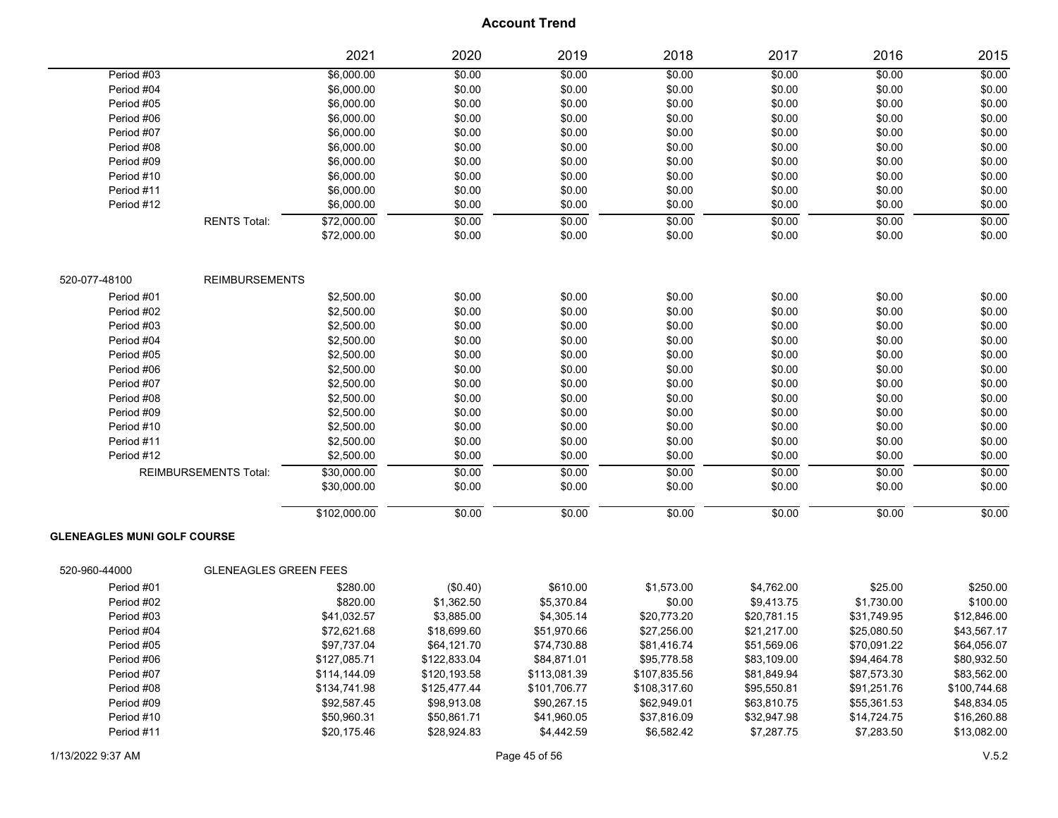# Account Trend

| | | 2021 | 2020 | 2019 | 2018 | 2017 | 2016 | 2015 |
|---|---|---|---|---|---|---|---|---|
| Period #03 | | $6,000.00 | $0.00 | $0.00 | $0.00 | $0.00 | $0.00 | $0.00 |
| Period #04 | | $6,000.00 | $0.00 | $0.00 | $0.00 | $0.00 | $0.00 | $0.00 |
| Period #05 | | $6,000.00 | $0.00 | $0.00 | $0.00 | $0.00 | $0.00 | $0.00 |
| Period #06 | | $6,000.00 | $0.00 | $0.00 | $0.00 | $0.00 | $0.00 | $0.00 |
| Period #07 | | $6,000.00 | $0.00 | $0.00 | $0.00 | $0.00 | $0.00 | $0.00 |
| Period #08 | | $6,000.00 | $0.00 | $0.00 | $0.00 | $0.00 | $0.00 | $0.00 |
| Period #09 | | $6,000.00 | $0.00 | $0.00 | $0.00 | $0.00 | $0.00 | $0.00 |
| Period #10 | | $6,000.00 | $0.00 | $0.00 | $0.00 | $0.00 | $0.00 | $0.00 |
| Period #11 | | $6,000.00 | $0.00 | $0.00 | $0.00 | $0.00 | $0.00 | $0.00 |
| Period #12 | | $6,000.00 | $0.00 | $0.00 | $0.00 | $0.00 | $0.00 | $0.00 |
| | RENTS Total: | $72,000.00 | $0.00 | $0.00 | $0.00 | $0.00 | $0.00 | $0.00 |
| | | $72,000.00 | $0.00 | $0.00 | $0.00 | $0.00 | $0.00 | $0.00 |
| 520-077-48100 | REIMBURSEMENTS | | | | | | | |
| Period #01 | | $2,500.00 | $0.00 | $0.00 | $0.00 | $0.00 | $0.00 | $0.00 |
| Period #02 | | $2,500.00 | $0.00 | $0.00 | $0.00 | $0.00 | $0.00 | $0.00 |
| Period #03 | | $2,500.00 | $0.00 | $0.00 | $0.00 | $0.00 | $0.00 | $0.00 |
| Period #04 | | $2,500.00 | $0.00 | $0.00 | $0.00 | $0.00 | $0.00 | $0.00 |
| Period #05 | | $2,500.00 | $0.00 | $0.00 | $0.00 | $0.00 | $0.00 | $0.00 |
| Period #06 | | $2,500.00 | $0.00 | $0.00 | $0.00 | $0.00 | $0.00 | $0.00 |
| Period #07 | | $2,500.00 | $0.00 | $0.00 | $0.00 | $0.00 | $0.00 | $0.00 |
| Period #08 | | $2,500.00 | $0.00 | $0.00 | $0.00 | $0.00 | $0.00 | $0.00 |
| Period #09 | | $2,500.00 | $0.00 | $0.00 | $0.00 | $0.00 | $0.00 | $0.00 |
| Period #10 | | $2,500.00 | $0.00 | $0.00 | $0.00 | $0.00 | $0.00 | $0.00 |
| Period #11 | | $2,500.00 | $0.00 | $0.00 | $0.00 | $0.00 | $0.00 | $0.00 |
| Period #12 | | $2,500.00 | $0.00 | $0.00 | $0.00 | $0.00 | $0.00 | $0.00 |
| | REIMBURSEMENTS Total: | $30,000.00 | $0.00 | $0.00 | $0.00 | $0.00 | $0.00 | $0.00 |
| | | $30,000.00 | $0.00 | $0.00 | $0.00 | $0.00 | $0.00 | $0.00 |
| | | $102,000.00 | $0.00 | $0.00 | $0.00 | $0.00 | $0.00 | $0.00 |
| **GLENEAGLES MUNI GOLF COURSE** | | | | | | | | |
| 520-960-44000 | GLENEAGLES GREEN FEES | | | | | | | |
| Period #01 | | $280.00 | ($0.40) | $610.00 | $1,573.00 | $4,762.00 | $25.00 | $250.00 |
| Period #02 | | $820.00 | $1,362.50 | $5,370.84 | $0.00 | $9,413.75 | $1,730.00 | $100.00 |
| Period #03 | | $41,032.57 | $3,885.00 | $4,305.14 | $20,773.20 | $20,781.15 | $31,749.95 | $12,846.00 |
| Period #04 | | $72,621.68 | $18,699.60 | $51,970.66 | $27,256.00 | $21,217.00 | $25,080.50 | $43,567.17 |
| Period #05 | | $97,737.04 | $64,121.70 | $74,730.88 | $81,416.74 | $51,569.06 | $70,091.22 | $64,056.07 |
| Period #06 | | $127,085.71 | $122,833.04 | $84,871.01 | $95,778.58 | $83,109.00 | $94,464.78 | $80,932.50 |
| Period #07 | | $114,144.09 | $120,193.58 | $113,081.39 | $107,835.56 | $81,849.94 | $87,573.30 | $83,562.00 |
| Period #08 | | $134,741.98 | $125,477.44 | $101,706.77 | $108,317.60 | $95,550.81 | $91,251.76 | $100,744.68 |
| Period #09 | | $92,587.45 | $98,913.08 | $90,267.15 | $62,949.01 | $63,810.75 | $55,361.53 | $48,834.05 |
| Period #10 | | $50,960.31 | $50,861.71 | $41,960.05 | $37,816.09 | $32,947.98 | $14,724.75 | $16,260.88 |
| Period #11 | | $20,175.46 | $28,924.83 | $4,442.59 | $6,582.42 | $7,287.75 | $7,283.50 | $13,082.00 |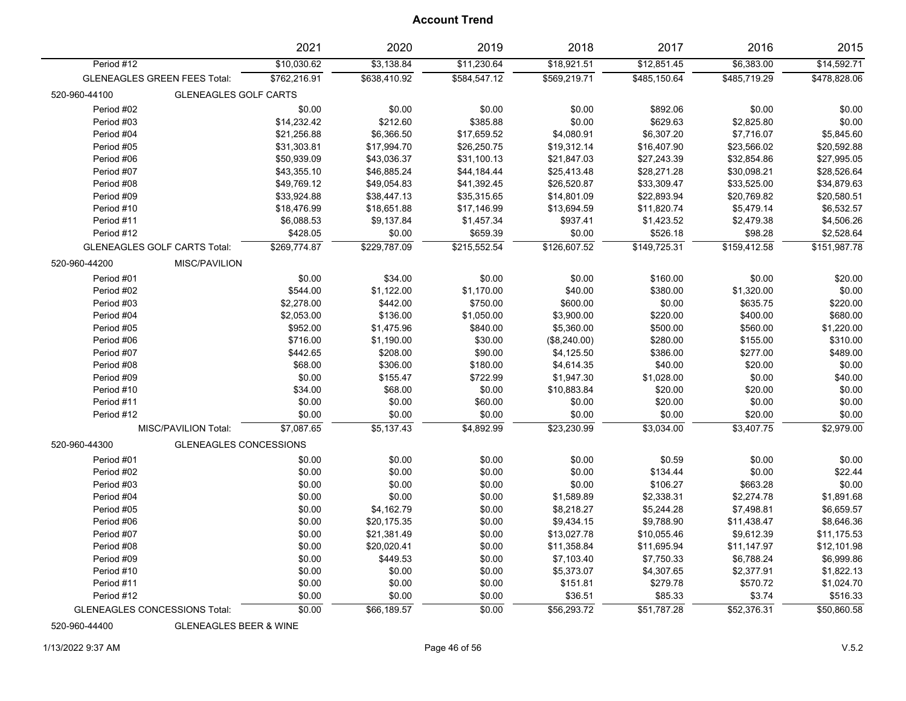# Account Trend

| | 2021 | 2020 | 2019 | 2018 | 2017 | 2016 | 2015 |
|---|---|---|---|---|---|---|---|
| Period #12 | $10,030.62 | $3,138.84 | $11,230.64 | $18,921.51 | $12,851.45 | $6,383.00 | $14,592.71 |
| GLENEAGLES GREEN FEES Total: | $762,216.91 | $638,410.92 | $584,547.12 | $569,219.71 | $485,150.64 | $485,719.29 | $478,828.06 |
| 520-960-44100 GLENEAGLES GOLF CARTS | | | | | | | |
| Period #02 | $0.00 | $0.00 | $0.00 | $0.00 | $892.06 | $0.00 | $0.00 |
| Period #03 | $14,232.42 | $212.60 | $385.88 | $0.00 | $629.63 | $2,825.80 | $0.00 |
| Period #04 | $21,256.88 | $6,366.50 | $17,659.52 | $4,080.91 | $6,307.20 | $7,716.07 | $5,845.60 |
| Period #05 | $31,303.81 | $17,994.70 | $26,250.75 | $19,312.14 | $16,407.90 | $23,566.02 | $20,592.88 |
| Period #06 | $50,939.09 | $43,036.37 | $31,100.13 | $21,847.03 | $27,243.39 | $32,854.86 | $27,995.05 |
| Period #07 | $43,355.10 | $46,885.24 | $44,184.44 | $25,413.48 | $28,271.28 | $30,098.21 | $28,526.64 |
| Period #08 | $49,769.12 | $49,054.83 | $41,392.45 | $26,520.87 | $33,309.47 | $33,525.00 | $34,879.63 |
| Period #09 | $33,924.88 | $38,447.13 | $35,315.65 | $14,801.09 | $22,893.94 | $20,769.82 | $20,580.51 |
| Period #10 | $18,476.99 | $18,651.88 | $17,146.99 | $13,694.59 | $11,820.74 | $5,479.14 | $6,532.57 |
| Period #11 | $6,088.53 | $9,137.84 | $1,457.34 | $937.41 | $1,423.52 | $2,479.38 | $4,506.26 |
| Period #12 | $428.05 | $0.00 | $659.39 | $0.00 | $526.18 | $98.28 | $2,528.64 |
| GLENEAGLES GOLF CARTS Total: | $269,774.87 | $229,787.09 | $215,552.54 | $126,607.52 | $149,725.31 | $159,412.58 | $151,987.78 |
| 520-960-44200 MISC/PAVILION | | | | | | | |
| Period #01 | $0.00 | $34.00 | $0.00 | $0.00 | $160.00 | $0.00 | $20.00 |
| Period #02 | $544.00 | $1,122.00 | $1,170.00 | $40.00 | $380.00 | $1,320.00 | $0.00 |
| Period #03 | $2,278.00 | $442.00 | $750.00 | $600.00 | $0.00 | $635.75 | $220.00 |
| Period #04 | $2,053.00 | $136.00 | $1,050.00 | $3,900.00 | $220.00 | $400.00 | $680.00 |
| Period #05 | $952.00 | $1,475.96 | $840.00 | $5,360.00 | $500.00 | $560.00 | $1,220.00 |
| Period #06 | $716.00 | $1,190.00 | $30.00 | ($8,240.00) | $280.00 | $155.00 | $310.00 |
| Period #07 | $442.65 | $208.00 | $90.00 | $4,125.50 | $386.00 | $277.00 | $489.00 |
| Period #08 | $68.00 | $306.00 | $180.00 | $4,614.35 | $40.00 | $20.00 | $0.00 |
| Period #09 | $0.00 | $155.47 | $722.99 | $1,947.30 | $1,028.00 | $0.00 | $40.00 |
| Period #10 | $34.00 | $68.00 | $0.00 | $10,883.84 | $20.00 | $20.00 | $0.00 |
| Period #11 | $0.00 | $0.00 | $60.00 | $0.00 | $20.00 | $0.00 | $0.00 |
| Period #12 | $0.00 | $0.00 | $0.00 | $0.00 | $0.00 | $20.00 | $0.00 |
| MISC/PAVILION Total: | $7,087.65 | $5,137.43 | $4,892.99 | $23,230.99 | $3,034.00 | $3,407.75 | $2,979.00 |
| 520-960-44300 GLENEAGLES CONCESSIONS | | | | | | | |
| Period #01 | $0.00 | $0.00 | $0.00 | $0.00 | $0.59 | $0.00 | $0.00 |
| Period #02 | $0.00 | $0.00 | $0.00 | $0.00 | $134.44 | $0.00 | $22.44 |
| Period #03 | $0.00 | $0.00 | $0.00 | $0.00 | $106.27 | $663.28 | $0.00 |
| Period #04 | $0.00 | $0.00 | $0.00 | $1,589.89 | $2,338.31 | $2,274.78 | $1,891.68 |
| Period #05 | $0.00 | $4,162.79 | $0.00 | $8,218.27 | $5,244.28 | $7,498.81 | $6,659.57 |
| Period #06 | $0.00 | $20,175.35 | $0.00 | $9,434.15 | $9,788.90 | $11,438.47 | $8,646.36 |
| Period #07 | $0.00 | $21,381.49 | $0.00 | $13,027.78 | $10,055.46 | $9,612.39 | $11,175.53 |
| Period #08 | $0.00 | $20,020.41 | $0.00 | $11,358.84 | $11,695.94 | $11,147.97 | $12,101.98 |
| Period #09 | $0.00 | $449.53 | $0.00 | $7,103.40 | $7,750.33 | $6,788.24 | $6,999.86 |
| Period #10 | $0.00 | $0.00 | $0.00 | $5,373.07 | $4,307.65 | $2,377.91 | $1,822.13 |
| Period #11 | $0.00 | $0.00 | $0.00 | $151.81 | $279.78 | $570.72 | $1,024.70 |
| Period #12 | $0.00 | $0.00 | $0.00 | $36.51 | $85.33 | $3.74 | $516.33 |
| GLENEAGLES CONCESSIONS Total: | $0.00 | $66,189.57 | $0.00 | $56,293.72 | $51,787.28 | $52,376.31 | $50,860.58 |
| 520-960-44400 GLENEAGLES BEER & WINE | | | | | | | |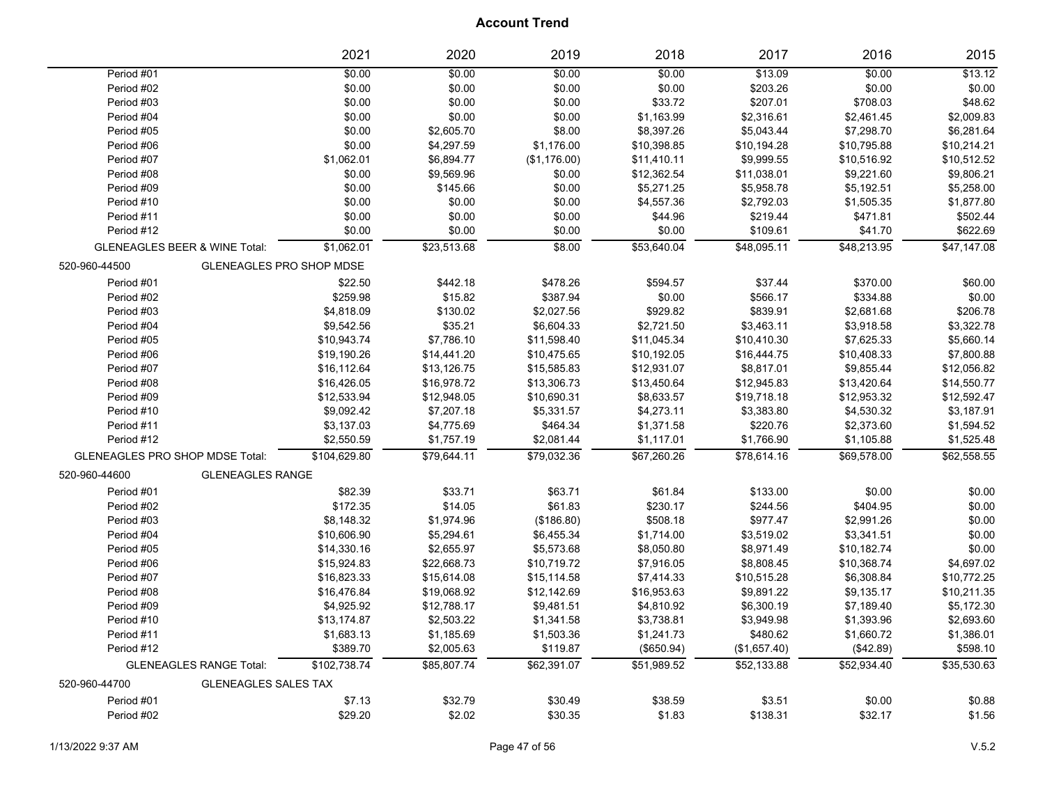# Account Trend

| | 2021 | 2020 | 2019 | 2018 | 2017 | 2016 | 2015 |
|---|---|---|---|---|---|---|---|
| Period #01 | $0.00 | $0.00 | $0.00 | $0.00 | $13.09 | $0.00 | $13.12 |
| Period #02 | $0.00 | $0.00 | $0.00 | $0.00 | $203.26 | $0.00 | $0.00 |
| Period #03 | $0.00 | $0.00 | $0.00 | $33.72 | $207.01 | $708.03 | $48.62 |
| Period #04 | $0.00 | $0.00 | $0.00 | $1,163.99 | $2,316.61 | $2,461.45 | $2,009.83 |
| Period #05 | $0.00 | $2,605.70 | $8.00 | $8,397.26 | $5,043.44 | $7,298.70 | $6,281.64 |
| Period #06 | $0.00 | $4,297.59 | $1,176.00 | $10,398.85 | $10,194.28 | $10,795.88 | $10,214.21 |
| Period #07 | $1,062.01 | $6,894.77 | ($1,176.00) | $11,410.11 | $9,999.55 | $10,516.92 | $10,512.52 |
| Period #08 | $0.00 | $9,569.96 | $0.00 | $12,362.54 | $11,038.01 | $9,221.60 | $9,806.21 |
| Period #09 | $0.00 | $145.66 | $0.00 | $5,271.25 | $5,958.78 | $5,192.51 | $5,258.00 |
| Period #10 | $0.00 | $0.00 | $0.00 | $4,557.36 | $2,792.03 | $1,505.35 | $1,877.80 |
| Period #11 | $0.00 | $0.00 | $0.00 | $44.96 | $219.44 | $471.81 | $502.44 |
| Period #12 | $0.00 | $0.00 | $0.00 | $0.00 | $109.61 | $41.70 | $622.69 |
| GLENEAGLES BEER & WINE Total: | $1,062.01 | $23,513.68 | $8.00 | $53,640.04 | $48,095.11 | $48,213.95 | $47,147.08 |
| 520-960-44500 GLENEAGLES PRO SHOP MDSE | | | | | | | |
| Period #01 | $22.50 | $442.18 | $478.26 | $594.57 | $37.44 | $370.00 | $60.00 |
| Period #02 | $259.98 | $15.82 | $387.94 | $0.00 | $566.17 | $334.88 | $0.00 |
| Period #03 | $4,818.09 | $130.02 | $2,027.56 | $929.82 | $839.91 | $2,681.68 | $206.78 |
| Period #04 | $9,542.56 | $35.21 | $6,604.33 | $2,721.50 | $3,463.11 | $3,918.58 | $3,322.78 |
| Period #05 | $10,943.74 | $7,786.10 | $11,598.40 | $11,045.34 | $10,410.30 | $7,625.33 | $5,660.14 |
| Period #06 | $19,190.26 | $14,441.20 | $10,475.65 | $10,192.05 | $16,444.75 | $10,408.33 | $7,800.88 |
| Period #07 | $16,112.64 | $13,126.75 | $15,585.83 | $12,931.07 | $8,817.01 | $9,855.44 | $12,056.82 |
| Period #08 | $16,426.05 | $16,978.72 | $13,306.73 | $13,450.64 | $12,945.83 | $13,420.64 | $14,550.77 |
| Period #09 | $12,533.94 | $12,948.05 | $10,690.31 | $8,633.57 | $19,718.18 | $12,953.32 | $12,592.47 |
| Period #10 | $9,092.42 | $7,207.18 | $5,331.57 | $4,273.11 | $3,383.80 | $4,530.32 | $3,187.91 |
| Period #11 | $3,137.03 | $4,775.69 | $464.34 | $1,371.58 | $220.76 | $2,373.60 | $1,594.52 |
| Period #12 | $2,550.59 | $1,757.19 | $2,081.44 | $1,117.01 | $1,766.90 | $1,105.88 | $1,525.48 |
| GLENEAGLES PRO SHOP MDSE Total: | $104,629.80 | $79,644.11 | $79,032.36 | $67,260.26 | $78,614.16 | $69,578.00 | $62,558.55 |
| 520-960-44600 GLENEAGLES RANGE | | | | | | | |
| Period #01 | $82.39 | $33.71 | $63.71 | $61.84 | $133.00 | $0.00 | $0.00 |
| Period #02 | $172.35 | $14.05 | $61.83 | $230.17 | $244.56 | $404.95 | $0.00 |
| Period #03 | $8,148.32 | $1,974.96 | ($186.80) | $508.18 | $977.47 | $2,991.26 | $0.00 |
| Period #04 | $10,606.90 | $5,294.61 | $6,455.34 | $1,714.00 | $3,519.02 | $3,341.51 | $0.00 |
| Period #05 | $14,330.16 | $2,655.97 | $5,573.68 | $8,050.80 | $8,971.49 | $10,182.74 | $0.00 |
| Period #06 | $15,924.83 | $22,668.73 | $10,719.72 | $7,916.05 | $8,808.45 | $10,368.74 | $4,697.02 |
| Period #07 | $16,823.33 | $15,614.08 | $15,114.58 | $7,414.33 | $10,515.28 | $6,308.84 | $10,772.25 |
| Period #08 | $16,476.84 | $19,068.92 | $12,142.69 | $16,953.63 | $9,891.22 | $9,135.17 | $10,211.35 |
| Period #09 | $4,925.92 | $12,788.17 | $9,481.51 | $4,810.92 | $6,300.19 | $7,189.40 | $5,172.30 |
| Period #10 | $13,174.87 | $2,503.22 | $1,341.58 | $3,738.81 | $3,949.98 | $1,393.96 | $2,693.60 |
| Period #11 | $1,683.13 | $1,185.69 | $1,503.36 | $1,241.73 | $480.62 | $1,660.72 | $1,386.01 |
| Period #12 | $389.70 | $2,005.63 | $119.87 | ($650.94) | ($1,657.40) | ($42.89) | $598.10 |
| GLENEAGLES RANGE Total: | $102,738.74 | $85,807.74 | $62,391.07 | $51,989.52 | $52,133.88 | $52,934.40 | $35,530.63 |
| 520-960-44700 GLENEAGLES SALES TAX | | | | | | | |
| Period #01 | $7.13 | $32.79 | $30.49 | $38.59 | $3.51 | $0.00 | $0.88 |
| Period #02 | $29.20 | $2.02 | $30.35 | $1.83 | $138.31 | $32.17 | $1.56 |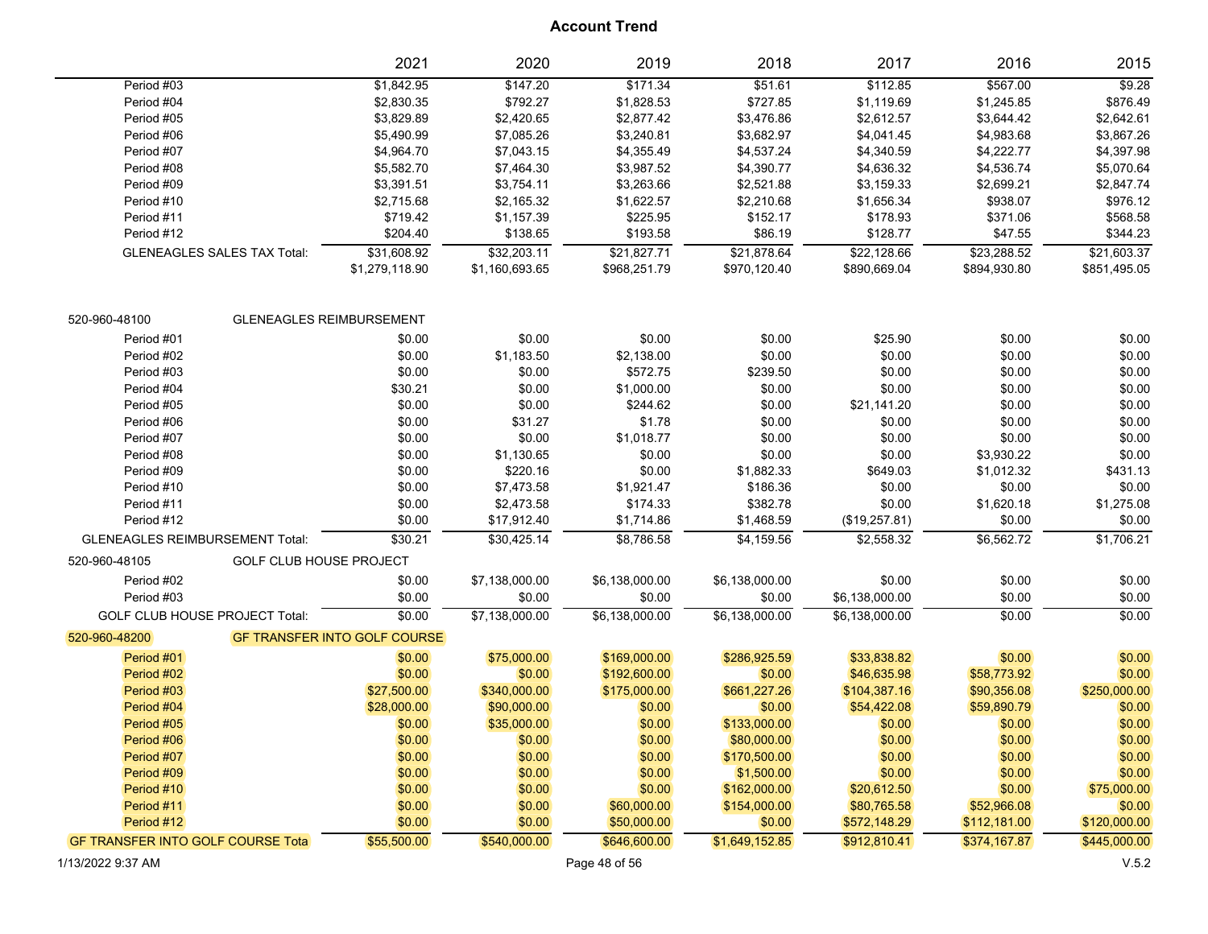# Account Trend

| | 2021 | 2020 | 2019 | 2018 | 2017 | 2016 | 2015 |
|---|---|---|---|---|---|---|---|
| Period #03 | $1,842.95 | $147.20 | $171.34 | $51.61 | $112.85 | $567.00 | $9.28 |
| Period #04 | $2,830.35 | $792.27 | $1,828.53 | $727.85 | $1,119.69 | $1,245.85 | $876.49 |
| Period #05 | $3,829.89 | $2,420.65 | $2,877.42 | $3,476.86 | $2,612.57 | $3,644.42 | $2,642.61 |
| Period #06 | $5,490.99 | $7,085.26 | $3,240.81 | $3,682.97 | $4,041.45 | $4,983.68 | $3,867.26 |
| Period #07 | $4,964.70 | $7,043.15 | $4,355.49 | $4,537.24 | $4,340.59 | $4,222.77 | $4,397.98 |
| Period #08 | $5,582.70 | $7,464.30 | $3,987.52 | $4,390.77 | $4,636.32 | $4,536.74 | $5,070.64 |
| Period #09 | $3,391.51 | $3,754.11 | $3,263.66 | $2,521.88 | $3,159.33 | $2,699.21 | $2,847.74 |
| Period #10 | $2,715.68 | $2,165.32 | $1,622.57 | $2,210.68 | $1,656.34 | $938.07 | $976.12 |
| Period #11 | $719.42 | $1,157.39 | $225.95 | $152.17 | $178.93 | $371.06 | $568.58 |
| Period #12 | $204.40 | $138.65 | $193.58 | $86.19 | $128.77 | $47.55 | $344.23 |
| GLENEAGLES SALES TAX Total: | $31,608.92 | $32,203.11 | $21,827.71 | $21,878.64 | $22,128.66 | $23,288.52 | $21,603.37 |
| | $1,279,118.90 | $1,160,693.65 | $968,251.79 | $970,120.40 | $890,669.04 | $894,930.80 | $851,495.05 |
| **520-960-48100 GLENEAGLES REIMBURSEMENT** | | | | | | | |
| Period #01 | $0.00 | $0.00 | $0.00 | $0.00 | $25.90 | $0.00 | $0.00 |
| Period #02 | $0.00 | $1,183.50 | $2,138.00 | $0.00 | $0.00 | $0.00 | $0.00 |
| Period #03 | $0.00 | $0.00 | $572.75 | $239.50 | $0.00 | $0.00 | $0.00 |
| Period #04 | $30.21 | $0.00 | $1,000.00 | $0.00 | $0.00 | $0.00 | $0.00 |
| Period #05 | $0.00 | $0.00 | $244.62 | $0.00 | $21,141.20 | $0.00 | $0.00 |
| Period #06 | $0.00 | $31.27 | $1.78 | $0.00 | $0.00 | $0.00 | $0.00 |
| Period #07 | $0.00 | $0.00 | $1,018.77 | $0.00 | $0.00 | $0.00 | $0.00 |
| Period #08 | $0.00 | $1,130.65 | $0.00 | $0.00 | $0.00 | $3,930.22 | $0.00 |
| Period #09 | $0.00 | $220.16 | $0.00 | $1,882.33 | $649.03 | $1,012.32 | $431.13 |
| Period #10 | $0.00 | $7,473.58 | $1,921.47 | $186.36 | $0.00 | $0.00 | $0.00 |
| Period #11 | $0.00 | $2,473.58 | $174.33 | $382.78 | $0.00 | $1,620.18 | $1,275.08 |
| Period #12 | $0.00 | $17,912.40 | $1,714.86 | $1,468.59 | ($19,257.81) | $0.00 | $0.00 |
| GLENEAGLES REIMBURSEMENT Total: | $30.21 | $30,425.14 | $8,786.58 | $4,159.56 | $2,558.32 | $6,562.72 | $1,706.21 |
| **520-960-48105 GOLF CLUB HOUSE PROJECT** | | | | | | | |
| Period #02 | $0.00 | $7,138,000.00 | $6,138,000.00 | $6,138,000.00 | $0.00 | $0.00 | $0.00 |
| Period #03 | $0.00 | $0.00 | $0.00 | $0.00 | $6,138,000.00 | $0.00 | $0.00 |
| GOLF CLUB HOUSE PROJECT Total: | $0.00 | $7,138,000.00 | $6,138,000.00 | $6,138,000.00 | $6,138,000.00 | $0.00 | $0.00 |
| **520-960-48200 GF TRANSFER INTO GOLF COURSE** | | | | | | | |
| Period #01 | $0.00 | $75,000.00 | $169,000.00 | $286,925.59 | $33,838.82 | $0.00 | $0.00 |
| Period #02 | $0.00 | $0.00 | $192,600.00 | $0.00 | $46,635.98 | $58,773.92 | $0.00 |
| Period #03 | $27,500.00 | $340,000.00 | $175,000.00 | $661,227.26 | $104,387.16 | $90,356.08 | $250,000.00 |
| Period #04 | $28,000.00 | $90,000.00 | $0.00 | $0.00 | $54,422.08 | $59,890.79 | $0.00 |
| Period #05 | $0.00 | $35,000.00 | $0.00 | $133,000.00 | $0.00 | $0.00 | $0.00 |
| Period #06 | $0.00 | $0.00 | $0.00 | $80,000.00 | $0.00 | $0.00 | $0.00 |
| Period #07 | $0.00 | $0.00 | $0.00 | $170,500.00 | $0.00 | $0.00 | $0.00 |
| Period #09 | $0.00 | $0.00 | $0.00 | $1,500.00 | $0.00 | $0.00 | $0.00 |
| Period #10 | $0.00 | $0.00 | $0.00 | $162,000.00 | $20,612.50 | $0.00 | $75,000.00 |
| Period #11 | $0.00 | $0.00 | $60,000.00 | $154,000.00 | $80,765.58 | $52,966.08 | $0.00 |
| Period #12 | $0.00 | $0.00 | $50,000.00 | $0.00 | $572,148.29 | $112,181.00 | $120,000.00 |
| GF TRANSFER INTO GOLF COURSE Tota | $55,500.00 | $540,000.00 | $646,600.00 | $1,649,152.85 | $912,810.41 | $374,167.87 | $445,000.00 |

1/13/2022 9:37 AM V.5.2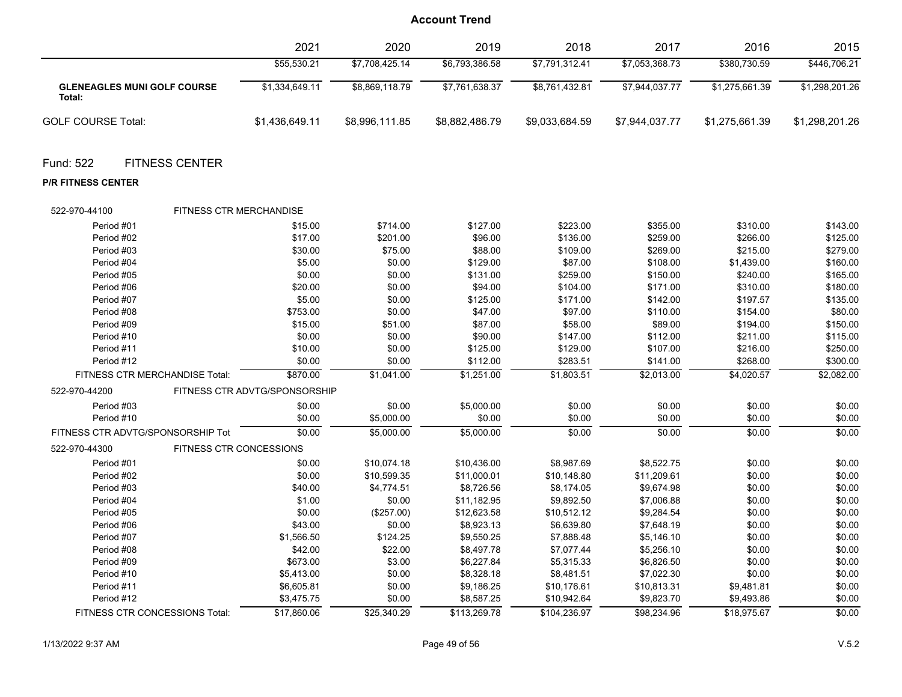# Account Trend

| | 2021 | 2020 | 2019 | 2018 | 2017 | 2016 | 2015 |
|---|---|---|---|---|---|---|---|
| | $55,530.21 | $7,708,425.14 | $6,793,386.58 | $7,791,312.41 | $7,053,368.73 | $380,730.59 | $446,706.21 |
| **GLENEAGLES MUNI GOLF COURSE Total:** | $1,334,649.11 | $8,869,118.79 | $7,761,638.37 | $8,761,432.81 | $7,944,037.77 | $1,275,661.39 | $1,298,201.26 |
| GOLF COURSE Total: | $1,436,649.11 | $8,996,111.85 | $8,882,486.79 | $9,033,684.59 | $7,944,037.77 | $1,275,661.39 | $1,298,201.26 |

## Fund: 522 FITNESS CENTER

**P/R FITNESS CENTER**

| | 2021 | 2020 | 2019 | 2018 | 2017 | 2016 | 2015 |
|---|---|---|---|---|---|---|---|
| **522-970-44100 FITNESS CTR MERCHANDISE** | | | | | | | |
| Period #01 | $15.00 | $714.00 | $127.00 | $223.00 | $355.00 | $310.00 | $143.00 |
| Period #02 | $17.00 | $201.00 | $96.00 | $136.00 | $259.00 | $266.00 | $125.00 |
| Period #03 | $30.00 | $75.00 | $88.00 | $109.00 | $269.00 | $215.00 | $279.00 |
| Period #04 | $5.00 | $0.00 | $129.00 | $87.00 | $108.00 | $1,439.00 | $160.00 |
| Period #05 | $0.00 | $0.00 | $131.00 | $259.00 | $150.00 | $240.00 | $165.00 |
| Period #06 | $20.00 | $0.00 | $94.00 | $104.00 | $171.00 | $310.00 | $180.00 |
| Period #07 | $5.00 | $0.00 | $125.00 | $171.00 | $142.00 | $197.57 | $135.00 |
| Period #08 | $753.00 | $0.00 | $47.00 | $97.00 | $110.00 | $154.00 | $80.00 |
| Period #09 | $15.00 | $51.00 | $87.00 | $58.00 | $89.00 | $194.00 | $150.00 |
| Period #10 | $0.00 | $0.00 | $90.00 | $147.00 | $112.00 | $211.00 | $115.00 |
| Period #11 | $10.00 | $0.00 | $125.00 | $129.00 | $107.00 | $216.00 | $250.00 |
| Period #12 | $0.00 | $0.00 | $112.00 | $283.51 | $141.00 | $268.00 | $300.00 |
| FITNESS CTR MERCHANDISE Total: | $870.00 | $1,041.00 | $1,251.00 | $1,803.51 | $2,013.00 | $4,020.57 | $2,082.00 |
| **522-970-44200 FITNESS CTR ADVTG/SPONSORSHIP** | | | | | | | |
| Period #03 | $0.00 | $0.00 | $5,000.00 | $0.00 | $0.00 | $0.00 | $0.00 |
| Period #10 | $0.00 | $5,000.00 | $0.00 | $0.00 | $0.00 | $0.00 | $0.00 |
| FITNESS CTR ADVTG/SPONSORSHIP Tot | $0.00 | $5,000.00 | $5,000.00 | $0.00 | $0.00 | $0.00 | $0.00 |
| **522-970-44300 FITNESS CTR CONCESSIONS** | | | | | | | |
| Period #01 | $0.00 | $10,074.18 | $10,436.00 | $8,987.69 | $8,522.75 | $0.00 | $0.00 |
| Period #02 | $0.00 | $10,599.35 | $11,000.01 | $10,148.80 | $11,209.61 | $0.00 | $0.00 |
| Period #03 | $40.00 | $4,774.51 | $8,726.56 | $8,174.05 | $9,674.98 | $0.00 | $0.00 |
| Period #04 | $1.00 | $0.00 | $11,182.95 | $9,892.50 | $7,006.88 | $0.00 | $0.00 |
| Period #05 | $0.00 | ($257.00) | $12,623.58 | $10,512.12 | $9,284.54 | $0.00 | $0.00 |
| Period #06 | $43.00 | $0.00 | $8,923.13 | $6,639.80 | $7,648.19 | $0.00 | $0.00 |
| Period #07 | $1,566.50 | $124.25 | $9,550.25 | $7,888.48 | $5,146.10 | $0.00 | $0.00 |
| Period #08 | $42.00 | $22.00 | $8,497.78 | $7,077.44 | $5,256.10 | $0.00 | $0.00 |
| Period #09 | $673.00 | $3.00 | $6,227.84 | $5,315.33 | $6,826.50 | $0.00 | $0.00 |
| Period #10 | $5,413.00 | $0.00 | $8,328.18 | $8,481.51 | $7,022.30 | $0.00 | $0.00 |
| Period #11 | $6,605.81 | $0.00 | $9,186.25 | $10,176.61 | $10,813.31 | $9,481.81 | $0.00 |
| Period #12 | $3,475.75 | $0.00 | $8,587.25 | $10,942.64 | $9,823.70 | $9,493.86 | $0.00 |
| FITNESS CTR CONCESSIONS Total: | $17,860.06 | $25,340.29 | $113,269.78 | $104,236.97 | $98,234.96 | $18,975.67 | $0.00 |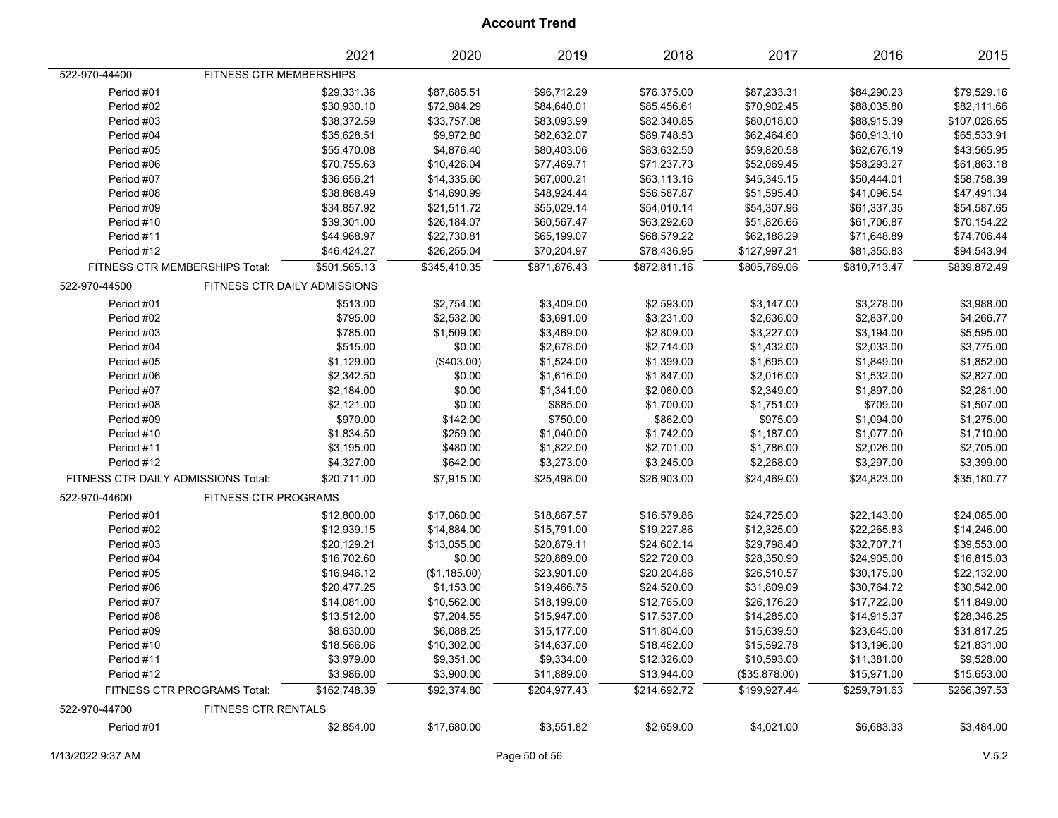# Account Trend

| | | 2021 | 2020 | 2019 | 2018 | 2017 | 2016 | 2015 |
|---|---|---|---|---|---|---|---|---|
| 522-970-44400 | FITNESS CTR MEMBERSHIPS | | | | | | | |
| Period #01 | | $29,331.36 | $87,685.51 | $96,712.29 | $76,375.00 | $87,233.31 | $84,290.23 | $79,529.16 |
| Period #02 | | $30,930.10 | $72,984.29 | $84,640.01 | $85,456.61 | $70,902.45 | $88,035.80 | $82,111.66 |
| Period #03 | | $38,372.59 | $33,757.08 | $83,093.99 | $82,340.85 | $80,018.00 | $88,915.39 | $107,026.65 |
| Period #04 | | $35,628.51 | $9,972.80 | $82,632.07 | $89,748.53 | $62,464.60 | $60,913.10 | $65,533.91 |
| Period #05 | | $55,470.08 | $4,876.40 | $80,403.06 | $83,632.50 | $59,820.58 | $62,676.19 | $43,565.95 |
| Period #06 | | $70,755.63 | $10,426.04 | $77,469.71 | $71,237.73 | $52,069.45 | $58,293.27 | $61,863.18 |
| Period #07 | | $36,656.21 | $14,335.60 | $67,000.21 | $63,113.16 | $45,345.15 | $50,444.01 | $58,758.39 |
| Period #08 | | $38,868.49 | $14,690.99 | $48,924.44 | $56,587.87 | $51,595.40 | $41,096.54 | $47,491.34 |
| Period #09 | | $34,857.92 | $21,511.72 | $55,029.14 | $54,010.14 | $54,307.96 | $61,337.35 | $54,587.65 |
| Period #10 | | $39,301.00 | $26,184.07 | $60,567.47 | $63,292.60 | $51,826.66 | $61,706.87 | $70,154.22 |
| Period #11 | | $44,968.97 | $22,730.81 | $65,199.07 | $68,579.22 | $62,188.29 | $71,648.89 | $74,706.44 |
| Period #12 | | $46,424.27 | $26,255.04 | $70,204.97 | $78,436.95 | $127,997.21 | $81,355.83 | $94,543.94 |
| FITNESS CTR MEMBERSHIPS Total: | | $501,565.13 | $345,410.35 | $871,876.43 | $872,811.16 | $805,769.06 | $810,713.47 | $839,872.49 |
| 522-970-44500 | FITNESS CTR DAILY ADMISSIONS | | | | | | | |
| Period #01 | | $513.00 | $2,754.00 | $3,409.00 | $2,593.00 | $3,147.00 | $3,278.00 | $3,988.00 |
| Period #02 | | $795.00 | $2,532.00 | $3,691.00 | $3,231.00 | $2,636.00 | $2,837.00 | $4,266.77 |
| Period #03 | | $785.00 | $1,509.00 | $3,469.00 | $2,809.00 | $3,227.00 | $3,194.00 | $5,595.00 |
| Period #04 | | $515.00 | $0.00 | $2,678.00 | $2,714.00 | $1,432.00 | $2,033.00 | $3,775.00 |
| Period #05 | | $1,129.00 | ($403.00) | $1,524.00 | $1,399.00 | $1,695.00 | $1,849.00 | $1,852.00 |
| Period #06 | | $2,342.50 | $0.00 | $1,616.00 | $1,847.00 | $2,016.00 | $1,532.00 | $2,827.00 |
| Period #07 | | $2,184.00 | $0.00 | $1,341.00 | $2,060.00 | $2,349.00 | $1,897.00 | $2,281.00 |
| Period #08 | | $2,121.00 | $0.00 | $885.00 | $1,700.00 | $1,751.00 | $709.00 | $1,507.00 |
| Period #09 | | $970.00 | $142.00 | $750.00 | $862.00 | $975.00 | $1,094.00 | $1,275.00 |
| Period #10 | | $1,834.50 | $259.00 | $1,040.00 | $1,742.00 | $1,187.00 | $1,077.00 | $1,710.00 |
| Period #11 | | $3,195.00 | $480.00 | $1,822.00 | $2,701.00 | $1,786.00 | $2,026.00 | $2,705.00 |
| Period #12 | | $4,327.00 | $642.00 | $3,273.00 | $3,245.00 | $2,268.00 | $3,297.00 | $3,399.00 |
| FITNESS CTR DAILY ADMISSIONS Total: | | $20,711.00 | $7,915.00 | $25,498.00 | $26,903.00 | $24,469.00 | $24,823.00 | $35,180.77 |
| 522-970-44600 | FITNESS CTR PROGRAMS | | | | | | | |
| Period #01 | | $12,800.00 | $17,060.00 | $18,867.57 | $16,579.86 | $24,725.00 | $22,143.00 | $24,085.00 |
| Period #02 | | $12,939.15 | $14,884.00 | $15,791.00 | $19,227.86 | $12,325.00 | $22,265.83 | $14,246.00 |
| Period #03 | | $20,129.21 | $13,055.00 | $20,879.11 | $24,602.14 | $29,798.40 | $32,707.71 | $39,553.00 |
| Period #04 | | $16,702.60 | $0.00 | $20,889.00 | $22,720.00 | $28,350.90 | $24,905.00 | $16,815.03 |
| Period #05 | | $16,946.12 | ($1,185.00) | $23,901.00 | $20,204.86 | $26,510.57 | $30,175.00 | $22,132.00 |
| Period #06 | | $20,477.25 | $1,153.00 | $19,466.75 | $24,520.00 | $31,809.09 | $30,764.72 | $30,542.00 |
| Period #07 | | $14,081.00 | $10,562.00 | $18,199.00 | $12,765.00 | $26,176.20 | $17,722.00 | $11,849.00 |
| Period #08 | | $13,512.00 | $7,204.55 | $15,947.00 | $17,537.00 | $14,285.00 | $14,915.37 | $28,346.25 |
| Period #09 | | $8,630.00 | $6,088.25 | $15,177.00 | $11,804.00 | $15,639.50 | $23,645.00 | $31,817.25 |
| Period #10 | | $18,566.06 | $10,302.00 | $14,637.00 | $18,462.00 | $15,592.78 | $13,196.00 | $21,831.00 |
| Period #11 | | $3,979.00 | $9,351.00 | $9,334.00 | $12,326.00 | $10,593.00 | $11,381.00 | $9,528.00 |
| Period #12 | | $3,986.00 | $3,900.00 | $11,889.00 | $13,944.00 | ($35,878.00) | $15,971.00 | $15,653.00 |
| FITNESS CTR PROGRAMS Total: | | $162,748.39 | $92,374.80 | $204,977.43 | $214,692.72 | $199,927.44 | $259,791.63 | $266,397.53 |
| 522-970-44700 | FITNESS CTR RENTALS | | | | | | | |
| Period #01 | | $2,854.00 | $17,680.00 | $3,551.82 | $2,659.00 | $4,021.00 | $6,683.33 | $3,484.00 |

1/13/2022 9:37 AM V.5.2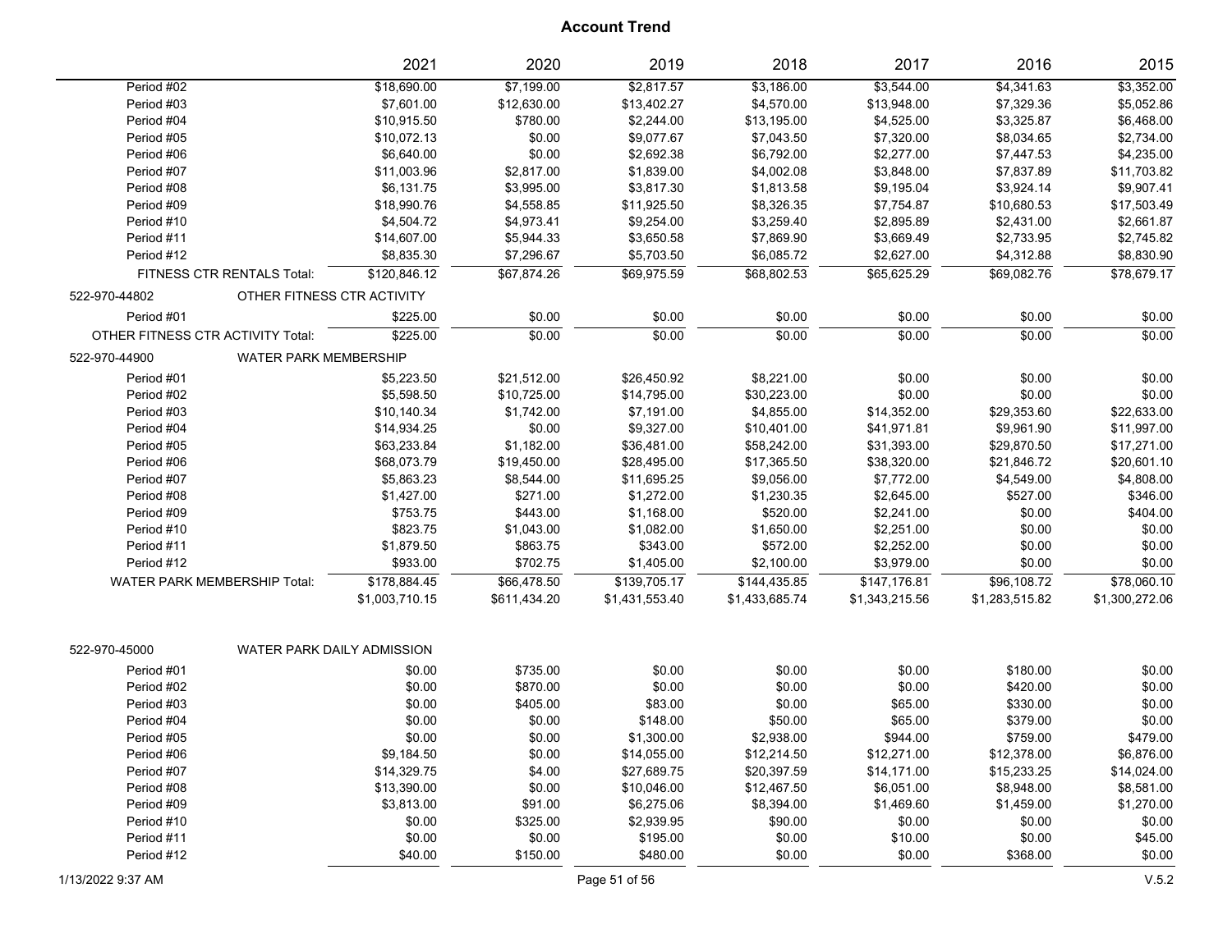# Account Trend

| | 2021 | 2020 | 2019 | 2018 | 2017 | 2016 | 2015 |
|---|---|---|---|---|---|---|---|
| Period #02 | $18,690.00 | $7,199.00 | $2,817.57 | $3,186.00 | $3,544.00 | $4,341.63 | $3,352.00 |
| Period #03 | $7,601.00 | $12,630.00 | $13,402.27 | $4,570.00 | $13,948.00 | $7,329.36 | $5,052.86 |
| Period #04 | $10,915.50 | $780.00 | $2,244.00 | $13,195.00 | $4,525.00 | $3,325.87 | $6,468.00 |
| Period #05 | $10,072.13 | $0.00 | $9,077.67 | $7,043.50 | $7,320.00 | $8,034.65 | $2,734.00 |
| Period #06 | $6,640.00 | $0.00 | $2,692.38 | $6,792.00 | $2,277.00 | $7,447.53 | $4,235.00 |
| Period #07 | $11,003.96 | $2,817.00 | $1,839.00 | $4,002.08 | $3,848.00 | $7,837.89 | $11,703.82 |
| Period #08 | $6,131.75 | $3,995.00 | $3,817.30 | $1,813.58 | $9,195.04 | $3,924.14 | $9,907.41 |
| Period #09 | $18,990.76 | $4,558.85 | $11,925.50 | $8,326.35 | $7,754.87 | $10,680.53 | $17,503.49 |
| Period #10 | $4,504.72 | $4,973.41 | $9,254.00 | $3,259.40 | $2,895.89 | $2,431.00 | $2,661.87 |
| Period #11 | $14,607.00 | $5,944.33 | $3,650.58 | $7,869.90 | $3,669.49 | $2,733.95 | $2,745.82 |
| Period #12 | $8,835.30 | $7,296.67 | $5,703.50 | $6,085.72 | $2,627.00 | $4,312.88 | $8,830.90 |
| FITNESS CTR RENTALS Total: | $120,846.12 | $67,874.26 | $69,975.59 | $68,802.53 | $65,625.29 | $69,082.76 | $78,679.17 |
| **522-970-44802 OTHER FITNESS CTR ACTIVITY** | | | | | | | |
| Period #01 | $225.00 | $0.00 | $0.00 | $0.00 | $0.00 | $0.00 | $0.00 |
| OTHER FITNESS CTR ACTIVITY Total: | $225.00 | $0.00 | $0.00 | $0.00 | $0.00 | $0.00 | $0.00 |
| **522-970-44900 WATER PARK MEMBERSHIP** | | | | | | | |
| Period #01 | $5,223.50 | $21,512.00 | $26,450.92 | $8,221.00 | $0.00 | $0.00 | $0.00 |
| Period #02 | $5,598.50 | $10,725.00 | $14,795.00 | $30,223.00 | $0.00 | $0.00 | $0.00 |
| Period #03 | $10,140.34 | $1,742.00 | $7,191.00 | $4,855.00 | $14,352.00 | $29,353.60 | $22,633.00 |
| Period #04 | $14,934.25 | $0.00 | $9,327.00 | $10,401.00 | $41,971.81 | $9,961.90 | $11,997.00 |
| Period #05 | $63,233.84 | $1,182.00 | $36,481.00 | $58,242.00 | $31,393.00 | $29,870.50 | $17,271.00 |
| Period #06 | $68,073.79 | $19,450.00 | $28,495.00 | $17,365.50 | $38,320.00 | $21,846.72 | $20,601.10 |
| Period #07 | $5,863.23 | $8,544.00 | $11,695.25 | $9,056.00 | $7,772.00 | $4,549.00 | $4,808.00 |
| Period #08 | $1,427.00 | $271.00 | $1,272.00 | $1,230.35 | $2,645.00 | $527.00 | $346.00 |
| Period #09 | $753.75 | $443.00 | $1,168.00 | $520.00 | $2,241.00 | $0.00 | $404.00 |
| Period #10 | $823.75 | $1,043.00 | $1,082.00 | $1,650.00 | $2,251.00 | $0.00 | $0.00 |
| Period #11 | $1,879.50 | $863.75 | $343.00 | $572.00 | $2,252.00 | $0.00 | $0.00 |
| Period #12 | $933.00 | $702.75 | $1,405.00 | $2,100.00 | $3,979.00 | $0.00 | $0.00 |
| WATER PARK MEMBERSHIP Total: | $178,884.45 | $66,478.50 | $139,705.17 | $144,435.85 | $147,176.81 | $96,108.72 | $78,060.10 |
| | $1,003,710.15 | $611,434.20 | $1,431,553.40 | $1,433,685.74 | $1,343,215.56 | $1,283,515.82 | $1,300,272.06 |
| **522-970-45000 WATER PARK DAILY ADMISSION** | | | | | | | |
| Period #01 | $0.00 | $735.00 | $0.00 | $0.00 | $0.00 | $180.00 | $0.00 |
| Period #02 | $0.00 | $870.00 | $0.00 | $0.00 | $0.00 | $420.00 | $0.00 |
| Period #03 | $0.00 | $405.00 | $83.00 | $0.00 | $65.00 | $330.00 | $0.00 |
| Period #04 | $0.00 | $0.00 | $148.00 | $50.00 | $65.00 | $379.00 | $0.00 |
| Period #05 | $0.00 | $0.00 | $1,300.00 | $2,938.00 | $944.00 | $759.00 | $479.00 |
| Period #06 | $9,184.50 | $0.00 | $14,055.00 | $12,214.50 | $12,271.00 | $12,378.00 | $6,876.00 |
| Period #07 | $14,329.75 | $4.00 | $27,689.75 | $20,397.59 | $14,171.00 | $15,233.25 | $14,024.00 |
| Period #08 | $13,390.00 | $0.00 | $10,046.00 | $12,467.50 | $6,051.00 | $8,948.00 | $8,581.00 |
| Period #09 | $3,813.00 | $91.00 | $6,275.06 | $8,394.00 | $1,469.60 | $1,459.00 | $1,270.00 |
| Period #10 | $0.00 | $325.00 | $2,939.95 | $90.00 | $0.00 | $0.00 | $0.00 |
| Period #11 | $0.00 | $0.00 | $195.00 | $0.00 | $10.00 | $0.00 | $45.00 |
| Period #12 | $40.00 | $150.00 | $480.00 | $0.00 | $0.00 | $368.00 | $0.00 |

1/13/2022 9:37 AM

V.5.2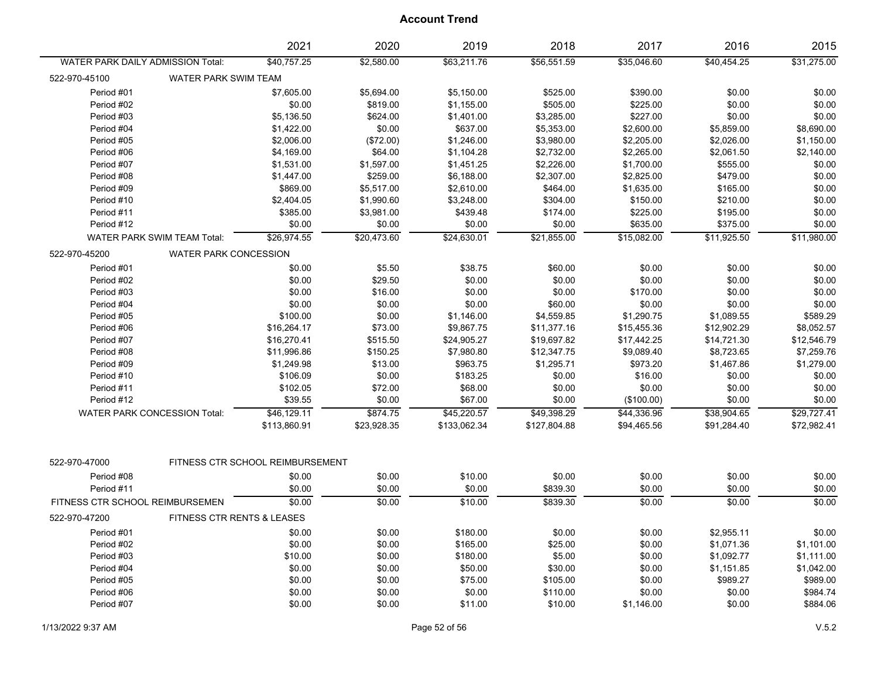## Account Trend

| | 2021 | 2020 | 2019 | 2018 | 2017 | 2016 | 2015 |
|---|---|---|---|---|---|---|---|
| WATER PARK DAILY ADMISSION Total: | $40,757.25 | $2,580.00 | $63,211.76 | $56,551.59 | $35,046.60 | $40,454.25 | $31,275.00 |
| **522-970-45100 WATER PARK SWIM TEAM** | | | | | | | |
| Period #01 | $7,605.00 | $5,694.00 | $5,150.00 | $525.00 | $390.00 | $0.00 | $0.00 |
| Period #02 | $0.00 | $819.00 | $1,155.00 | $505.00 | $225.00 | $0.00 | $0.00 |
| Period #03 | $5,136.50 | $624.00 | $1,401.00 | $3,285.00 | $227.00 | $0.00 | $0.00 |
| Period #04 | $1,422.00 | $0.00 | $637.00 | $5,353.00 | $2,600.00 | $5,859.00 | $8,690.00 |
| Period #05 | $2,006.00 | ($72.00) | $1,246.00 | $3,980.00 | $2,205.00 | $2,026.00 | $1,150.00 |
| Period #06 | $4,169.00 | $64.00 | $1,104.28 | $2,732.00 | $2,265.00 | $2,061.50 | $2,140.00 |
| Period #07 | $1,531.00 | $1,597.00 | $1,451.25 | $2,226.00 | $1,700.00 | $555.00 | $0.00 |
| Period #08 | $1,447.00 | $259.00 | $6,188.00 | $2,307.00 | $2,825.00 | $479.00 | $0.00 |
| Period #09 | $869.00 | $5,517.00 | $2,610.00 | $464.00 | $1,635.00 | $165.00 | $0.00 |
| Period #10 | $2,404.05 | $1,990.60 | $3,248.00 | $304.00 | $150.00 | $210.00 | $0.00 |
| Period #11 | $385.00 | $3,981.00 | $439.48 | $174.00 | $225.00 | $195.00 | $0.00 |
| Period #12 | $0.00 | $0.00 | $0.00 | $0.00 | $635.00 | $375.00 | $0.00 |
| WATER PARK SWIM TEAM Total: | $26,974.55 | $20,473.60 | $24,630.01 | $21,855.00 | $15,082.00 | $11,925.50 | $11,980.00 |
| **522-970-45200 WATER PARK CONCESSION** | | | | | | | |
| Period #01 | $0.00 | $5.50 | $38.75 | $60.00 | $0.00 | $0.00 | $0.00 |
| Period #02 | $0.00 | $29.50 | $0.00 | $0.00 | $0.00 | $0.00 | $0.00 |
| Period #03 | $0.00 | $16.00 | $0.00 | $0.00 | $170.00 | $0.00 | $0.00 |
| Period #04 | $0.00 | $0.00 | $0.00 | $60.00 | $0.00 | $0.00 | $0.00 |
| Period #05 | $100.00 | $0.00 | $1,146.00 | $4,559.85 | $1,290.75 | $1,089.55 | $589.29 |
| Period #06 | $16,264.17 | $73.00 | $9,867.75 | $11,377.16 | $15,455.36 | $12,902.29 | $8,052.57 |
| Period #07 | $16,270.41 | $515.50 | $24,905.27 | $19,697.82 | $17,442.25 | $14,721.30 | $12,546.79 |
| Period #08 | $11,996.86 | $150.25 | $7,980.80 | $12,347.75 | $9,089.40 | $8,723.65 | $7,259.76 |
| Period #09 | $1,249.98 | $13.00 | $963.75 | $1,295.71 | $973.20 | $1,467.86 | $1,279.00 |
| Period #10 | $106.09 | $0.00 | $183.25 | $0.00 | $16.00 | $0.00 | $0.00 |
| Period #11 | $102.05 | $72.00 | $68.00 | $0.00 | $0.00 | $0.00 | $0.00 |
| Period #12 | $39.55 | $0.00 | $67.00 | $0.00 | ($100.00) | $0.00 | $0.00 |
| WATER PARK CONCESSION Total: | $46,129.11 | $874.75 | $45,220.57 | $49,398.29 | $44,336.96 | $38,904.65 | $29,727.41 |
| | $113,860.91 | $23,928.35 | $133,062.34 | $127,804.88 | $94,465.56 | $91,284.40 | $72,982.41 |
| **522-970-47000 FITNESS CTR SCHOOL REIMBURSEMENT** | | | | | | | |
| Period #08 | $0.00 | $0.00 | $10.00 | $0.00 | $0.00 | $0.00 | $0.00 |
| Period #11 | $0.00 | $0.00 | $0.00 | $839.30 | $0.00 | $0.00 | $0.00 |
| FITNESS CTR SCHOOL REIMBURSEMEN | $0.00 | $0.00 | $10.00 | $839.30 | $0.00 | $0.00 | $0.00 |
| **522-970-47200 FITNESS CTR RENTS & LEASES** | | | | | | | |
| Period #01 | $0.00 | $0.00 | $180.00 | $0.00 | $0.00 | $2,955.11 | $0.00 |
| Period #02 | $0.00 | $0.00 | $165.00 | $25.00 | $0.00 | $1,071.36 | $1,101.00 |
| Period #03 | $10.00 | $0.00 | $180.00 | $5.00 | $0.00 | $1,092.77 | $1,111.00 |
| Period #04 | $0.00 | $0.00 | $50.00 | $30.00 | $0.00 | $1,151.85 | $1,042.00 |
| Period #05 | $0.00 | $0.00 | $75.00 | $105.00 | $0.00 | $989.27 | $989.00 |
| Period #06 | $0.00 | $0.00 | $0.00 | $110.00 | $0.00 | $0.00 | $984.74 |
| Period #07 | $0.00 | $0.00 | $11.00 | $10.00 | $1,146.00 | $0.00 | $884.06 |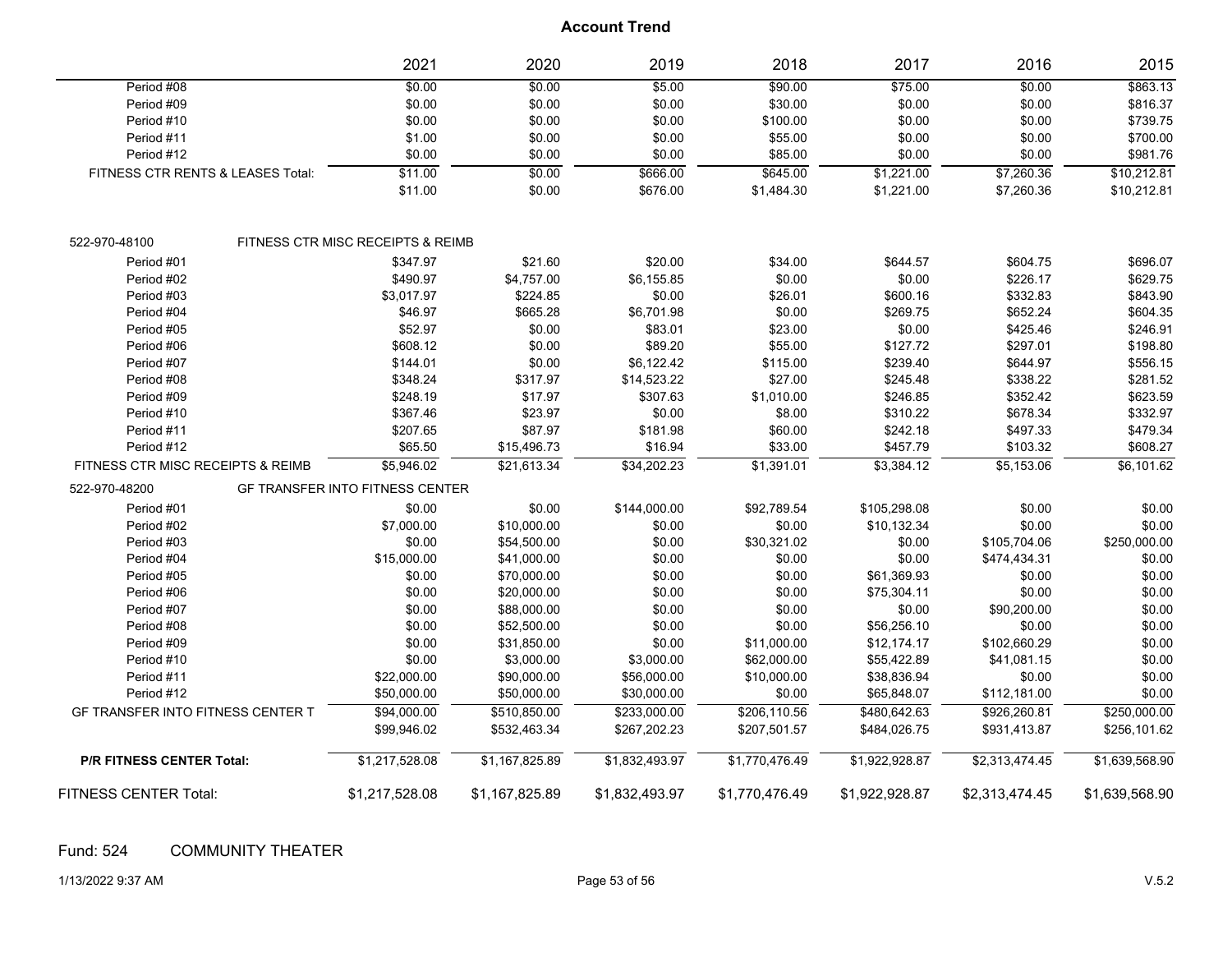# Account Trend

| | 2021 | 2020 | 2019 | 2018 | 2017 | 2016 | 2015 |
|---|---|---|---|---|---|---|---|
| Period #08 | $0.00 | $0.00 | $5.00 | $90.00 | $75.00 | $0.00 | $863.13 |
| Period #09 | $0.00 | $0.00 | $0.00 | $30.00 | $0.00 | $0.00 | $816.37 |
| Period #10 | $0.00 | $0.00 | $0.00 | $100.00 | $0.00 | $0.00 | $739.75 |
| Period #11 | $1.00 | $0.00 | $0.00 | $55.00 | $0.00 | $0.00 | $700.00 |
| Period #12 | $0.00 | $0.00 | $0.00 | $85.00 | $0.00 | $0.00 | $981.76 |
| FITNESS CTR RENTS & LEASES Total: | $11.00 | $0.00 | $666.00 | $645.00 | $1,221.00 | $7,260.36 | $10,212.81 |
| | $11.00 | $0.00 | $676.00 | $1,484.30 | $1,221.00 | $7,260.36 | $10,212.81 |
| **522-970-48100 FITNESS CTR MISC RECEIPTS & REIMB** | | | | | | | |
| Period #01 | $347.97 | $21.60 | $20.00 | $34.00 | $644.57 | $604.75 | $696.07 |
| Period #02 | $490.97 | $4,757.00 | $6,155.85 | $0.00 | $0.00 | $226.17 | $629.75 |
| Period #03 | $3,017.97 | $224.85 | $0.00 | $26.01 | $600.16 | $332.83 | $843.90 |
| Period #04 | $46.97 | $665.28 | $6,701.98 | $0.00 | $269.75 | $652.24 | $604.35 |
| Period #05 | $52.97 | $0.00 | $83.01 | $23.00 | $0.00 | $425.46 | $246.91 |
| Period #06 | $608.12 | $0.00 | $89.20 | $55.00 | $127.72 | $297.01 | $198.80 |
| Period #07 | $144.01 | $0.00 | $6,122.42 | $115.00 | $239.40 | $644.97 | $556.15 |
| Period #08 | $348.24 | $317.97 | $14,523.22 | $27.00 | $245.48 | $338.22 | $281.52 |
| Period #09 | $248.19 | $17.97 | $307.63 | $1,010.00 | $246.85 | $352.42 | $623.59 |
| Period #10 | $367.46 | $23.97 | $0.00 | $8.00 | $310.22 | $678.34 | $332.97 |
| Period #11 | $207.65 | $87.97 | $181.98 | $60.00 | $242.18 | $497.33 | $479.34 |
| Period #12 | $65.50 | $15,496.73 | $16.94 | $33.00 | $457.79 | $103.32 | $608.27 |
| FITNESS CTR MISC RECEIPTS & REIMB | $5,946.02 | $21,613.34 | $34,202.23 | $1,391.01 | $3,384.12 | $5,153.06 | $6,101.62 |
| **522-970-48200 GF TRANSFER INTO FITNESS CENTER** | | | | | | | |
| Period #01 | $0.00 | $0.00 | $144,000.00 | $92,789.54 | $105,298.08 | $0.00 | $0.00 |
| Period #02 | $7,000.00 | $10,000.00 | $0.00 | $0.00 | $10,132.34 | $0.00 | $0.00 |
| Period #03 | $0.00 | $54,500.00 | $0.00 | $30,321.02 | $0.00 | $105,704.06 | $250,000.00 |
| Period #04 | $15,000.00 | $41,000.00 | $0.00 | $0.00 | $0.00 | $474,434.31 | $0.00 |
| Period #05 | $0.00 | $70,000.00 | $0.00 | $0.00 | $61,369.93 | $0.00 | $0.00 |
| Period #06 | $0.00 | $20,000.00 | $0.00 | $0.00 | $75,304.11 | $0.00 | $0.00 |
| Period #07 | $0.00 | $88,000.00 | $0.00 | $0.00 | $0.00 | $90,200.00 | $0.00 |
| Period #08 | $0.00 | $52,500.00 | $0.00 | $0.00 | $56,256.10 | $0.00 | $0.00 |
| Period #09 | $0.00 | $31,850.00 | $0.00 | $11,000.00 | $12,174.17 | $102,660.29 | $0.00 |
| Period #10 | $0.00 | $3,000.00 | $3,000.00 | $62,000.00 | $55,422.89 | $41,081.15 | $0.00 |
| Period #11 | $22,000.00 | $90,000.00 | $56,000.00 | $10,000.00 | $38,836.94 | $0.00 | $0.00 |
| Period #12 | $50,000.00 | $50,000.00 | $30,000.00 | $0.00 | $65,848.07 | $112,181.00 | $0.00 |
| GF TRANSFER INTO FITNESS CENTER T | $94,000.00 | $510,850.00 | $233,000.00 | $206,110.56 | $480,642.63 | $926,260.81 | $250,000.00 |
| | $99,946.02 | $532,463.34 | $267,202.23 | $207,501.57 | $484,026.75 | $931,413.87 | $256,101.62 |
| **P/R FITNESS CENTER Total:** | $1,217,528.08 | $1,167,825.89 | $1,832,493.97 | $1,770,476.49 | $1,922,928.87 | $2,313,474.45 | $1,639,568.90 |
| FITNESS CENTER Total: | $1,217,528.08 | $1,167,825.89 | $1,832,493.97 | $1,770,476.49 | $1,922,928.87 | $2,313,474.45 | $1,639,568.90 |

Fund: 524 COMMUNITY THEATER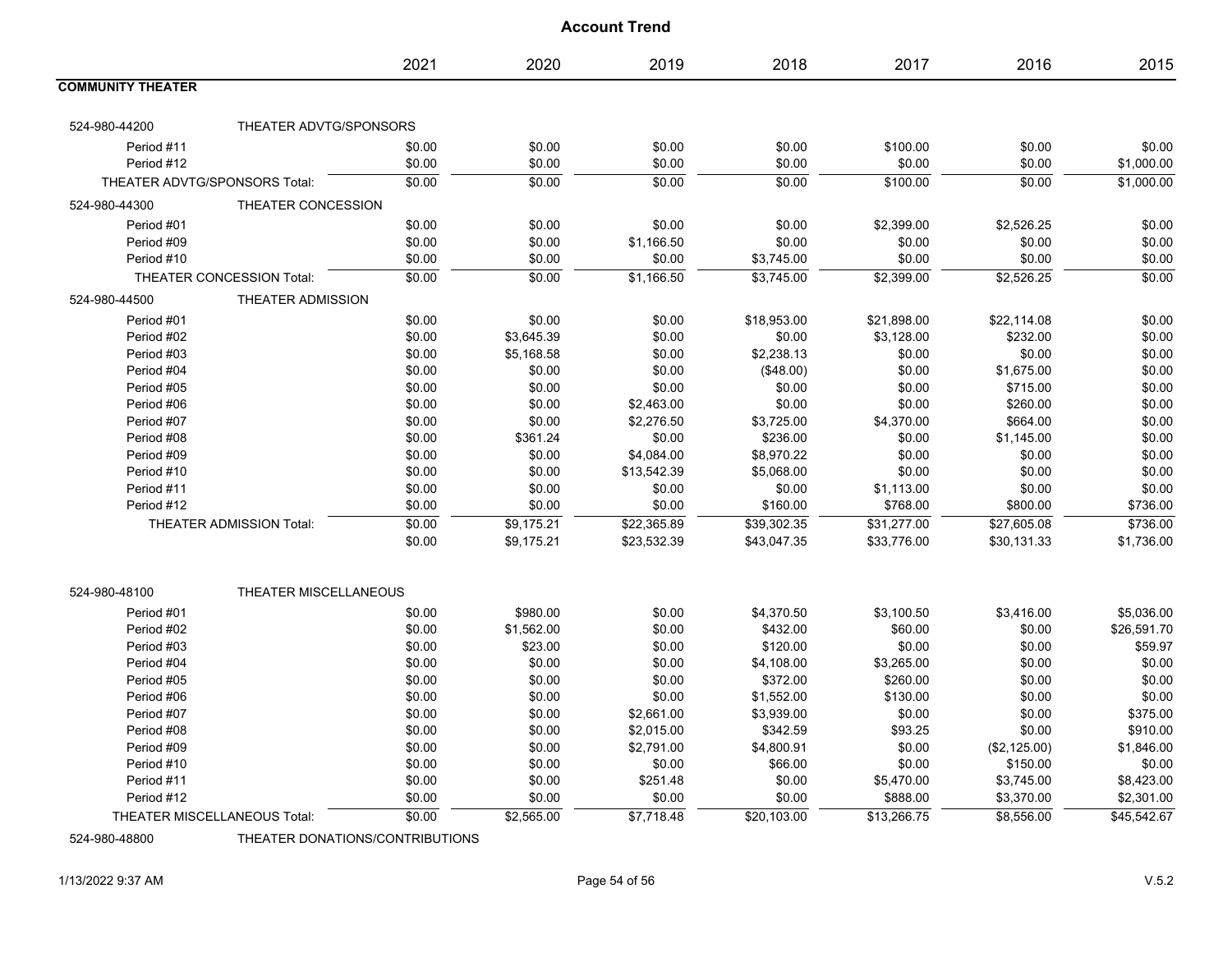# Account Trend

| | | 2021 | 2020 | 2019 | 2018 | 2017 | 2016 | 2015 |
|---|---|---|---|---|---|---|---|---|
| **COMMUNITY THEATER** | | | | | | | | |
| 524-980-44200 | THEATER ADVTG/SPONSORS | | | | | | | |
| Period #11 | | $0.00 | $0.00 | $0.00 | $0.00 | $100.00 | $0.00 | $0.00 |
| Period #12 | | $0.00 | $0.00 | $0.00 | $0.00 | $0.00 | $0.00 | $1,000.00 |
| THEATER ADVTG/SPONSORS Total: | | $0.00 | $0.00 | $0.00 | $0.00 | $100.00 | $0.00 | $1,000.00 |
| 524-980-44300 | THEATER CONCESSION | | | | | | | |
| Period #01 | | $0.00 | $0.00 | $0.00 | $0.00 | $2,399.00 | $2,526.25 | $0.00 |
| Period #09 | | $0.00 | $0.00 | $1,166.50 | $0.00 | $0.00 | $0.00 | $0.00 |
| Period #10 | | $0.00 | $0.00 | $0.00 | $3,745.00 | $0.00 | $0.00 | $0.00 |
| THEATER CONCESSION Total: | | $0.00 | $0.00 | $1,166.50 | $3,745.00 | $2,399.00 | $2,526.25 | $0.00 |
| 524-980-44500 | THEATER ADMISSION | | | | | | | |
| Period #01 | | $0.00 | $0.00 | $0.00 | $18,953.00 | $21,898.00 | $22,114.08 | $0.00 |
| Period #02 | | $0.00 | $3,645.39 | $0.00 | $0.00 | $3,128.00 | $232.00 | $0.00 |
| Period #03 | | $0.00 | $5,168.58 | $0.00 | $2,238.13 | $0.00 | $0.00 | $0.00 |
| Period #04 | | $0.00 | $0.00 | $0.00 | ($48.00) | $0.00 | $1,675.00 | $0.00 |
| Period #05 | | $0.00 | $0.00 | $0.00 | $0.00 | $0.00 | $715.00 | $0.00 |
| Period #06 | | $0.00 | $0.00 | $2,463.00 | $0.00 | $0.00 | $260.00 | $0.00 |
| Period #07 | | $0.00 | $0.00 | $2,276.50 | $3,725.00 | $4,370.00 | $664.00 | $0.00 |
| Period #08 | | $0.00 | $361.24 | $0.00 | $236.00 | $0.00 | $1,145.00 | $0.00 |
| Period #09 | | $0.00 | $0.00 | $4,084.00 | $8,970.22 | $0.00 | $0.00 | $0.00 |
| Period #10 | | $0.00 | $0.00 | $13,542.39 | $5,068.00 | $0.00 | $0.00 | $0.00 |
| Period #11 | | $0.00 | $0.00 | $0.00 | $0.00 | $1,113.00 | $0.00 | $0.00 |
| Period #12 | | $0.00 | $0.00 | $0.00 | $160.00 | $768.00 | $800.00 | $736.00 |
| THEATER ADMISSION Total: | | $0.00 | $9,175.21 | $22,365.89 | $39,302.35 | $31,277.00 | $27,605.08 | $736.00 |
| | | $0.00 | $9,175.21 | $23,532.39 | $43,047.35 | $33,776.00 | $30,131.33 | $1,736.00 |
| 524-980-48100 | THEATER MISCELLANEOUS | | | | | | | |
| Period #01 | | $0.00 | $980.00 | $0.00 | $4,370.50 | $3,100.50 | $3,416.00 | $5,036.00 |
| Period #02 | | $0.00 | $1,562.00 | $0.00 | $432.00 | $60.00 | $0.00 | $26,591.70 |
| Period #03 | | $0.00 | $23.00 | $0.00 | $120.00 | $0.00 | $0.00 | $59.97 |
| Period #04 | | $0.00 | $0.00 | $0.00 | $4,108.00 | $3,265.00 | $0.00 | $0.00 |
| Period #05 | | $0.00 | $0.00 | $0.00 | $372.00 | $260.00 | $0.00 | $0.00 |
| Period #06 | | $0.00 | $0.00 | $0.00 | $1,552.00 | $130.00 | $0.00 | $0.00 |
| Period #07 | | $0.00 | $0.00 | $2,661.00 | $3,939.00 | $0.00 | $0.00 | $375.00 |
| Period #08 | | $0.00 | $0.00 | $2,015.00 | $342.59 | $93.25 | $0.00 | $910.00 |
| Period #09 | | $0.00 | $0.00 | $2,791.00 | $4,800.91 | $0.00 | ($2,125.00) | $1,846.00 |
| Period #10 | | $0.00 | $0.00 | $0.00 | $66.00 | $0.00 | $150.00 | $0.00 |
| Period #11 | | $0.00 | $0.00 | $251.48 | $0.00 | $5,470.00 | $3,745.00 | $8,423.00 |
| Period #12 | | $0.00 | $0.00 | $0.00 | $0.00 | $888.00 | $3,370.00 | $2,301.00 |
| THEATER MISCELLANEOUS Total: | | $0.00 | $2,565.00 | $7,718.48 | $20,103.00 | $13,266.75 | $8,556.00 | $45,542.67 |
| 524-980-48800 | THEATER DONATIONS/CONTRIBUTIONS | | | | | | | |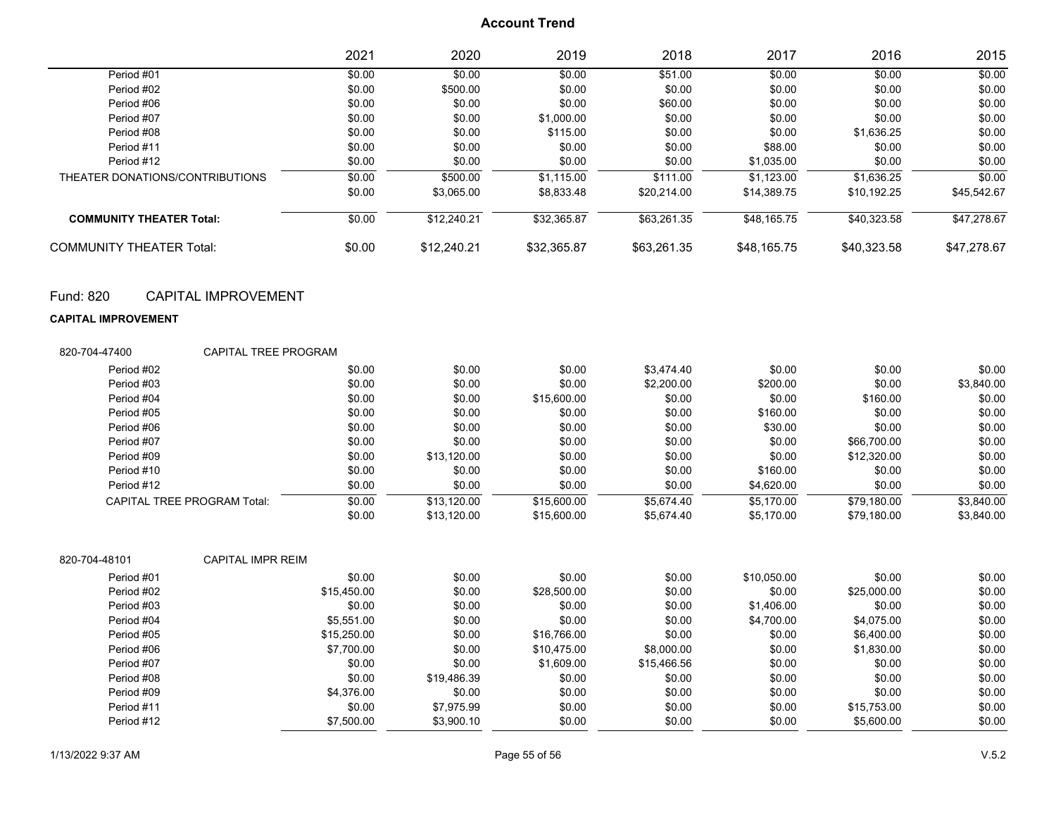# Account Trend

| | 2021 | 2020 | 2019 | 2018 | 2017 | 2016 | 2015 |
|---|---|---|---|---|---|---|---|
| Period #01 | $0.00 | $0.00 | $0.00 | $51.00 | $0.00 | $0.00 | $0.00 |
| Period #02 | $0.00 | $500.00 | $0.00 | $0.00 | $0.00 | $0.00 | $0.00 |
| Period #06 | $0.00 | $0.00 | $0.00 | $60.00 | $0.00 | $0.00 | $0.00 |
| Period #07 | $0.00 | $0.00 | $1,000.00 | $0.00 | $0.00 | $0.00 | $0.00 |
| Period #08 | $0.00 | $0.00 | $115.00 | $0.00 | $0.00 | $1,636.25 | $0.00 |
| Period #11 | $0.00 | $0.00 | $0.00 | $0.00 | $88.00 | $0.00 | $0.00 |
| Period #12 | $0.00 | $0.00 | $0.00 | $0.00 | $1,035.00 | $0.00 | $0.00 |
| THEATER DONATIONS/CONTRIBUTIONS | $0.00 | $500.00 | $1,115.00 | $111.00 | $1,123.00 | $1,636.25 | $0.00 |
| | $0.00 | $3,065.00 | $8,833.48 | $20,214.00 | $14,389.75 | $10,192.25 | $45,542.67 |
| **COMMUNITY THEATER Total:** | $0.00 | $12,240.21 | $32,365.87 | $63,261.35 | $48,165.75 | $40,323.58 | $47,278.67 |
| COMMUNITY THEATER Total: | $0.00 | $12,240.21 | $32,365.87 | $63,261.35 | $48,165.75 | $40,323.58 | $47,278.67 |

## Fund: 820 CAPITAL IMPROVEMENT

**CAPITAL IMPROVEMENT**

820-704-47400 CAPITAL TREE PROGRAM

| | 2021 | 2020 | 2019 | 2018 | 2017 | 2016 | 2015 |
|---|---|---|---|---|---|---|---|
| Period #02 | $0.00 | $0.00 | $0.00 | $3,474.40 | $0.00 | $0.00 | $0.00 |
| Period #03 | $0.00 | $0.00 | $0.00 | $2,200.00 | $200.00 | $0.00 | $3,840.00 |
| Period #04 | $0.00 | $0.00 | $15,600.00 | $0.00 | $0.00 | $160.00 | $0.00 |
| Period #05 | $0.00 | $0.00 | $0.00 | $0.00 | $160.00 | $0.00 | $0.00 |
| Period #06 | $0.00 | $0.00 | $0.00 | $0.00 | $30.00 | $0.00 | $0.00 |
| Period #07 | $0.00 | $0.00 | $0.00 | $0.00 | $0.00 | $66,700.00 | $0.00 |
| Period #09 | $0.00 | $13,120.00 | $0.00 | $0.00 | $0.00 | $12,320.00 | $0.00 |
| Period #10 | $0.00 | $0.00 | $0.00 | $0.00 | $160.00 | $0.00 | $0.00 |
| Period #12 | $0.00 | $0.00 | $0.00 | $0.00 | $4,620.00 | $0.00 | $0.00 |
| CAPITAL TREE PROGRAM Total: | $0.00 | $13,120.00 | $15,600.00 | $5,674.40 | $5,170.00 | $79,180.00 | $3,840.00 |
| | $0.00 | $13,120.00 | $15,600.00 | $5,674.40 | $5,170.00 | $79,180.00 | $3,840.00 |

820-704-48101 CAPITAL IMPR REIM

| | 2021 | 2020 | 2019 | 2018 | 2017 | 2016 | 2015 |
|---|---|---|---|---|---|---|---|
| Period #01 | $0.00 | $0.00 | $0.00 | $0.00 | $10,050.00 | $0.00 | $0.00 |
| Period #02 | $15,450.00 | $0.00 | $28,500.00 | $0.00 | $0.00 | $25,000.00 | $0.00 |
| Period #03 | $0.00 | $0.00 | $0.00 | $0.00 | $1,406.00 | $0.00 | $0.00 |
| Period #04 | $5,551.00 | $0.00 | $0.00 | $0.00 | $4,700.00 | $4,075.00 | $0.00 |
| Period #05 | $15,250.00 | $0.00 | $16,766.00 | $0.00 | $0.00 | $6,400.00 | $0.00 |
| Period #06 | $7,700.00 | $0.00 | $10,475.00 | $8,000.00 | $0.00 | $1,830.00 | $0.00 |
| Period #07 | $0.00 | $0.00 | $1,609.00 | $15,466.56 | $0.00 | $0.00 | $0.00 |
| Period #08 | $0.00 | $19,486.39 | $0.00 | $0.00 | $0.00 | $0.00 | $0.00 |
| Period #09 | $4,376.00 | $0.00 | $0.00 | $0.00 | $0.00 | $0.00 | $0.00 |
| Period #11 | $0.00 | $7,975.99 | $0.00 | $0.00 | $0.00 | $15,753.00 | $0.00 |
| Period #12 | $7,500.00 | $3,900.10 | $0.00 | $0.00 | $0.00 | $5,600.00 | $0.00 |

1/13/2022 9:37 AM V.5.2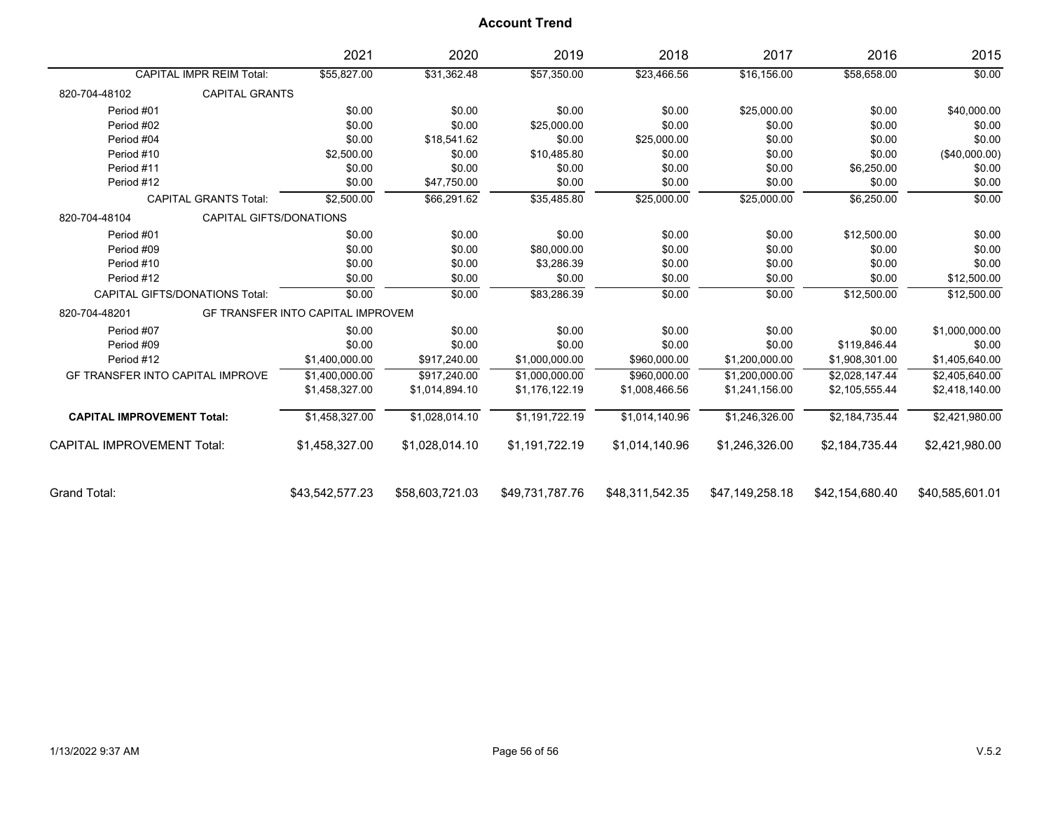# Account Trend

| | | 2021 | 2020 | 2019 | 2018 | 2017 | 2016 | 2015 |
|---|---|---|---|---|---|---|---|---|
| CAPITAL IMPR REIM Total: | | $55,827.00 | $31,362.48 | $57,350.00 | $23,466.56 | $16,156.00 | $58,658.00 | $0.00 |
| 820-704-48102 | CAPITAL GRANTS | | | | | | | |
| Period #01 | | $0.00 | $0.00 | $0.00 | $0.00 | $25,000.00 | $0.00 | $40,000.00 |
| Period #02 | | $0.00 | $0.00 | $25,000.00 | $0.00 | $0.00 | $0.00 | $0.00 |
| Period #04 | | $0.00 | $18,541.62 | $0.00 | $25,000.00 | $0.00 | $0.00 | $0.00 |
| Period #10 | | $2,500.00 | $0.00 | $10,485.80 | $0.00 | $0.00 | $0.00 | ($40,000.00) |
| Period #11 | | $0.00 | $0.00 | $0.00 | $0.00 | $0.00 | $6,250.00 | $0.00 |
| Period #12 | | $0.00 | $47,750.00 | $0.00 | $0.00 | $0.00 | $0.00 | $0.00 |
| CAPITAL GRANTS Total: | | $2,500.00 | $66,291.62 | $35,485.80 | $25,000.00 | $25,000.00 | $6,250.00 | $0.00 |
| 820-704-48104 | CAPITAL GIFTS/DONATIONS | | | | | | | |
| Period #01 | | $0.00 | $0.00 | $0.00 | $0.00 | $0.00 | $12,500.00 | $0.00 |
| Period #09 | | $0.00 | $0.00 | $80,000.00 | $0.00 | $0.00 | $0.00 | $0.00 |
| Period #10 | | $0.00 | $0.00 | $3,286.39 | $0.00 | $0.00 | $0.00 | $0.00 |
| Period #12 | | $0.00 | $0.00 | $0.00 | $0.00 | $0.00 | $0.00 | $12,500.00 |
| CAPITAL GIFTS/DONATIONS Total: | | $0.00 | $0.00 | $83,286.39 | $0.00 | $0.00 | $12,500.00 | $12,500.00 |
| 820-704-48201 | GF TRANSFER INTO CAPITAL IMPROVEM | | | | | | | |
| Period #07 | | $0.00 | $0.00 | $0.00 | $0.00 | $0.00 | $0.00 | $1,000,000.00 |
| Period #09 | | $0.00 | $0.00 | $0.00 | $0.00 | $0.00 | $119,846.44 | $0.00 |
| Period #12 | | $1,400,000.00 | $917,240.00 | $1,000,000.00 | $960,000.00 | $1,200,000.00 | $1,908,301.00 | $1,405,640.00 |
| GF TRANSFER INTO CAPITAL IMPROVE | | $1,400,000.00 | $917,240.00 | $1,000,000.00 | $960,000.00 | $1,200,000.00 | $2,028,147.44 | $2,405,640.00 |
| | | $1,458,327.00 | $1,014,894.10 | $1,176,122.19 | $1,008,466.56 | $1,241,156.00 | $2,105,555.44 | $2,418,140.00 |
| **CAPITAL IMPROVEMENT Total:** | | $1,458,327.00 | $1,028,014.10 | $1,191,722.19 | $1,014,140.96 | $1,246,326.00 | $2,184,735.44 | $2,421,980.00 |
| CAPITAL IMPROVEMENT Total: | | $1,458,327.00 | $1,028,014.10 | $1,191,722.19 | $1,014,140.96 | $1,246,326.00 | $2,184,735.44 | $2,421,980.00 |
| Grand Total: | | $43,542,577.23 | $58,603,721.03 | $49,731,787.76 | $48,311,542.35 | $47,149,258.18 | $42,154,680.40 | $40,585,601.01 |

1/13/2022 9:37 AM

V.5.2